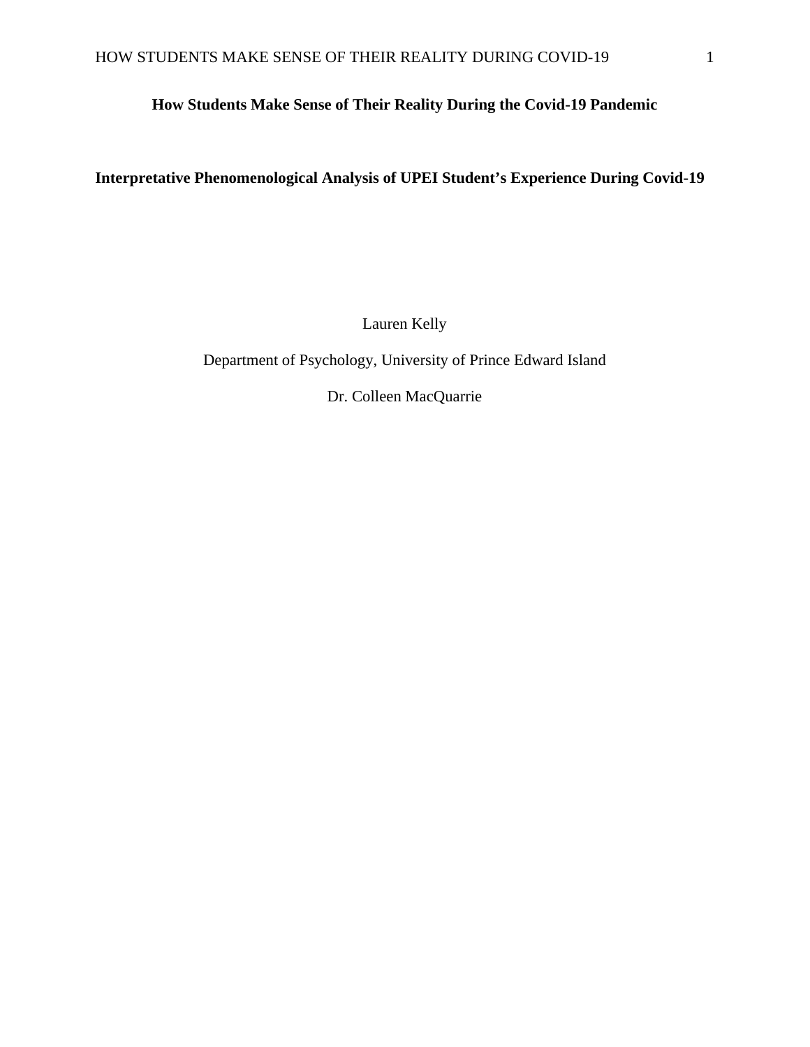# How Students Make Sense of Their Reality During the Covid-19 Pandemic

## Interpretative Phenomenological Analysis of UPEI Student's Experience During Covid-19

Lauren Kelly

Department of Psychology, University of Prince Edward Island

Dr. Colleen MacQuarrie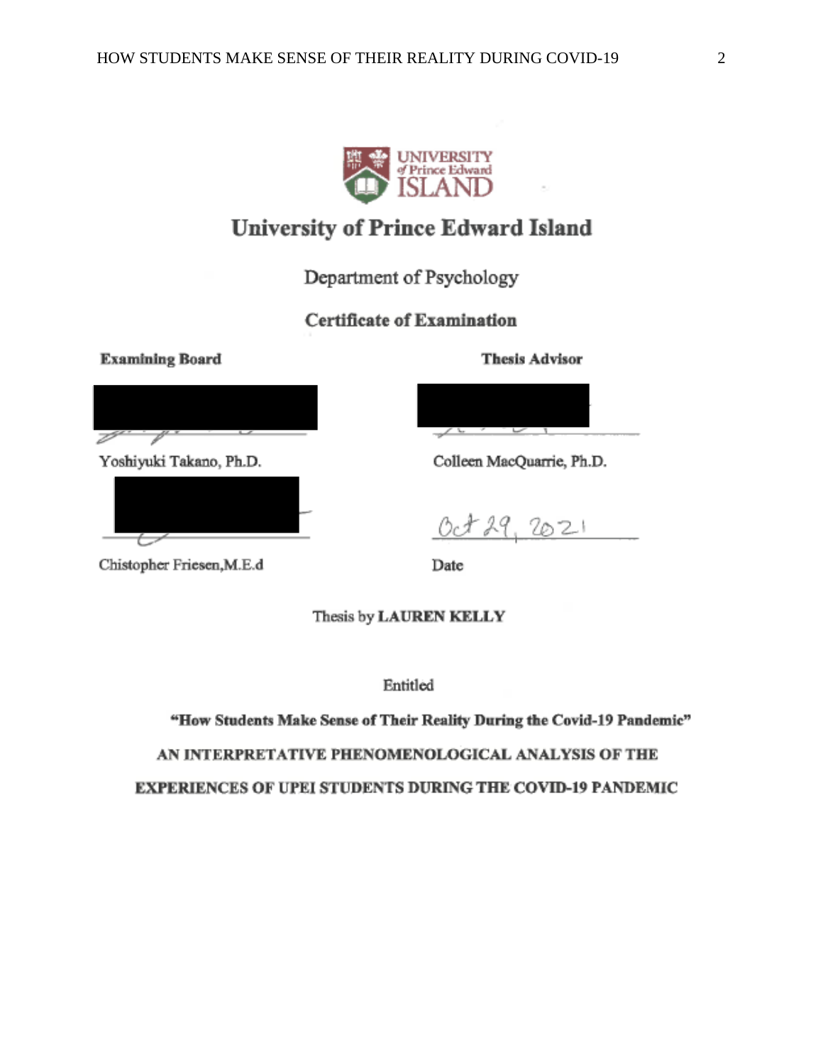# University of Prince Edward Island

## Department of Psychology

### Certificate of Examination

**Examining Board**

Yoshiyuki Takano, Ph.D.

Chistopher Friesen,M.E.d

**Thesis Advisor**

Colleen MacQuarrie, Ph.D.

Oct 29, 2021

Date

Thesis by **LAUREN KELLY**

Entitled

**"How Students Make Sense of Their Reality During the Covid-19 Pandemic"**

**AN INTERPRETATIVE PHENOMENOLOGICAL ANALYSIS OF THE EXPERIENCES OF UPEI STUDENTS DURING THE COVID-19 PANDEMIC**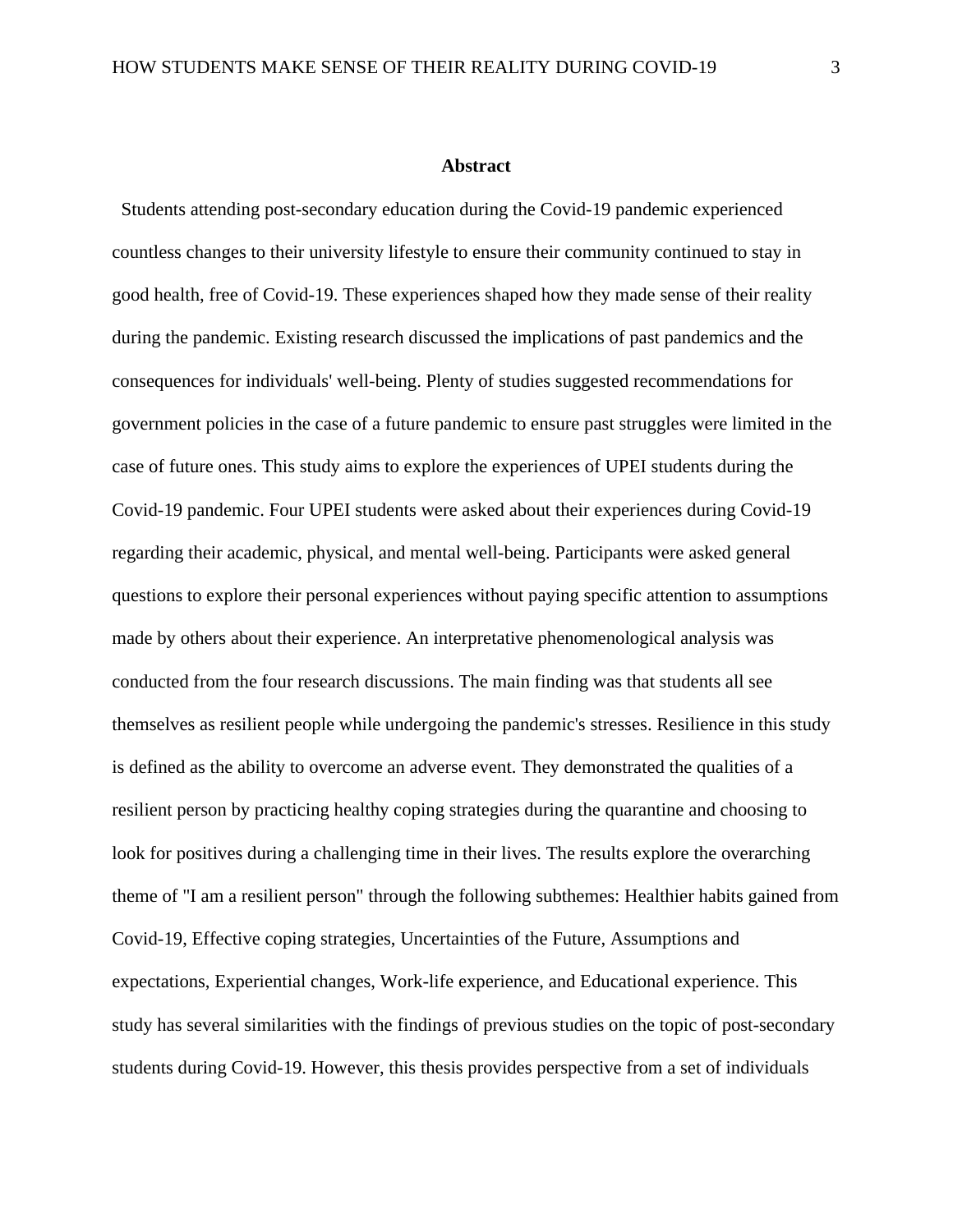## Abstract

Students attending post-secondary education during the Covid-19 pandemic experienced countless changes to their university lifestyle to ensure their community continued to stay in good health, free of Covid-19. These experiences shaped how they made sense of their reality during the pandemic. Existing research discussed the implications of past pandemics and the consequences for individuals' well-being. Plenty of studies suggested recommendations for government policies in the case of a future pandemic to ensure past struggles were limited in the case of future ones. This study aims to explore the experiences of UPEI students during the Covid-19 pandemic. Four UPEI students were asked about their experiences during Covid-19 regarding their academic, physical, and mental well-being. Participants were asked general questions to explore their personal experiences without paying specific attention to assumptions made by others about their experience. An interpretative phenomenological analysis was conducted from the four research discussions. The main finding was that students all see themselves as resilient people while undergoing the pandemic's stresses. Resilience in this study is defined as the ability to overcome an adverse event. They demonstrated the qualities of a resilient person by practicing healthy coping strategies during the quarantine and choosing to look for positives during a challenging time in their lives. The results explore the overarching theme of "I am a resilient person" through the following subthemes: Healthier habits gained from Covid-19, Effective coping strategies, Uncertainties of the Future, Assumptions and expectations, Experiential changes, Work-life experience, and Educational experience. This study has several similarities with the findings of previous studies on the topic of post-secondary students during Covid-19. However, this thesis provides perspective from a set of individuals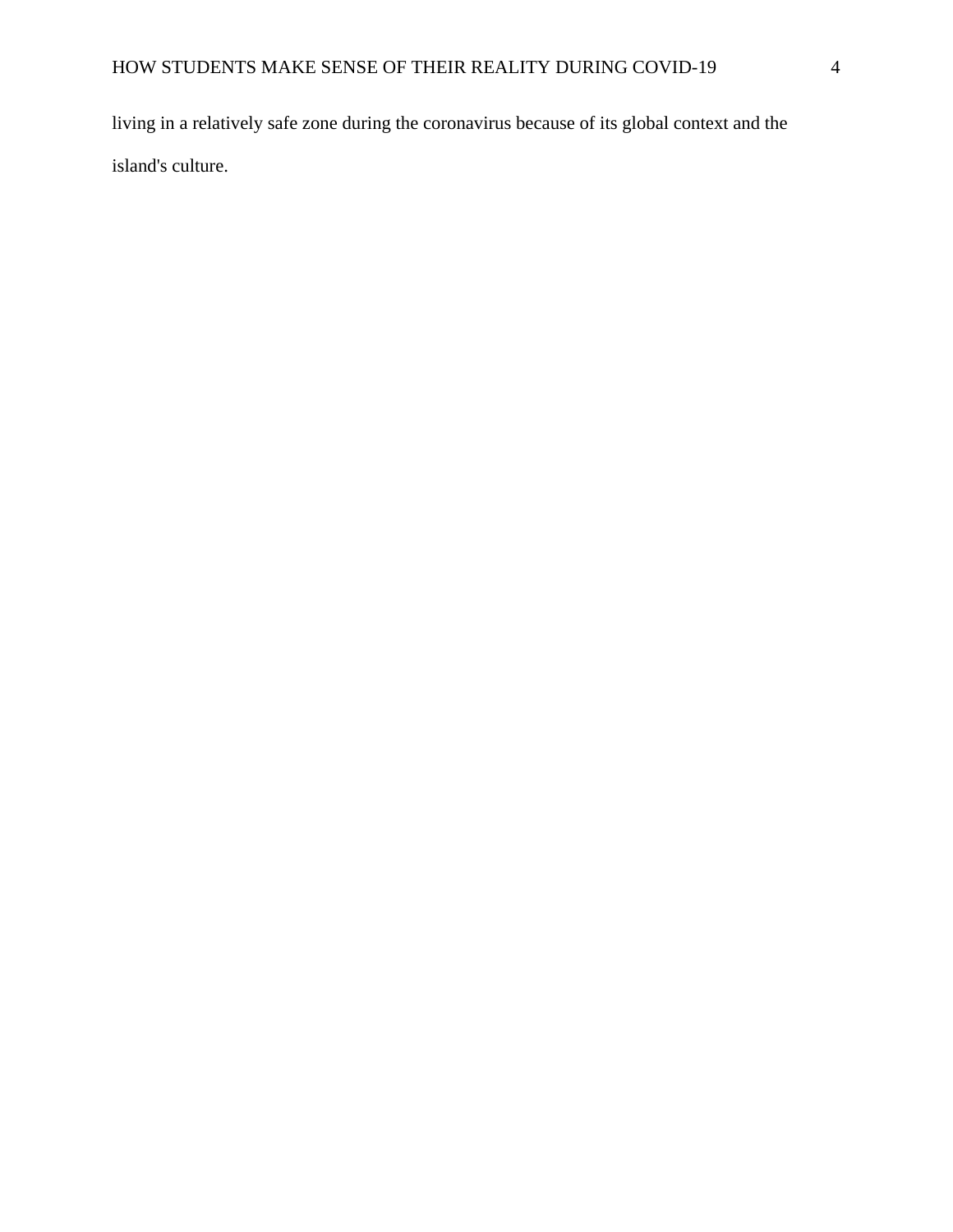living in a relatively safe zone during the coronavirus because of its global context and the island's culture.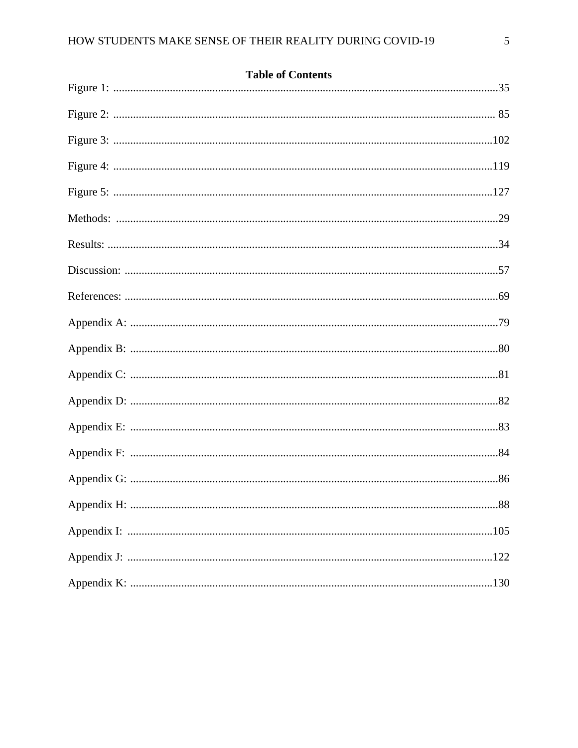**Table of Contents**

Figure 1: ........................................................................................................................................35

Figure 2: ........................................................................................................................................ 85

Figure 3: ......................................................................................................................................102

Figure 4: ......................................................................................................................................119

Figure 5: ......................................................................................................................................127

Methods: ......................................................................................................................................29

Results: .........................................................................................................................................34

Discussion: ...................................................................................................................................57

References: ...................................................................................................................................69

Appendix A: .................................................................................................................................79

Appendix B: .................................................................................................................................80

Appendix C: .................................................................................................................................81

Appendix D: .................................................................................................................................82

Appendix E: .................................................................................................................................83

Appendix F: .................................................................................................................................84

Appendix G: .................................................................................................................................86

Appendix H: .................................................................................................................................88

Appendix I: .................................................................................................................................105

Appendix J: .................................................................................................................................122

Appendix K: ................................................................................................................................130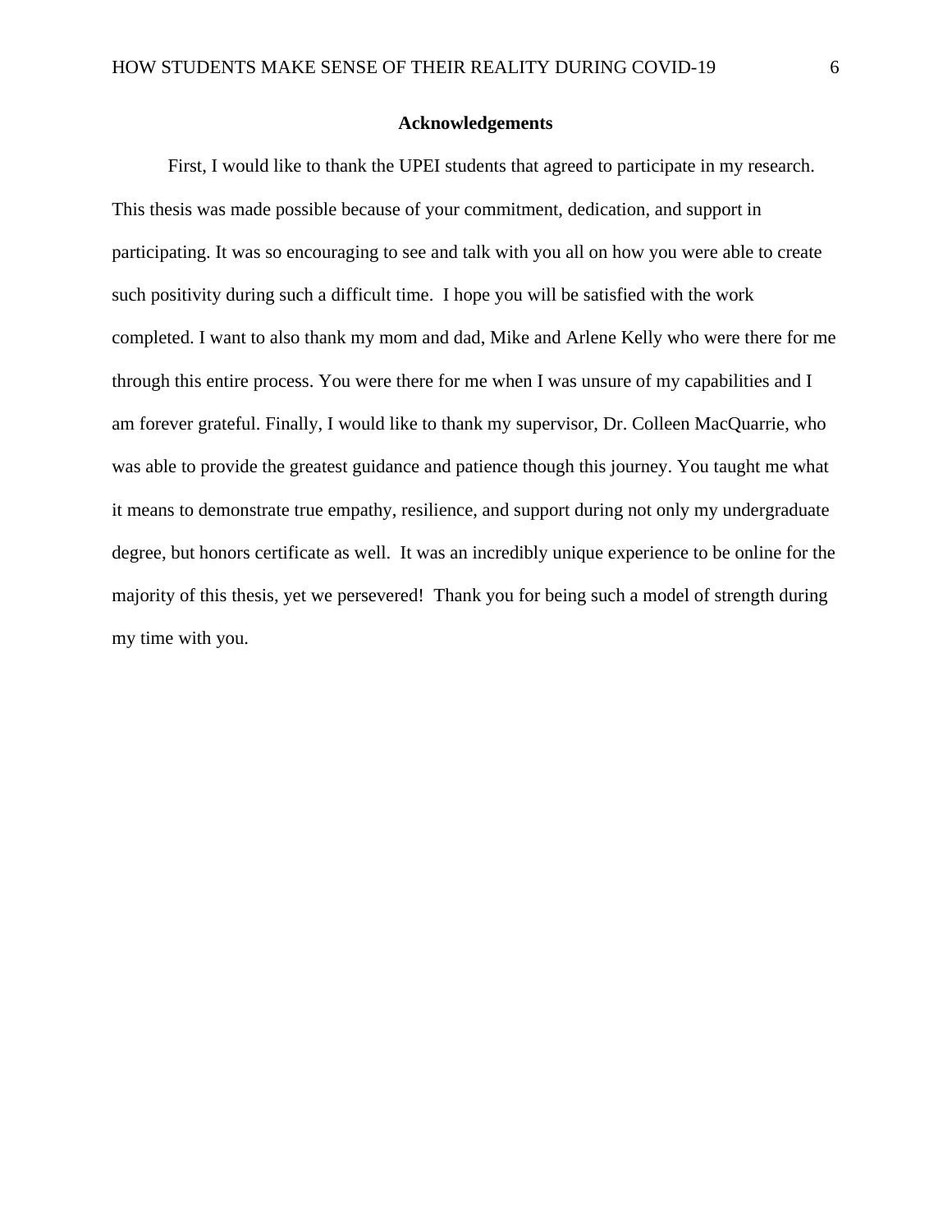## Acknowledgements

First, I would like to thank the UPEI students that agreed to participate in my research. This thesis was made possible because of your commitment, dedication, and support in participating. It was so encouraging to see and talk with you all on how you were able to create such positivity during such a difficult time. I hope you will be satisfied with the work completed. I want to also thank my mom and dad, Mike and Arlene Kelly who were there for me through this entire process. You were there for me when I was unsure of my capabilities and I am forever grateful. Finally, I would like to thank my supervisor, Dr. Colleen MacQuarrie, who was able to provide the greatest guidance and patience though this journey. You taught me what it means to demonstrate true empathy, resilience, and support during not only my undergraduate degree, but honors certificate as well. It was an incredibly unique experience to be online for the majority of this thesis, yet we persevered! Thank you for being such a model of strength during my time with you.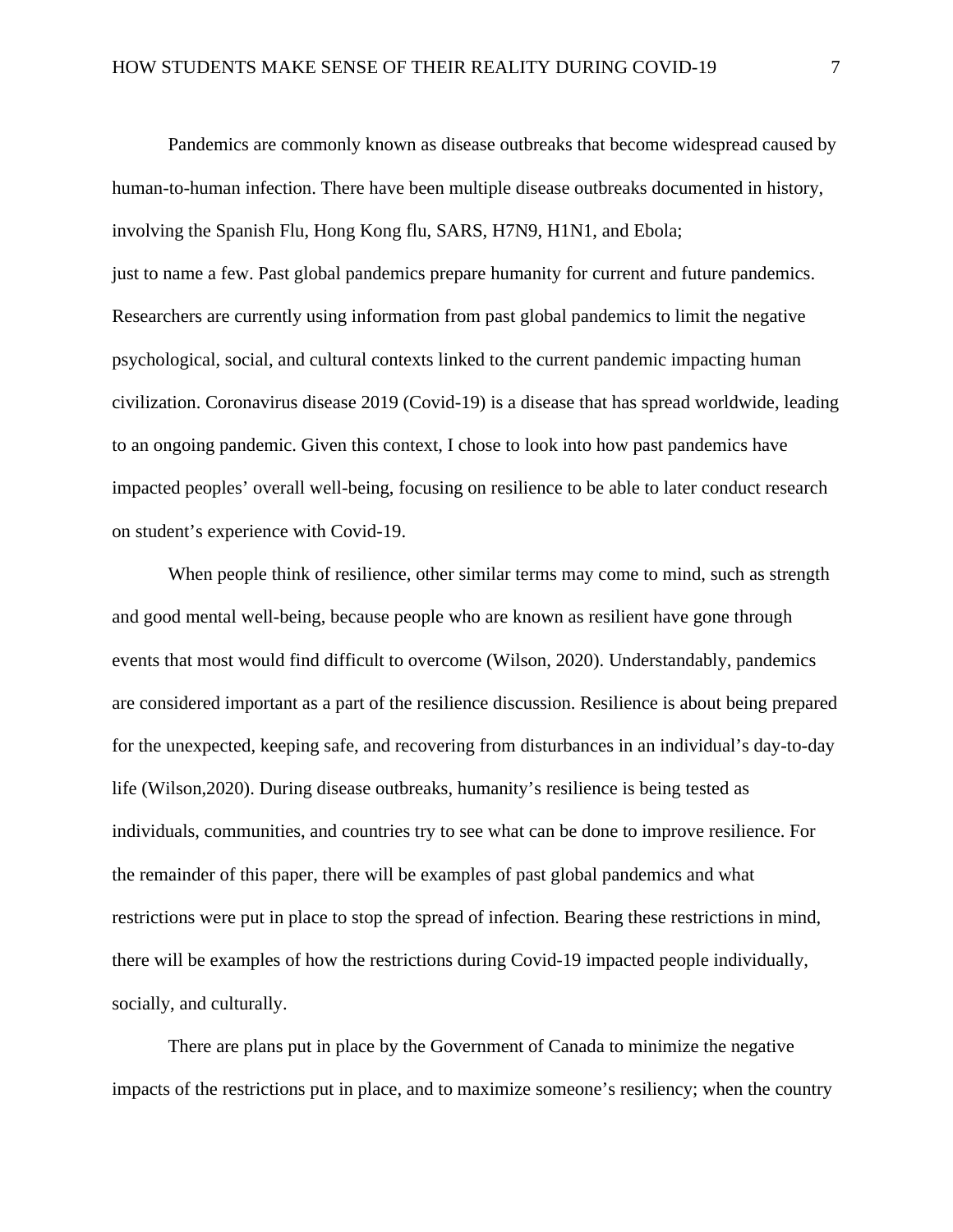Pandemics are commonly known as disease outbreaks that become widespread caused by human-to-human infection. There have been multiple disease outbreaks documented in history, involving the Spanish Flu, Hong Kong flu, SARS, H7N9, H1N1, and Ebola; just to name a few. Past global pandemics prepare humanity for current and future pandemics. Researchers are currently using information from past global pandemics to limit the negative psychological, social, and cultural contexts linked to the current pandemic impacting human civilization. Coronavirus disease 2019 (Covid-19) is a disease that has spread worldwide, leading to an ongoing pandemic. Given this context, I chose to look into how past pandemics have impacted peoples' overall well-being, focusing on resilience to be able to later conduct research on student's experience with Covid-19.

When people think of resilience, other similar terms may come to mind, such as strength and good mental well-being, because people who are known as resilient have gone through events that most would find difficult to overcome (Wilson, 2020). Understandably, pandemics are considered important as a part of the resilience discussion. Resilience is about being prepared for the unexpected, keeping safe, and recovering from disturbances in an individual's day-to-day life (Wilson,2020). During disease outbreaks, humanity's resilience is being tested as individuals, communities, and countries try to see what can be done to improve resilience. For the remainder of this paper, there will be examples of past global pandemics and what restrictions were put in place to stop the spread of infection. Bearing these restrictions in mind, there will be examples of how the restrictions during Covid-19 impacted people individually, socially, and culturally.

There are plans put in place by the Government of Canada to minimize the negative impacts of the restrictions put in place, and to maximize someone's resiliency; when the country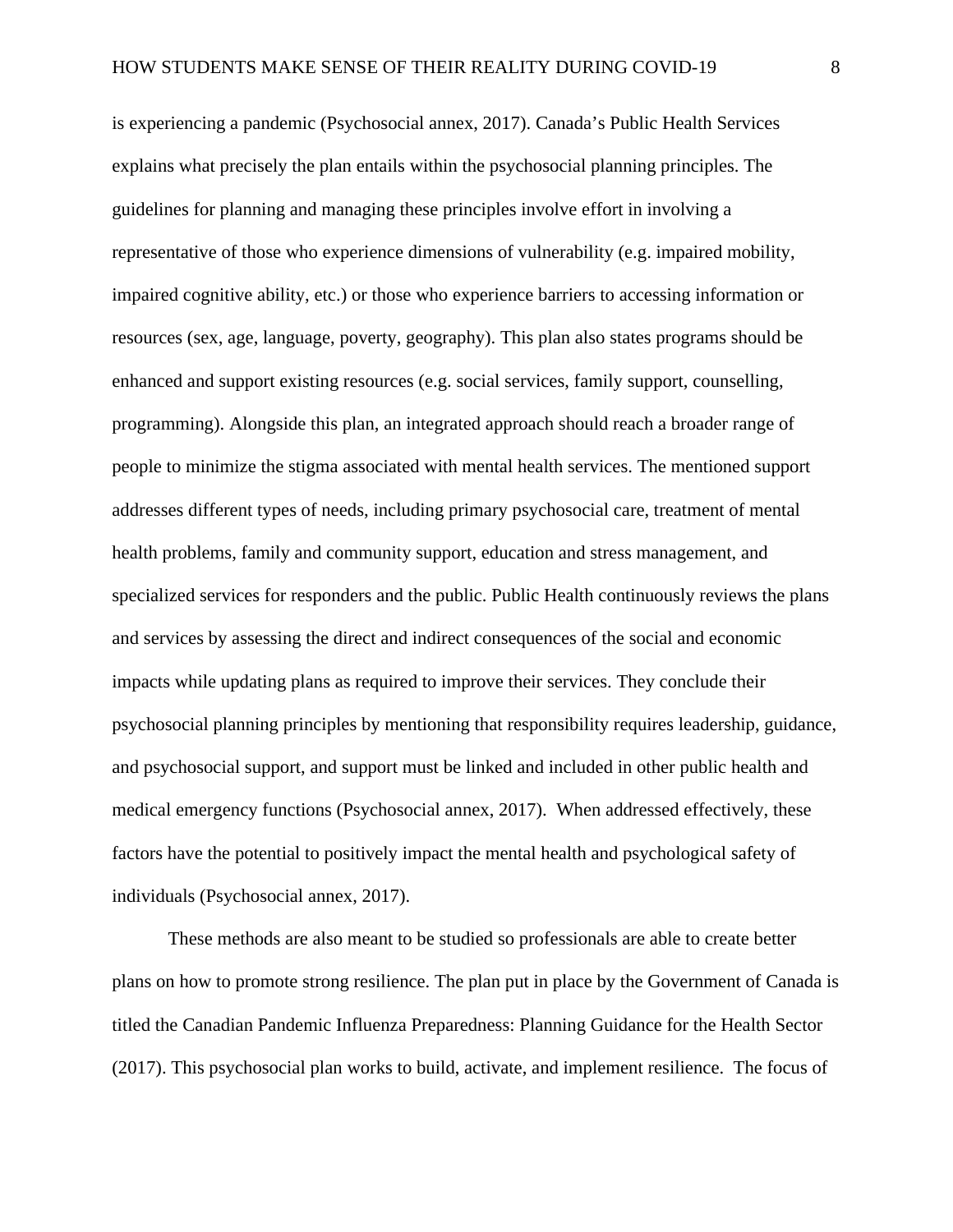is experiencing a pandemic (Psychosocial annex, 2017). Canada's Public Health Services explains what precisely the plan entails within the psychosocial planning principles. The guidelines for planning and managing these principles involve effort in involving a representative of those who experience dimensions of vulnerability (e.g. impaired mobility, impaired cognitive ability, etc.) or those who experience barriers to accessing information or resources (sex, age, language, poverty, geography). This plan also states programs should be enhanced and support existing resources (e.g. social services, family support, counselling, programming). Alongside this plan, an integrated approach should reach a broader range of people to minimize the stigma associated with mental health services. The mentioned support addresses different types of needs, including primary psychosocial care, treatment of mental health problems, family and community support, education and stress management, and specialized services for responders and the public. Public Health continuously reviews the plans and services by assessing the direct and indirect consequences of the social and economic impacts while updating plans as required to improve their services. They conclude their psychosocial planning principles by mentioning that responsibility requires leadership, guidance, and psychosocial support, and support must be linked and included in other public health and medical emergency functions (Psychosocial annex, 2017). When addressed effectively, these factors have the potential to positively impact the mental health and psychological safety of individuals (Psychosocial annex, 2017).

These methods are also meant to be studied so professionals are able to create better plans on how to promote strong resilience. The plan put in place by the Government of Canada is titled the Canadian Pandemic Influenza Preparedness: Planning Guidance for the Health Sector (2017). This psychosocial plan works to build, activate, and implement resilience. The focus of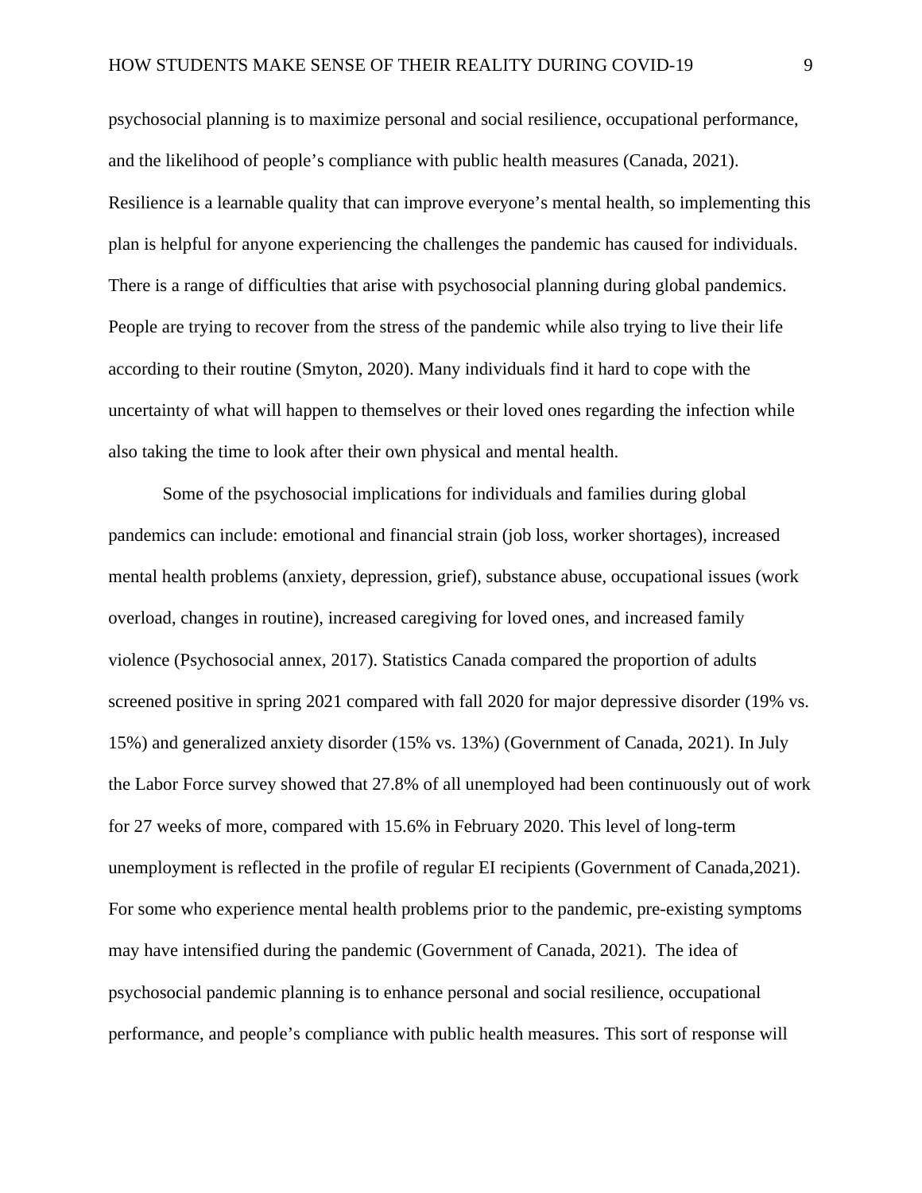psychosocial planning is to maximize personal and social resilience, occupational performance, and the likelihood of people's compliance with public health measures (Canada, 2021). Resilience is a learnable quality that can improve everyone's mental health, so implementing this plan is helpful for anyone experiencing the challenges the pandemic has caused for individuals. There is a range of difficulties that arise with psychosocial planning during global pandemics. People are trying to recover from the stress of the pandemic while also trying to live their life according to their routine (Smyton, 2020). Many individuals find it hard to cope with the uncertainty of what will happen to themselves or their loved ones regarding the infection while also taking the time to look after their own physical and mental health.

Some of the psychosocial implications for individuals and families during global pandemics can include: emotional and financial strain (job loss, worker shortages), increased mental health problems (anxiety, depression, grief), substance abuse, occupational issues (work overload, changes in routine), increased caregiving for loved ones, and increased family violence (Psychosocial annex, 2017). Statistics Canada compared the proportion of adults screened positive in spring 2021 compared with fall 2020 for major depressive disorder (19% vs. 15%) and generalized anxiety disorder (15% vs. 13%) (Government of Canada, 2021). In July the Labor Force survey showed that 27.8% of all unemployed had been continuously out of work for 27 weeks of more, compared with 15.6% in February 2020. This level of long-term unemployment is reflected in the profile of regular EI recipients (Government of Canada,2021). For some who experience mental health problems prior to the pandemic, pre-existing symptoms may have intensified during the pandemic (Government of Canada, 2021). The idea of psychosocial pandemic planning is to enhance personal and social resilience, occupational performance, and people's compliance with public health measures. This sort of response will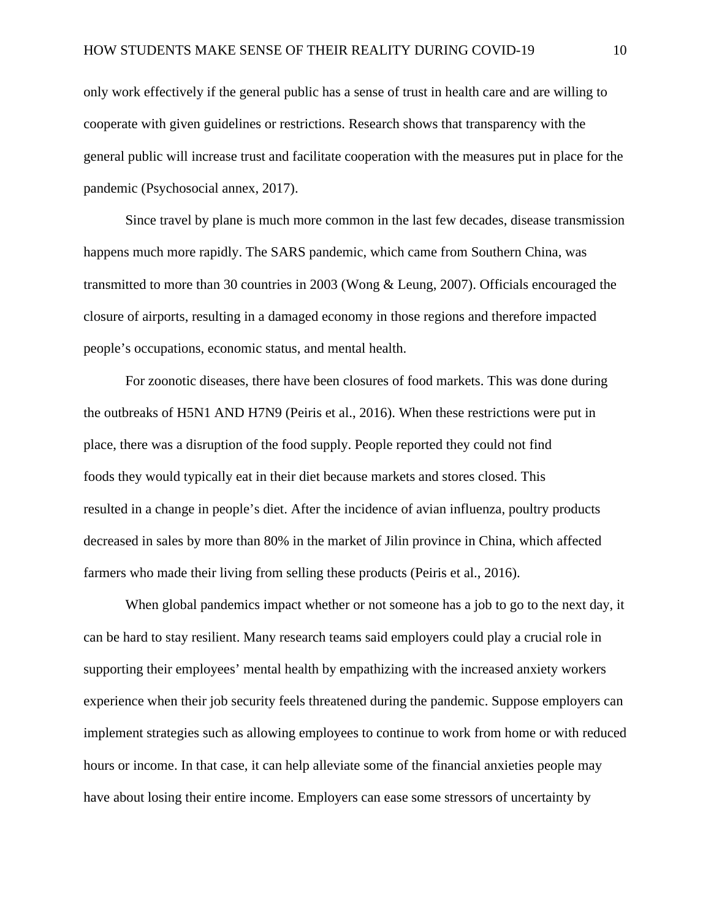only work effectively if the general public has a sense of trust in health care and are willing to cooperate with given guidelines or restrictions. Research shows that transparency with the general public will increase trust and facilitate cooperation with the measures put in place for the pandemic (Psychosocial annex, 2017).

Since travel by plane is much more common in the last few decades, disease transmission happens much more rapidly. The SARS pandemic, which came from Southern China, was transmitted to more than 30 countries in 2003 (Wong & Leung, 2007). Officials encouraged the closure of airports, resulting in a damaged economy in those regions and therefore impacted people's occupations, economic status, and mental health.

For zoonotic diseases, there have been closures of food markets. This was done during the outbreaks of H5N1 AND H7N9 (Peiris et al., 2016). When these restrictions were put in place, there was a disruption of the food supply. People reported they could not find foods they would typically eat in their diet because markets and stores closed. This resulted in a change in people's diet. After the incidence of avian influenza, poultry products decreased in sales by more than 80% in the market of Jilin province in China, which affected farmers who made their living from selling these products (Peiris et al., 2016).

When global pandemics impact whether or not someone has a job to go to the next day, it can be hard to stay resilient. Many research teams said employers could play a crucial role in supporting their employees' mental health by empathizing with the increased anxiety workers experience when their job security feels threatened during the pandemic. Suppose employers can implement strategies such as allowing employees to continue to work from home or with reduced hours or income. In that case, it can help alleviate some of the financial anxieties people may have about losing their entire income. Employers can ease some stressors of uncertainty by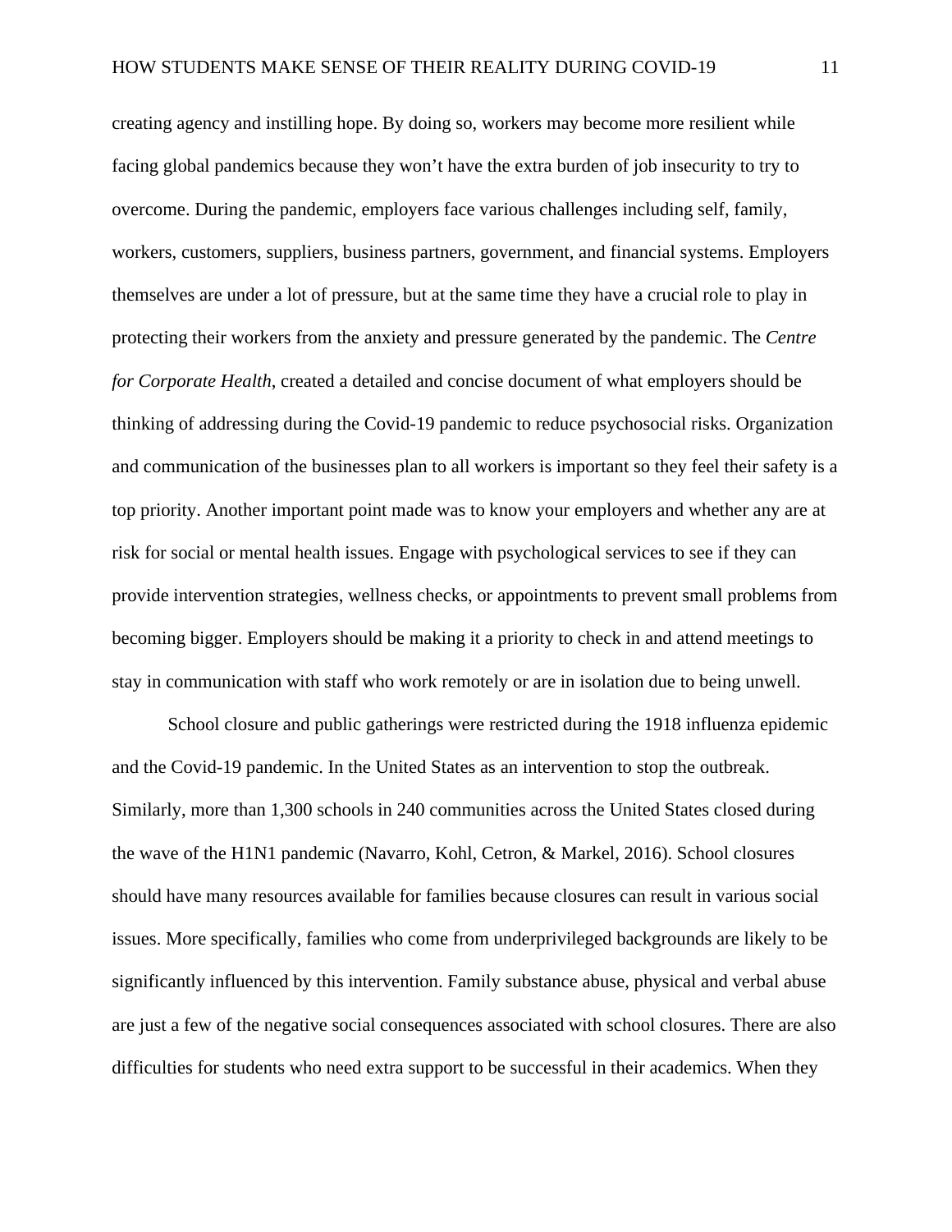creating agency and instilling hope. By doing so, workers may become more resilient while facing global pandemics because they won't have the extra burden of job insecurity to try to overcome. During the pandemic, employers face various challenges including self, family, workers, customers, suppliers, business partners, government, and financial systems. Employers themselves are under a lot of pressure, but at the same time they have a crucial role to play in protecting their workers from the anxiety and pressure generated by the pandemic. The *Centre for Corporate Health*, created a detailed and concise document of what employers should be thinking of addressing during the Covid-19 pandemic to reduce psychosocial risks. Organization and communication of the businesses plan to all workers is important so they feel their safety is a top priority. Another important point made was to know your employers and whether any are at risk for social or mental health issues. Engage with psychological services to see if they can provide intervention strategies, wellness checks, or appointments to prevent small problems from becoming bigger. Employers should be making it a priority to check in and attend meetings to stay in communication with staff who work remotely or are in isolation due to being unwell.

School closure and public gatherings were restricted during the 1918 influenza epidemic and the Covid-19 pandemic. In the United States as an intervention to stop the outbreak. Similarly, more than 1,300 schools in 240 communities across the United States closed during the wave of the H1N1 pandemic (Navarro, Kohl, Cetron, & Markel, 2016). School closures should have many resources available for families because closures can result in various social issues. More specifically, families who come from underprivileged backgrounds are likely to be significantly influenced by this intervention. Family substance abuse, physical and verbal abuse are just a few of the negative social consequences associated with school closures. There are also difficulties for students who need extra support to be successful in their academics. When they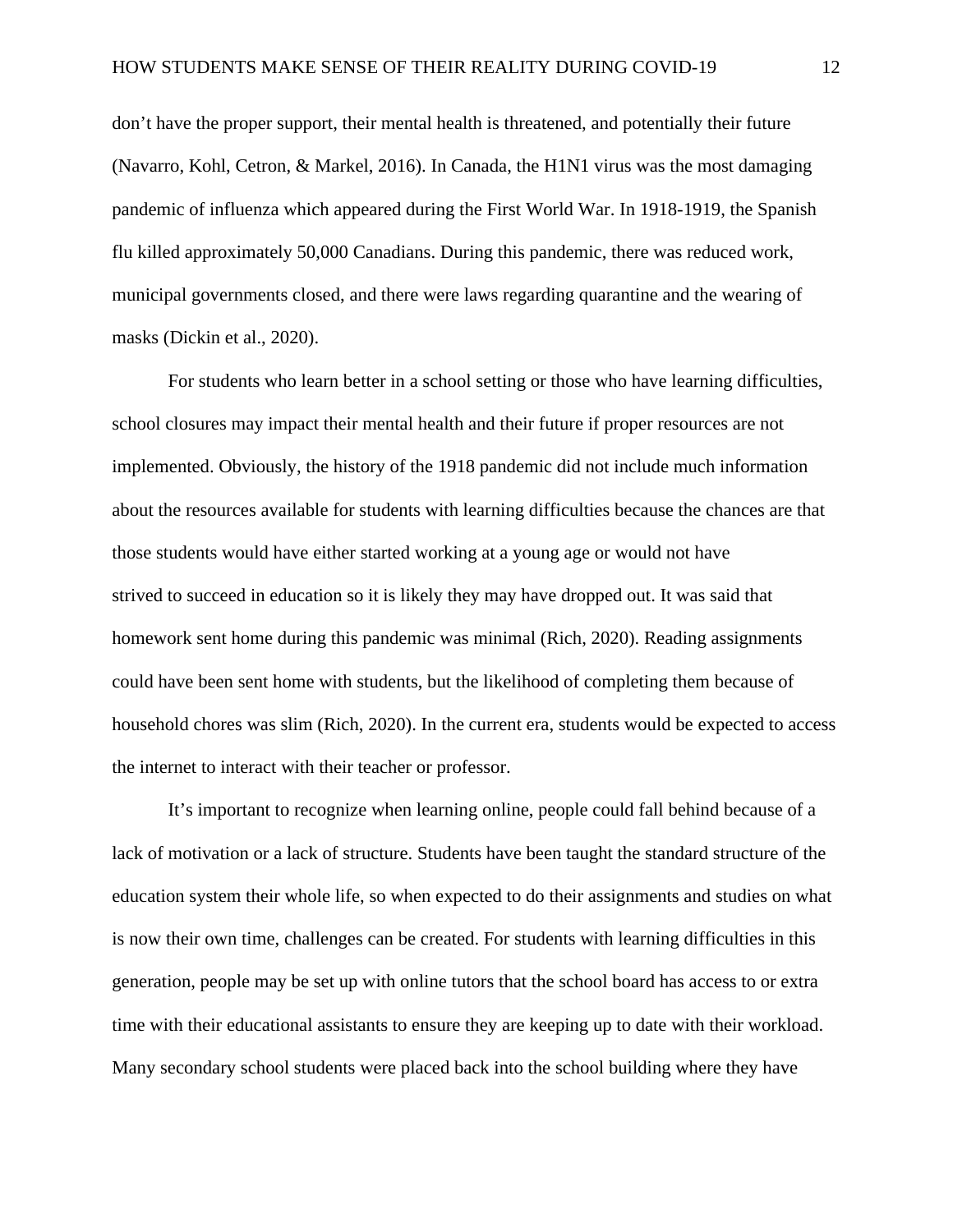don't have the proper support, their mental health is threatened, and potentially their future (Navarro, Kohl, Cetron, & Markel, 2016). In Canada, the H1N1 virus was the most damaging pandemic of influenza which appeared during the First World War. In 1918-1919, the Spanish flu killed approximately 50,000 Canadians. During this pandemic, there was reduced work, municipal governments closed, and there were laws regarding quarantine and the wearing of masks (Dickin et al., 2020).

For students who learn better in a school setting or those who have learning difficulties, school closures may impact their mental health and their future if proper resources are not implemented. Obviously, the history of the 1918 pandemic did not include much information about the resources available for students with learning difficulties because the chances are that those students would have either started working at a young age or would not have strived to succeed in education so it is likely they may have dropped out. It was said that homework sent home during this pandemic was minimal (Rich, 2020). Reading assignments could have been sent home with students, but the likelihood of completing them because of household chores was slim (Rich, 2020). In the current era, students would be expected to access the internet to interact with their teacher or professor.

It's important to recognize when learning online, people could fall behind because of a lack of motivation or a lack of structure. Students have been taught the standard structure of the education system their whole life, so when expected to do their assignments and studies on what is now their own time, challenges can be created. For students with learning difficulties in this generation, people may be set up with online tutors that the school board has access to or extra time with their educational assistants to ensure they are keeping up to date with their workload. Many secondary school students were placed back into the school building where they have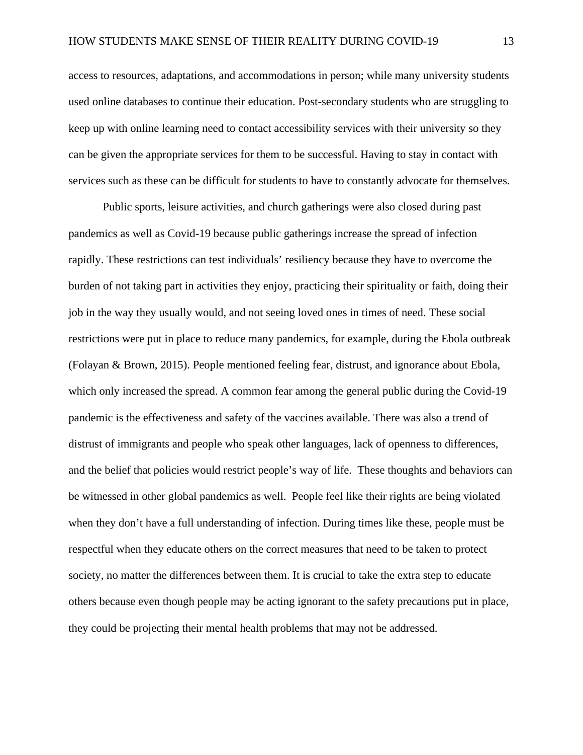access to resources, adaptations, and accommodations in person; while many university students used online databases to continue their education. Post-secondary students who are struggling to keep up with online learning need to contact accessibility services with their university so they can be given the appropriate services for them to be successful. Having to stay in contact with services such as these can be difficult for students to have to constantly advocate for themselves.

Public sports, leisure activities, and church gatherings were also closed during past pandemics as well as Covid-19 because public gatherings increase the spread of infection rapidly. These restrictions can test individuals' resiliency because they have to overcome the burden of not taking part in activities they enjoy, practicing their spirituality or faith, doing their job in the way they usually would, and not seeing loved ones in times of need. These social restrictions were put in place to reduce many pandemics, for example, during the Ebola outbreak (Folayan & Brown, 2015). People mentioned feeling fear, distrust, and ignorance about Ebola, which only increased the spread. A common fear among the general public during the Covid-19 pandemic is the effectiveness and safety of the vaccines available. There was also a trend of distrust of immigrants and people who speak other languages, lack of openness to differences, and the belief that policies would restrict people's way of life. These thoughts and behaviors can be witnessed in other global pandemics as well. People feel like their rights are being violated when they don't have a full understanding of infection. During times like these, people must be respectful when they educate others on the correct measures that need to be taken to protect society, no matter the differences between them. It is crucial to take the extra step to educate others because even though people may be acting ignorant to the safety precautions put in place, they could be projecting their mental health problems that may not be addressed.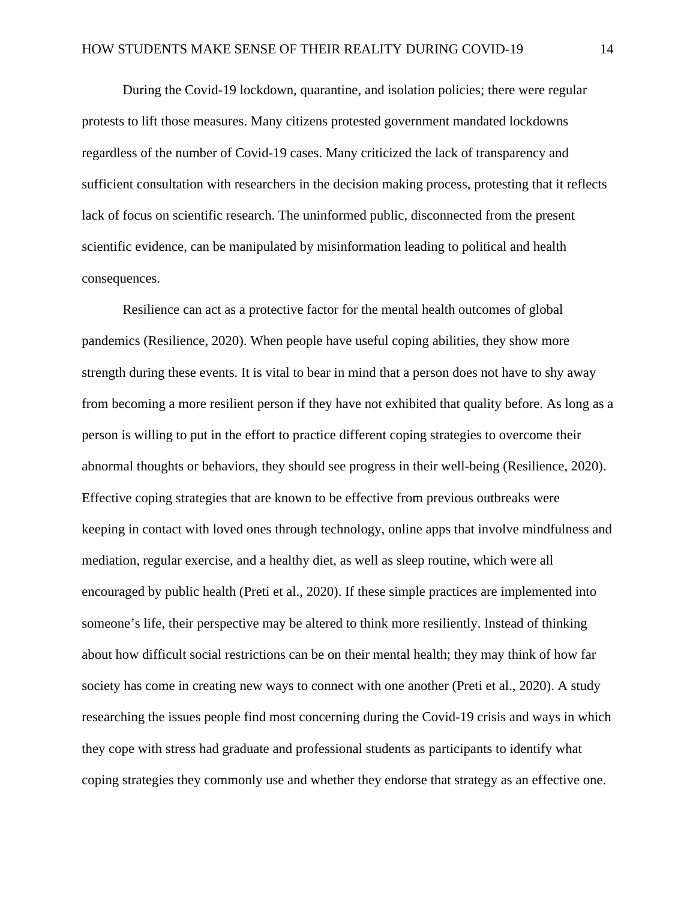During the Covid-19 lockdown, quarantine, and isolation policies; there were regular protests to lift those measures. Many citizens protested government mandated lockdowns regardless of the number of Covid-19 cases. Many criticized the lack of transparency and sufficient consultation with researchers in the decision making process, protesting that it reflects lack of focus on scientific research. The uninformed public, disconnected from the present scientific evidence, can be manipulated by misinformation leading to political and health consequences.

Resilience can act as a protective factor for the mental health outcomes of global pandemics (Resilience, 2020). When people have useful coping abilities, they show more strength during these events. It is vital to bear in mind that a person does not have to shy away from becoming a more resilient person if they have not exhibited that quality before. As long as a person is willing to put in the effort to practice different coping strategies to overcome their abnormal thoughts or behaviors, they should see progress in their well-being (Resilience, 2020). Effective coping strategies that are known to be effective from previous outbreaks were keeping in contact with loved ones through technology, online apps that involve mindfulness and mediation, regular exercise, and a healthy diet, as well as sleep routine, which were all encouraged by public health (Preti et al., 2020). If these simple practices are implemented into someone's life, their perspective may be altered to think more resiliently. Instead of thinking about how difficult social restrictions can be on their mental health; they may think of how far society has come in creating new ways to connect with one another (Preti et al., 2020). A study researching the issues people find most concerning during the Covid-19 crisis and ways in which they cope with stress had graduate and professional students as participants to identify what coping strategies they commonly use and whether they endorse that strategy as an effective one.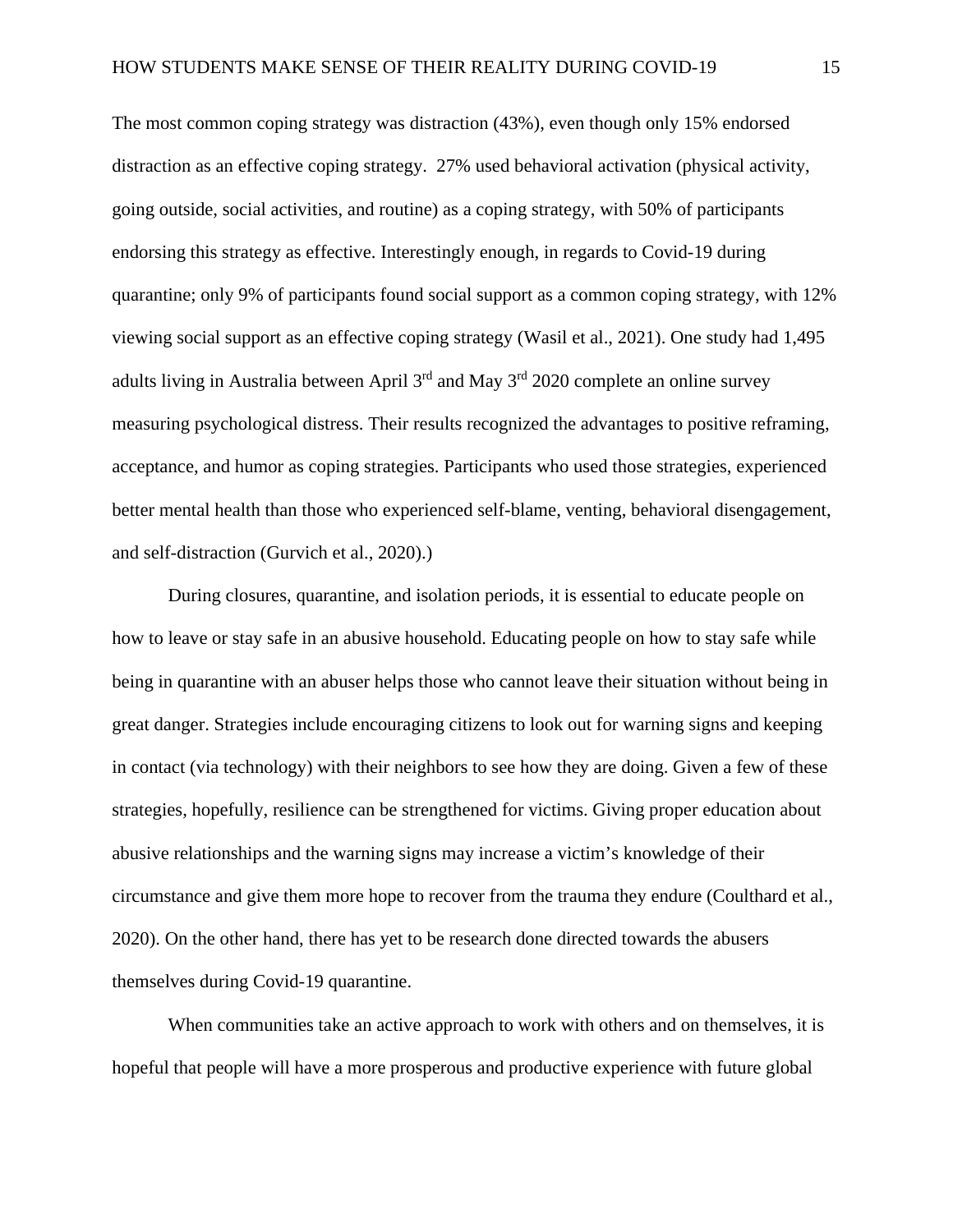The most common coping strategy was distraction (43%), even though only 15% endorsed distraction as an effective coping strategy.  27% used behavioral activation (physical activity, going outside, social activities, and routine) as a coping strategy, with 50% of participants endorsing this strategy as effective. Interestingly enough, in regards to Covid-19 during quarantine; only 9% of participants found social support as a common coping strategy, with 12% viewing social support as an effective coping strategy (Wasil et al., 2021). One study had 1,495 adults living in Australia between April 3rd and May 3rd 2020 complete an online survey measuring psychological distress. Their results recognized the advantages to positive reframing, acceptance, and humor as coping strategies. Participants who used those strategies, experienced better mental health than those who experienced self-blame, venting, behavioral disengagement, and self-distraction (Gurvich et al., 2020).)

During closures, quarantine, and isolation periods, it is essential to educate people on how to leave or stay safe in an abusive household. Educating people on how to stay safe while being in quarantine with an abuser helps those who cannot leave their situation without being in great danger. Strategies include encouraging citizens to look out for warning signs and keeping in contact (via technology) with their neighbors to see how they are doing. Given a few of these strategies, hopefully, resilience can be strengthened for victims. Giving proper education about abusive relationships and the warning signs may increase a victim's knowledge of their circumstance and give them more hope to recover from the trauma they endure (Coulthard et al., 2020). On the other hand, there has yet to be research done directed towards the abusers themselves during Covid-19 quarantine.

When communities take an active approach to work with others and on themselves, it is hopeful that people will have a more prosperous and productive experience with future global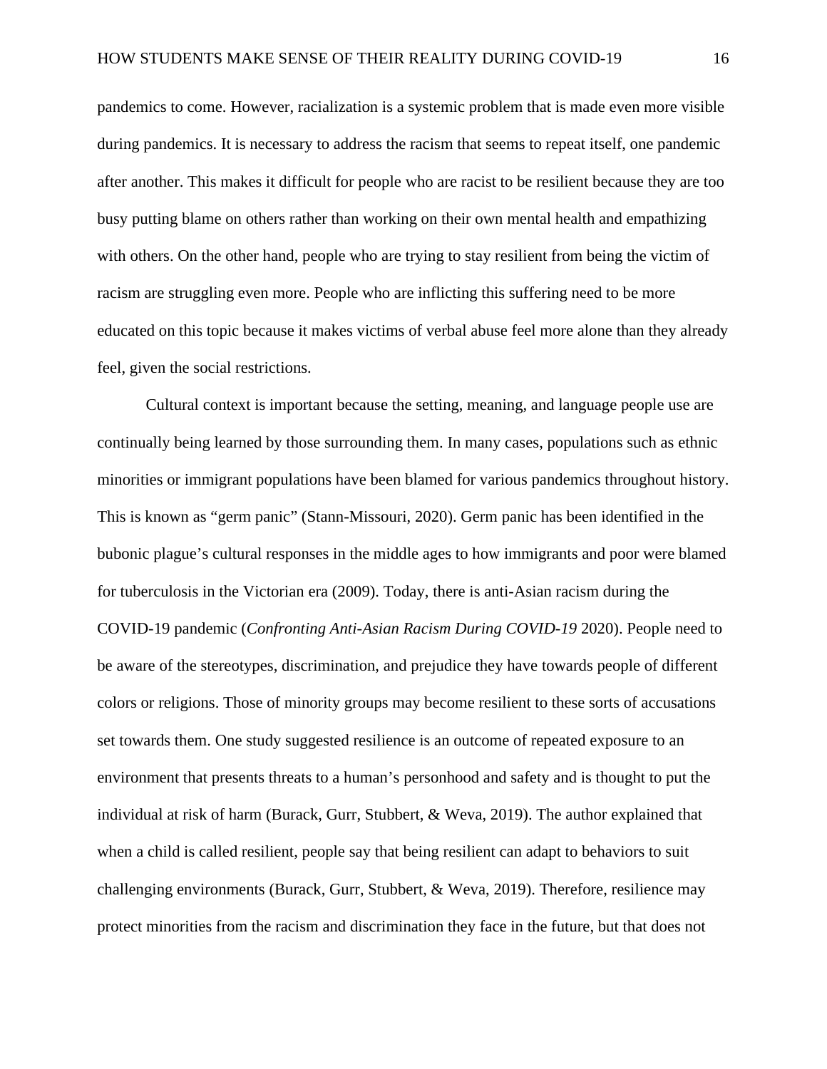pandemics to come. However, racialization is a systemic problem that is made even more visible during pandemics. It is necessary to address the racism that seems to repeat itself, one pandemic after another. This makes it difficult for people who are racist to be resilient because they are too busy putting blame on others rather than working on their own mental health and empathizing with others. On the other hand, people who are trying to stay resilient from being the victim of racism are struggling even more. People who are inflicting this suffering need to be more educated on this topic because it makes victims of verbal abuse feel more alone than they already feel, given the social restrictions.

Cultural context is important because the setting, meaning, and language people use are continually being learned by those surrounding them. In many cases, populations such as ethnic minorities or immigrant populations have been blamed for various pandemics throughout history. This is known as "germ panic" (Stann-Missouri, 2020). Germ panic has been identified in the bubonic plague's cultural responses in the middle ages to how immigrants and poor were blamed for tuberculosis in the Victorian era (2009). Today, there is anti-Asian racism during the COVID-19 pandemic (*Confronting Anti-Asian Racism During COVID-19* 2020). People need to be aware of the stereotypes, discrimination, and prejudice they have towards people of different colors or religions. Those of minority groups may become resilient to these sorts of accusations set towards them. One study suggested resilience is an outcome of repeated exposure to an environment that presents threats to a human's personhood and safety and is thought to put the individual at risk of harm (Burack, Gurr, Stubbert, & Weva, 2019). The author explained that when a child is called resilient, people say that being resilient can adapt to behaviors to suit challenging environments (Burack, Gurr, Stubbert, & Weva, 2019). Therefore, resilience may protect minorities from the racism and discrimination they face in the future, but that does not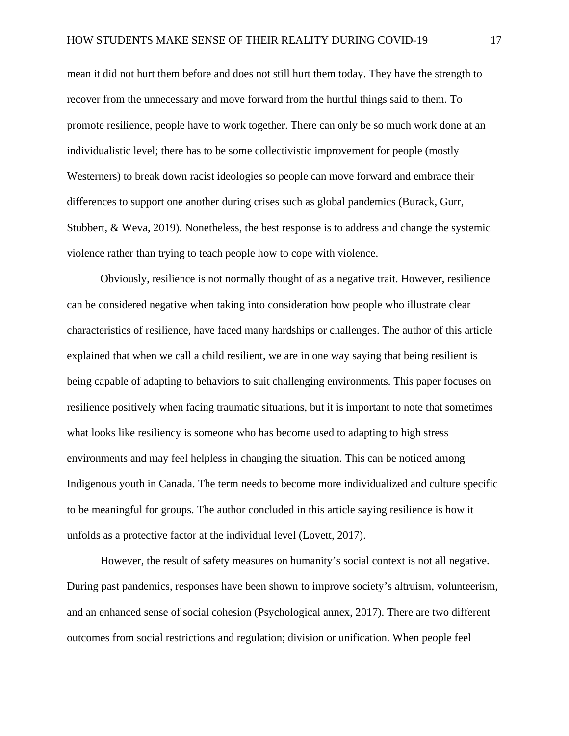mean it did not hurt them before and does not still hurt them today. They have the strength to recover from the unnecessary and move forward from the hurtful things said to them. To promote resilience, people have to work together. There can only be so much work done at an individualistic level; there has to be some collectivistic improvement for people (mostly Westerners) to break down racist ideologies so people can move forward and embrace their differences to support one another during crises such as global pandemics (Burack, Gurr, Stubbert, & Weva, 2019). Nonetheless, the best response is to address and change the systemic violence rather than trying to teach people how to cope with violence.

Obviously, resilience is not normally thought of as a negative trait. However, resilience can be considered negative when taking into consideration how people who illustrate clear characteristics of resilience, have faced many hardships or challenges. The author of this article explained that when we call a child resilient, we are in one way saying that being resilient is being capable of adapting to behaviors to suit challenging environments. This paper focuses on resilience positively when facing traumatic situations, but it is important to note that sometimes what looks like resiliency is someone who has become used to adapting to high stress environments and may feel helpless in changing the situation. This can be noticed among Indigenous youth in Canada. The term needs to become more individualized and culture specific to be meaningful for groups. The author concluded in this article saying resilience is how it unfolds as a protective factor at the individual level (Lovett, 2017).

However, the result of safety measures on humanity's social context is not all negative. During past pandemics, responses have been shown to improve society's altruism, volunteerism, and an enhanced sense of social cohesion (Psychological annex, 2017). There are two different outcomes from social restrictions and regulation; division or unification. When people feel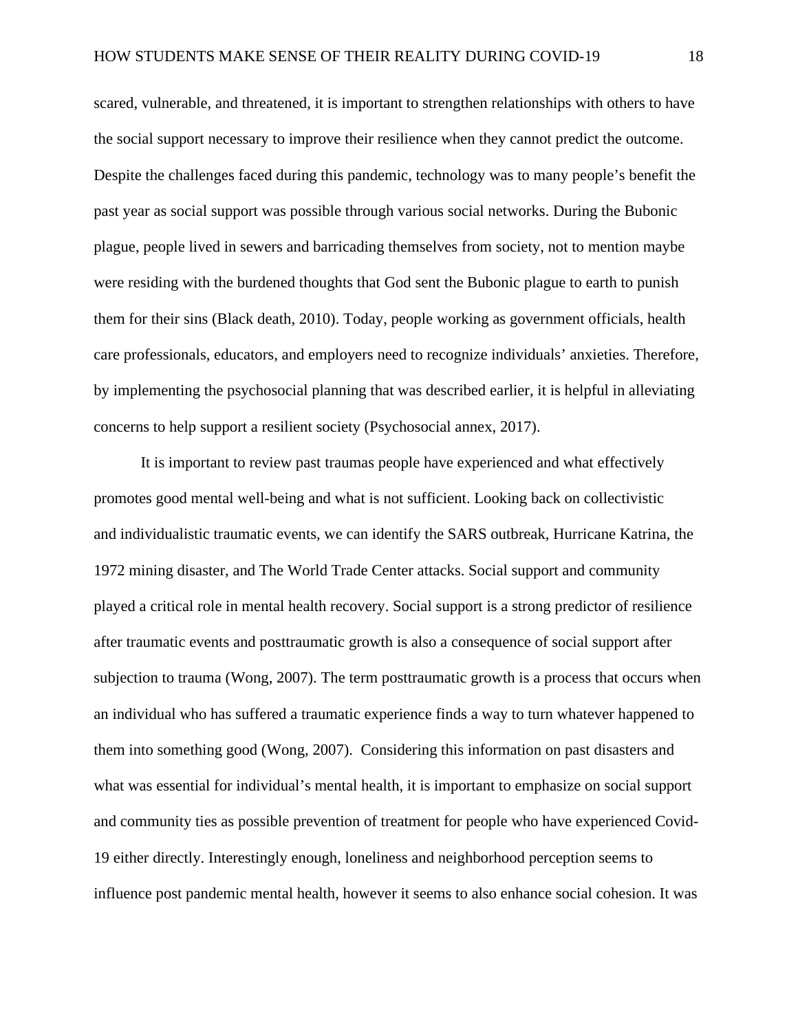scared, vulnerable, and threatened, it is important to strengthen relationships with others to have the social support necessary to improve their resilience when they cannot predict the outcome. Despite the challenges faced during this pandemic, technology was to many people's benefit the past year as social support was possible through various social networks. During the Bubonic plague, people lived in sewers and barricading themselves from society, not to mention maybe were residing with the burdened thoughts that God sent the Bubonic plague to earth to punish them for their sins (Black death, 2010). Today, people working as government officials, health care professionals, educators, and employers need to recognize individuals' anxieties. Therefore, by implementing the psychosocial planning that was described earlier, it is helpful in alleviating concerns to help support a resilient society (Psychosocial annex, 2017).

It is important to review past traumas people have experienced and what effectively promotes good mental well-being and what is not sufficient. Looking back on collectivistic and individualistic traumatic events, we can identify the SARS outbreak, Hurricane Katrina, the 1972 mining disaster, and The World Trade Center attacks. Social support and community played a critical role in mental health recovery. Social support is a strong predictor of resilience after traumatic events and posttraumatic growth is also a consequence of social support after subjection to trauma (Wong, 2007). The term posttraumatic growth is a process that occurs when an individual who has suffered a traumatic experience finds a way to turn whatever happened to them into something good (Wong, 2007). Considering this information on past disasters and what was essential for individual's mental health, it is important to emphasize on social support and community ties as possible prevention of treatment for people who have experienced Covid-19 either directly. Interestingly enough, loneliness and neighborhood perception seems to influence post pandemic mental health, however it seems to also enhance social cohesion. It was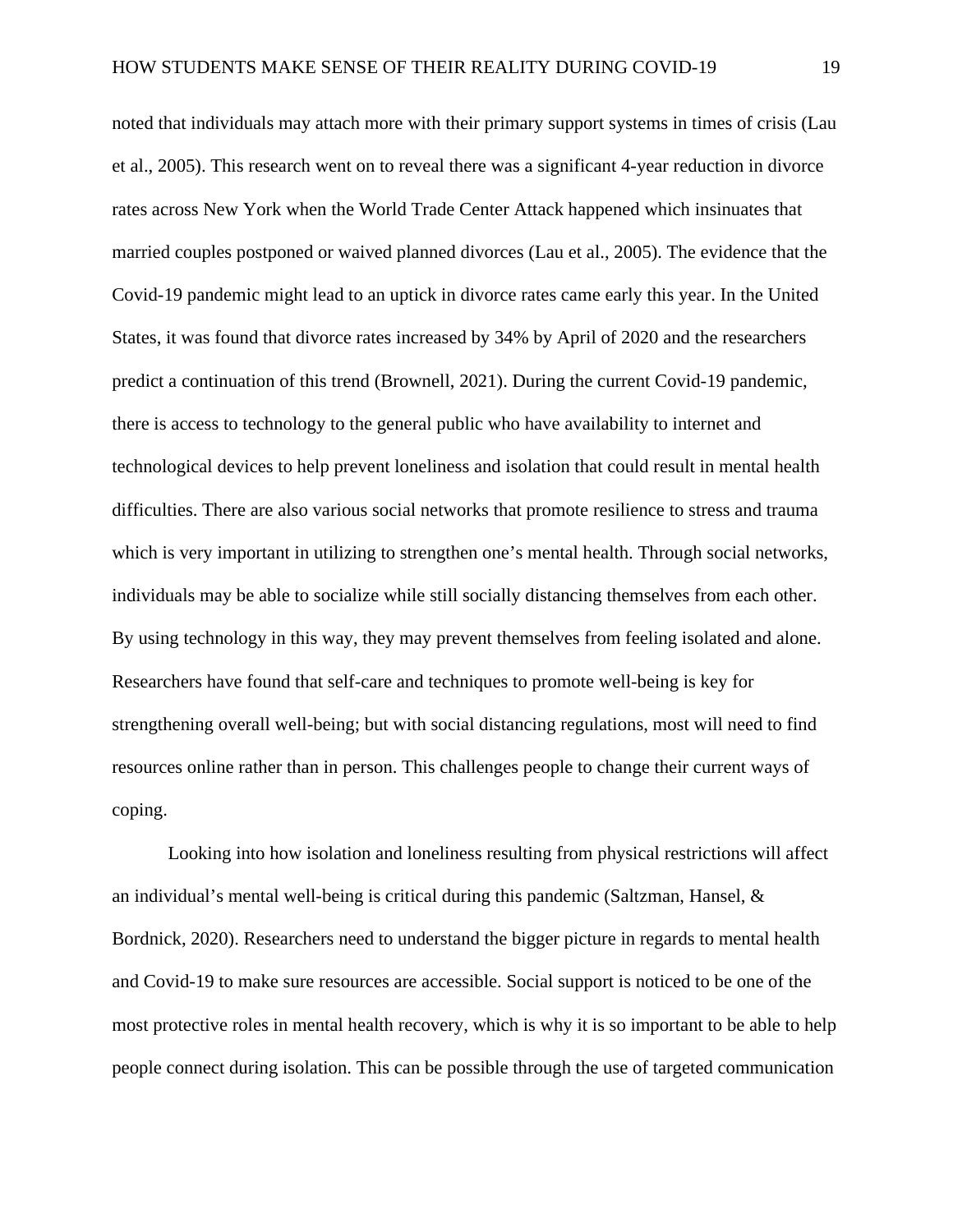noted that individuals may attach more with their primary support systems in times of crisis (Lau et al., 2005). This research went on to reveal there was a significant 4-year reduction in divorce rates across New York when the World Trade Center Attack happened which insinuates that married couples postponed or waived planned divorces (Lau et al., 2005). The evidence that the Covid-19 pandemic might lead to an uptick in divorce rates came early this year. In the United States, it was found that divorce rates increased by 34% by April of 2020 and the researchers predict a continuation of this trend (Brownell, 2021). During the current Covid-19 pandemic, there is access to technology to the general public who have availability to internet and technological devices to help prevent loneliness and isolation that could result in mental health difficulties. There are also various social networks that promote resilience to stress and trauma which is very important in utilizing to strengthen one's mental health. Through social networks, individuals may be able to socialize while still socially distancing themselves from each other. By using technology in this way, they may prevent themselves from feeling isolated and alone. Researchers have found that self-care and techniques to promote well-being is key for strengthening overall well-being; but with social distancing regulations, most will need to find resources online rather than in person. This challenges people to change their current ways of coping.

Looking into how isolation and loneliness resulting from physical restrictions will affect an individual's mental well-being is critical during this pandemic (Saltzman, Hansel, & Bordnick, 2020). Researchers need to understand the bigger picture in regards to mental health and Covid-19 to make sure resources are accessible. Social support is noticed to be one of the most protective roles in mental health recovery, which is why it is so important to be able to help people connect during isolation. This can be possible through the use of targeted communication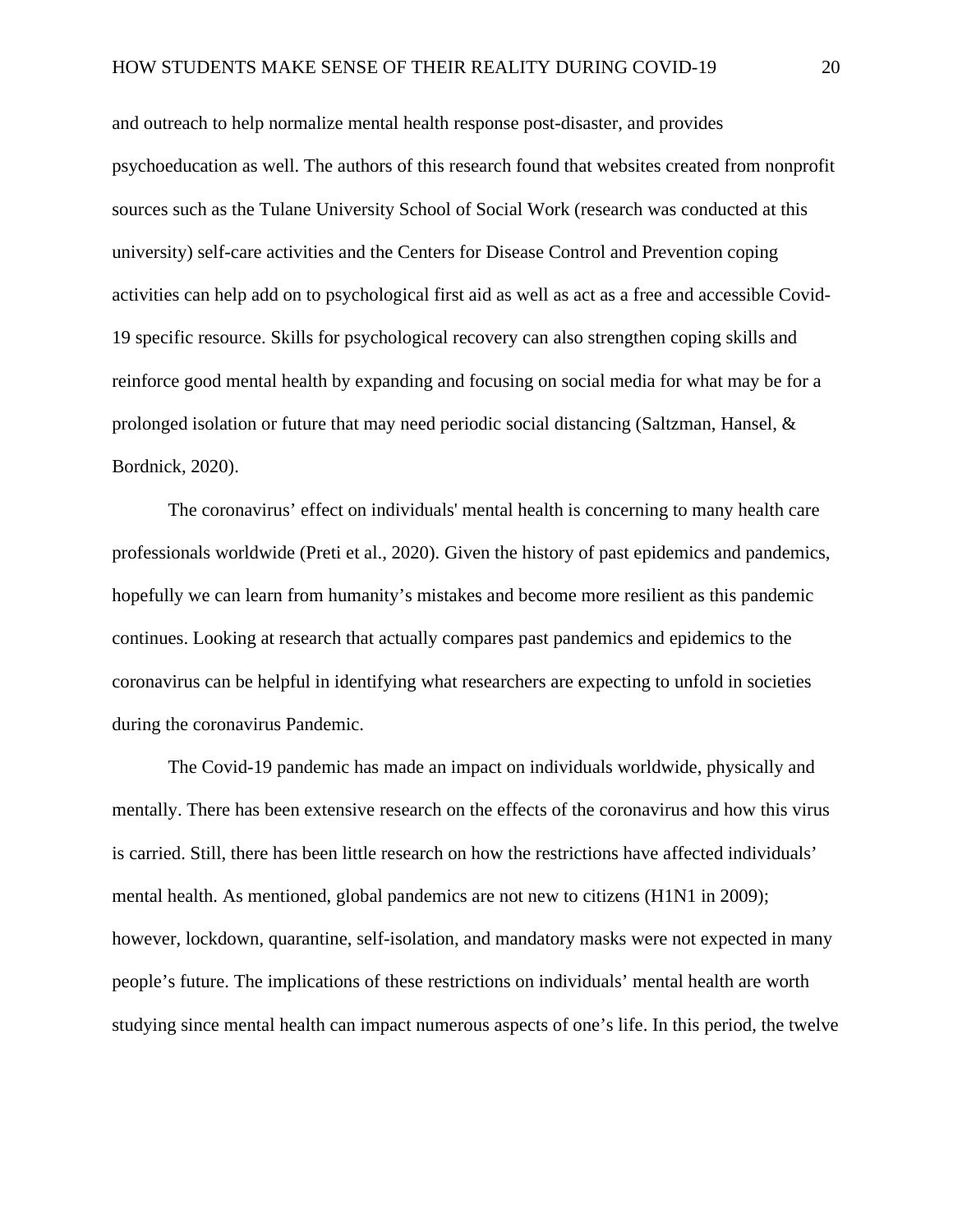and outreach to help normalize mental health response post-disaster, and provides psychoeducation as well. The authors of this research found that websites created from nonprofit sources such as the Tulane University School of Social Work (research was conducted at this university) self-care activities and the Centers for Disease Control and Prevention coping activities can help add on to psychological first aid as well as act as a free and accessible Covid-19 specific resource. Skills for psychological recovery can also strengthen coping skills and reinforce good mental health by expanding and focusing on social media for what may be for a prolonged isolation or future that may need periodic social distancing (Saltzman, Hansel, & Bordnick, 2020).

The coronavirus' effect on individuals' mental health is concerning to many health care professionals worldwide (Preti et al., 2020). Given the history of past epidemics and pandemics, hopefully we can learn from humanity's mistakes and become more resilient as this pandemic continues. Looking at research that actually compares past pandemics and epidemics to the coronavirus can be helpful in identifying what researchers are expecting to unfold in societies during the coronavirus Pandemic.

The Covid-19 pandemic has made an impact on individuals worldwide, physically and mentally. There has been extensive research on the effects of the coronavirus and how this virus is carried. Still, there has been little research on how the restrictions have affected individuals' mental health. As mentioned, global pandemics are not new to citizens (H1N1 in 2009); however, lockdown, quarantine, self-isolation, and mandatory masks were not expected in many people's future. The implications of these restrictions on individuals' mental health are worth studying since mental health can impact numerous aspects of one's life. In this period, the twelve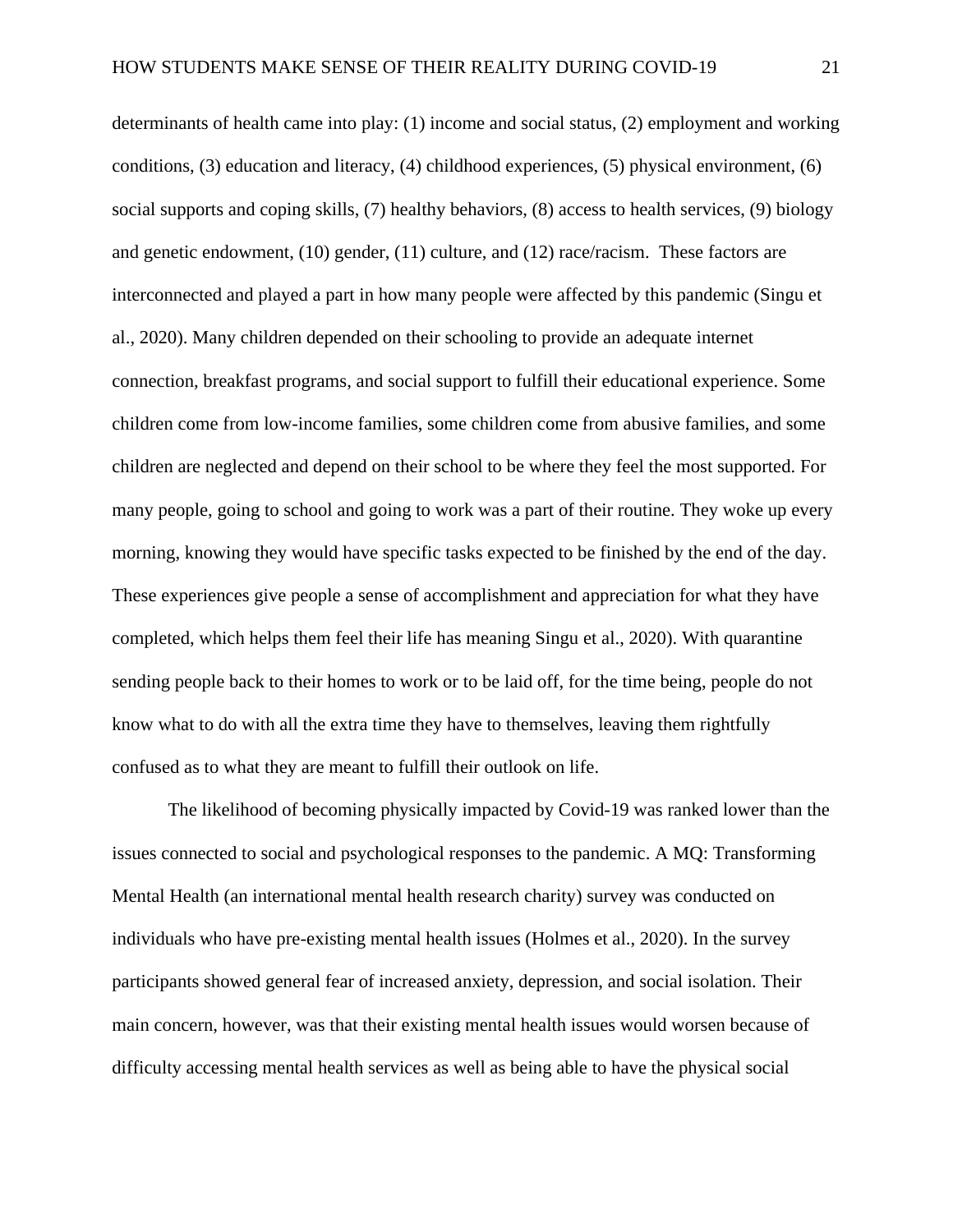determinants of health came into play: (1) income and social status, (2) employment and working conditions, (3) education and literacy, (4) childhood experiences, (5) physical environment, (6) social supports and coping skills, (7) healthy behaviors, (8) access to health services, (9) biology and genetic endowment, (10) gender, (11) culture, and (12) race/racism.  These factors are interconnected and played a part in how many people were affected by this pandemic (Singu et al., 2020). Many children depended on their schooling to provide an adequate internet connection, breakfast programs, and social support to fulfill their educational experience. Some children come from low-income families, some children come from abusive families, and some children are neglected and depend on their school to be where they feel the most supported. For many people, going to school and going to work was a part of their routine. They woke up every morning, knowing they would have specific tasks expected to be finished by the end of the day. These experiences give people a sense of accomplishment and appreciation for what they have completed, which helps them feel their life has meaning Singu et al., 2020). With quarantine sending people back to their homes to work or to be laid off, for the time being, people do not know what to do with all the extra time they have to themselves, leaving them rightfully confused as to what they are meant to fulfill their outlook on life.

The likelihood of becoming physically impacted by Covid-19 was ranked lower than the issues connected to social and psychological responses to the pandemic. A MQ: Transforming Mental Health (an international mental health research charity) survey was conducted on individuals who have pre-existing mental health issues (Holmes et al., 2020). In the survey participants showed general fear of increased anxiety, depression, and social isolation. Their main concern, however, was that their existing mental health issues would worsen because of difficulty accessing mental health services as well as being able to have the physical social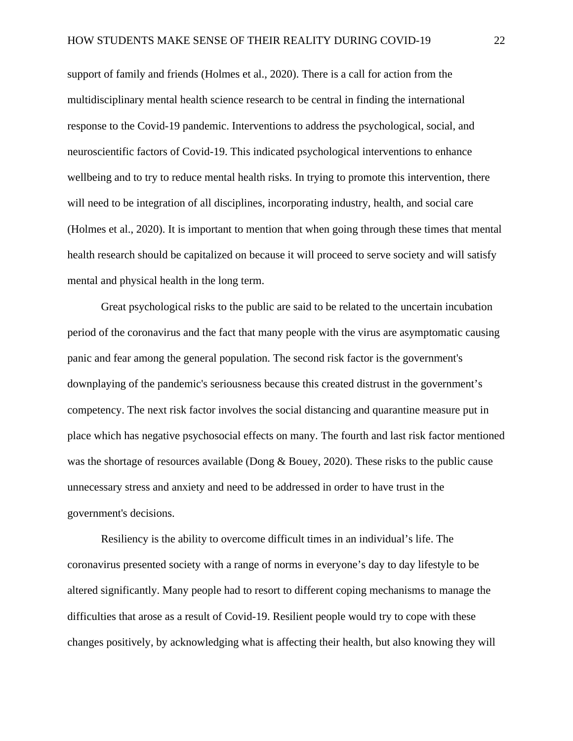support of family and friends (Holmes et al., 2020). There is a call for action from the multidisciplinary mental health science research to be central in finding the international response to the Covid-19 pandemic. Interventions to address the psychological, social, and neuroscientific factors of Covid-19. This indicated psychological interventions to enhance wellbeing and to try to reduce mental health risks. In trying to promote this intervention, there will need to be integration of all disciplines, incorporating industry, health, and social care (Holmes et al., 2020). It is important to mention that when going through these times that mental health research should be capitalized on because it will proceed to serve society and will satisfy mental and physical health in the long term.

Great psychological risks to the public are said to be related to the uncertain incubation period of the coronavirus and the fact that many people with the virus are asymptomatic causing panic and fear among the general population. The second risk factor is the government's downplaying of the pandemic's seriousness because this created distrust in the government's competency. The next risk factor involves the social distancing and quarantine measure put in place which has negative psychosocial effects on many. The fourth and last risk factor mentioned was the shortage of resources available (Dong & Bouey, 2020). These risks to the public cause unnecessary stress and anxiety and need to be addressed in order to have trust in the government's decisions.

Resiliency is the ability to overcome difficult times in an individual's life. The coronavirus presented society with a range of norms in everyone's day to day lifestyle to be altered significantly. Many people had to resort to different coping mechanisms to manage the difficulties that arose as a result of Covid-19. Resilient people would try to cope with these changes positively, by acknowledging what is affecting their health, but also knowing they will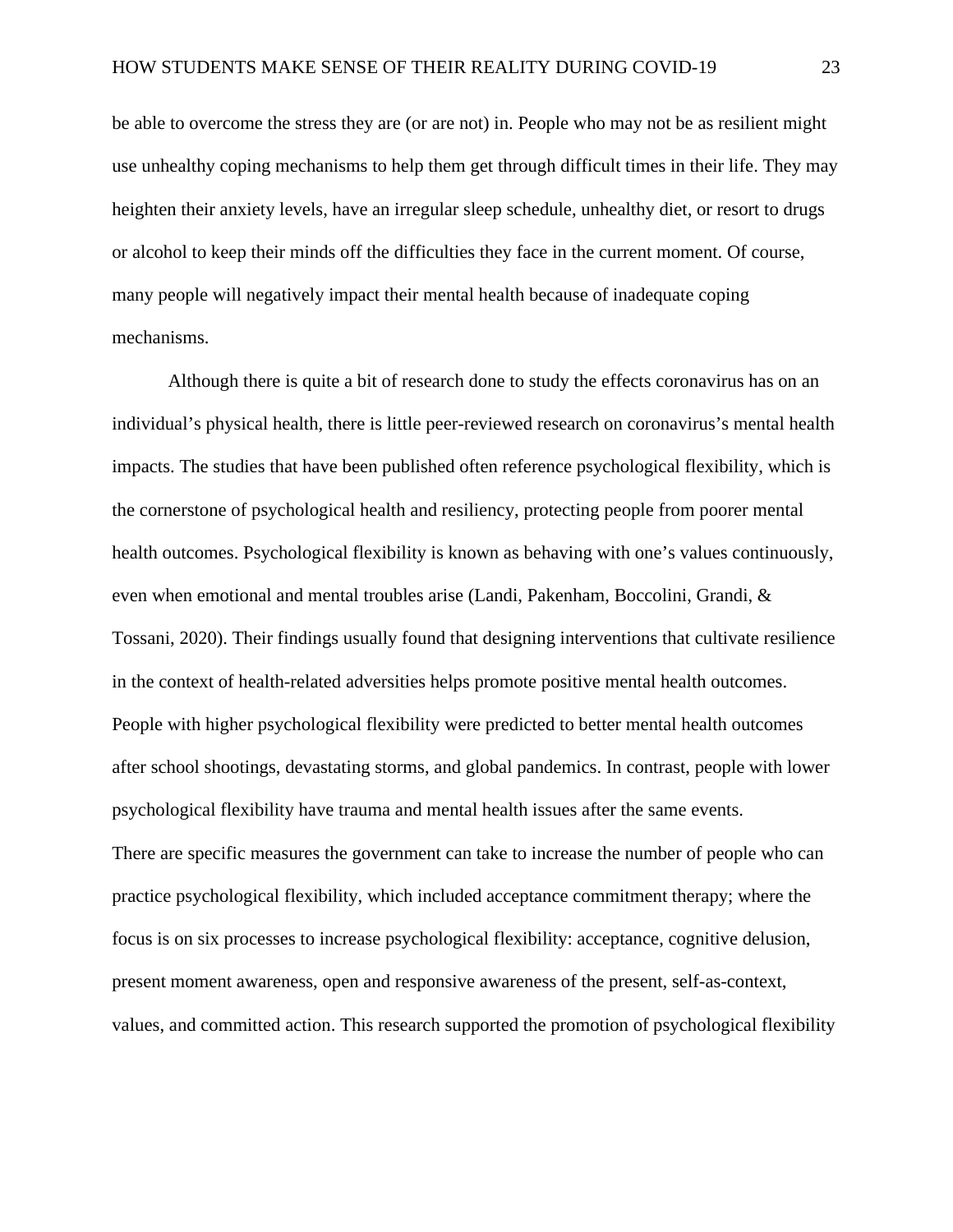be able to overcome the stress they are (or are not) in. People who may not be as resilient might use unhealthy coping mechanisms to help them get through difficult times in their life. They may heighten their anxiety levels, have an irregular sleep schedule, unhealthy diet, or resort to drugs or alcohol to keep their minds off the difficulties they face in the current moment. Of course, many people will negatively impact their mental health because of inadequate coping mechanisms.

Although there is quite a bit of research done to study the effects coronavirus has on an individual's physical health, there is little peer-reviewed research on coronavirus's mental health impacts. The studies that have been published often reference psychological flexibility, which is the cornerstone of psychological health and resiliency, protecting people from poorer mental health outcomes. Psychological flexibility is known as behaving with one's values continuously, even when emotional and mental troubles arise (Landi, Pakenham, Boccolini, Grandi, & Tossani, 2020). Their findings usually found that designing interventions that cultivate resilience in the context of health-related adversities helps promote positive mental health outcomes. People with higher psychological flexibility were predicted to better mental health outcomes after school shootings, devastating storms, and global pandemics. In contrast, people with lower psychological flexibility have trauma and mental health issues after the same events.

There are specific measures the government can take to increase the number of people who can practice psychological flexibility, which included acceptance commitment therapy; where the focus is on six processes to increase psychological flexibility: acceptance, cognitive delusion, present moment awareness, open and responsive awareness of the present, self-as-context, values, and committed action. This research supported the promotion of psychological flexibility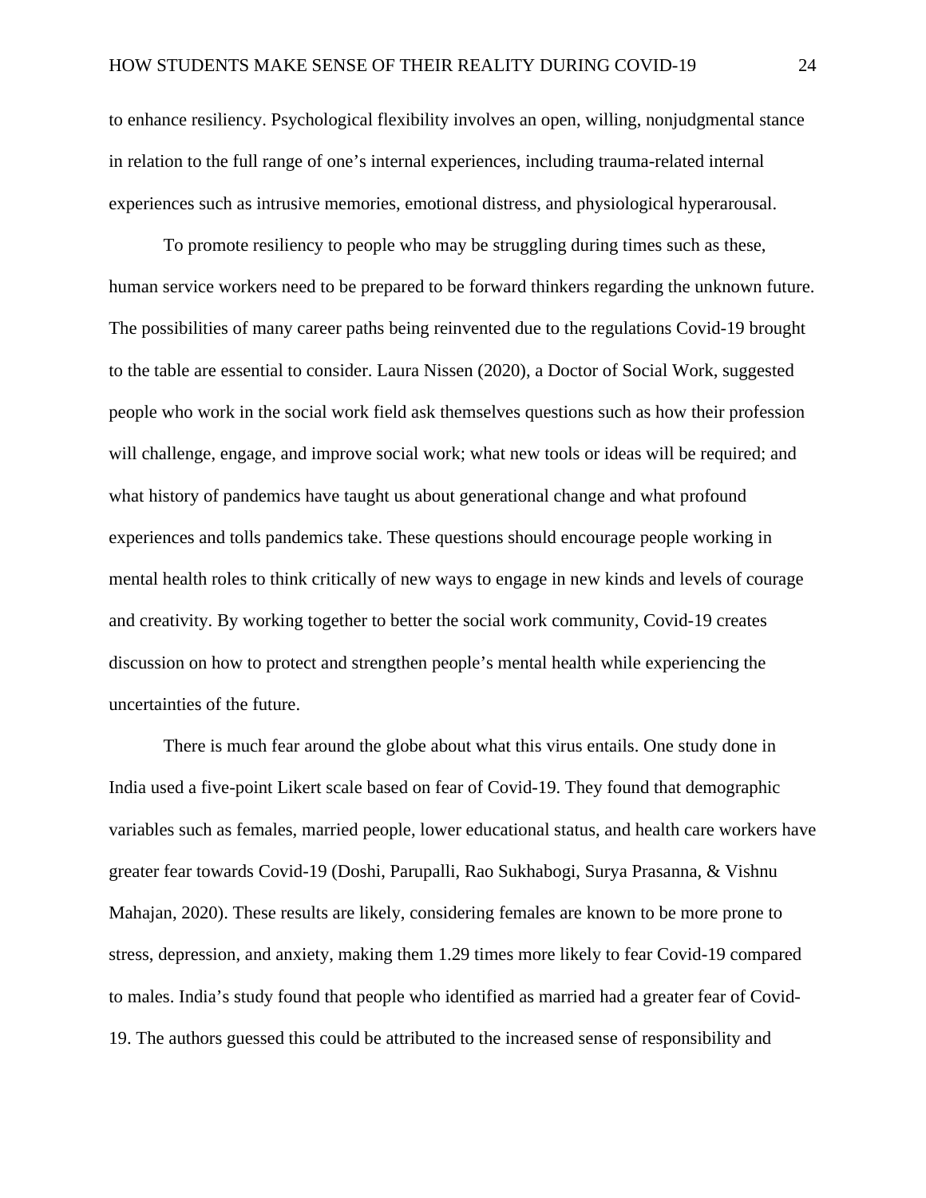to enhance resiliency. Psychological flexibility involves an open, willing, nonjudgmental stance in relation to the full range of one's internal experiences, including trauma-related internal experiences such as intrusive memories, emotional distress, and physiological hyperarousal.

To promote resiliency to people who may be struggling during times such as these, human service workers need to be prepared to be forward thinkers regarding the unknown future. The possibilities of many career paths being reinvented due to the regulations Covid-19 brought to the table are essential to consider. Laura Nissen (2020), a Doctor of Social Work, suggested people who work in the social work field ask themselves questions such as how their profession will challenge, engage, and improve social work; what new tools or ideas will be required; and what history of pandemics have taught us about generational change and what profound experiences and tolls pandemics take. These questions should encourage people working in mental health roles to think critically of new ways to engage in new kinds and levels of courage and creativity. By working together to better the social work community, Covid-19 creates discussion on how to protect and strengthen people's mental health while experiencing the uncertainties of the future.

There is much fear around the globe about what this virus entails. One study done in India used a five-point Likert scale based on fear of Covid-19. They found that demographic variables such as females, married people, lower educational status, and health care workers have greater fear towards Covid-19 (Doshi, Parupalli, Rao Sukhabogi, Surya Prasanna, & Vishnu Mahajan, 2020). These results are likely, considering females are known to be more prone to stress, depression, and anxiety, making them 1.29 times more likely to fear Covid-19 compared to males. India's study found that people who identified as married had a greater fear of Covid-19. The authors guessed this could be attributed to the increased sense of responsibility and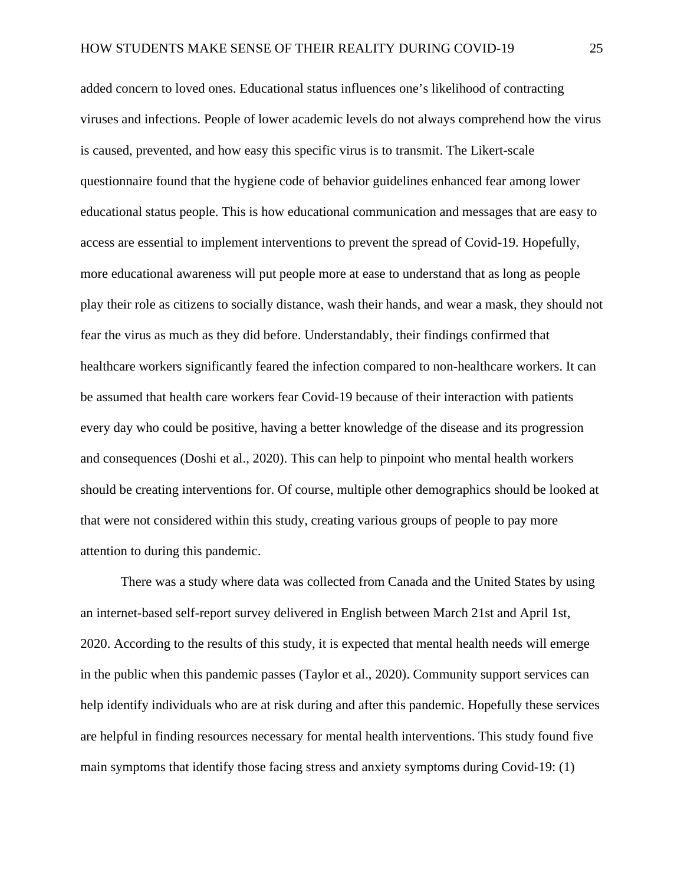added concern to loved ones. Educational status influences one's likelihood of contracting viruses and infections. People of lower academic levels do not always comprehend how the virus is caused, prevented, and how easy this specific virus is to transmit. The Likert-scale questionnaire found that the hygiene code of behavior guidelines enhanced fear among lower educational status people. This is how educational communication and messages that are easy to access are essential to implement interventions to prevent the spread of Covid-19. Hopefully, more educational awareness will put people more at ease to understand that as long as people play their role as citizens to socially distance, wash their hands, and wear a mask, they should not fear the virus as much as they did before. Understandably, their findings confirmed that healthcare workers significantly feared the infection compared to non-healthcare workers. It can be assumed that health care workers fear Covid-19 because of their interaction with patients every day who could be positive, having a better knowledge of the disease and its progression and consequences (Doshi et al., 2020). This can help to pinpoint who mental health workers should be creating interventions for. Of course, multiple other demographics should be looked at that were not considered within this study, creating various groups of people to pay more attention to during this pandemic.

There was a study where data was collected from Canada and the United States by using an internet-based self-report survey delivered in English between March 21st and April 1st, 2020. According to the results of this study, it is expected that mental health needs will emerge in the public when this pandemic passes (Taylor et al., 2020). Community support services can help identify individuals who are at risk during and after this pandemic. Hopefully these services are helpful in finding resources necessary for mental health interventions. This study found five main symptoms that identify those facing stress and anxiety symptoms during Covid-19: (1)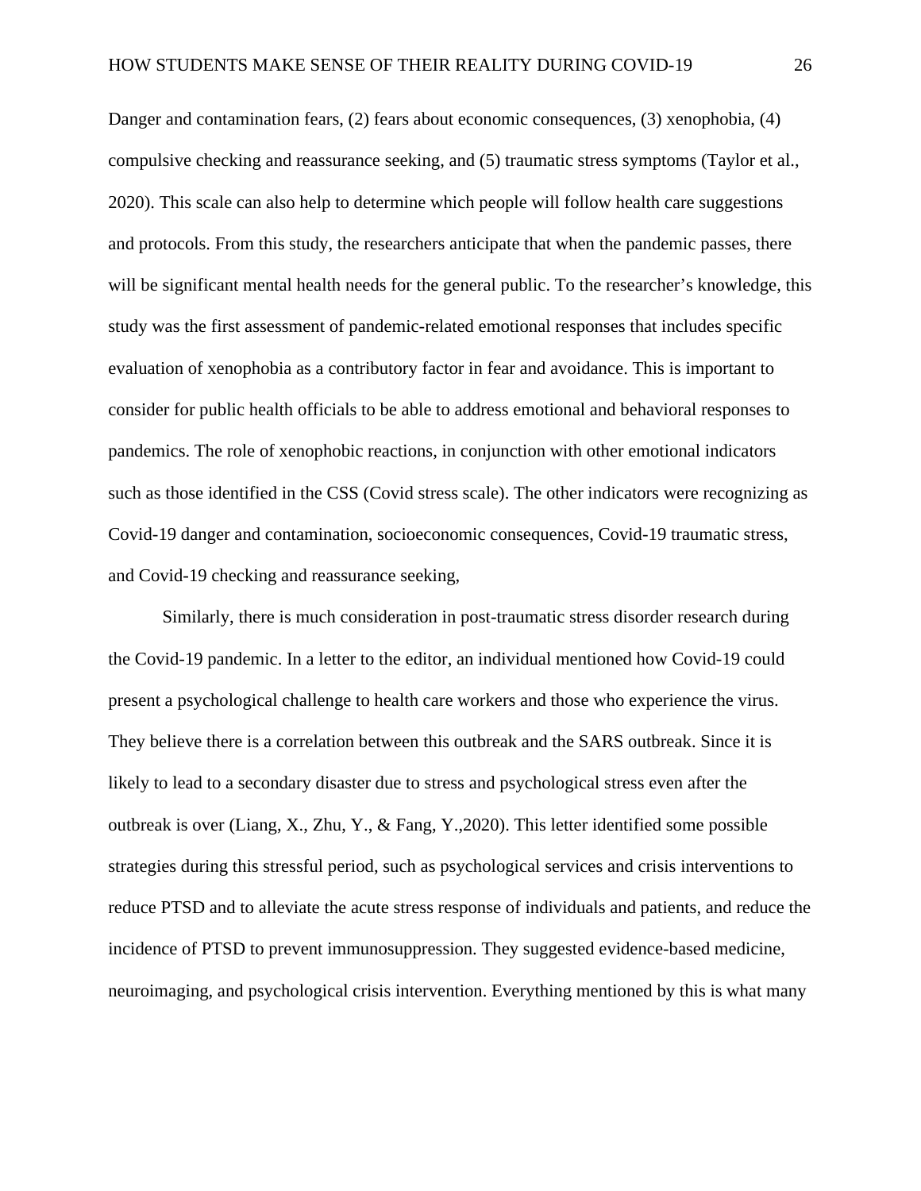Danger and contamination fears, (2) fears about economic consequences, (3) xenophobia, (4) compulsive checking and reassurance seeking, and (5) traumatic stress symptoms (Taylor et al., 2020). This scale can also help to determine which people will follow health care suggestions and protocols. From this study, the researchers anticipate that when the pandemic passes, there will be significant mental health needs for the general public. To the researcher's knowledge, this study was the first assessment of pandemic-related emotional responses that includes specific evaluation of xenophobia as a contributory factor in fear and avoidance. This is important to consider for public health officials to be able to address emotional and behavioral responses to pandemics. The role of xenophobic reactions, in conjunction with other emotional indicators such as those identified in the CSS (Covid stress scale). The other indicators were recognizing as Covid-19 danger and contamination, socioeconomic consequences, Covid-19 traumatic stress, and Covid-19 checking and reassurance seeking,

Similarly, there is much consideration in post-traumatic stress disorder research during the Covid-19 pandemic. In a letter to the editor, an individual mentioned how Covid-19 could present a psychological challenge to health care workers and those who experience the virus. They believe there is a correlation between this outbreak and the SARS outbreak. Since it is likely to lead to a secondary disaster due to stress and psychological stress even after the outbreak is over (Liang, X., Zhu, Y., & Fang, Y.,2020). This letter identified some possible strategies during this stressful period, such as psychological services and crisis interventions to reduce PTSD and to alleviate the acute stress response of individuals and patients, and reduce the incidence of PTSD to prevent immunosuppression. They suggested evidence-based medicine, neuroimaging, and psychological crisis intervention. Everything mentioned by this is what many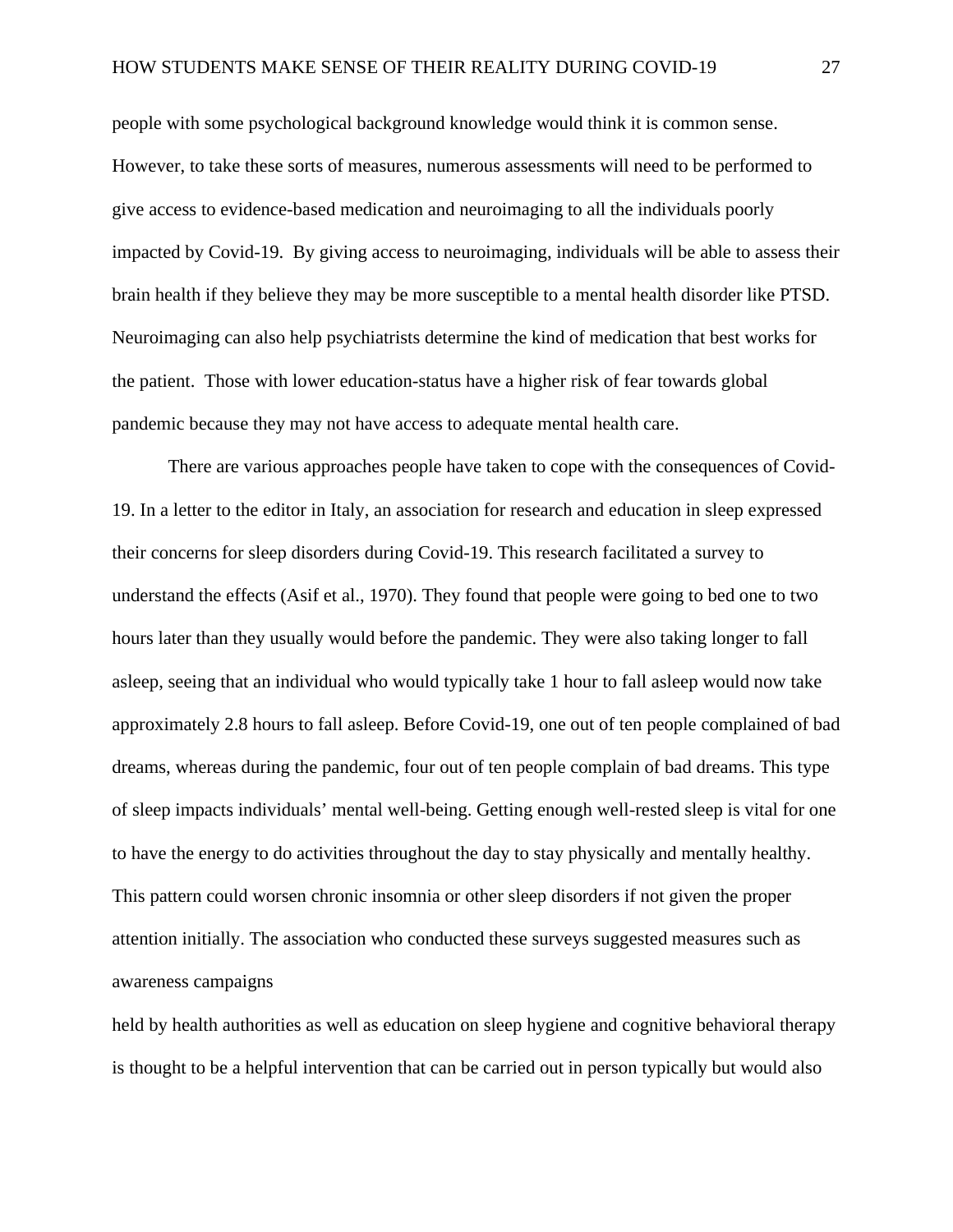people with some psychological background knowledge would think it is common sense. However, to take these sorts of measures, numerous assessments will need to be performed to give access to evidence-based medication and neuroimaging to all the individuals poorly impacted by Covid-19. By giving access to neuroimaging, individuals will be able to assess their brain health if they believe they may be more susceptible to a mental health disorder like PTSD. Neuroimaging can also help psychiatrists determine the kind of medication that best works for the patient. Those with lower education-status have a higher risk of fear towards global pandemic because they may not have access to adequate mental health care.

There are various approaches people have taken to cope with the consequences of Covid-19. In a letter to the editor in Italy, an association for research and education in sleep expressed their concerns for sleep disorders during Covid-19. This research facilitated a survey to understand the effects (Asif et al., 1970). They found that people were going to bed one to two hours later than they usually would before the pandemic. They were also taking longer to fall asleep, seeing that an individual who would typically take 1 hour to fall asleep would now take approximately 2.8 hours to fall asleep. Before Covid-19, one out of ten people complained of bad dreams, whereas during the pandemic, four out of ten people complain of bad dreams. This type of sleep impacts individuals' mental well-being. Getting enough well-rested sleep is vital for one to have the energy to do activities throughout the day to stay physically and mentally healthy. This pattern could worsen chronic insomnia or other sleep disorders if not given the proper attention initially. The association who conducted these surveys suggested measures such as awareness campaigns

held by health authorities as well as education on sleep hygiene and cognitive behavioral therapy is thought to be a helpful intervention that can be carried out in person typically but would also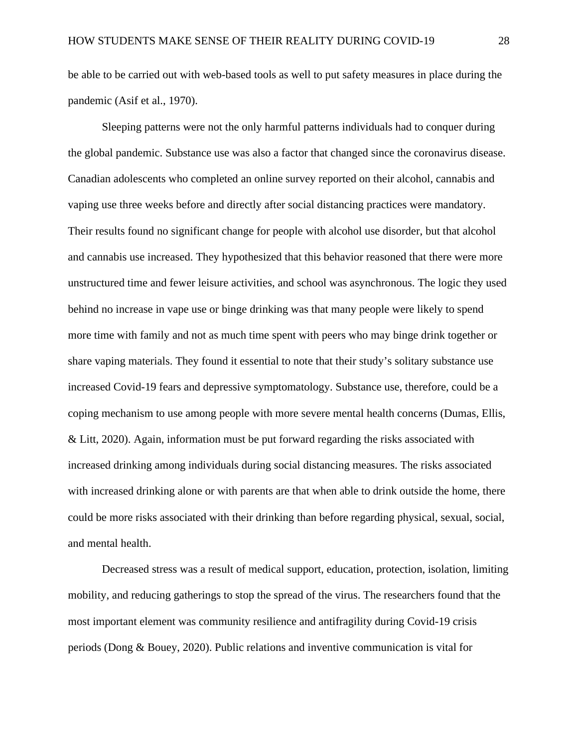be able to be carried out with web-based tools as well to put safety measures in place during the pandemic (Asif et al., 1970).

Sleeping patterns were not the only harmful patterns individuals had to conquer during the global pandemic. Substance use was also a factor that changed since the coronavirus disease. Canadian adolescents who completed an online survey reported on their alcohol, cannabis and vaping use three weeks before and directly after social distancing practices were mandatory. Their results found no significant change for people with alcohol use disorder, but that alcohol and cannabis use increased. They hypothesized that this behavior reasoned that there were more unstructured time and fewer leisure activities, and school was asynchronous. The logic they used behind no increase in vape use or binge drinking was that many people were likely to spend more time with family and not as much time spent with peers who may binge drink together or share vaping materials. They found it essential to note that their study's solitary substance use increased Covid-19 fears and depressive symptomatology. Substance use, therefore, could be a coping mechanism to use among people with more severe mental health concerns (Dumas, Ellis, & Litt, 2020). Again, information must be put forward regarding the risks associated with increased drinking among individuals during social distancing measures. The risks associated with increased drinking alone or with parents are that when able to drink outside the home, there could be more risks associated with their drinking than before regarding physical, sexual, social, and mental health.

Decreased stress was a result of medical support, education, protection, isolation, limiting mobility, and reducing gatherings to stop the spread of the virus. The researchers found that the most important element was community resilience and antifragility during Covid-19 crisis periods (Dong & Bouey, 2020). Public relations and inventive communication is vital for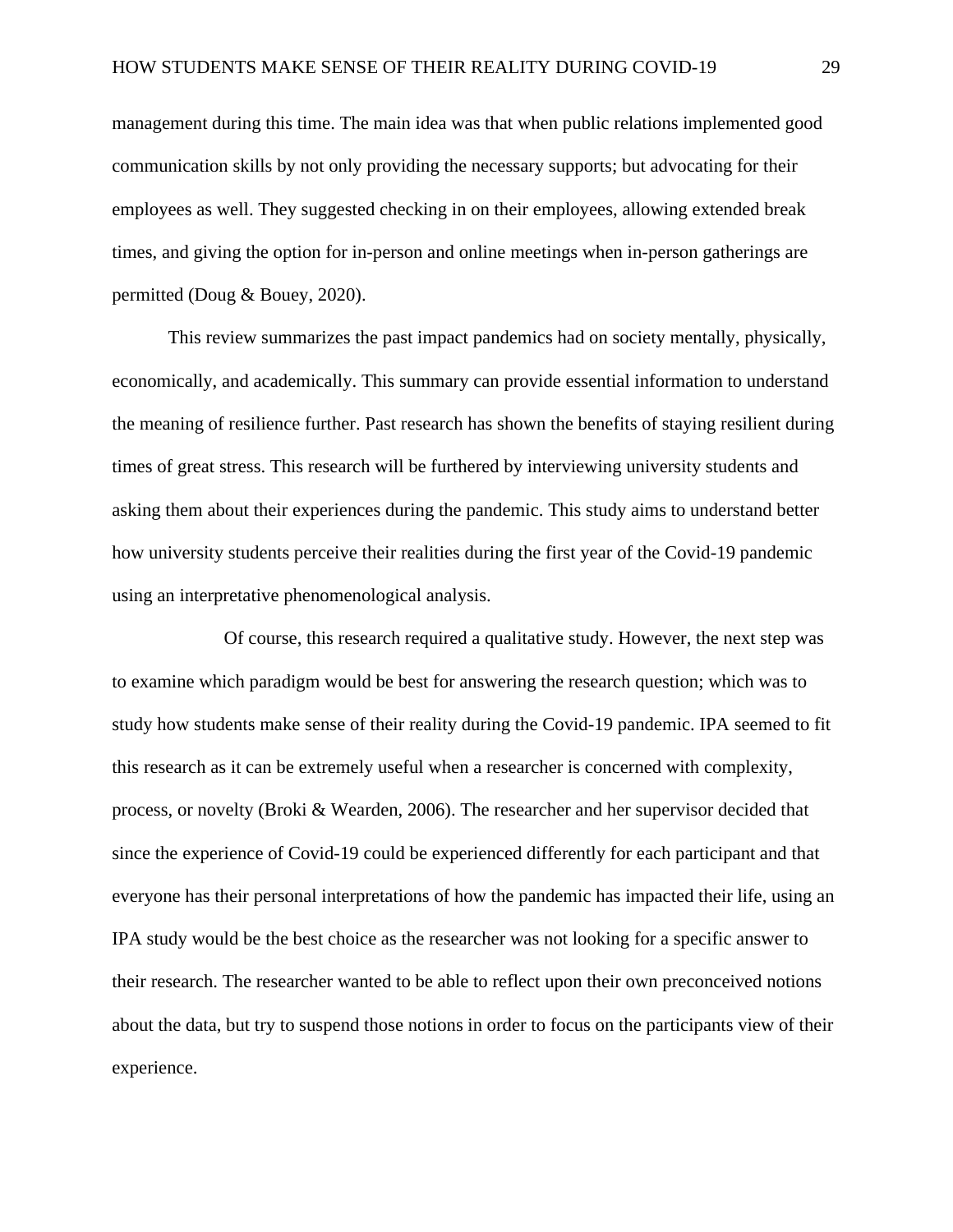management during this time. The main idea was that when public relations implemented good communication skills by not only providing the necessary supports; but advocating for their employees as well. They suggested checking in on their employees, allowing extended break times, and giving the option for in-person and online meetings when in-person gatherings are permitted (Doug & Bouey, 2020).

This review summarizes the past impact pandemics had on society mentally, physically, economically, and academically. This summary can provide essential information to understand the meaning of resilience further. Past research has shown the benefits of staying resilient during times of great stress. This research will be furthered by interviewing university students and asking them about their experiences during the pandemic. This study aims to understand better how university students perceive their realities during the first year of the Covid-19 pandemic using an interpretative phenomenological analysis.

Of course, this research required a qualitative study. However, the next step was to examine which paradigm would be best for answering the research question; which was to study how students make sense of their reality during the Covid-19 pandemic. IPA seemed to fit this research as it can be extremely useful when a researcher is concerned with complexity, process, or novelty (Broki & Wearden, 2006). The researcher and her supervisor decided that since the experience of Covid-19 could be experienced differently for each participant and that everyone has their personal interpretations of how the pandemic has impacted their life, using an IPA study would be the best choice as the researcher was not looking for a specific answer to their research. The researcher wanted to be able to reflect upon their own preconceived notions about the data, but try to suspend those notions in order to focus on the participants view of their experience.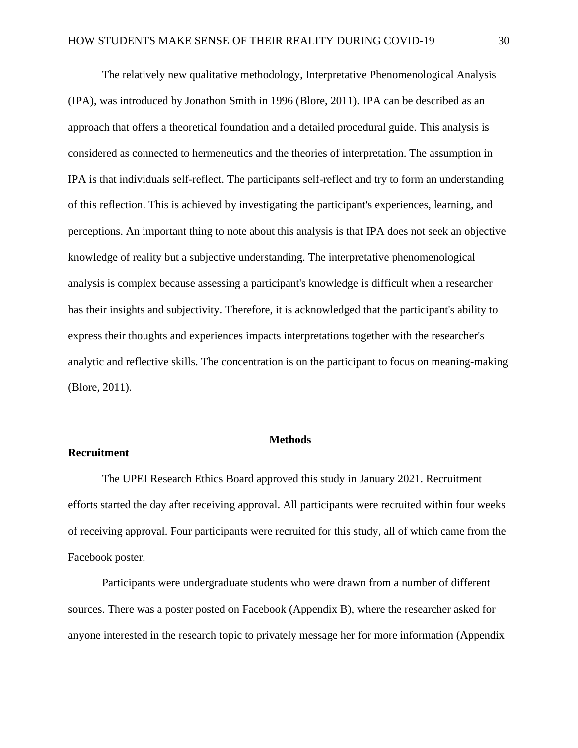The relatively new qualitative methodology, Interpretative Phenomenological Analysis (IPA), was introduced by Jonathon Smith in 1996 (Blore, 2011). IPA can be described as an approach that offers a theoretical foundation and a detailed procedural guide. This analysis is considered as connected to hermeneutics and the theories of interpretation. The assumption in IPA is that individuals self-reflect. The participants self-reflect and try to form an understanding of this reflection. This is achieved by investigating the participant's experiences, learning, and perceptions. An important thing to note about this analysis is that IPA does not seek an objective knowledge of reality but a subjective understanding. The interpretative phenomenological analysis is complex because assessing a participant's knowledge is difficult when a researcher has their insights and subjectivity. Therefore, it is acknowledged that the participant's ability to express their thoughts and experiences impacts interpretations together with the researcher's analytic and reflective skills. The concentration is on the participant to focus on meaning-making (Blore, 2011).

# Methods

## Recruitment

The UPEI Research Ethics Board approved this study in January 2021. Recruitment efforts started the day after receiving approval. All participants were recruited within four weeks of receiving approval. Four participants were recruited for this study, all of which came from the Facebook poster.

Participants were undergraduate students who were drawn from a number of different sources. There was a poster posted on Facebook (Appendix B), where the researcher asked for anyone interested in the research topic to privately message her for more information (Appendix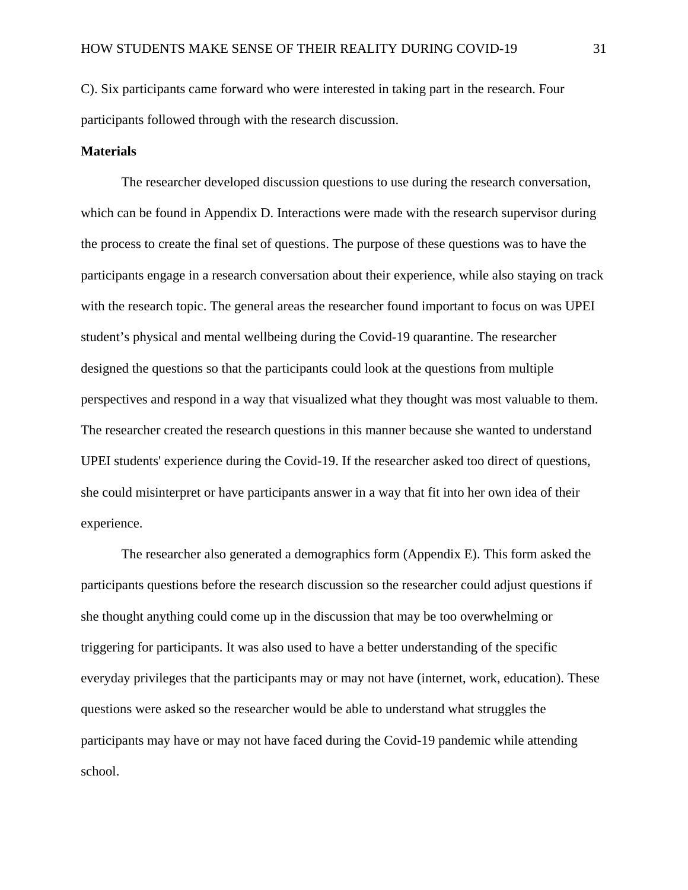C). Six participants came forward who were interested in taking part in the research. Four participants followed through with the research discussion.

**Materials**

The researcher developed discussion questions to use during the research conversation, which can be found in Appendix D. Interactions were made with the research supervisor during the process to create the final set of questions. The purpose of these questions was to have the participants engage in a research conversation about their experience, while also staying on track with the research topic. The general areas the researcher found important to focus on was UPEI student's physical and mental wellbeing during the Covid-19 quarantine. The researcher designed the questions so that the participants could look at the questions from multiple perspectives and respond in a way that visualized what they thought was most valuable to them. The researcher created the research questions in this manner because she wanted to understand UPEI students' experience during the Covid-19. If the researcher asked too direct of questions, she could misinterpret or have participants answer in a way that fit into her own idea of their experience.

The researcher also generated a demographics form (Appendix E). This form asked the participants questions before the research discussion so the researcher could adjust questions if she thought anything could come up in the discussion that may be too overwhelming or triggering for participants. It was also used to have a better understanding of the specific everyday privileges that the participants may or may not have (internet, work, education). These questions were asked so the researcher would be able to understand what struggles the participants may have or may not have faced during the Covid-19 pandemic while attending school.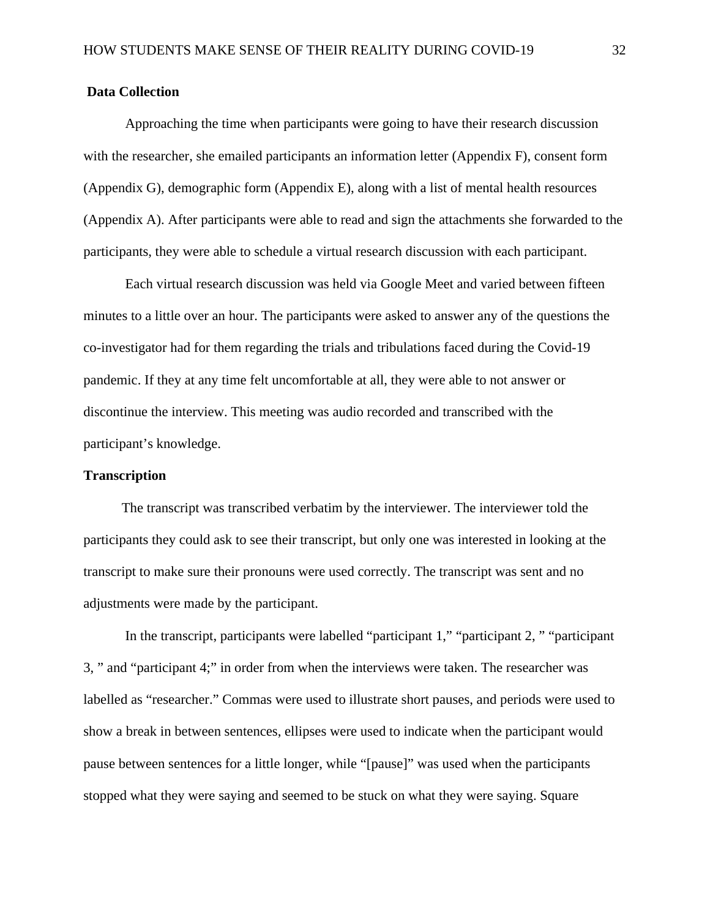## Data Collection

Approaching the time when participants were going to have their research discussion with the researcher, she emailed participants an information letter (Appendix F), consent form (Appendix G), demographic form (Appendix E), along with a list of mental health resources (Appendix A). After participants were able to read and sign the attachments she forwarded to the participants, they were able to schedule a virtual research discussion with each participant.

Each virtual research discussion was held via Google Meet and varied between fifteen minutes to a little over an hour. The participants were asked to answer any of the questions the co-investigator had for them regarding the trials and tribulations faced during the Covid-19 pandemic. If they at any time felt uncomfortable at all, they were able to not answer or discontinue the interview. This meeting was audio recorded and transcribed with the participant's knowledge.

## Transcription

The transcript was transcribed verbatim by the interviewer. The interviewer told the participants they could ask to see their transcript, but only one was interested in looking at the transcript to make sure their pronouns were used correctly. The transcript was sent and no adjustments were made by the participant.

In the transcript, participants were labelled "participant 1," "participant 2, " "participant 3, " and "participant 4;" in order from when the interviews were taken. The researcher was labelled as "researcher." Commas were used to illustrate short pauses, and periods were used to show a break in between sentences, ellipses were used to indicate when the participant would pause between sentences for a little longer, while "[pause]" was used when the participants stopped what they were saying and seemed to be stuck on what they were saying. Square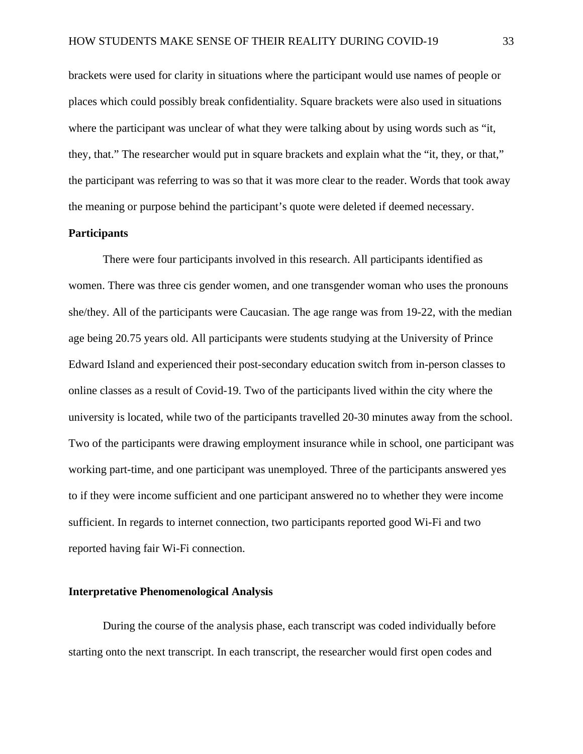brackets were used for clarity in situations where the participant would use names of people or places which could possibly break confidentiality. Square brackets were also used in situations where the participant was unclear of what they were talking about by using words such as “it, they, that.” The researcher would put in square brackets and explain what the “it, they, or that,” the participant was referring to was so that it was more clear to the reader. Words that took away the meaning or purpose behind the participant’s quote were deleted if deemed necessary.

## Participants

There were four participants involved in this research. All participants identified as women. There was three cis gender women, and one transgender woman who uses the pronouns she/they. All of the participants were Caucasian. The age range was from 19-22, with the median age being 20.75 years old. All participants were students studying at the University of Prince Edward Island and experienced their post-secondary education switch from in-person classes to online classes as a result of Covid-19. Two of the participants lived within the city where the university is located, while two of the participants travelled 20-30 minutes away from the school. Two of the participants were drawing employment insurance while in school, one participant was working part-time, and one participant was unemployed. Three of the participants answered yes to if they were income sufficient and one participant answered no to whether they were income sufficient. In regards to internet connection, two participants reported good Wi-Fi and two reported having fair Wi-Fi connection.

## Interpretative Phenomenological Analysis

During the course of the analysis phase, each transcript was coded individually before starting onto the next transcript. In each transcript, the researcher would first open codes and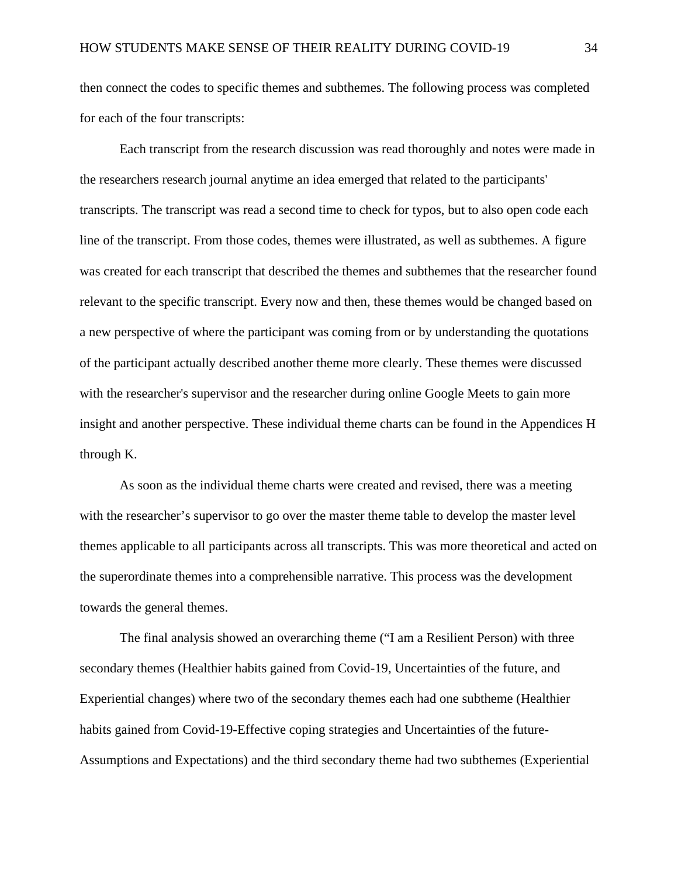then connect the codes to specific themes and subthemes. The following process was completed for each of the four transcripts:

Each transcript from the research discussion was read thoroughly and notes were made in the researchers research journal anytime an idea emerged that related to the participants' transcripts. The transcript was read a second time to check for typos, but to also open code each line of the transcript. From those codes, themes were illustrated, as well as subthemes. A figure was created for each transcript that described the themes and subthemes that the researcher found relevant to the specific transcript. Every now and then, these themes would be changed based on a new perspective of where the participant was coming from or by understanding the quotations of the participant actually described another theme more clearly. These themes were discussed with the researcher's supervisor and the researcher during online Google Meets to gain more insight and another perspective. These individual theme charts can be found in the Appendices H through K.

As soon as the individual theme charts were created and revised, there was a meeting with the researcher's supervisor to go over the master theme table to develop the master level themes applicable to all participants across all transcripts. This was more theoretical and acted on the superordinate themes into a comprehensible narrative. This process was the development towards the general themes.

The final analysis showed an overarching theme ("I am a Resilient Person) with three secondary themes (Healthier habits gained from Covid-19, Uncertainties of the future, and Experiential changes) where two of the secondary themes each had one subtheme (Healthier habits gained from Covid-19-Effective coping strategies and Uncertainties of the future-Assumptions and Expectations) and the third secondary theme had two subthemes (Experiential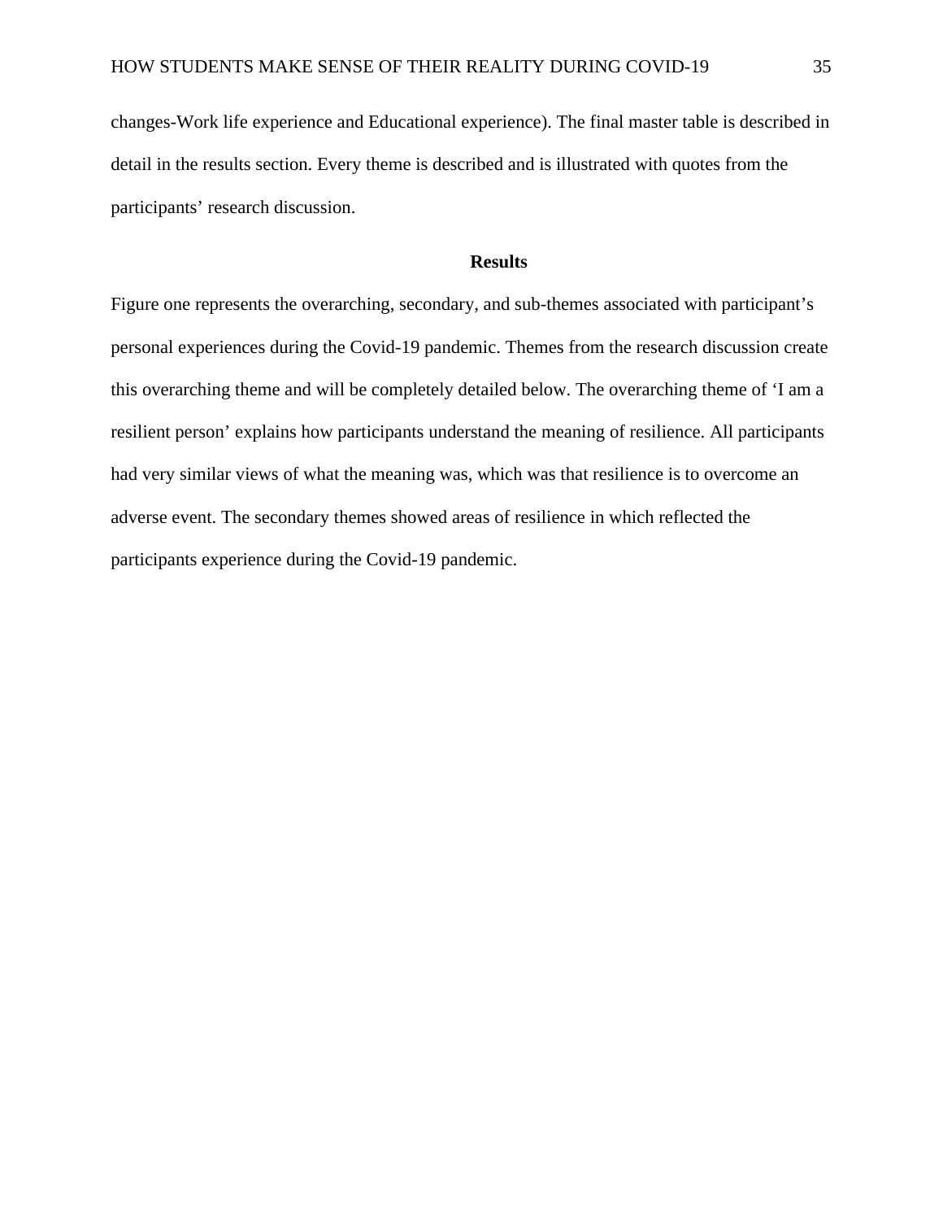changes-Work life experience and Educational experience). The final master table is described in detail in the results section. Every theme is described and is illustrated with quotes from the participants' research discussion.

## Results

Figure one represents the overarching, secondary, and sub-themes associated with participant's personal experiences during the Covid-19 pandemic. Themes from the research discussion create this overarching theme and will be completely detailed below. The overarching theme of 'I am a resilient person' explains how participants understand the meaning of resilience. All participants had very similar views of what the meaning was, which was that resilience is to overcome an adverse event. The secondary themes showed areas of resilience in which reflected the participants experience during the Covid-19 pandemic.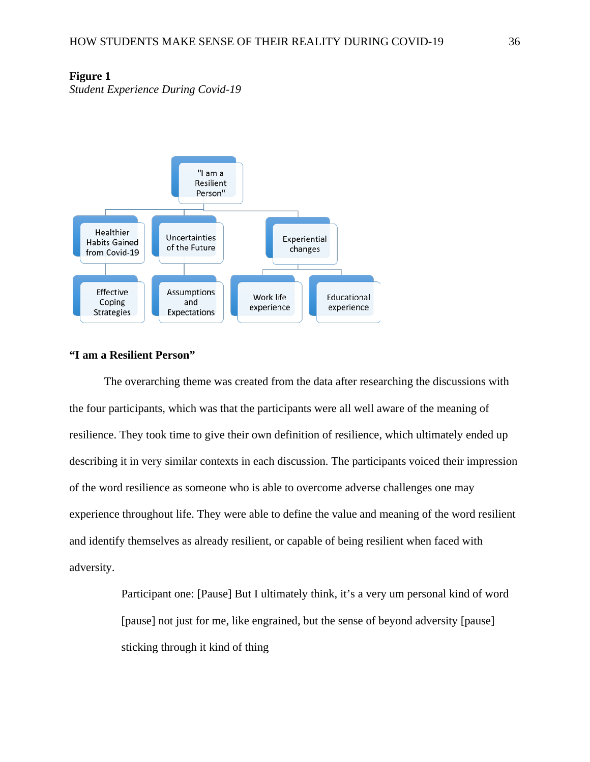**Figure 1**

*Student Experience During Covid-19*

"I am a Resilient Person"

Healthier Habits Gained from Covid-19

Uncertainties of the Future

Experiential changes

Effective Coping Strategies

Assumptions and Expectations

Work life experience

Educational experience

**"I am a Resilient Person"**

The overarching theme was created from the data after researching the discussions with the four participants, which was that the participants were all well aware of the meaning of resilience. They took time to give their own definition of resilience, which ultimately ended up describing it in very similar contexts in each discussion. The participants voiced their impression of the word resilience as someone who is able to overcome adverse challenges one may experience throughout life. They were able to define the value and meaning of the word resilient and identify themselves as already resilient, or capable of being resilient when faced with adversity.

> Participant one: [Pause] But I ultimately think, it's a very um personal kind of word [pause] not just for me, like engrained, but the sense of beyond adversity [pause] sticking through it kind of thing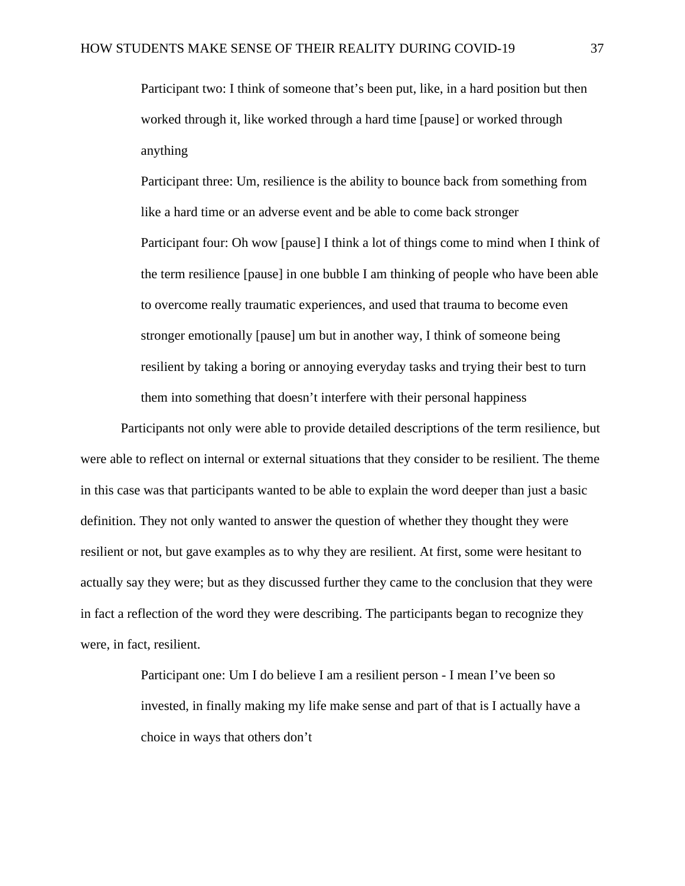> Participant two: I think of someone that's been put, like, in a hard position but then worked through it, like worked through a hard time [pause] or worked through anything
>
> Participant three: Um, resilience is the ability to bounce back from something from like a hard time or an adverse event and be able to come back stronger
>
> Participant four: Oh wow [pause] I think a lot of things come to mind when I think of the term resilience [pause] in one bubble I am thinking of people who have been able to overcome really traumatic experiences, and used that trauma to become even stronger emotionally [pause] um but in another way, I think of someone being resilient by taking a boring or annoying everyday tasks and trying their best to turn them into something that doesn't interfere with their personal happiness

Participants not only were able to provide detailed descriptions of the term resilience, but were able to reflect on internal or external situations that they consider to be resilient. The theme in this case was that participants wanted to be able to explain the word deeper than just a basic definition. They not only wanted to answer the question of whether they thought they were resilient or not, but gave examples as to why they are resilient. At first, some were hesitant to actually say they were; but as they discussed further they came to the conclusion that they were in fact a reflection of the word they were describing. The participants began to recognize they were, in fact, resilient.

> Participant one: Um I do believe I am a resilient person - I mean I've been so invested, in finally making my life make sense and part of that is I actually have a choice in ways that others don't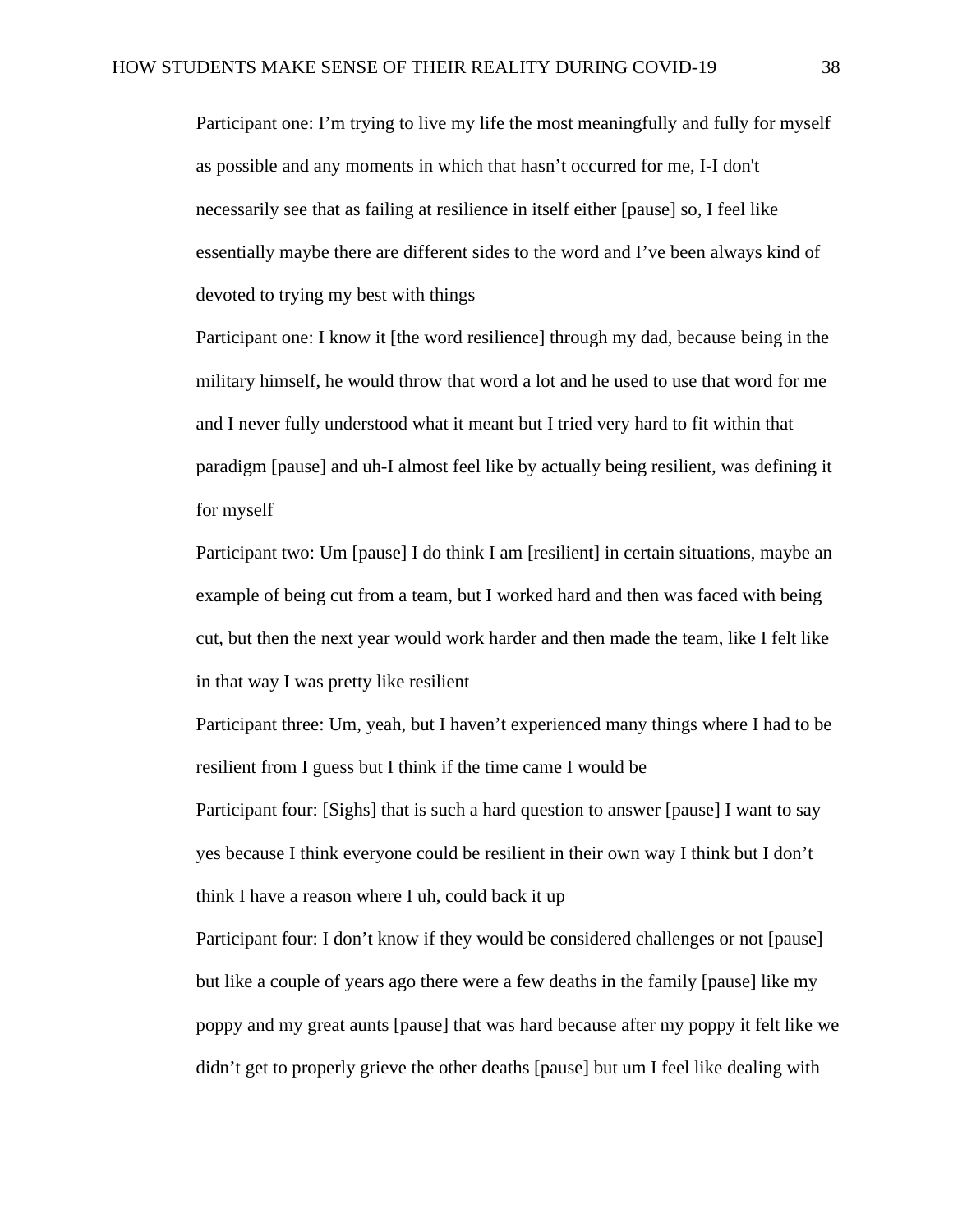Participant one: I'm trying to live my life the most meaningfully and fully for myself as possible and any moments in which that hasn't occurred for me, I-I don't necessarily see that as failing at resilience in itself either [pause] so, I feel like essentially maybe there are different sides to the word and I've been always kind of devoted to trying my best with things

Participant one: I know it [the word resilience] through my dad, because being in the military himself, he would throw that word a lot and he used to use that word for me and I never fully understood what it meant but I tried very hard to fit within that paradigm [pause] and uh-I almost feel like by actually being resilient, was defining it for myself

Participant two: Um [pause] I do think I am [resilient] in certain situations, maybe an example of being cut from a team, but I worked hard and then was faced with being cut, but then the next year would work harder and then made the team, like I felt like in that way I was pretty like resilient

Participant three: Um, yeah, but I haven't experienced many things where I had to be resilient from I guess but I think if the time came I would be

Participant four: [Sighs] that is such a hard question to answer [pause] I want to say yes because I think everyone could be resilient in their own way I think but I don't think I have a reason where I uh, could back it up

Participant four: I don't know if they would be considered challenges or not [pause] but like a couple of years ago there were a few deaths in the family [pause] like my poppy and my great aunts [pause] that was hard because after my poppy it felt like we didn't get to properly grieve the other deaths [pause] but um I feel like dealing with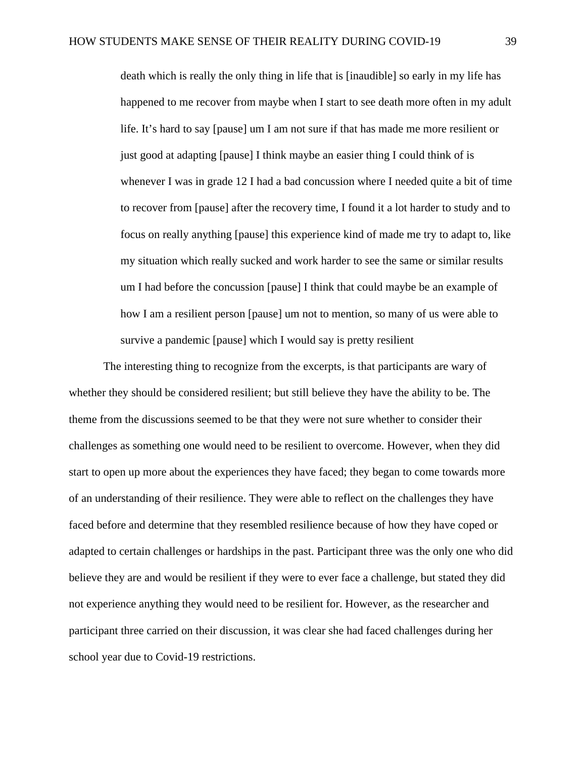> death which is really the only thing in life that is [inaudible] so early in my life has happened to me recover from maybe when I start to see death more often in my adult life. It’s hard to say [pause] um I am not sure if that has made me more resilient or just good at adapting [pause] I think maybe an easier thing I could think of is whenever I was in grade 12 I had a bad concussion where I needed quite a bit of time to recover from [pause] after the recovery time, I found it a lot harder to study and to focus on really anything [pause] this experience kind of made me try to adapt to, like my situation which really sucked and work harder to see the same or similar results um I had before the concussion [pause] I think that could maybe be an example of how I am a resilient person [pause] um not to mention, so many of us were able to survive a pandemic [pause] which I would say is pretty resilient

The interesting thing to recognize from the excerpts, is that participants are wary of whether they should be considered resilient; but still believe they have the ability to be. The theme from the discussions seemed to be that they were not sure whether to consider their challenges as something one would need to be resilient to overcome. However, when they did start to open up more about the experiences they have faced; they began to come towards more of an understanding of their resilience. They were able to reflect on the challenges they have faced before and determine that they resembled resilience because of how they have coped or adapted to certain challenges or hardships in the past. Participant three was the only one who did believe they are and would be resilient if they were to ever face a challenge, but stated they did not experience anything they would need to be resilient for. However, as the researcher and participant three carried on their discussion, it was clear she had faced challenges during her school year due to Covid-19 restrictions.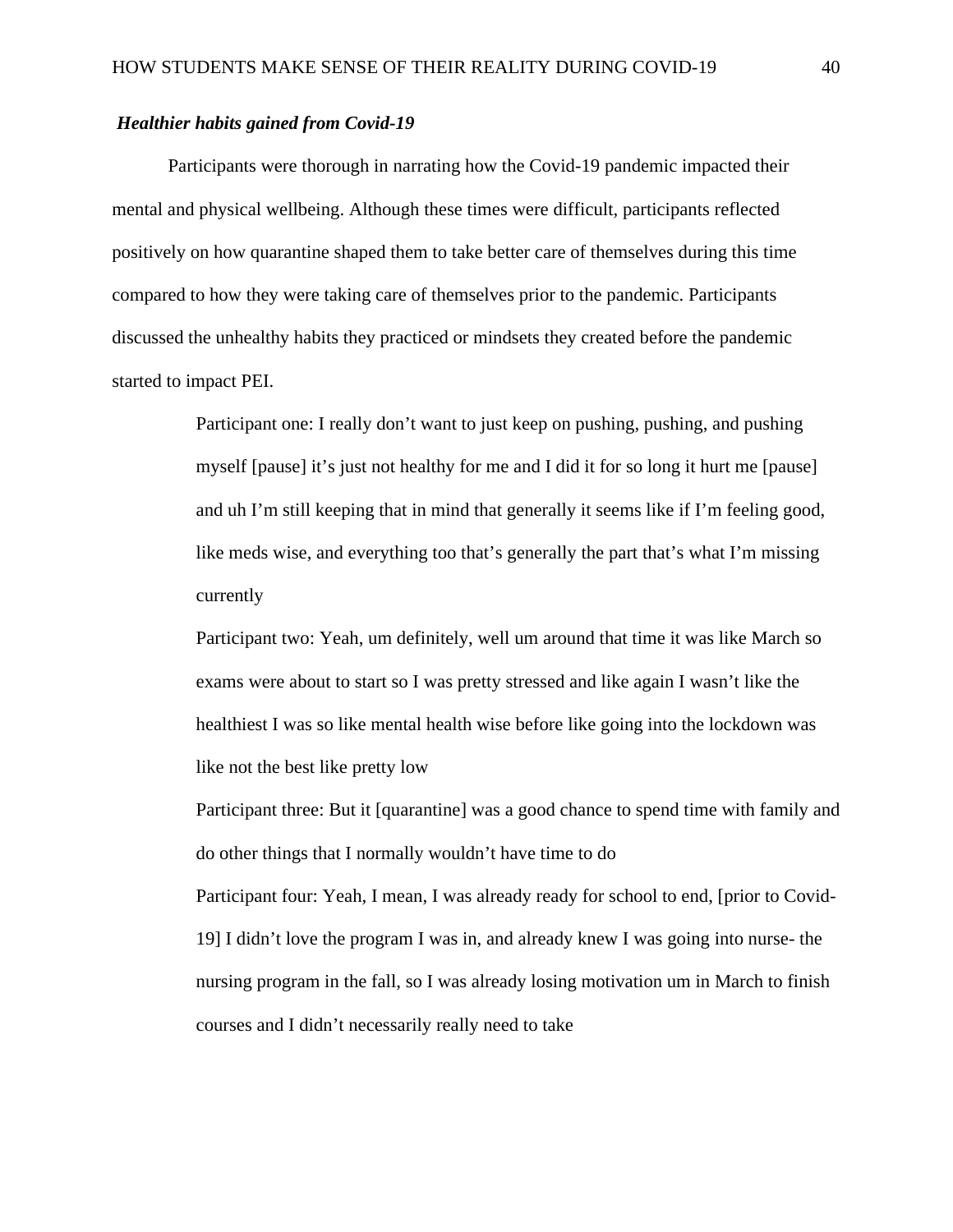### *Healthier habits gained from Covid-19*

Participants were thorough in narrating how the Covid-19 pandemic impacted their mental and physical wellbeing. Although these times were difficult, participants reflected positively on how quarantine shaped them to take better care of themselves during this time compared to how they were taking care of themselves prior to the pandemic. Participants discussed the unhealthy habits they practiced or mindsets they created before the pandemic started to impact PEI.

> Participant one: I really don't want to just keep on pushing, pushing, and pushing myself [pause] it's just not healthy for me and I did it for so long it hurt me [pause] and uh I'm still keeping that in mind that generally it seems like if I'm feeling good, like meds wise, and everything too that's generally the part that's what I'm missing currently
>
> Participant two: Yeah, um definitely, well um around that time it was like March so exams were about to start so I was pretty stressed and like again I wasn't like the healthiest I was so like mental health wise before like going into the lockdown was like not the best like pretty low
>
> Participant three: But it [quarantine] was a good chance to spend time with family and do other things that I normally wouldn't have time to do
>
> Participant four: Yeah, I mean, I was already ready for school to end, [prior to Covid-19] I didn't love the program I was in, and already knew I was going into nurse- the nursing program in the fall, so I was already losing motivation um in March to finish courses and I didn't necessarily really need to take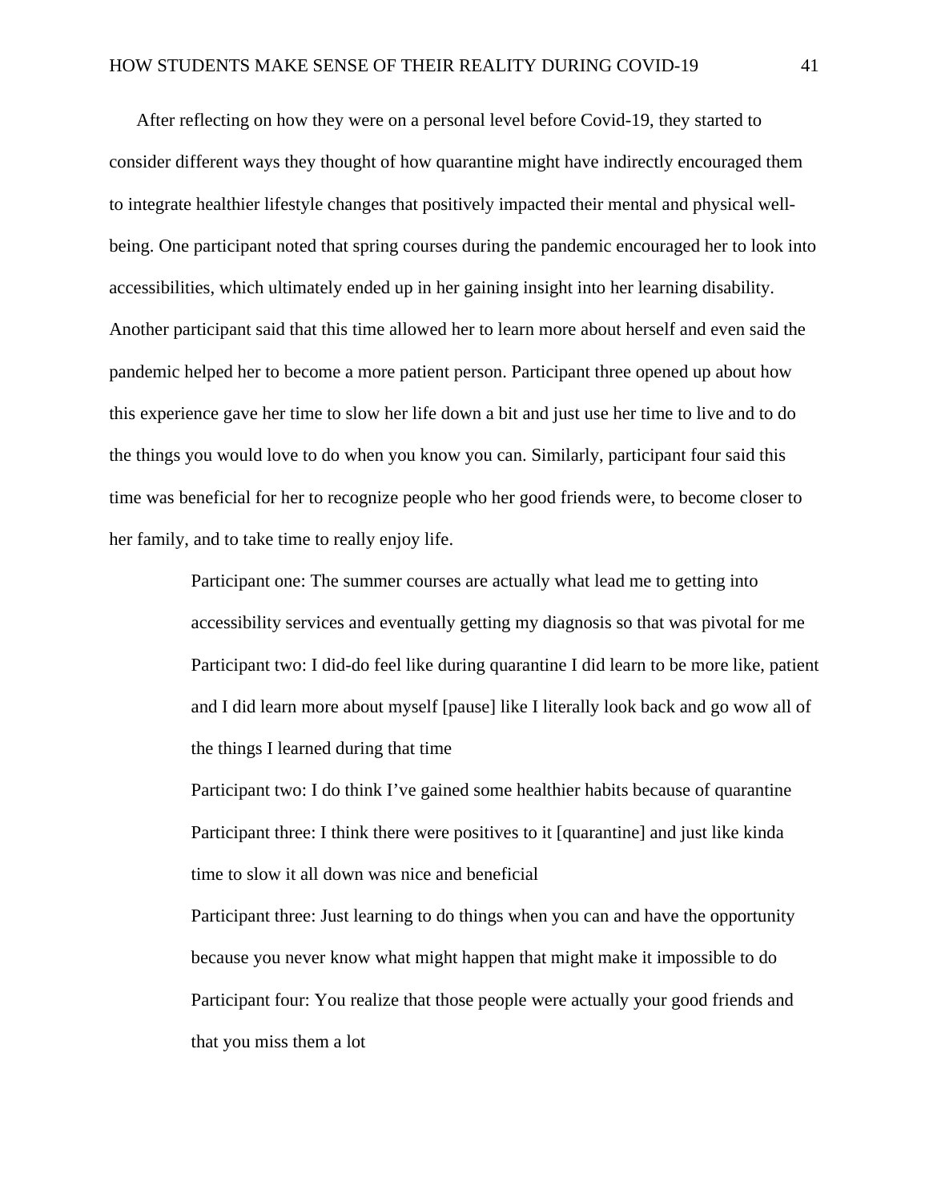After reflecting on how they were on a personal level before Covid-19, they started to consider different ways they thought of how quarantine might have indirectly encouraged them to integrate healthier lifestyle changes that positively impacted their mental and physical well-being. One participant noted that spring courses during the pandemic encouraged her to look into accessibilities, which ultimately ended up in her gaining insight into her learning disability. Another participant said that this time allowed her to learn more about herself and even said the pandemic helped her to become a more patient person. Participant three opened up about how this experience gave her time to slow her life down a bit and just use her time to live and to do the things you would love to do when you know you can. Similarly, participant four said this time was beneficial for her to recognize people who her good friends were, to become closer to her family, and to take time to really enjoy life.

> Participant one: The summer courses are actually what lead me to getting into accessibility services and eventually getting my diagnosis so that was pivotal for me
>
> Participant two: I did-do feel like during quarantine I did learn to be more like, patient and I did learn more about myself [pause] like I literally look back and go wow all of the things I learned during that time
>
> Participant two: I do think I've gained some healthier habits because of quarantine
>
> Participant three: I think there were positives to it [quarantine] and just like kinda time to slow it all down was nice and beneficial
>
> Participant three: Just learning to do things when you can and have the opportunity because you never know what might happen that might make it impossible to do
>
> Participant four: You realize that those people were actually your good friends and that you miss them a lot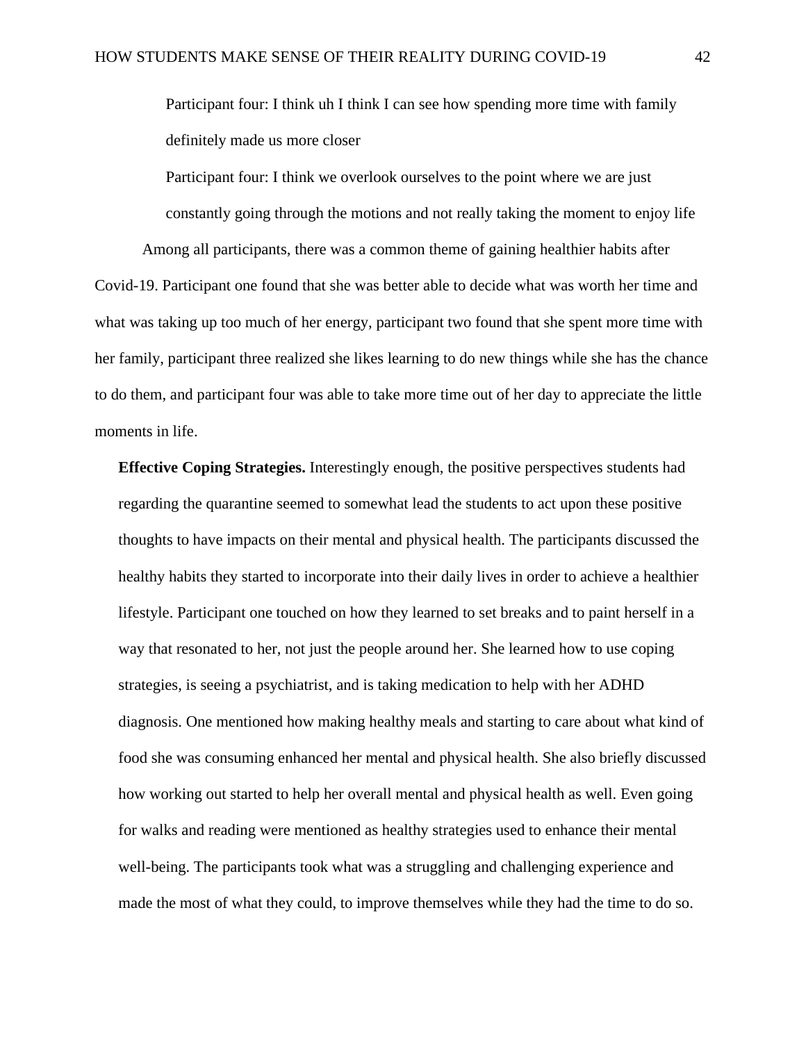Participant four: I think uh I think I can see how spending more time with family definitely made us more closer

Participant four: I think we overlook ourselves to the point where we are just constantly going through the motions and not really taking the moment to enjoy life

Among all participants, there was a common theme of gaining healthier habits after Covid-19. Participant one found that she was better able to decide what was worth her time and what was taking up too much of her energy, participant two found that she spent more time with her family, participant three realized she likes learning to do new things while she has the chance to do them, and participant four was able to take more time out of her day to appreciate the little moments in life.

**Effective Coping Strategies.** Interestingly enough, the positive perspectives students had regarding the quarantine seemed to somewhat lead the students to act upon these positive thoughts to have impacts on their mental and physical health. The participants discussed the healthy habits they started to incorporate into their daily lives in order to achieve a healthier lifestyle. Participant one touched on how they learned to set breaks and to paint herself in a way that resonated to her, not just the people around her. She learned how to use coping strategies, is seeing a psychiatrist, and is taking medication to help with her ADHD diagnosis. One mentioned how making healthy meals and starting to care about what kind of food she was consuming enhanced her mental and physical health. She also briefly discussed how working out started to help her overall mental and physical health as well. Even going for walks and reading were mentioned as healthy strategies used to enhance their mental well-being. The participants took what was a struggling and challenging experience and made the most of what they could, to improve themselves while they had the time to do so.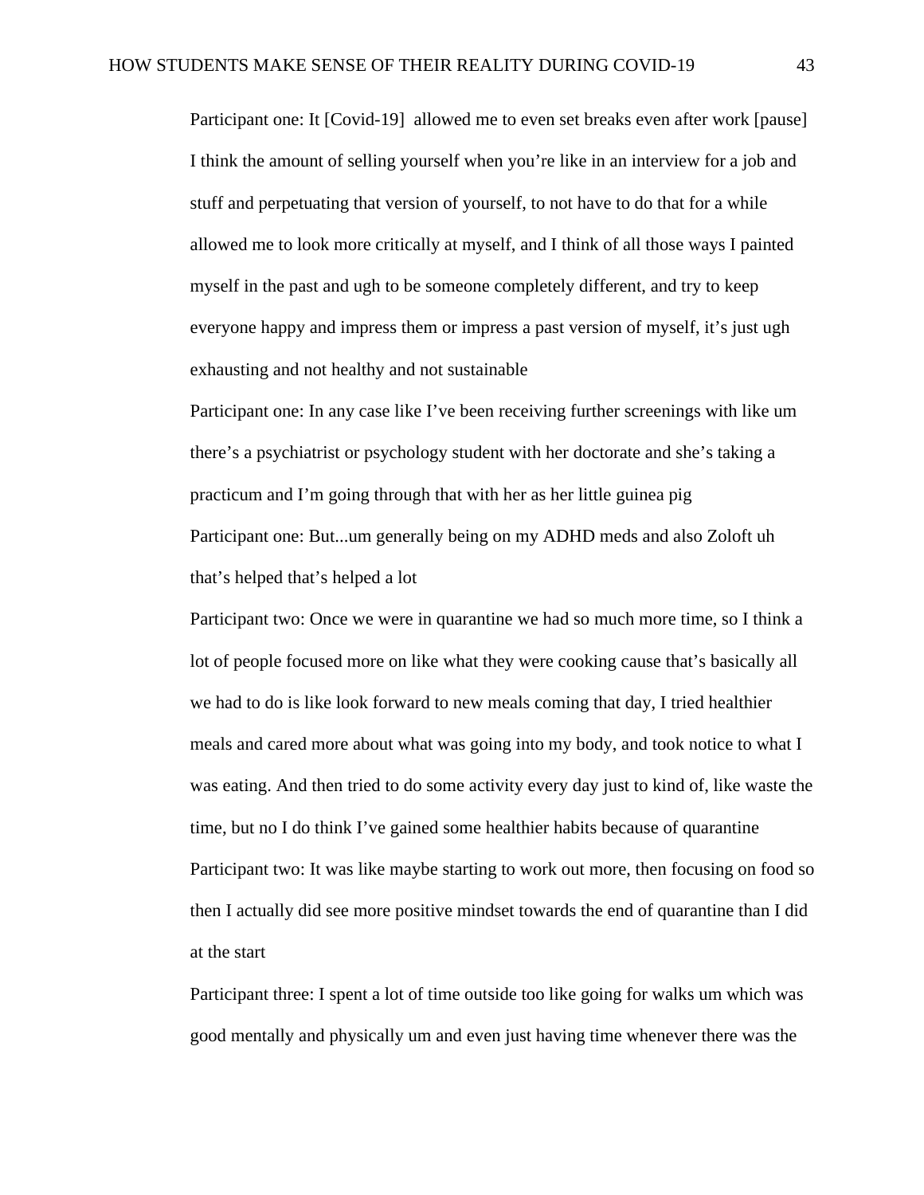Participant one: It [Covid-19]  allowed me to even set breaks even after work [pause] I think the amount of selling yourself when you're like in an interview for a job and stuff and perpetuating that version of yourself, to not have to do that for a while allowed me to look more critically at myself, and I think of all those ways I painted myself in the past and ugh to be someone completely different, and try to keep everyone happy and impress them or impress a past version of myself, it's just ugh exhausting and not healthy and not sustainable

Participant one: In any case like I've been receiving further screenings with like um there's a psychiatrist or psychology student with her doctorate and she's taking a practicum and I'm going through that with her as her little guinea pig

Participant one: But...um generally being on my ADHD meds and also Zoloft uh that's helped that's helped a lot

Participant two: Once we were in quarantine we had so much more time, so I think a lot of people focused more on like what they were cooking cause that's basically all we had to do is like look forward to new meals coming that day, I tried healthier meals and cared more about what was going into my body, and took notice to what I was eating. And then tried to do some activity every day just to kind of, like waste the time, but no I do think I've gained some healthier habits because of quarantine

Participant two: It was like maybe starting to work out more, then focusing on food so then I actually did see more positive mindset towards the end of quarantine than I did at the start

Participant three: I spent a lot of time outside too like going for walks um which was good mentally and physically um and even just having time whenever there was the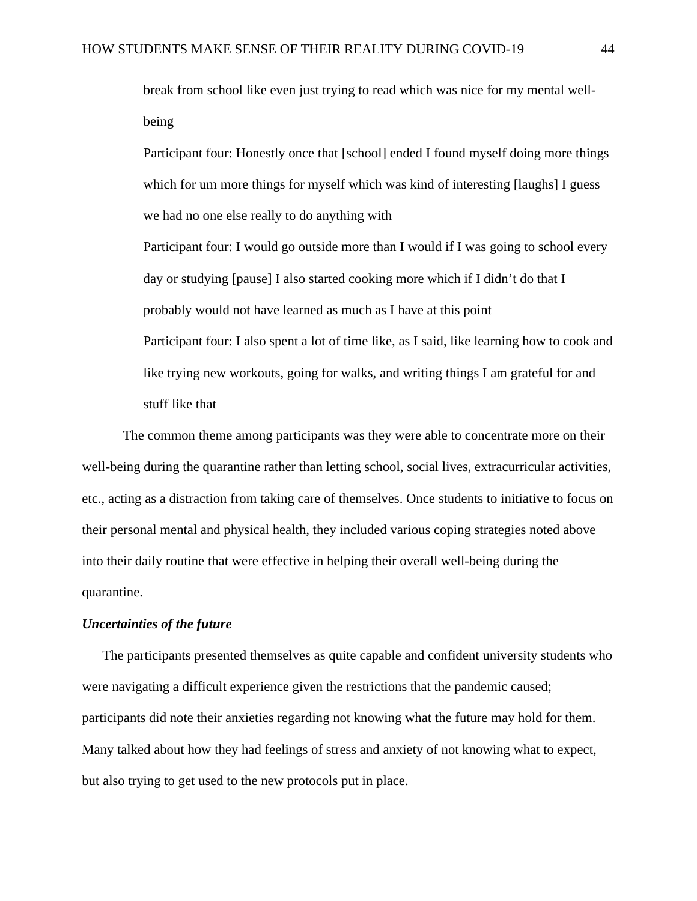break from school like even just trying to read which was nice for my mental well-being

Participant four: Honestly once that [school] ended I found myself doing more things which for um more things for myself which was kind of interesting [laughs] I guess we had no one else really to do anything with

Participant four: I would go outside more than I would if I was going to school every day or studying [pause] I also started cooking more which if I didn't do that I probably would not have learned as much as I have at this point

Participant four: I also spent a lot of time like, as I said, like learning how to cook and like trying new workouts, going for walks, and writing things I am grateful for and stuff like that

The common theme among participants was they were able to concentrate more on their well-being during the quarantine rather than letting school, social lives, extracurricular activities, etc., acting as a distraction from taking care of themselves. Once students to initiative to focus on their personal mental and physical health, they included various coping strategies noted above into their daily routine that were effective in helping their overall well-being during the quarantine.

***Uncertainties of the future***

The participants presented themselves as quite capable and confident university students who were navigating a difficult experience given the restrictions that the pandemic caused; participants did note their anxieties regarding not knowing what the future may hold for them. Many talked about how they had feelings of stress and anxiety of not knowing what to expect, but also trying to get used to the new protocols put in place.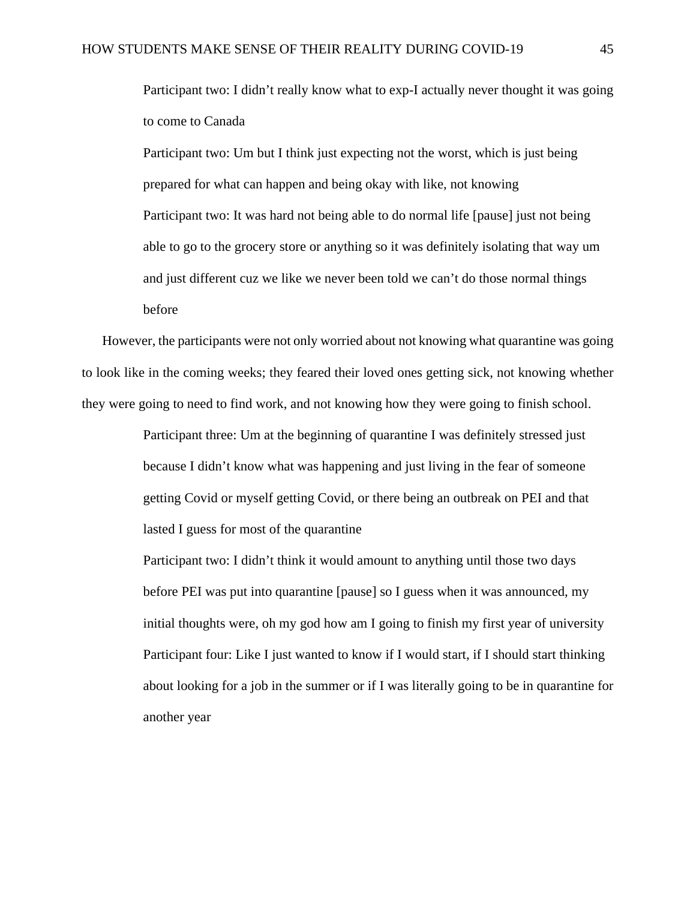> Participant two: I didn't really know what to exp-I actually never thought it was going to come to Canada
>
> Participant two: Um but I think just expecting not the worst, which is just being prepared for what can happen and being okay with like, not knowing
>
> Participant two: It was hard not being able to do normal life [pause] just not being able to go to the grocery store or anything so it was definitely isolating that way um and just different cuz we like we never been told we can't do those normal things before

However, the participants were not only worried about not knowing what quarantine was going to look like in the coming weeks; they feared their loved ones getting sick, not knowing whether they were going to need to find work, and not knowing how they were going to finish school.

> Participant three: Um at the beginning of quarantine I was definitely stressed just because I didn't know what was happening and just living in the fear of someone getting Covid or myself getting Covid, or there being an outbreak on PEI and that lasted I guess for most of the quarantine
>
> Participant two: I didn't think it would amount to anything until those two days before PEI was put into quarantine [pause] so I guess when it was announced, my initial thoughts were, oh my god how am I going to finish my first year of university
>
> Participant four: Like I just wanted to know if I would start, if I should start thinking about looking for a job in the summer or if I was literally going to be in quarantine for another year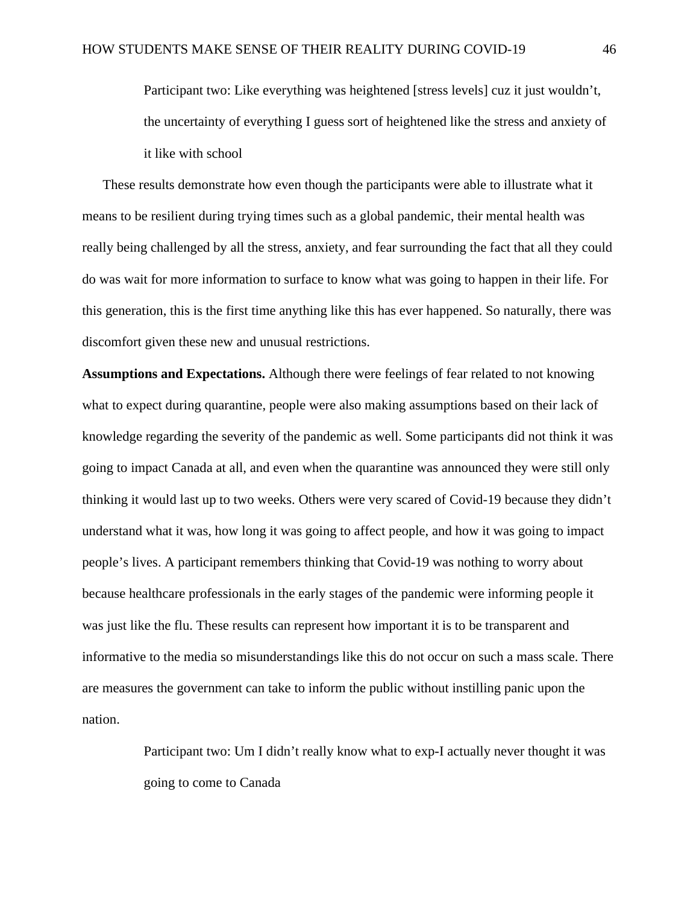> Participant two: Like everything was heightened [stress levels] cuz it just wouldn't, the uncertainty of everything I guess sort of heightened like the stress and anxiety of it like with school

These results demonstrate how even though the participants were able to illustrate what it means to be resilient during trying times such as a global pandemic, their mental health was really being challenged by all the stress, anxiety, and fear surrounding the fact that all they could do was wait for more information to surface to know what was going to happen in their life. For this generation, this is the first time anything like this has ever happened. So naturally, there was discomfort given these new and unusual restrictions.

**Assumptions and Expectations.** Although there were feelings of fear related to not knowing what to expect during quarantine, people were also making assumptions based on their lack of knowledge regarding the severity of the pandemic as well. Some participants did not think it was going to impact Canada at all, and even when the quarantine was announced they were still only thinking it would last up to two weeks. Others were very scared of Covid-19 because they didn't understand what it was, how long it was going to affect people, and how it was going to impact people's lives. A participant remembers thinking that Covid-19 was nothing to worry about because healthcare professionals in the early stages of the pandemic were informing people it was just like the flu. These results can represent how important it is to be transparent and informative to the media so misunderstandings like this do not occur on such a mass scale. There are measures the government can take to inform the public without instilling panic upon the nation.

> Participant two: Um I didn't really know what to exp-I actually never thought it was going to come to Canada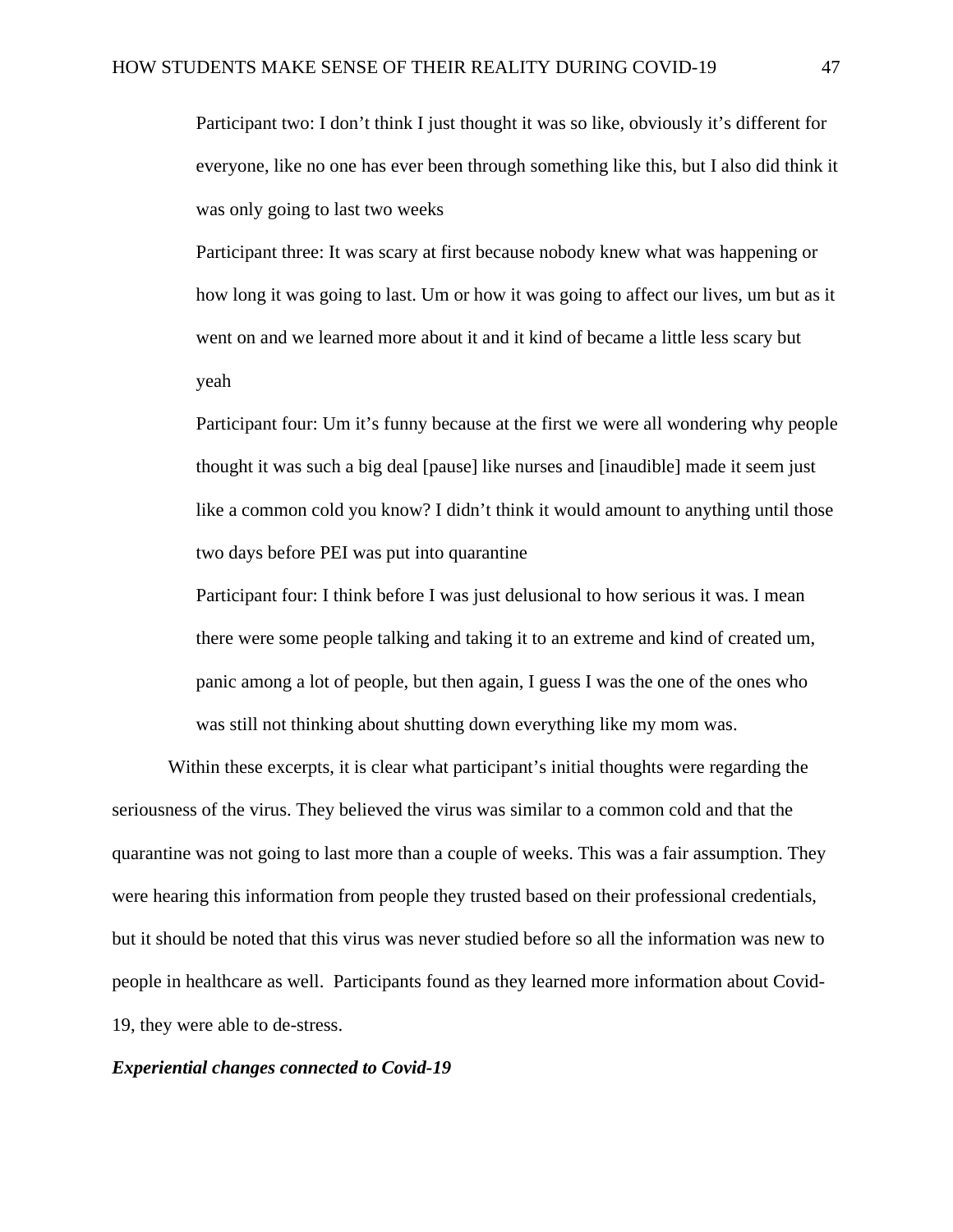> Participant two: I don't think I just thought it was so like, obviously it's different for everyone, like no one has ever been through something like this, but I also did think it was only going to last two weeks
>
> Participant three: It was scary at first because nobody knew what was happening or how long it was going to last. Um or how it was going to affect our lives, um but as it went on and we learned more about it and it kind of became a little less scary but yeah
>
> Participant four: Um it's funny because at the first we were all wondering why people thought it was such a big deal [pause] like nurses and [inaudible] made it seem just like a common cold you know? I didn't think it would amount to anything until those two days before PEI was put into quarantine
>
> Participant four: I think before I was just delusional to how serious it was. I mean there were some people talking and taking it to an extreme and kind of created um, panic among a lot of people, but then again, I guess I was the one of the ones who was still not thinking about shutting down everything like my mom was.

Within these excerpts, it is clear what participant's initial thoughts were regarding the seriousness of the virus. They believed the virus was similar to a common cold and that the quarantine was not going to last more than a couple of weeks. This was a fair assumption. They were hearing this information from people they trusted based on their professional credentials, but it should be noted that this virus was never studied before so all the information was new to people in healthcare as well. Participants found as they learned more information about Covid-19, they were able to de-stress.

### ***Experiential changes connected to Covid-19***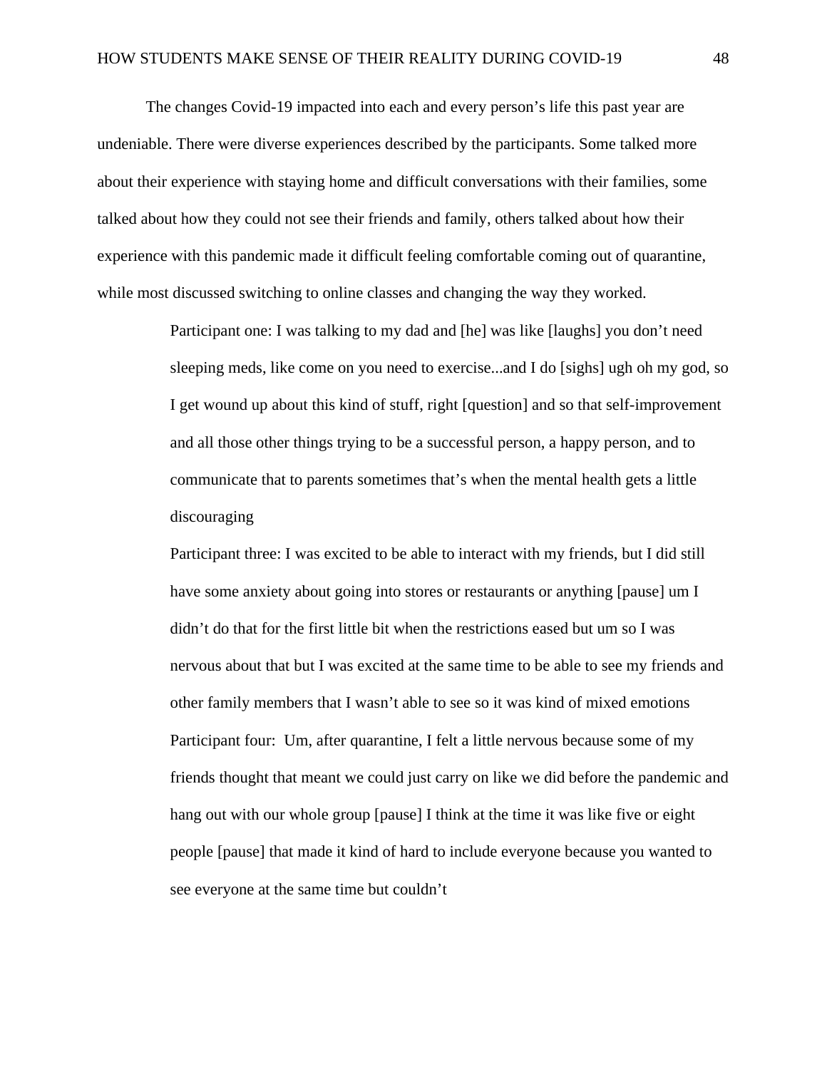The changes Covid-19 impacted into each and every person's life this past year are undeniable. There were diverse experiences described by the participants. Some talked more about their experience with staying home and difficult conversations with their families, some talked about how they could not see their friends and family, others talked about how their experience with this pandemic made it difficult feeling comfortable coming out of quarantine, while most discussed switching to online classes and changing the way they worked.

> Participant one: I was talking to my dad and [he] was like [laughs] you don't need sleeping meds, like come on you need to exercise...and I do [sighs] ugh oh my god, so I get wound up about this kind of stuff, right [question] and so that self-improvement and all those other things trying to be a successful person, a happy person, and to communicate that to parents sometimes that's when the mental health gets a little discouraging
>
> Participant three: I was excited to be able to interact with my friends, but I did still have some anxiety about going into stores or restaurants or anything [pause] um I didn't do that for the first little bit when the restrictions eased but um so I was nervous about that but I was excited at the same time to be able to see my friends and other family members that I wasn't able to see so it was kind of mixed emotions
>
> Participant four: Um, after quarantine, I felt a little nervous because some of my friends thought that meant we could just carry on like we did before the pandemic and hang out with our whole group [pause] I think at the time it was like five or eight people [pause] that made it kind of hard to include everyone because you wanted to see everyone at the same time but couldn't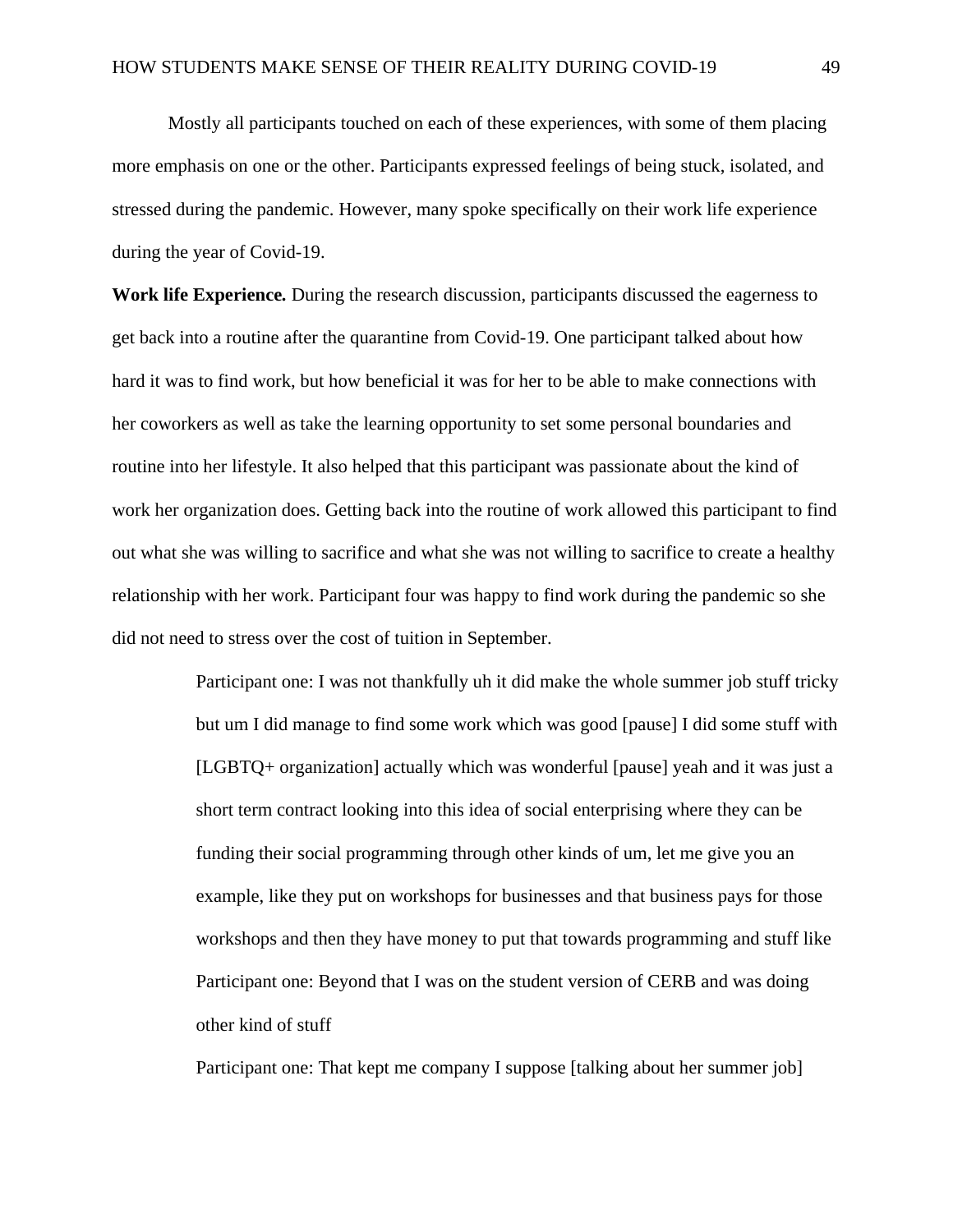Mostly all participants touched on each of these experiences, with some of them placing more emphasis on one or the other. Participants expressed feelings of being stuck, isolated, and stressed during the pandemic. However, many spoke specifically on their work life experience during the year of Covid-19.

**Work life Experience.** During the research discussion, participants discussed the eagerness to get back into a routine after the quarantine from Covid-19. One participant talked about how hard it was to find work, but how beneficial it was for her to be able to make connections with her coworkers as well as take the learning opportunity to set some personal boundaries and routine into her lifestyle. It also helped that this participant was passionate about the kind of work her organization does. Getting back into the routine of work allowed this participant to find out what she was willing to sacrifice and what she was not willing to sacrifice to create a healthy relationship with her work. Participant four was happy to find work during the pandemic so she did not need to stress over the cost of tuition in September.

> Participant one: I was not thankfully uh it did make the whole summer job stuff tricky but um I did manage to find some work which was good [pause] I did some stuff with [LGBTQ+ organization] actually which was wonderful [pause] yeah and it was just a short term contract looking into this idea of social enterprising where they can be funding their social programming through other kinds of um, let me give you an example, like they put on workshops for businesses and that business pays for those workshops and then they have money to put that towards programming and stuff like
>
> Participant one: Beyond that I was on the student version of CERB and was doing other kind of stuff
>
> Participant one: That kept me company I suppose [talking about her summer job]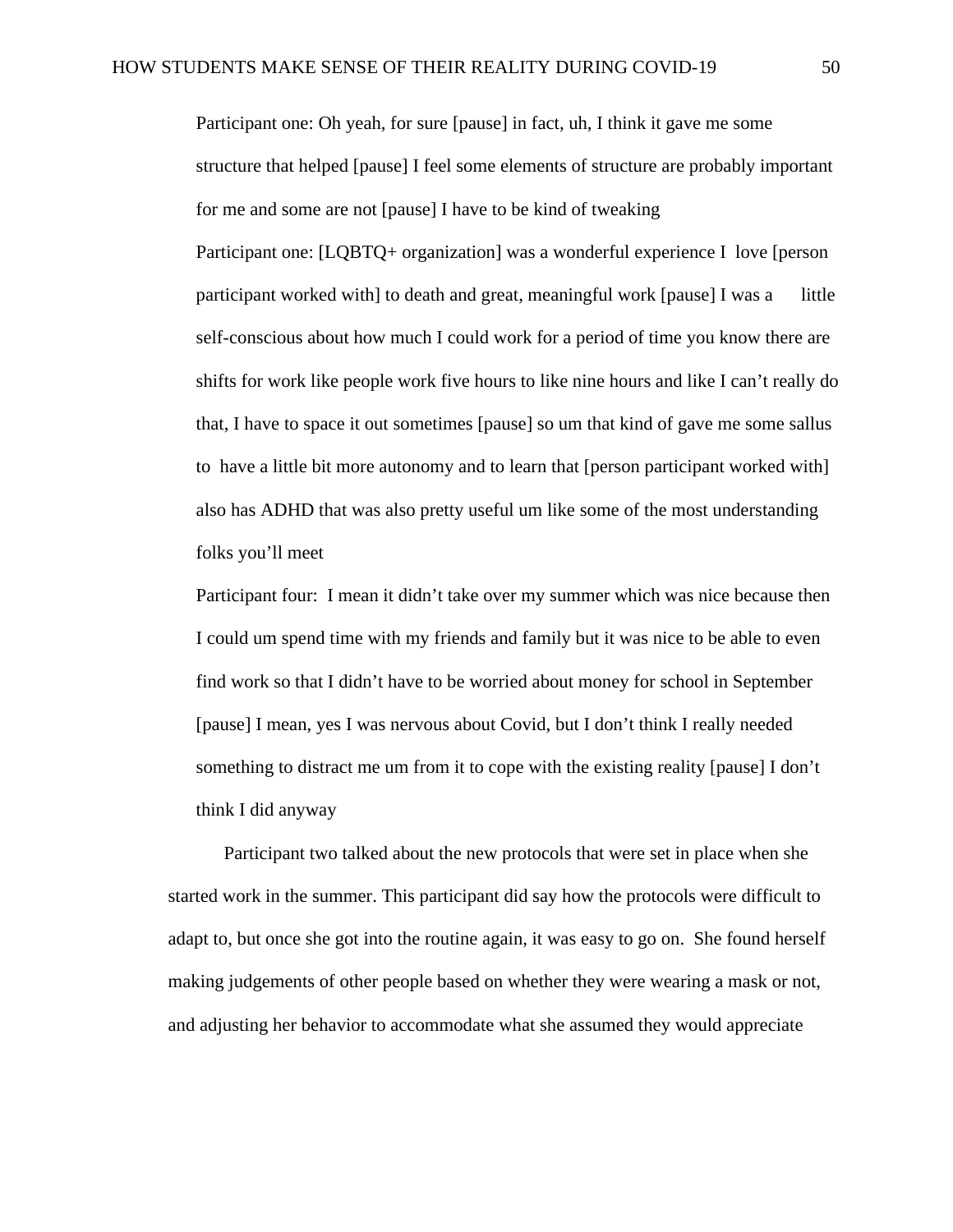Participant one: Oh yeah, for sure [pause] in fact, uh, I think it gave me some structure that helped [pause] I feel some elements of structure are probably important for me and some are not [pause] I have to be kind of tweaking

Participant one: [LQBTQ+ organization] was a wonderful experience I love [person participant worked with] to death and great, meaningful work [pause] I was a little self-conscious about how much I could work for a period of time you know there are shifts for work like people work five hours to like nine hours and like I can't really do that, I have to space it out sometimes [pause] so um that kind of gave me some sallus to have a little bit more autonomy and to learn that [person participant worked with] also has ADHD that was also pretty useful um like some of the most understanding folks you'll meet

Participant four: I mean it didn't take over my summer which was nice because then I could um spend time with my friends and family but it was nice to be able to even find work so that I didn't have to be worried about money for school in September [pause] I mean, yes I was nervous about Covid, but I don't think I really needed something to distract me um from it to cope with the existing reality [pause] I don't think I did anyway

Participant two talked about the new protocols that were set in place when she started work in the summer. This participant did say how the protocols were difficult to adapt to, but once she got into the routine again, it was easy to go on. She found herself making judgements of other people based on whether they were wearing a mask or not, and adjusting her behavior to accommodate what she assumed they would appreciate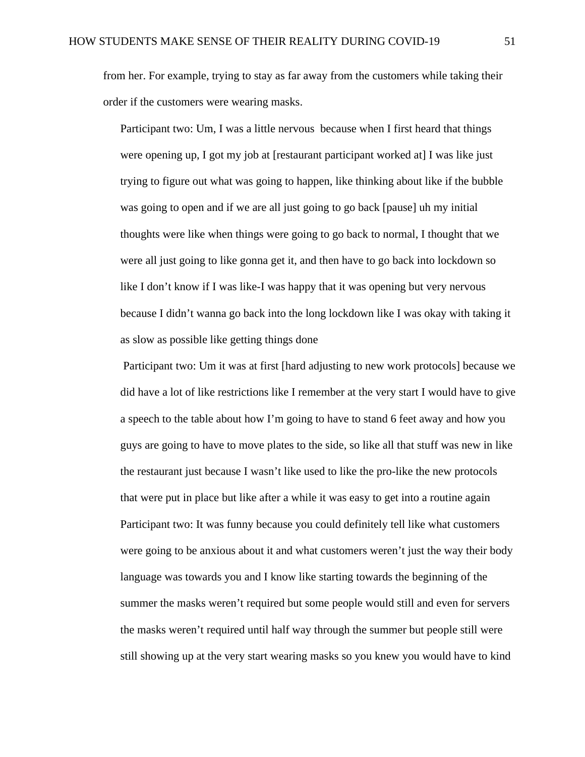from her. For example, trying to stay as far away from the customers while taking their order if the customers were wearing masks.

> Participant two: Um, I was a little nervous because when I first heard that things were opening up, I got my job at [restaurant participant worked at] I was like just trying to figure out what was going to happen, like thinking about like if the bubble was going to open and if we are all just going to go back [pause] uh my initial thoughts were like when things were going to go back to normal, I thought that we were all just going to like gonna get it, and then have to go back into lockdown so like I don't know if I was like-I was happy that it was opening but very nervous because I didn't wanna go back into the long lockdown like I was okay with taking it as slow as possible like getting things done
>
> Participant two: Um it was at first [hard adjusting to new work protocols] because we did have a lot of like restrictions like I remember at the very start I would have to give a speech to the table about how I'm going to have to stand 6 feet away and how you guys are going to have to move plates to the side, so like all that stuff was new in like the restaurant just because I wasn't like used to like the pro-like the new protocols that were put in place but like after a while it was easy to get into a routine again
>
> Participant two: It was funny because you could definitely tell like what customers were going to be anxious about it and what customers weren't just the way their body language was towards you and I know like starting towards the beginning of the summer the masks weren't required but some people would still and even for servers the masks weren't required until half way through the summer but people still were still showing up at the very start wearing masks so you knew you would have to kind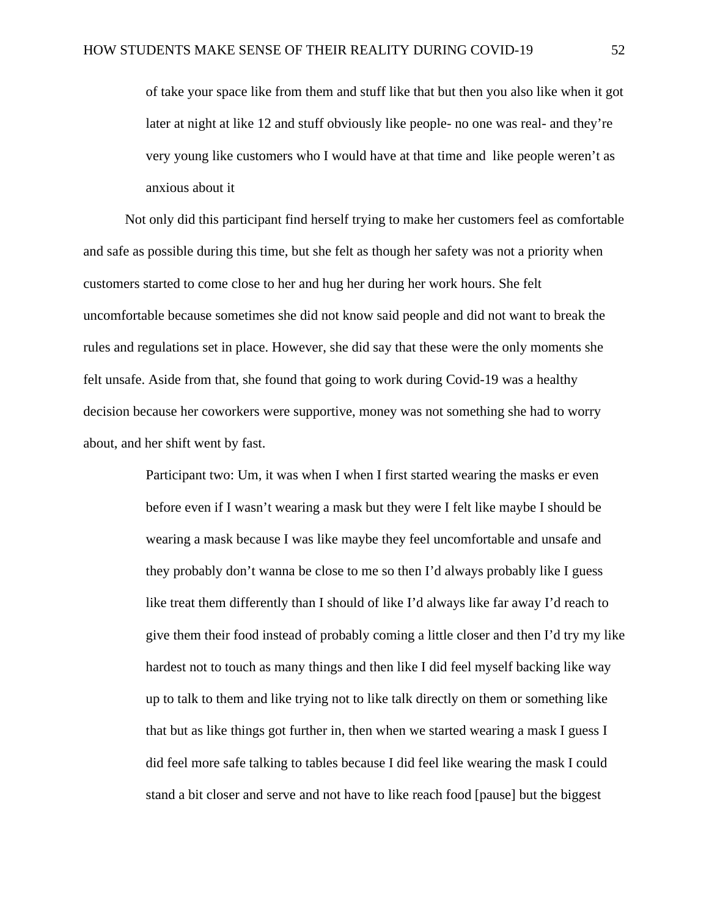> of take your space like from them and stuff like that but then you also like when it got later at night at like 12 and stuff obviously like people- no one was real- and they're very young like customers who I would have at that time and like people weren't as anxious about it

Not only did this participant find herself trying to make her customers feel as comfortable and safe as possible during this time, but she felt as though her safety was not a priority when customers started to come close to her and hug her during her work hours. She felt uncomfortable because sometimes she did not know said people and did not want to break the rules and regulations set in place. However, she did say that these were the only moments she felt unsafe. Aside from that, she found that going to work during Covid-19 was a healthy decision because her coworkers were supportive, money was not something she had to worry about, and her shift went by fast.

> Participant two: Um, it was when I when I first started wearing the masks er even before even if I wasn't wearing a mask but they were I felt like maybe I should be wearing a mask because I was like maybe they feel uncomfortable and unsafe and they probably don't wanna be close to me so then I'd always probably like I guess like treat them differently than I should of like I'd always like far away I'd reach to give them their food instead of probably coming a little closer and then I'd try my like hardest not to touch as many things and then like I did feel myself backing like way up to talk to them and like trying not to like talk directly on them or something like that but as like things got further in, then when we started wearing a mask I guess I did feel more safe talking to tables because I did feel like wearing the mask I could stand a bit closer and serve and not have to like reach food [pause] but the biggest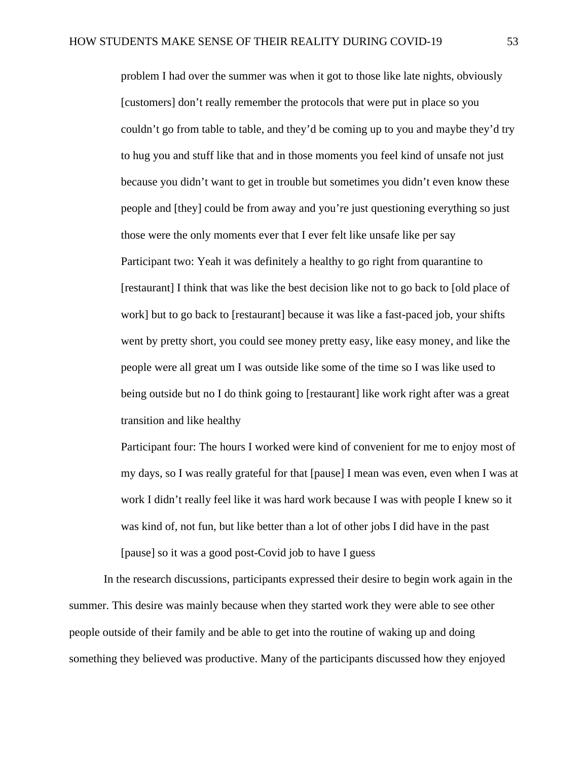problem I had over the summer was when it got to those like late nights, obviously [customers] don't really remember the protocols that were put in place so you couldn't go from table to table, and they'd be coming up to you and maybe they'd try to hug you and stuff like that and in those moments you feel kind of unsafe not just because you didn't want to get in trouble but sometimes you didn't even know these people and [they] could be from away and you're just questioning everything so just those were the only moments ever that I ever felt like unsafe like per say

> Participant two: Yeah it was definitely a healthy to go right from quarantine to [restaurant] I think that was like the best decision like not to go back to [old place of work] but to go back to [restaurant] because it was like a fast-paced job, your shifts went by pretty short, you could see money pretty easy, like easy money, and like the people were all great um I was outside like some of the time so I was like used to being outside but no I do think going to [restaurant] like work right after was a great transition and like healthy

> Participant four: The hours I worked were kind of convenient for me to enjoy most of my days, so I was really grateful for that [pause] I mean was even, even when I was at work I didn't really feel like it was hard work because I was with people I knew so it was kind of, not fun, but like better than a lot of other jobs I did have in the past [pause] so it was a good post-Covid job to have I guess

In the research discussions, participants expressed their desire to begin work again in the summer. This desire was mainly because when they started work they were able to see other people outside of their family and be able to get into the routine of waking up and doing something they believed was productive. Many of the participants discussed how they enjoyed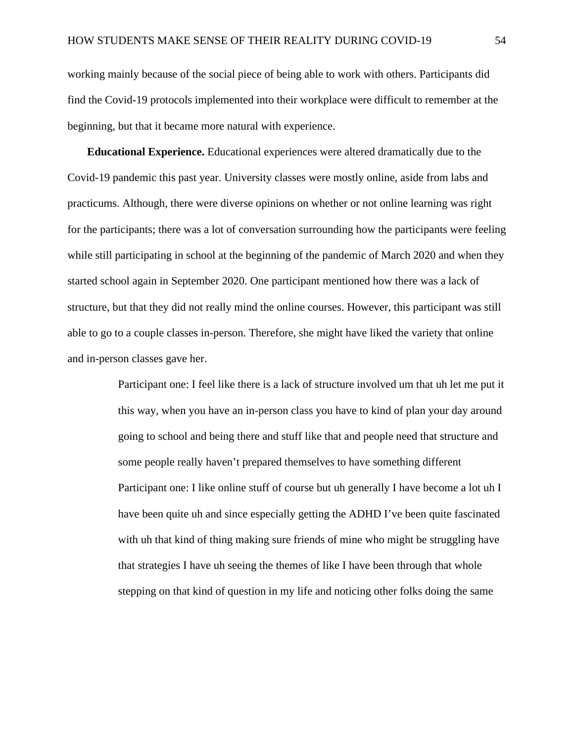working mainly because of the social piece of being able to work with others. Participants did find the Covid-19 protocols implemented into their workplace were difficult to remember at the beginning, but that it became more natural with experience.

**Educational Experience.** Educational experiences were altered dramatically due to the Covid-19 pandemic this past year. University classes were mostly online, aside from labs and practicums. Although, there were diverse opinions on whether or not online learning was right for the participants; there was a lot of conversation surrounding how the participants were feeling while still participating in school at the beginning of the pandemic of March 2020 and when they started school again in September 2020. One participant mentioned how there was a lack of structure, but that they did not really mind the online courses. However, this participant was still able to go to a couple classes in-person. Therefore, she might have liked the variety that online and in-person classes gave her.

> Participant one: I feel like there is a lack of structure involved um that uh let me put it this way, when you have an in-person class you have to kind of plan your day around going to school and being there and stuff like that and people need that structure and some people really haven't prepared themselves to have something different
>
> Participant one: I like online stuff of course but uh generally I have become a lot uh I have been quite uh and since especially getting the ADHD I've been quite fascinated with uh that kind of thing making sure friends of mine who might be struggling have that strategies I have uh seeing the themes of like I have been through that whole stepping on that kind of question in my life and noticing other folks doing the same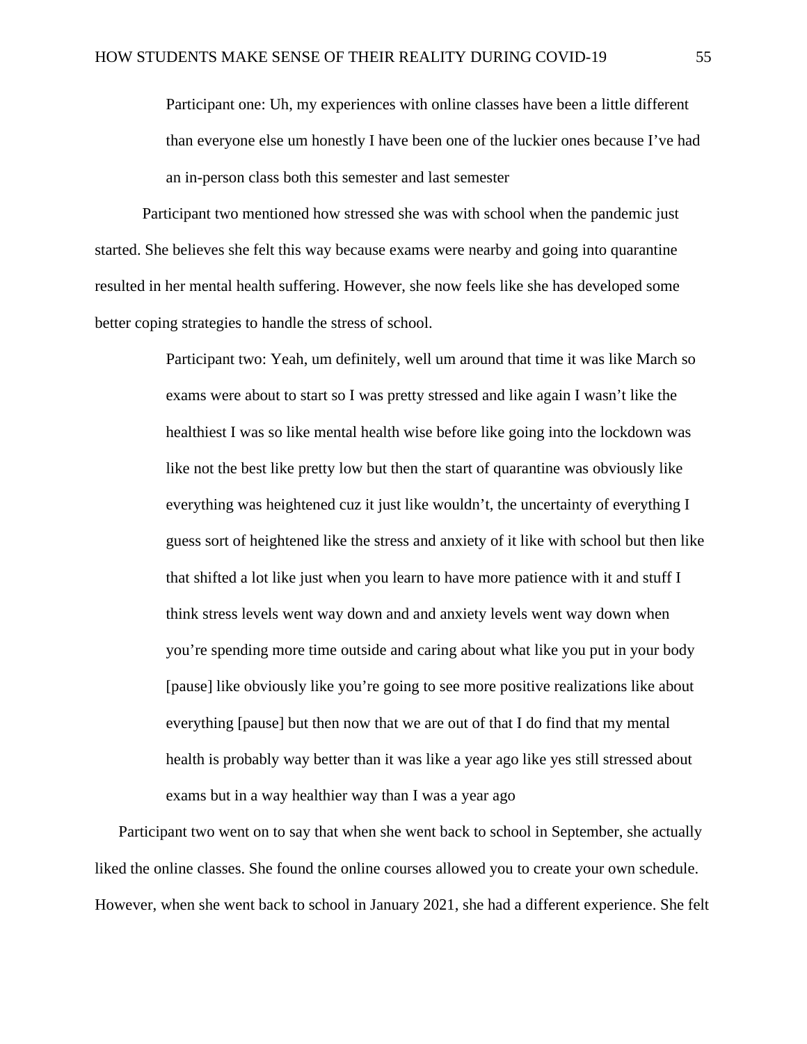> Participant one: Uh, my experiences with online classes have been a little different than everyone else um honestly I have been one of the luckier ones because I've had an in-person class both this semester and last semester

Participant two mentioned how stressed she was with school when the pandemic just started. She believes she felt this way because exams were nearby and going into quarantine resulted in her mental health suffering. However, she now feels like she has developed some better coping strategies to handle the stress of school.

> Participant two: Yeah, um definitely, well um around that time it was like March so exams were about to start so I was pretty stressed and like again I wasn't like the healthiest I was so like mental health wise before like going into the lockdown was like not the best like pretty low but then the start of quarantine was obviously like everything was heightened cuz it just like wouldn't, the uncertainty of everything I guess sort of heightened like the stress and anxiety of it like with school but then like that shifted a lot like just when you learn to have more patience with it and stuff I think stress levels went way down and and anxiety levels went way down when you're spending more time outside and caring about what like you put in your body [pause] like obviously like you're going to see more positive realizations like about everything [pause] but then now that we are out of that I do find that my mental health is probably way better than it was like a year ago like yes still stressed about exams but in a way healthier way than I was a year ago

Participant two went on to say that when she went back to school in September, she actually liked the online classes. She found the online courses allowed you to create your own schedule. However, when she went back to school in January 2021, she had a different experience. She felt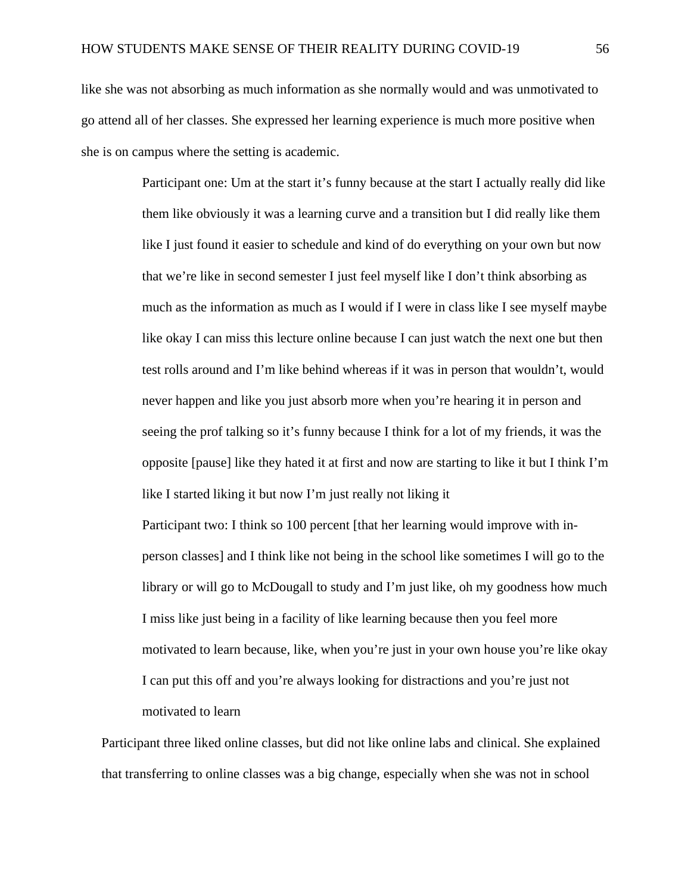like she was not absorbing as much information as she normally would and was unmotivated to go attend all of her classes. She expressed her learning experience is much more positive when she is on campus where the setting is academic.

> Participant one: Um at the start it's funny because at the start I actually really did like them like obviously it was a learning curve and a transition but I did really like them like I just found it easier to schedule and kind of do everything on your own but now that we're like in second semester I just feel myself like I don't think absorbing as much as the information as much as I would if I were in class like I see myself maybe like okay I can miss this lecture online because I can just watch the next one but then test rolls around and I'm like behind whereas if it was in person that wouldn't, would never happen and like you just absorb more when you're hearing it in person and seeing the prof talking so it's funny because I think for a lot of my friends, it was the opposite [pause] like they hated it at first and now are starting to like it but I think I'm like I started liking it but now I'm just really not liking it
>
> Participant two: I think so 100 percent [that her learning would improve with in-person classes] and I think like not being in the school like sometimes I will go to the library or will go to McDougall to study and I'm just like, oh my goodness how much I miss like just being in a facility of like learning because then you feel more motivated to learn because, like, when you're just in your own house you're like okay I can put this off and you're always looking for distractions and you're just not motivated to learn

Participant three liked online classes, but did not like online labs and clinical. She explained that transferring to online classes was a big change, especially when she was not in school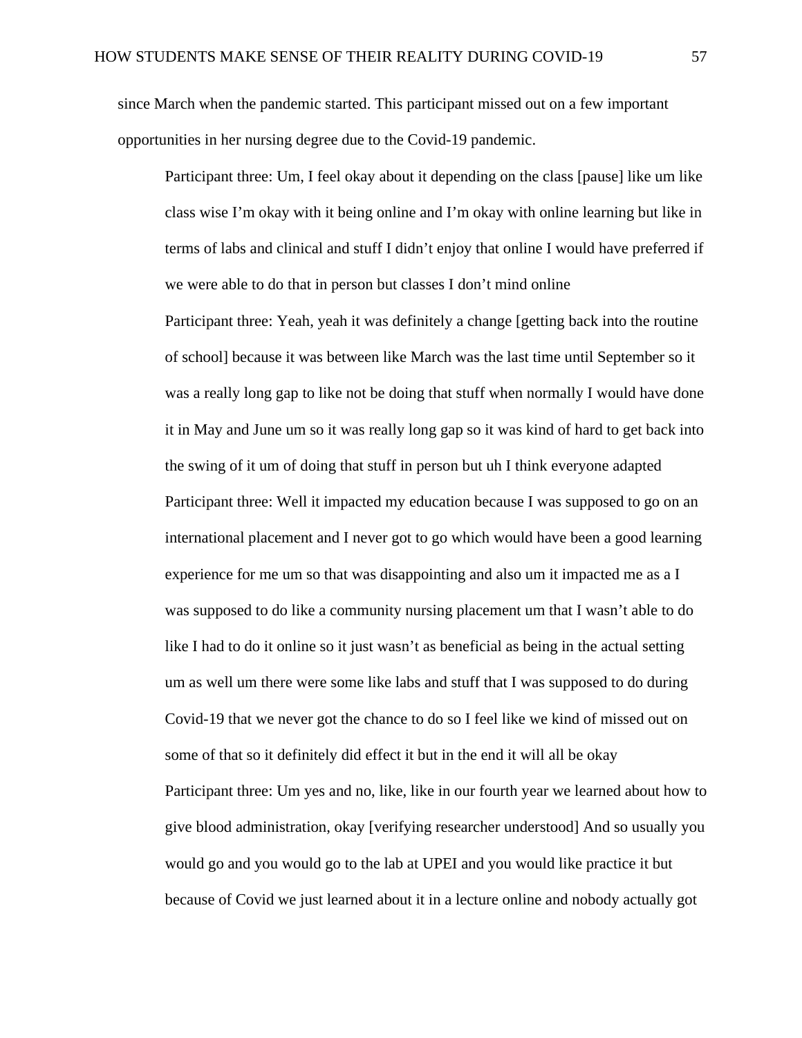since March when the pandemic started. This participant missed out on a few important opportunities in her nursing degree due to the Covid-19 pandemic.

> Participant three: Um, I feel okay about it depending on the class [pause] like um like class wise I'm okay with it being online and I'm okay with online learning but like in terms of labs and clinical and stuff I didn't enjoy that online I would have preferred if we were able to do that in person but classes I don't mind online
>
> Participant three: Yeah, yeah it was definitely a change [getting back into the routine of school] because it was between like March was the last time until September so it was a really long gap to like not be doing that stuff when normally I would have done it in May and June um so it was really long gap so it was kind of hard to get back into the swing of it um of doing that stuff in person but uh I think everyone adapted
>
> Participant three: Well it impacted my education because I was supposed to go on an international placement and I never got to go which would have been a good learning experience for me um so that was disappointing and also um it impacted me as a I was supposed to do like a community nursing placement um that I wasn't able to do like I had to do it online so it just wasn't as beneficial as being in the actual setting um as well um there were some like labs and stuff that I was supposed to do during Covid-19 that we never got the chance to do so I feel like we kind of missed out on some of that so it definitely did effect it but in the end it will all be okay
>
> Participant three: Um yes and no, like, like in our fourth year we learned about how to give blood administration, okay [verifying researcher understood] And so usually you would go and you would go to the lab at UPEI and you would like practice it but because of Covid we just learned about it in a lecture online and nobody actually got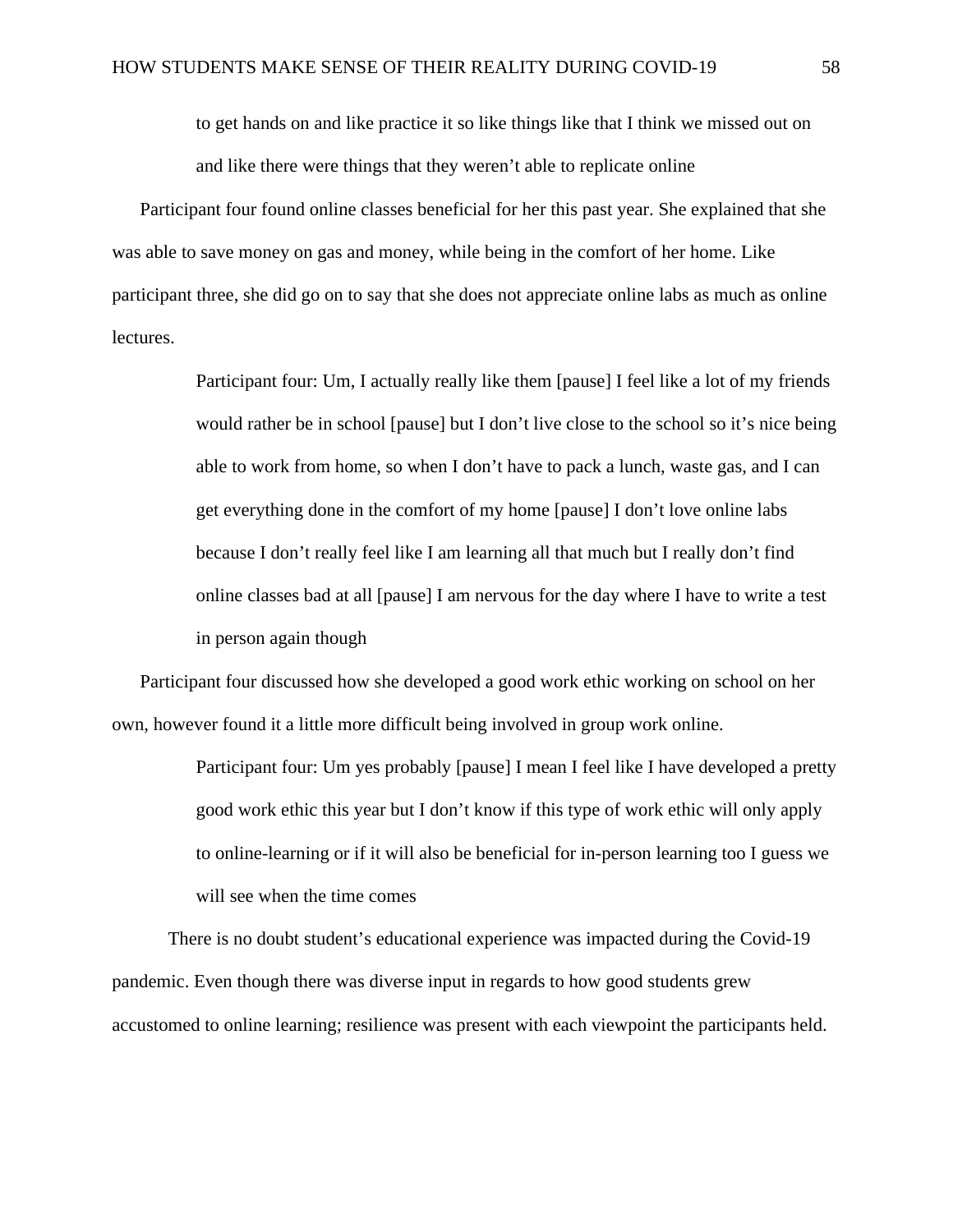> to get hands on and like practice it so like things like that I think we missed out on and like there were things that they weren't able to replicate online

Participant four found online classes beneficial for her this past year. She explained that she was able to save money on gas and money, while being in the comfort of her home. Like participant three, she did go on to say that she does not appreciate online labs as much as online lectures.

> Participant four: Um, I actually really like them [pause] I feel like a lot of my friends would rather be in school [pause] but I don't live close to the school so it's nice being able to work from home, so when I don't have to pack a lunch, waste gas, and I can get everything done in the comfort of my home [pause] I don't love online labs because I don't really feel like I am learning all that much but I really don't find online classes bad at all [pause] I am nervous for the day where I have to write a test in person again though

Participant four discussed how she developed a good work ethic working on school on her own, however found it a little more difficult being involved in group work online.

> Participant four: Um yes probably [pause] I mean I feel like I have developed a pretty good work ethic this year but I don't know if this type of work ethic will only apply to online-learning or if it will also be beneficial for in-person learning too I guess we will see when the time comes

There is no doubt student's educational experience was impacted during the Covid-19 pandemic. Even though there was diverse input in regards to how good students grew accustomed to online learning; resilience was present with each viewpoint the participants held.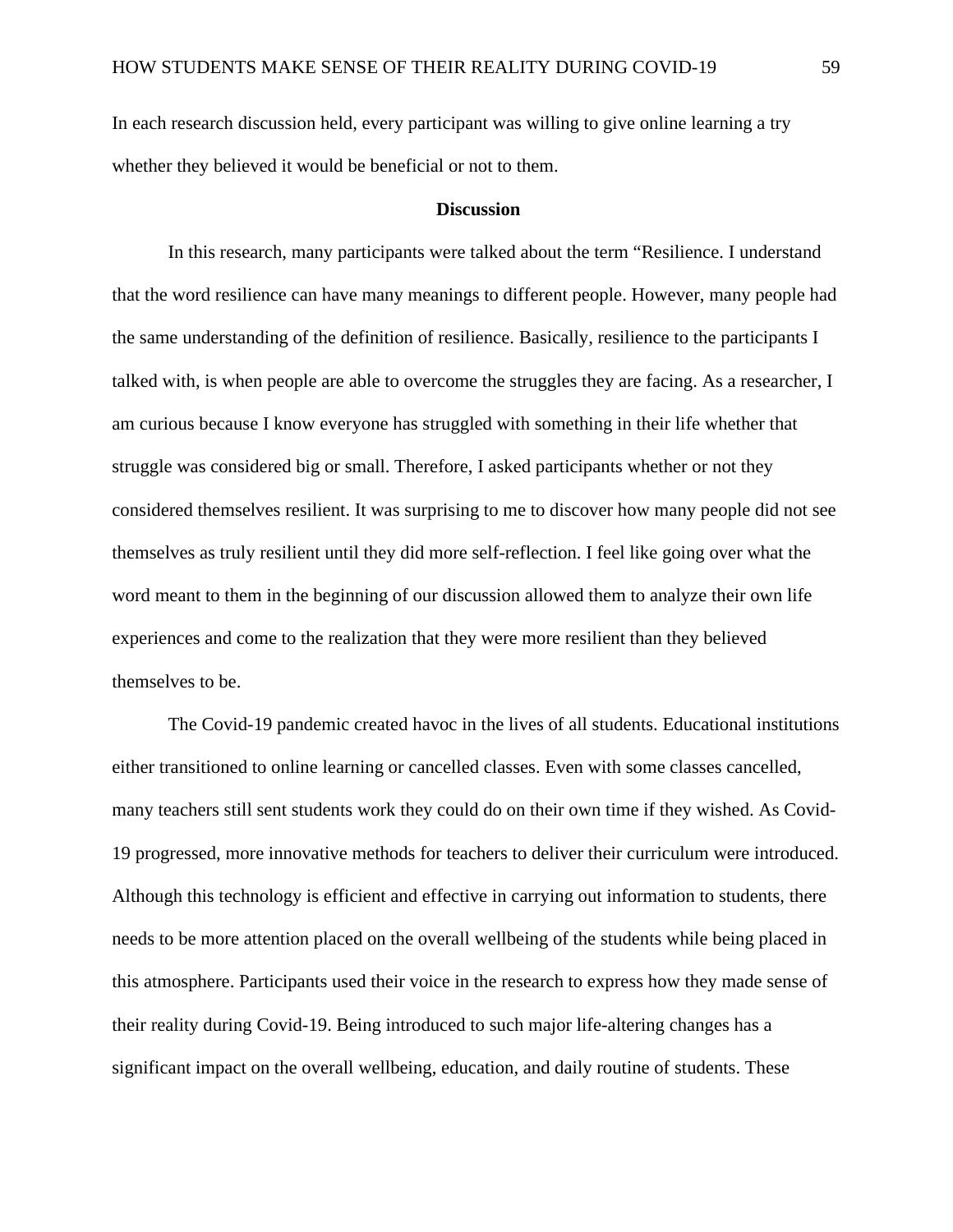In each research discussion held, every participant was willing to give online learning a try whether they believed it would be beneficial or not to them.

## Discussion

In this research, many participants were talked about the term "Resilience. I understand that the word resilience can have many meanings to different people. However, many people had the same understanding of the definition of resilience. Basically, resilience to the participants I talked with, is when people are able to overcome the struggles they are facing. As a researcher, I am curious because I know everyone has struggled with something in their life whether that struggle was considered big or small. Therefore, I asked participants whether or not they considered themselves resilient. It was surprising to me to discover how many people did not see themselves as truly resilient until they did more self-reflection. I feel like going over what the word meant to them in the beginning of our discussion allowed them to analyze their own life experiences and come to the realization that they were more resilient than they believed themselves to be.

The Covid-19 pandemic created havoc in the lives of all students. Educational institutions either transitioned to online learning or cancelled classes. Even with some classes cancelled, many teachers still sent students work they could do on their own time if they wished. As Covid-19 progressed, more innovative methods for teachers to deliver their curriculum were introduced. Although this technology is efficient and effective in carrying out information to students, there needs to be more attention placed on the overall wellbeing of the students while being placed in this atmosphere. Participants used their voice in the research to express how they made sense of their reality during Covid-19. Being introduced to such major life-altering changes has a significant impact on the overall wellbeing, education, and daily routine of students. These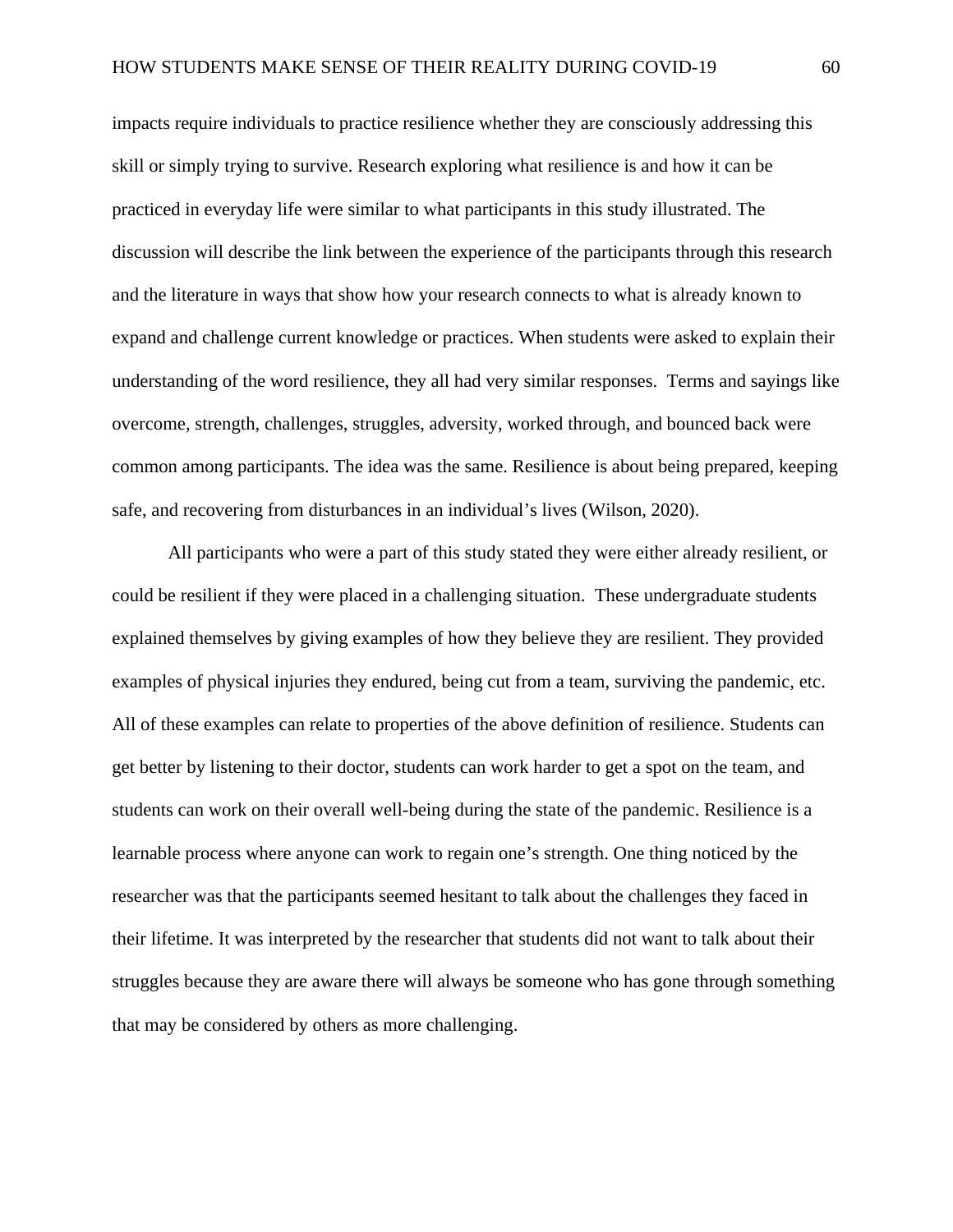impacts require individuals to practice resilience whether they are consciously addressing this skill or simply trying to survive. Research exploring what resilience is and how it can be practiced in everyday life were similar to what participants in this study illustrated. The discussion will describe the link between the experience of the participants through this research and the literature in ways that show how your research connects to what is already known to expand and challenge current knowledge or practices. When students were asked to explain their understanding of the word resilience, they all had very similar responses. Terms and sayings like overcome, strength, challenges, struggles, adversity, worked through, and bounced back were common among participants. The idea was the same. Resilience is about being prepared, keeping safe, and recovering from disturbances in an individual's lives (Wilson, 2020).

All participants who were a part of this study stated they were either already resilient, or could be resilient if they were placed in a challenging situation. These undergraduate students explained themselves by giving examples of how they believe they are resilient. They provided examples of physical injuries they endured, being cut from a team, surviving the pandemic, etc. All of these examples can relate to properties of the above definition of resilience. Students can get better by listening to their doctor, students can work harder to get a spot on the team, and students can work on their overall well-being during the state of the pandemic. Resilience is a learnable process where anyone can work to regain one's strength. One thing noticed by the researcher was that the participants seemed hesitant to talk about the challenges they faced in their lifetime. It was interpreted by the researcher that students did not want to talk about their struggles because they are aware there will always be someone who has gone through something that may be considered by others as more challenging.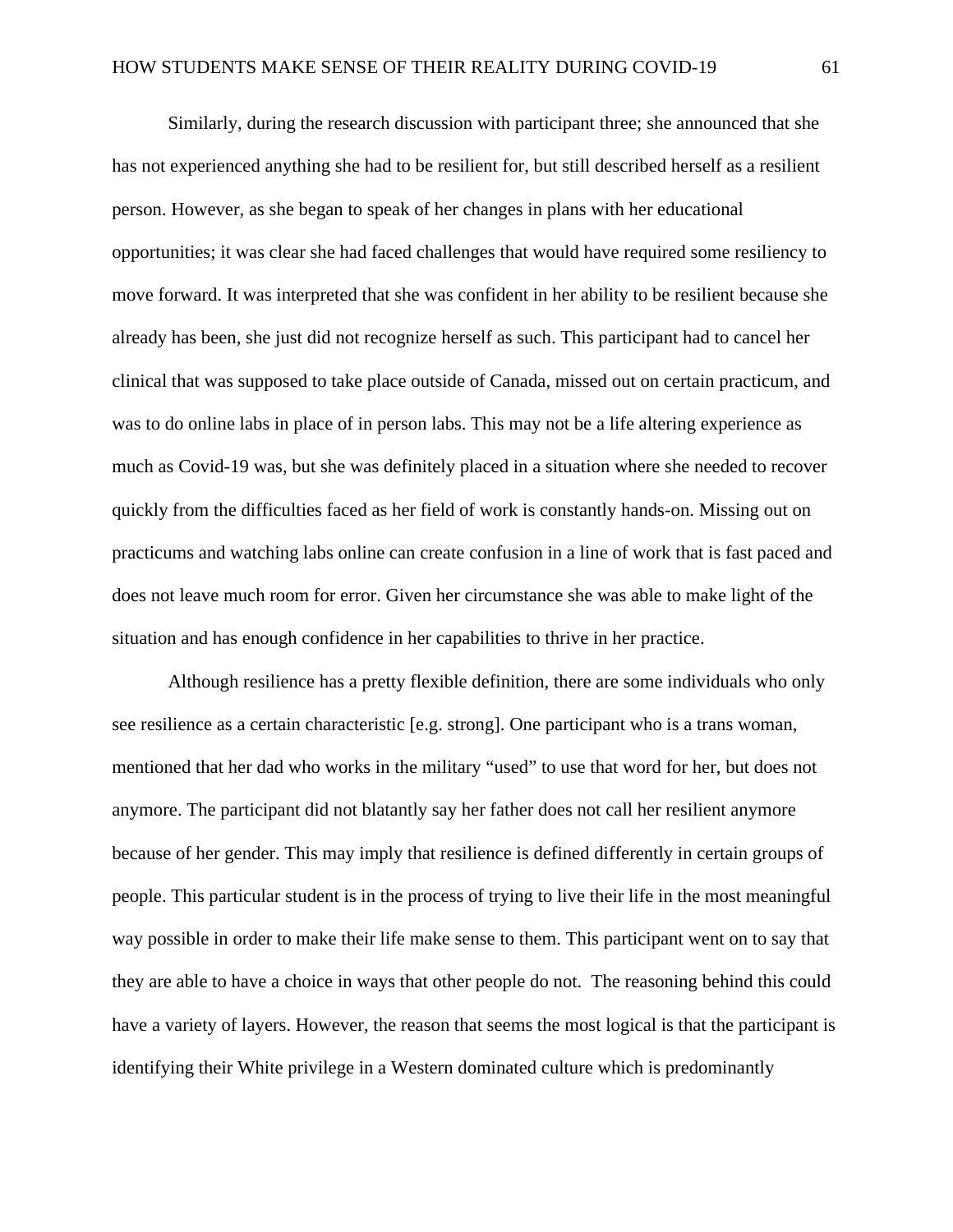Similarly, during the research discussion with participant three; she announced that she has not experienced anything she had to be resilient for, but still described herself as a resilient person. However, as she began to speak of her changes in plans with her educational opportunities; it was clear she had faced challenges that would have required some resiliency to move forward. It was interpreted that she was confident in her ability to be resilient because she already has been, she just did not recognize herself as such. This participant had to cancel her clinical that was supposed to take place outside of Canada, missed out on certain practicum, and was to do online labs in place of in person labs. This may not be a life altering experience as much as Covid-19 was, but she was definitely placed in a situation where she needed to recover quickly from the difficulties faced as her field of work is constantly hands-on. Missing out on practicums and watching labs online can create confusion in a line of work that is fast paced and does not leave much room for error. Given her circumstance she was able to make light of the situation and has enough confidence in her capabilities to thrive in her practice.

Although resilience has a pretty flexible definition, there are some individuals who only see resilience as a certain characteristic [e.g. strong]. One participant who is a trans woman, mentioned that her dad who works in the military "used" to use that word for her, but does not anymore. The participant did not blatantly say her father does not call her resilient anymore because of her gender. This may imply that resilience is defined differently in certain groups of people. This particular student is in the process of trying to live their life in the most meaningful way possible in order to make their life make sense to them. This participant went on to say that they are able to have a choice in ways that other people do not. The reasoning behind this could have a variety of layers. However, the reason that seems the most logical is that the participant is identifying their White privilege in a Western dominated culture which is predominantly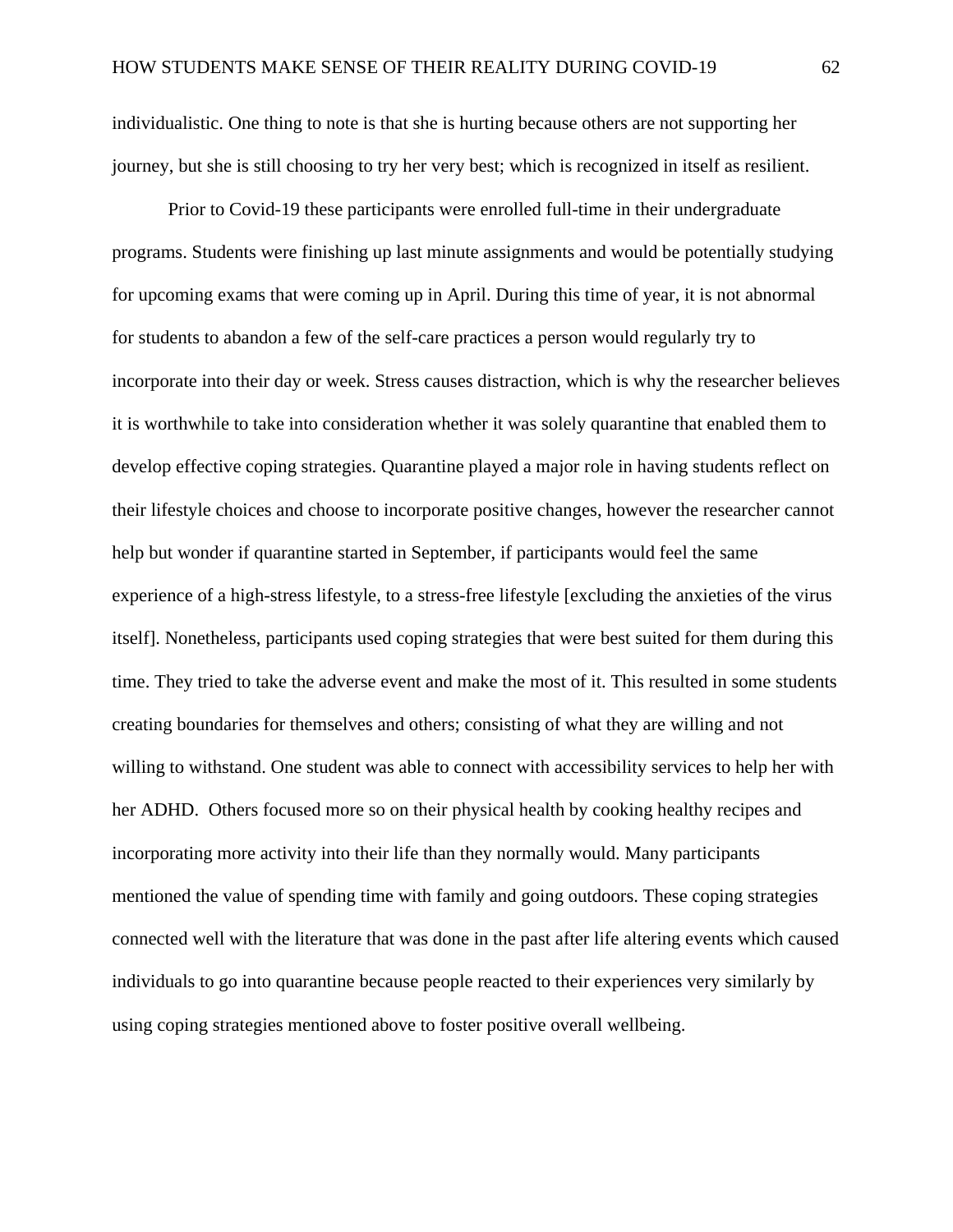individualistic. One thing to note is that she is hurting because others are not supporting her journey, but she is still choosing to try her very best; which is recognized in itself as resilient.

Prior to Covid-19 these participants were enrolled full-time in their undergraduate programs. Students were finishing up last minute assignments and would be potentially studying for upcoming exams that were coming up in April. During this time of year, it is not abnormal for students to abandon a few of the self-care practices a person would regularly try to incorporate into their day or week. Stress causes distraction, which is why the researcher believes it is worthwhile to take into consideration whether it was solely quarantine that enabled them to develop effective coping strategies. Quarantine played a major role in having students reflect on their lifestyle choices and choose to incorporate positive changes, however the researcher cannot help but wonder if quarantine started in September, if participants would feel the same experience of a high-stress lifestyle, to a stress-free lifestyle [excluding the anxieties of the virus itself]. Nonetheless, participants used coping strategies that were best suited for them during this time. They tried to take the adverse event and make the most of it. This resulted in some students creating boundaries for themselves and others; consisting of what they are willing and not willing to withstand. One student was able to connect with accessibility services to help her with her ADHD. Others focused more so on their physical health by cooking healthy recipes and incorporating more activity into their life than they normally would. Many participants mentioned the value of spending time with family and going outdoors. These coping strategies connected well with the literature that was done in the past after life altering events which caused individuals to go into quarantine because people reacted to their experiences very similarly by using coping strategies mentioned above to foster positive overall wellbeing.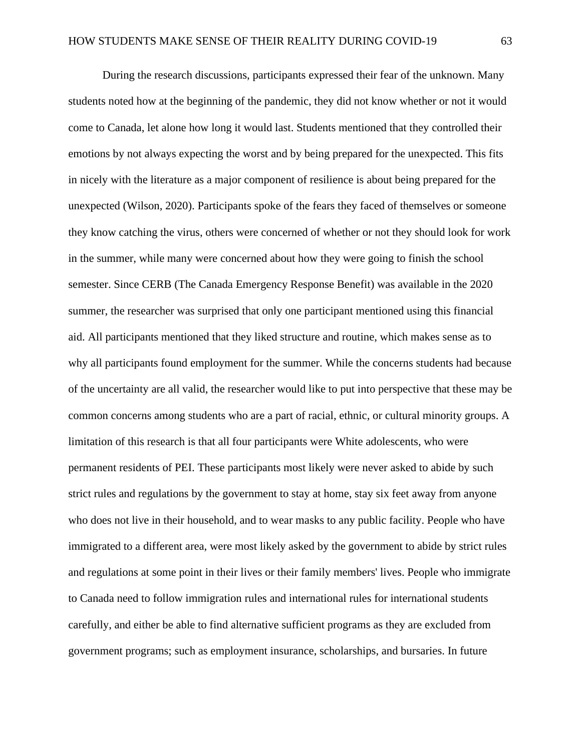During the research discussions, participants expressed their fear of the unknown. Many students noted how at the beginning of the pandemic, they did not know whether or not it would come to Canada, let alone how long it would last. Students mentioned that they controlled their emotions by not always expecting the worst and by being prepared for the unexpected. This fits in nicely with the literature as a major component of resilience is about being prepared for the unexpected (Wilson, 2020). Participants spoke of the fears they faced of themselves or someone they know catching the virus, others were concerned of whether or not they should look for work in the summer, while many were concerned about how they were going to finish the school semester. Since CERB (The Canada Emergency Response Benefit) was available in the 2020 summer, the researcher was surprised that only one participant mentioned using this financial aid. All participants mentioned that they liked structure and routine, which makes sense as to why all participants found employment for the summer. While the concerns students had because of the uncertainty are all valid, the researcher would like to put into perspective that these may be common concerns among students who are a part of racial, ethnic, or cultural minority groups. A limitation of this research is that all four participants were White adolescents, who were permanent residents of PEI. These participants most likely were never asked to abide by such strict rules and regulations by the government to stay at home, stay six feet away from anyone who does not live in their household, and to wear masks to any public facility. People who have immigrated to a different area, were most likely asked by the government to abide by strict rules and regulations at some point in their lives or their family members' lives. People who immigrate to Canada need to follow immigration rules and international rules for international students carefully, and either be able to find alternative sufficient programs as they are excluded from government programs; such as employment insurance, scholarships, and bursaries. In future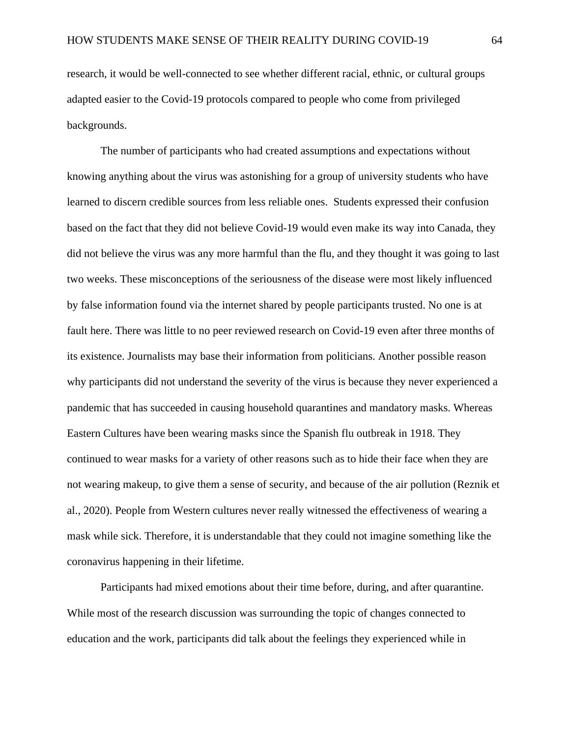research, it would be well-connected to see whether different racial, ethnic, or cultural groups adapted easier to the Covid-19 protocols compared to people who come from privileged backgrounds.

The number of participants who had created assumptions and expectations without knowing anything about the virus was astonishing for a group of university students who have learned to discern credible sources from less reliable ones. Students expressed their confusion based on the fact that they did not believe Covid-19 would even make its way into Canada, they did not believe the virus was any more harmful than the flu, and they thought it was going to last two weeks. These misconceptions of the seriousness of the disease were most likely influenced by false information found via the internet shared by people participants trusted. No one is at fault here. There was little to no peer reviewed research on Covid-19 even after three months of its existence. Journalists may base their information from politicians. Another possible reason why participants did not understand the severity of the virus is because they never experienced a pandemic that has succeeded in causing household quarantines and mandatory masks. Whereas Eastern Cultures have been wearing masks since the Spanish flu outbreak in 1918. They continued to wear masks for a variety of other reasons such as to hide their face when they are not wearing makeup, to give them a sense of security, and because of the air pollution (Reznik et al., 2020). People from Western cultures never really witnessed the effectiveness of wearing a mask while sick. Therefore, it is understandable that they could not imagine something like the coronavirus happening in their lifetime.

Participants had mixed emotions about their time before, during, and after quarantine. While most of the research discussion was surrounding the topic of changes connected to education and the work, participants did talk about the feelings they experienced while in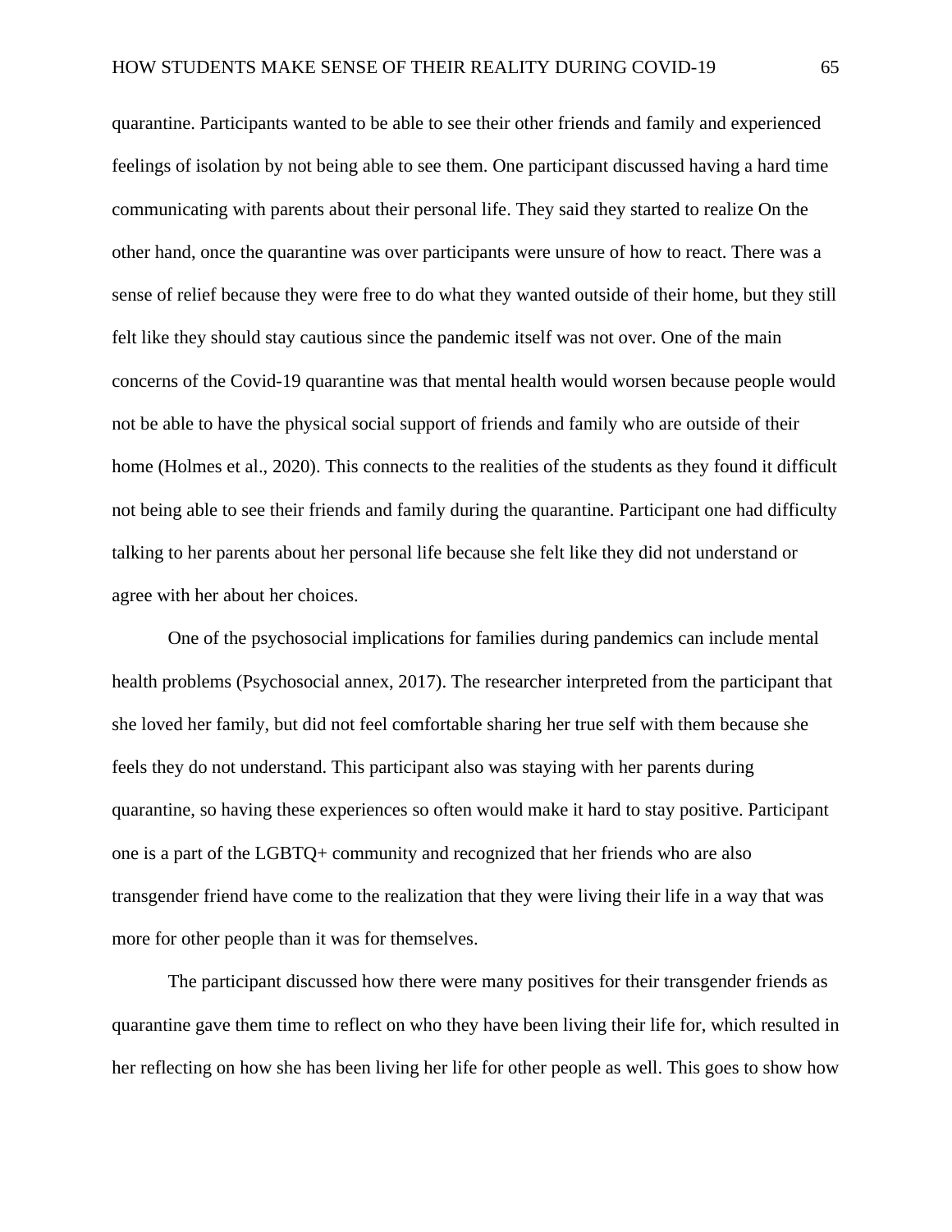quarantine. Participants wanted to be able to see their other friends and family and experienced feelings of isolation by not being able to see them. One participant discussed having a hard time communicating with parents about their personal life. They said they started to realize On the other hand, once the quarantine was over participants were unsure of how to react. There was a sense of relief because they were free to do what they wanted outside of their home, but they still felt like they should stay cautious since the pandemic itself was not over. One of the main concerns of the Covid-19 quarantine was that mental health would worsen because people would not be able to have the physical social support of friends and family who are outside of their home (Holmes et al., 2020). This connects to the realities of the students as they found it difficult not being able to see their friends and family during the quarantine. Participant one had difficulty talking to her parents about her personal life because she felt like they did not understand or agree with her about her choices.

One of the psychosocial implications for families during pandemics can include mental health problems (Psychosocial annex, 2017). The researcher interpreted from the participant that she loved her family, but did not feel comfortable sharing her true self with them because she feels they do not understand. This participant also was staying with her parents during quarantine, so having these experiences so often would make it hard to stay positive. Participant one is a part of the LGBTQ+ community and recognized that her friends who are also transgender friend have come to the realization that they were living their life in a way that was more for other people than it was for themselves.

The participant discussed how there were many positives for their transgender friends as quarantine gave them time to reflect on who they have been living their life for, which resulted in her reflecting on how she has been living her life for other people as well. This goes to show how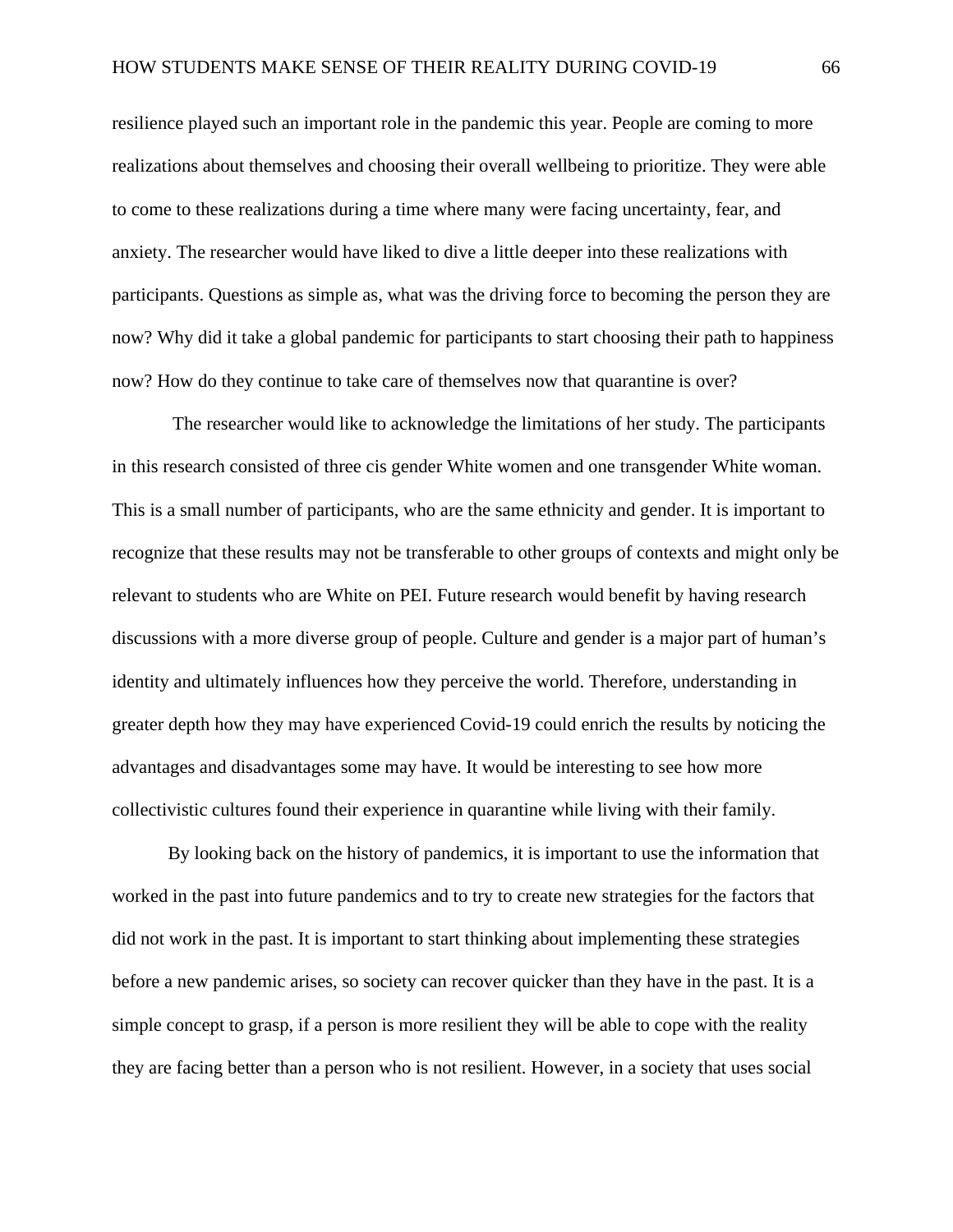resilience played such an important role in the pandemic this year. People are coming to more realizations about themselves and choosing their overall wellbeing to prioritize. They were able to come to these realizations during a time where many were facing uncertainty, fear, and anxiety. The researcher would have liked to dive a little deeper into these realizations with participants. Questions as simple as, what was the driving force to becoming the person they are now? Why did it take a global pandemic for participants to start choosing their path to happiness now? How do they continue to take care of themselves now that quarantine is over?

The researcher would like to acknowledge the limitations of her study. The participants in this research consisted of three cis gender White women and one transgender White woman. This is a small number of participants, who are the same ethnicity and gender. It is important to recognize that these results may not be transferable to other groups of contexts and might only be relevant to students who are White on PEI. Future research would benefit by having research discussions with a more diverse group of people. Culture and gender is a major part of human's identity and ultimately influences how they perceive the world. Therefore, understanding in greater depth how they may have experienced Covid-19 could enrich the results by noticing the advantages and disadvantages some may have. It would be interesting to see how more collectivistic cultures found their experience in quarantine while living with their family.

By looking back on the history of pandemics, it is important to use the information that worked in the past into future pandemics and to try to create new strategies for the factors that did not work in the past. It is important to start thinking about implementing these strategies before a new pandemic arises, so society can recover quicker than they have in the past. It is a simple concept to grasp, if a person is more resilient they will be able to cope with the reality they are facing better than a person who is not resilient. However, in a society that uses social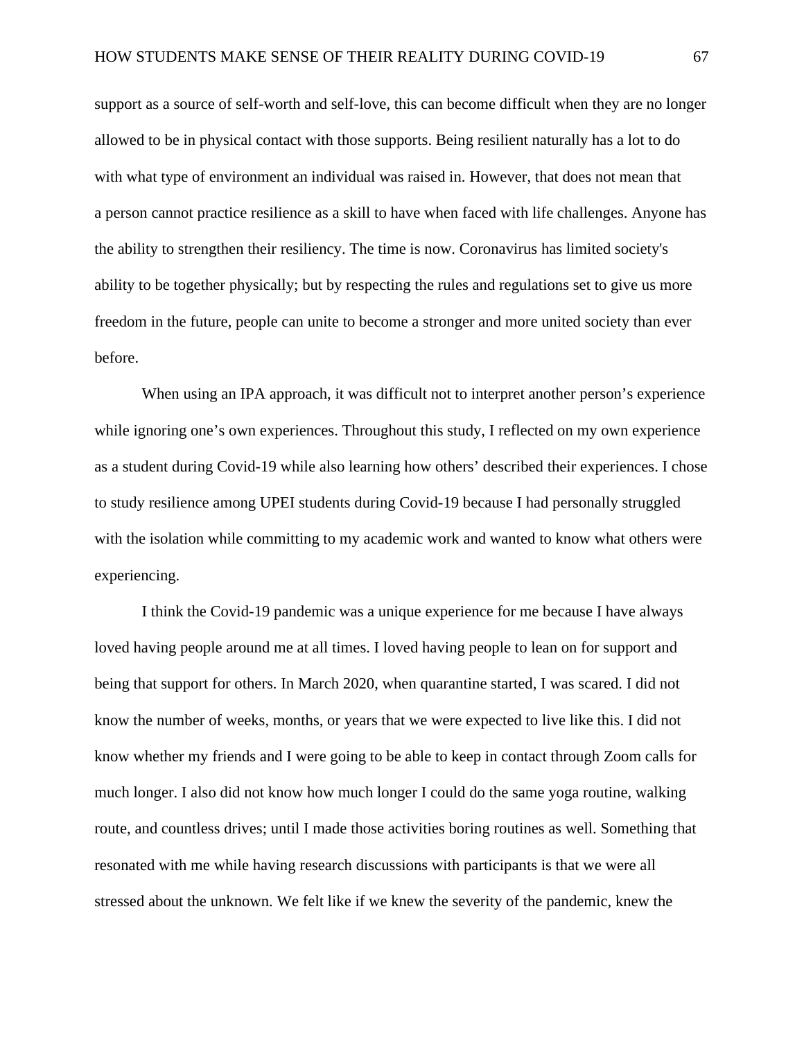support as a source of self-worth and self-love, this can become difficult when they are no longer allowed to be in physical contact with those supports. Being resilient naturally has a lot to do with what type of environment an individual was raised in. However, that does not mean that a person cannot practice resilience as a skill to have when faced with life challenges. Anyone has the ability to strengthen their resiliency. The time is now. Coronavirus has limited society's ability to be together physically; but by respecting the rules and regulations set to give us more freedom in the future, people can unite to become a stronger and more united society than ever before.

When using an IPA approach, it was difficult not to interpret another person's experience while ignoring one's own experiences. Throughout this study, I reflected on my own experience as a student during Covid-19 while also learning how others' described their experiences. I chose to study resilience among UPEI students during Covid-19 because I had personally struggled with the isolation while committing to my academic work and wanted to know what others were experiencing.

I think the Covid-19 pandemic was a unique experience for me because I have always loved having people around me at all times. I loved having people to lean on for support and being that support for others. In March 2020, when quarantine started, I was scared. I did not know the number of weeks, months, or years that we were expected to live like this. I did not know whether my friends and I were going to be able to keep in contact through Zoom calls for much longer. I also did not know how much longer I could do the same yoga routine, walking route, and countless drives; until I made those activities boring routines as well. Something that resonated with me while having research discussions with participants is that we were all stressed about the unknown. We felt like if we knew the severity of the pandemic, knew the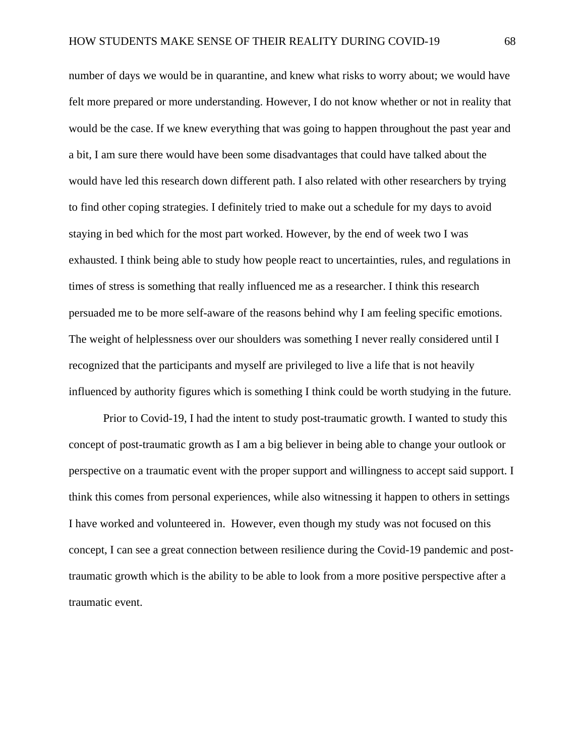number of days we would be in quarantine, and knew what risks to worry about; we would have felt more prepared or more understanding. However, I do not know whether or not in reality that would be the case. If we knew everything that was going to happen throughout the past year and a bit, I am sure there would have been some disadvantages that could have talked about the would have led this research down different path. I also related with other researchers by trying to find other coping strategies. I definitely tried to make out a schedule for my days to avoid staying in bed which for the most part worked. However, by the end of week two I was exhausted. I think being able to study how people react to uncertainties, rules, and regulations in times of stress is something that really influenced me as a researcher. I think this research persuaded me to be more self-aware of the reasons behind why I am feeling specific emotions. The weight of helplessness over our shoulders was something I never really considered until I recognized that the participants and myself are privileged to live a life that is not heavily influenced by authority figures which is something I think could be worth studying in the future.

Prior to Covid-19, I had the intent to study post-traumatic growth. I wanted to study this concept of post-traumatic growth as I am a big believer in being able to change your outlook or perspective on a traumatic event with the proper support and willingness to accept said support. I think this comes from personal experiences, while also witnessing it happen to others in settings I have worked and volunteered in. However, even though my study was not focused on this concept, I can see a great connection between resilience during the Covid-19 pandemic and post-traumatic growth which is the ability to be able to look from a more positive perspective after a traumatic event.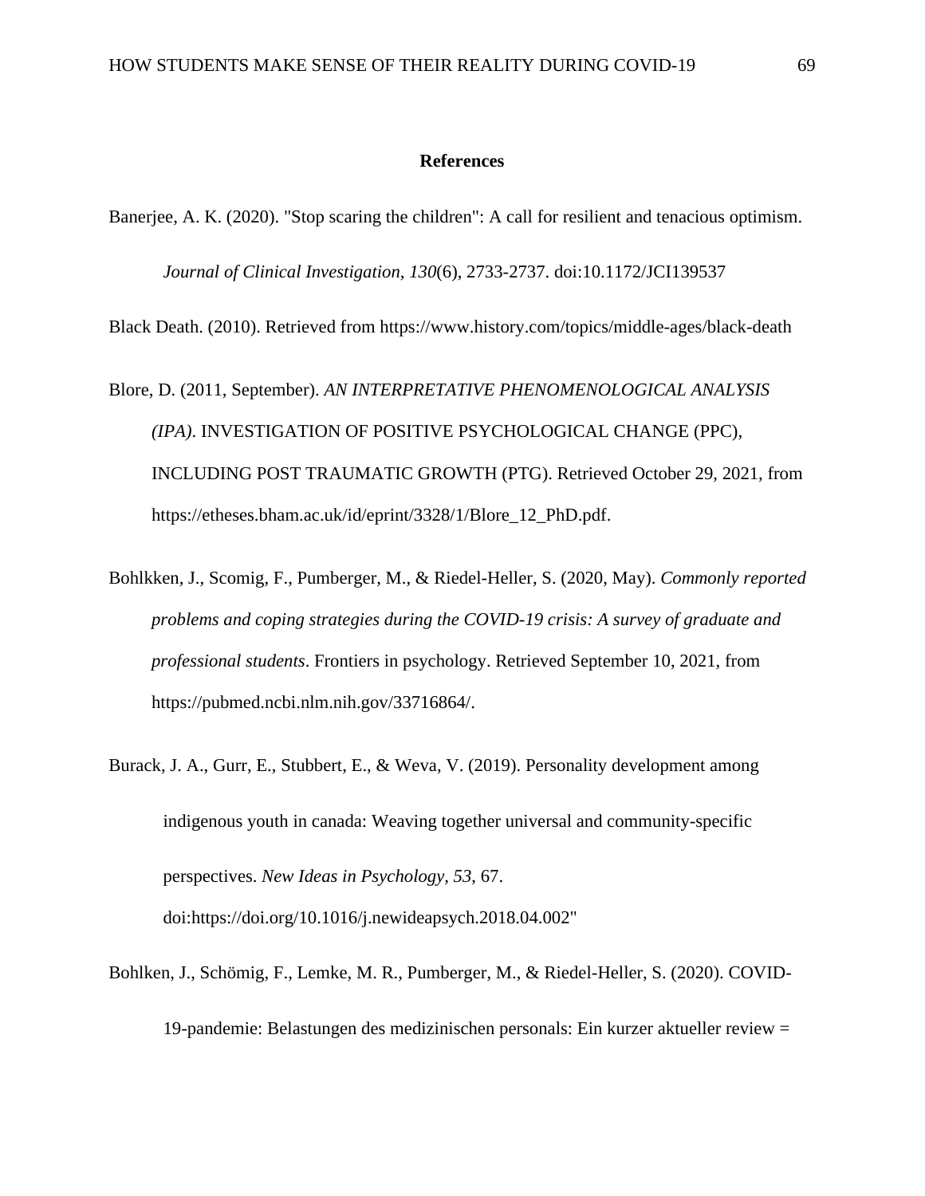## References

Banerjee, A. K. (2020). "Stop scaring the children": A call for resilient and tenacious optimism. *Journal of Clinical Investigation, 130*(6), 2733-2737. doi:10.1172/JCI139537

Black Death. (2010). Retrieved from https://www.history.com/topics/middle-ages/black-death

Blore, D. (2011, September). *AN INTERPRETATIVE PHENOMENOLOGICAL ANALYSIS (IPA)*. INVESTIGATION OF POSITIVE PSYCHOLOGICAL CHANGE (PPC), INCLUDING POST TRAUMATIC GROWTH (PTG). Retrieved October 29, 2021, from https://etheses.bham.ac.uk/id/eprint/3328/1/Blore_12_PhD.pdf.

Bohlkken, J., Scomig, F., Pumberger, M., & Riedel-Heller, S. (2020, May). *Commonly reported problems and coping strategies during the COVID-19 crisis: A survey of graduate and professional students*. Frontiers in psychology. Retrieved September 10, 2021, from https://pubmed.ncbi.nlm.nih.gov/33716864/.

Burack, J. A., Gurr, E., Stubbert, E., & Weva, V. (2019). Personality development among indigenous youth in canada: Weaving together universal and community-specific perspectives. *New Ideas in Psychology, 53,* 67. doi:https://doi.org/10.1016/j.newideapsych.2018.04.002"

Bohlken, J., Schömig, F., Lemke, M. R., Pumberger, M., & Riedel-Heller, S. (2020). COVID-19-pandemie: Belastungen des medizinischen personals: Ein kurzer aktueller review =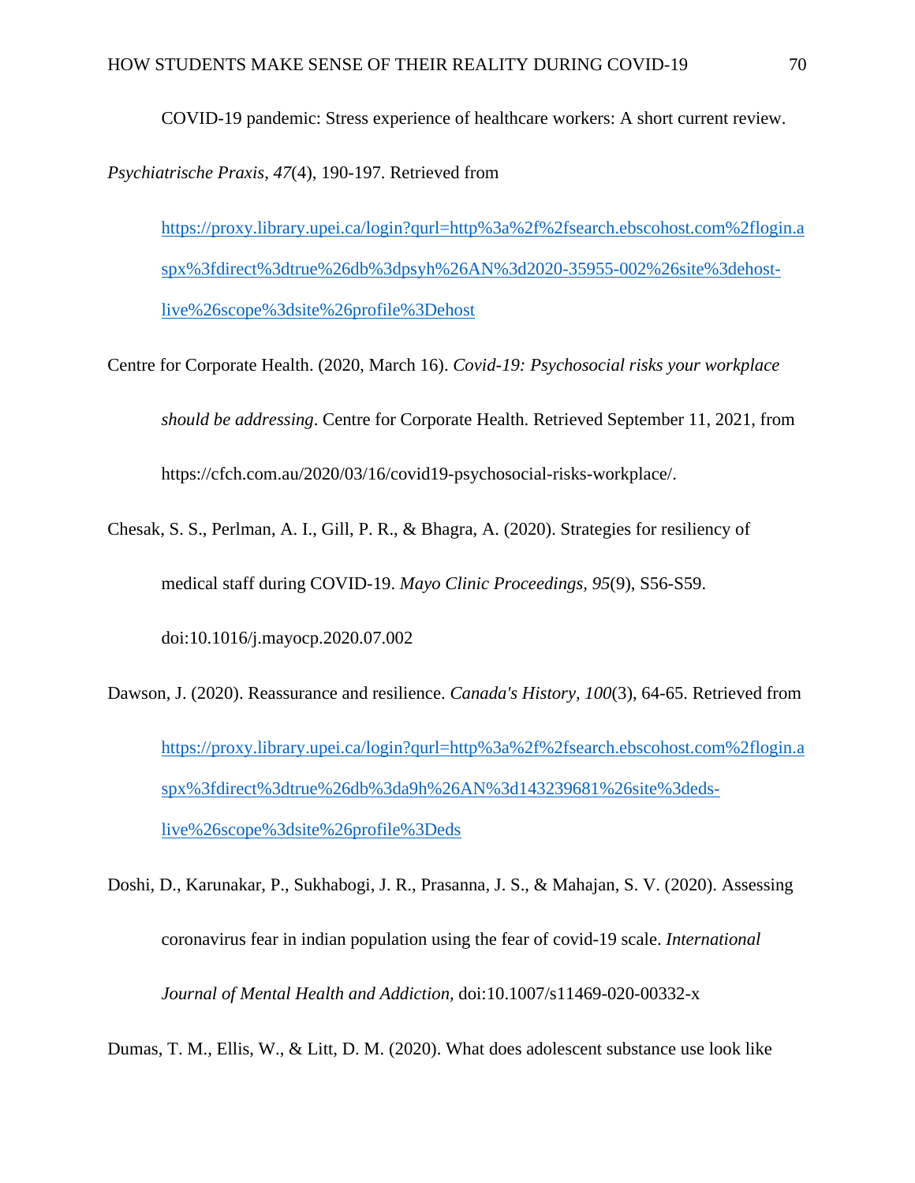COVID-19 pandemic: Stress experience of healthcare workers: A short current review. *Psychiatrische Praxis, 47*(4), 190-197. Retrieved from https://proxy.library.upei.ca/login?qurl=http%3a%2f%2fsearch.ebscohost.com%2flogin.aspx%3fdirect%3dtrue%26db%3dpsyh%26AN%3d2020-35955-002%26site%3dehost-live%26scope%3dsite%26profile%3Dehost

Centre for Corporate Health. (2020, March 16). *Covid-19: Psychosocial risks your workplace should be addressing*. Centre for Corporate Health. Retrieved September 11, 2021, from https://cfch.com.au/2020/03/16/covid19-psychosocial-risks-workplace/.

Chesak, S. S., Perlman, A. I., Gill, P. R., & Bhagra, A. (2020). Strategies for resiliency of medical staff during COVID-19. *Mayo Clinic Proceedings, 95*(9), S56-S59. doi:10.1016/j.mayocp.2020.07.002

Dawson, J. (2020). Reassurance and resilience. *Canada's History, 100*(3), 64-65. Retrieved from https://proxy.library.upei.ca/login?qurl=http%3a%2f%2fsearch.ebscohost.com%2flogin.aspx%3fdirect%3dtrue%26db%3da9h%26AN%3d143239681%26site%3deds-live%26scope%3dsite%26profile%3Deds

Doshi, D., Karunakar, P., Sukhabogi, J. R., Prasanna, J. S., & Mahajan, S. V. (2020). Assessing coronavirus fear in indian population using the fear of covid-19 scale. *International Journal of Mental Health and Addiction*, doi:10.1007/s11469-020-00332-x

Dumas, T. M., Ellis, W., & Litt, D. M. (2020). What does adolescent substance use look like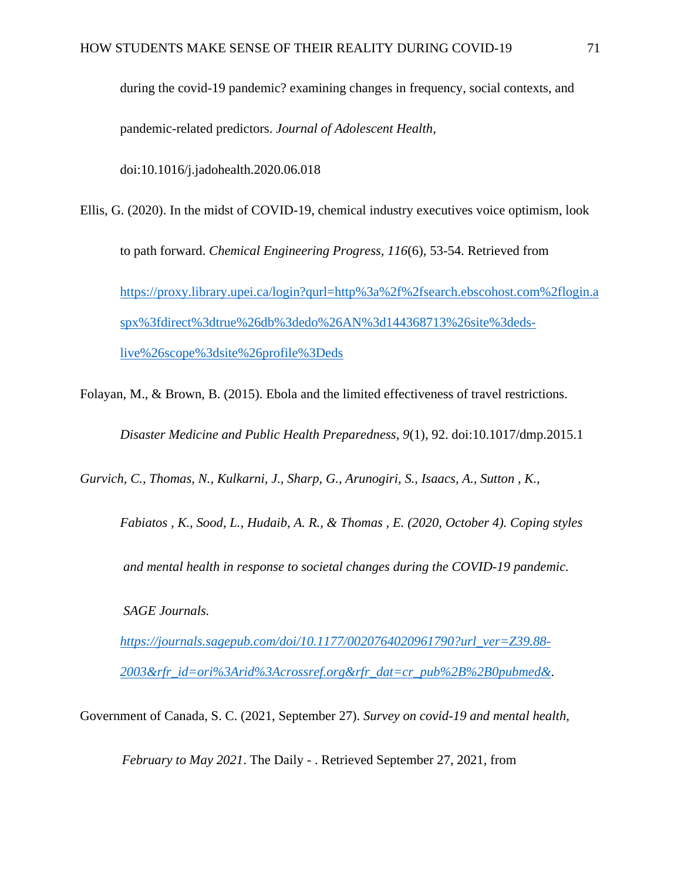during the covid-19 pandemic? examining changes in frequency, social contexts, and pandemic-related predictors. *Journal of Adolescent Health,* doi:10.1016/j.jadohealth.2020.06.018

Ellis, G. (2020). In the midst of COVID-19, chemical industry executives voice optimism, look to path forward. *Chemical Engineering Progress, 116*(6), 53-54. Retrieved from https://proxy.library.upei.ca/login?qurl=http%3a%2f%2fsearch.ebscohost.com%2flogin.aspx%3fdirect%3dtrue%26db%3dedo%26AN%3d144368713%26site%3deds-live%26scope%3dsite%26profile%3Deds

Folayan, M., & Brown, B. (2015). Ebola and the limited effectiveness of travel restrictions. *Disaster Medicine and Public Health Preparedness, 9*(1), 92. doi:10.1017/dmp.2015.1

*Gurvich, C., Thomas, N., Kulkarni, J., Sharp, G., Arunogiri, S., Isaacs, A., Sutton , K., Fabiatos , K., Sood, L., Hudaib, A. R., & Thomas , E. (2020, October 4). Coping styles and mental health in response to societal changes during the COVID-19 pandemic. SAGE Journals. https://journals.sagepub.com/doi/10.1177/0020764020961790?url_ver=Z39.88-2003&rfr_id=ori%3Arid%3Acrossref.org&rfr_dat=cr_pub%2B%2B0pubmed&.*

Government of Canada, S. C. (2021, September 27). *Survey on covid-19 and mental health, February to May 2021*. The Daily - . Retrieved September 27, 2021, from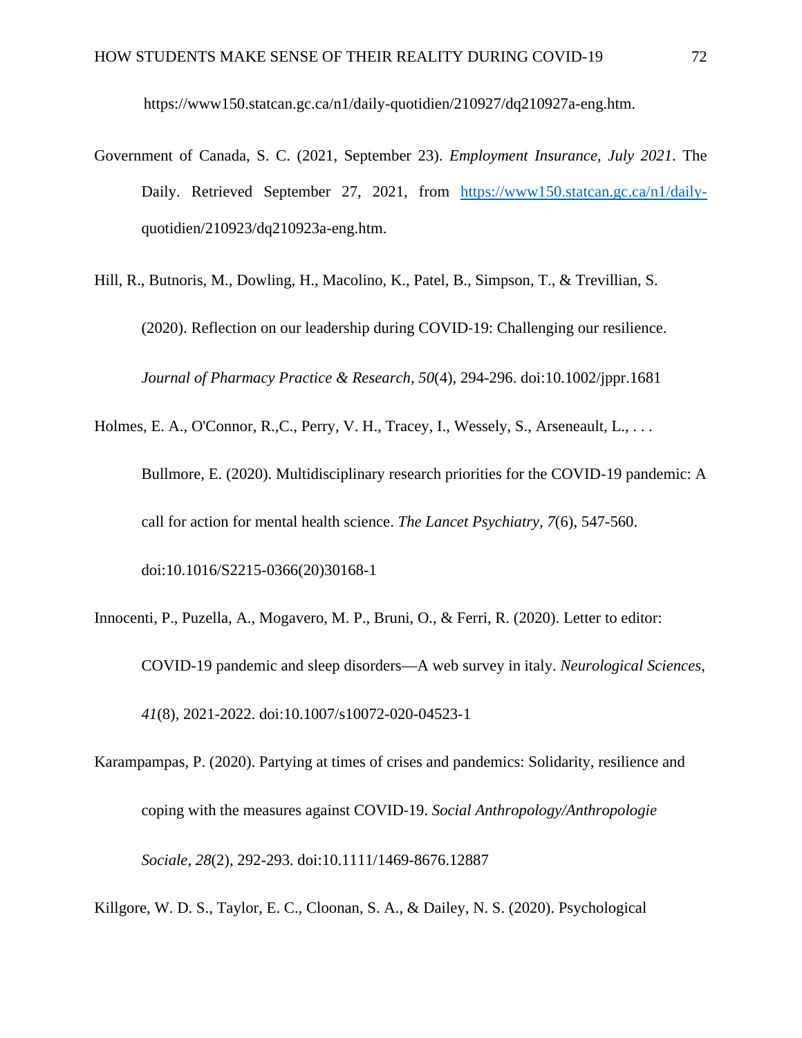https://www150.statcan.gc.ca/n1/daily-quotidien/210927/dq210927a-eng.htm.

Government of Canada, S. C. (2021, September 23). *Employment Insurance, July 2021*. The Daily. Retrieved September 27, 2021, from https://www150.statcan.gc.ca/n1/daily-quotidien/210923/dq210923a-eng.htm.

Hill, R., Butnoris, M., Dowling, H., Macolino, K., Patel, B., Simpson, T., & Trevillian, S. (2020). Reflection on our leadership during COVID-19: Challenging our resilience. *Journal of Pharmacy Practice & Research, 50*(4), 294-296. doi:10.1002/jppr.1681

Holmes, E. A., O'Connor, R.,C., Perry, V. H., Tracey, I., Wessely, S., Arseneault, L., . . . Bullmore, E. (2020). Multidisciplinary research priorities for the COVID-19 pandemic: A call for action for mental health science. *The Lancet Psychiatry, 7*(6), 547-560. doi:10.1016/S2215-0366(20)30168-1

Innocenti, P., Puzella, A., Mogavero, M. P., Bruni, O., & Ferri, R. (2020). Letter to editor: COVID-19 pandemic and sleep disorders—A web survey in italy. *Neurological Sciences, 41*(8), 2021-2022. doi:10.1007/s10072-020-04523-1

Karampampas, P. (2020). Partying at times of crises and pandemics: Solidarity, resilience and coping with the measures against COVID-19. *Social Anthropology/Anthropologie Sociale, 28*(2), 292-293. doi:10.1111/1469-8676.12887

Killgore, W. D. S., Taylor, E. C., Cloonan, S. A., & Dailey, N. S. (2020). Psychological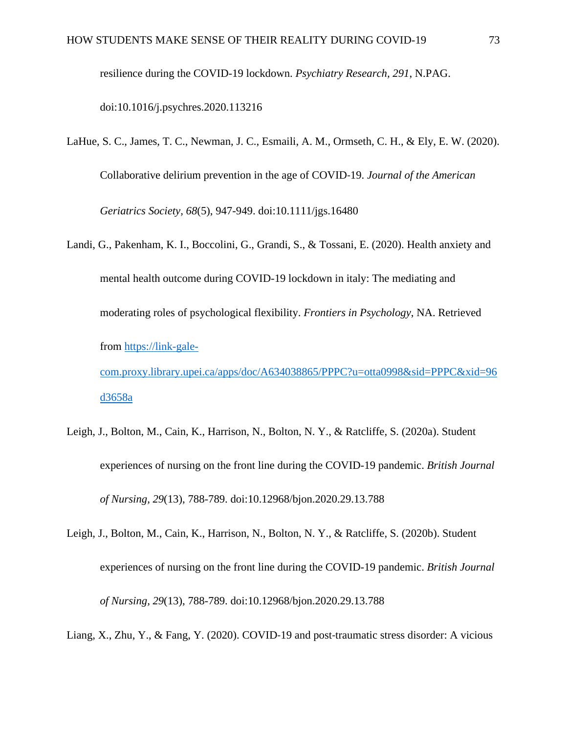resilience during the COVID-19 lockdown. *Psychiatry Research, 291*, N.PAG. doi:10.1016/j.psychres.2020.113216

LaHue, S. C., James, T. C., Newman, J. C., Esmaili, A. M., Ormseth, C. H., & Ely, E. W. (2020). Collaborative delirium prevention in the age of COVID-19. *Journal of the American Geriatrics Society, 68*(5), 947-949. doi:10.1111/jgs.16480

Landi, G., Pakenham, K. I., Boccolini, G., Grandi, S., & Tossani, E. (2020). Health anxiety and mental health outcome during COVID-19 lockdown in italy: The mediating and moderating roles of psychological flexibility. *Frontiers in Psychology*, NA. Retrieved from [https://link-gale-com.proxy.library.upei.ca/apps/doc/A634038865/PPPC?u=otta0998&sid=PPPC&xid=96d3658a](https://link-gale-com.proxy.library.upei.ca/apps/doc/A634038865/PPPC?u=otta0998&sid=PPPC&xid=96d3658a)

Leigh, J., Bolton, M., Cain, K., Harrison, N., Bolton, N. Y., & Ratcliffe, S. (2020a). Student experiences of nursing on the front line during the COVID-19 pandemic. *British Journal of Nursing, 29*(13), 788-789. doi:10.12968/bjon.2020.29.13.788

Leigh, J., Bolton, M., Cain, K., Harrison, N., Bolton, N. Y., & Ratcliffe, S. (2020b). Student experiences of nursing on the front line during the COVID-19 pandemic. *British Journal of Nursing, 29*(13), 788-789. doi:10.12968/bjon.2020.29.13.788

Liang, X., Zhu, Y., & Fang, Y. (2020). COVID-19 and post-traumatic stress disorder: A vicious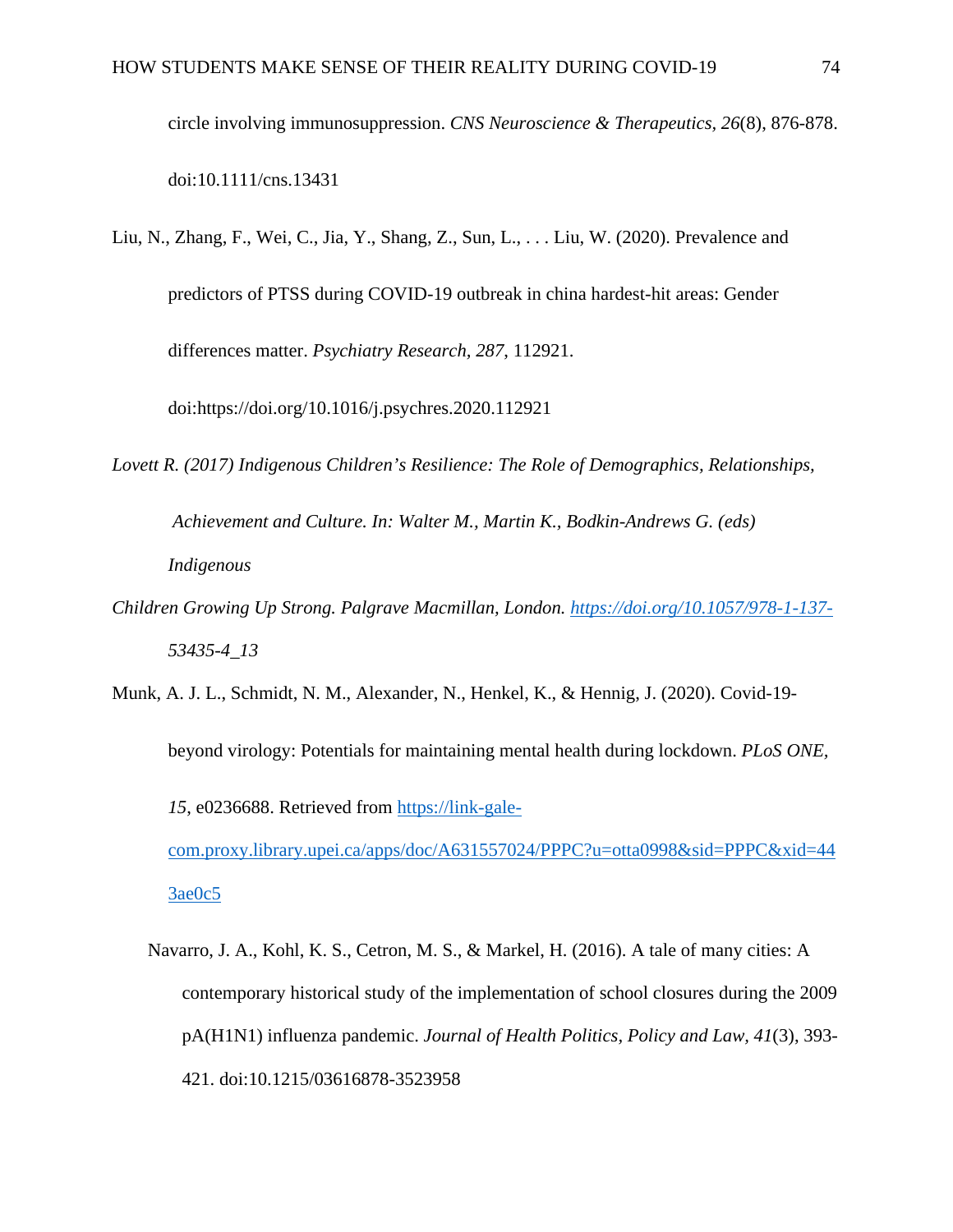circle involving immunosuppression. *CNS Neuroscience & Therapeutics, 26*(8), 876-878. doi:10.1111/cns.13431

Liu, N., Zhang, F., Wei, C., Jia, Y., Shang, Z., Sun, L., . . . Liu, W. (2020). Prevalence and predictors of PTSS during COVID-19 outbreak in china hardest-hit areas: Gender differences matter. *Psychiatry Research, 287*, 112921. doi:https://doi.org/10.1016/j.psychres.2020.112921

*Lovett R. (2017) Indigenous Children's Resilience: The Role of Demographics, Relationships, Achievement and Culture. In: Walter M., Martin K., Bodkin-Andrews G. (eds) Indigenous Children Growing Up Strong. Palgrave Macmillan, London.* [https://doi.org/10.1057/978-1-137-53435-4_13](https://doi.org/10.1057/978-1-137-53435-4_13)

Munk, A. J. L., Schmidt, N. M., Alexander, N., Henkel, K., & Hennig, J. (2020). Covid-19-beyond virology: Potentials for maintaining mental health during lockdown. *PLoS ONE, 15*, e0236688. Retrieved from [https://link-gale-com.proxy.library.upei.ca/apps/doc/A631557024/PPPC?u=otta0998&sid=PPPC&xid=443ae0c5](https://link-gale-com.proxy.library.upei.ca/apps/doc/A631557024/PPPC?u=otta0998&sid=PPPC&xid=443ae0c5)

Navarro, J. A., Kohl, K. S., Cetron, M. S., & Markel, H. (2016). A tale of many cities: A contemporary historical study of the implementation of school closures during the 2009 pA(H1N1) influenza pandemic. *Journal of Health Politics, Policy and Law, 41*(3), 393-421. doi:10.1215/03616878-3523958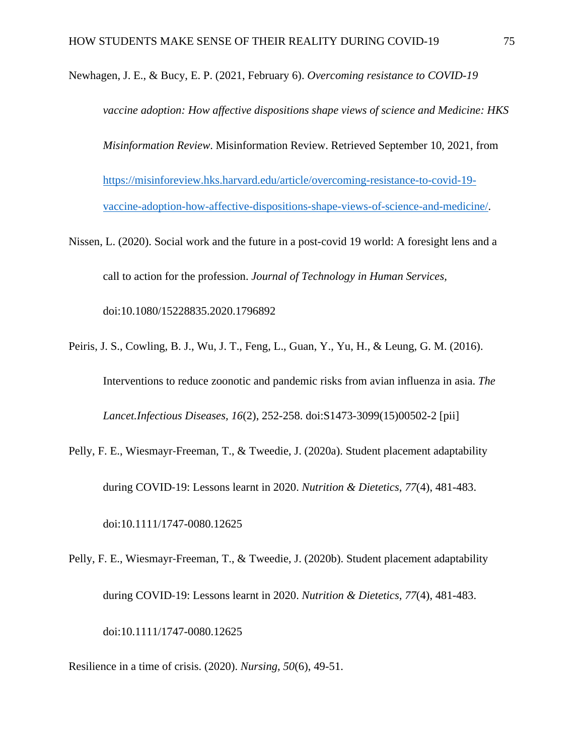Newhagen, J. E., & Bucy, E. P. (2021, February 6). *Overcoming resistance to COVID-19 vaccine adoption: How affective dispositions shape views of science and Medicine: HKS Misinformation Review*. Misinformation Review. Retrieved September 10, 2021, from https://misinforeview.hks.harvard.edu/article/overcoming-resistance-to-covid-19-vaccine-adoption-how-affective-dispositions-shape-views-of-science-and-medicine/.

Nissen, L. (2020). Social work and the future in a post-covid 19 world: A foresight lens and a call to action for the profession. *Journal of Technology in Human Services,* doi:10.1080/15228835.2020.1796892

Peiris, J. S., Cowling, B. J., Wu, J. T., Feng, L., Guan, Y., Yu, H., & Leung, G. M. (2016). Interventions to reduce zoonotic and pandemic risks from avian influenza in asia. *The Lancet.Infectious Diseases, 16*(2), 252-258. doi:S1473-3099(15)00502-2 [pii]

Pelly, F. E., Wiesmayr-Freeman, T., & Tweedie, J. (2020a). Student placement adaptability during COVID-19: Lessons learnt in 2020. *Nutrition & Dietetics, 77*(4), 481-483. doi:10.1111/1747-0080.12625

Pelly, F. E., Wiesmayr-Freeman, T., & Tweedie, J. (2020b). Student placement adaptability during COVID-19: Lessons learnt in 2020. *Nutrition & Dietetics, 77*(4), 481-483. doi:10.1111/1747-0080.12625

Resilience in a time of crisis. (2020). *Nursing, 50*(6), 49-51.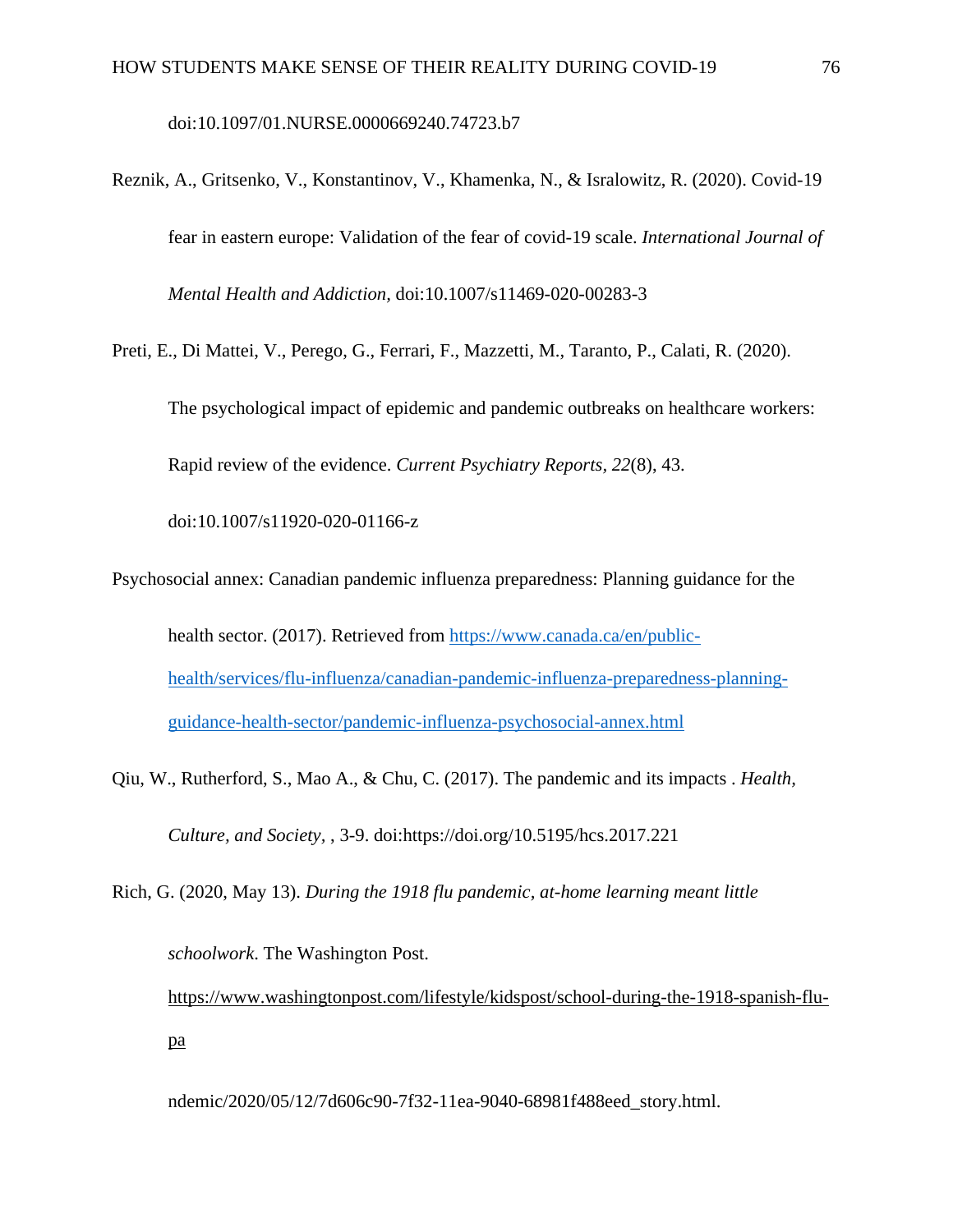doi:10.1097/01.NURSE.0000669240.74723.b7

Reznik, A., Gritsenko, V., Konstantinov, V., Khamenka, N., & Isralowitz, R. (2020). Covid-19 fear in eastern europe: Validation of the fear of covid-19 scale. *International Journal of Mental Health and Addiction,* doi:10.1007/s11469-020-00283-3

Preti, E., Di Mattei, V., Perego, G., Ferrari, F., Mazzetti, M., Taranto, P., Calati, R. (2020). The psychological impact of epidemic and pandemic outbreaks on healthcare workers: Rapid review of the evidence. *Current Psychiatry Reports, 22*(8), 43. doi:10.1007/s11920-020-01166-z

Psychosocial annex: Canadian pandemic influenza preparedness: Planning guidance for the health sector. (2017). Retrieved from https://www.canada.ca/en/public-health/services/flu-influenza/canadian-pandemic-influenza-preparedness-planning-guidance-health-sector/pandemic-influenza-psychosocial-annex.html

Qiu, W., Rutherford, S., Mao A., & Chu, C. (2017). The pandemic and its impacts . *Health, Culture, and Society,* , 3-9. doi:https://doi.org/10.5195/hcs.2017.221

Rich, G. (2020, May 13). *During the 1918 flu pandemic, at-home learning meant little schoolwork*. The Washington Post. https://www.washingtonpost.com/lifestyle/kidspost/school-during-the-1918-spanish-flu-pa

ndemic/2020/05/12/7d606c90-7f32-11ea-9040-68981f488eed_story.html.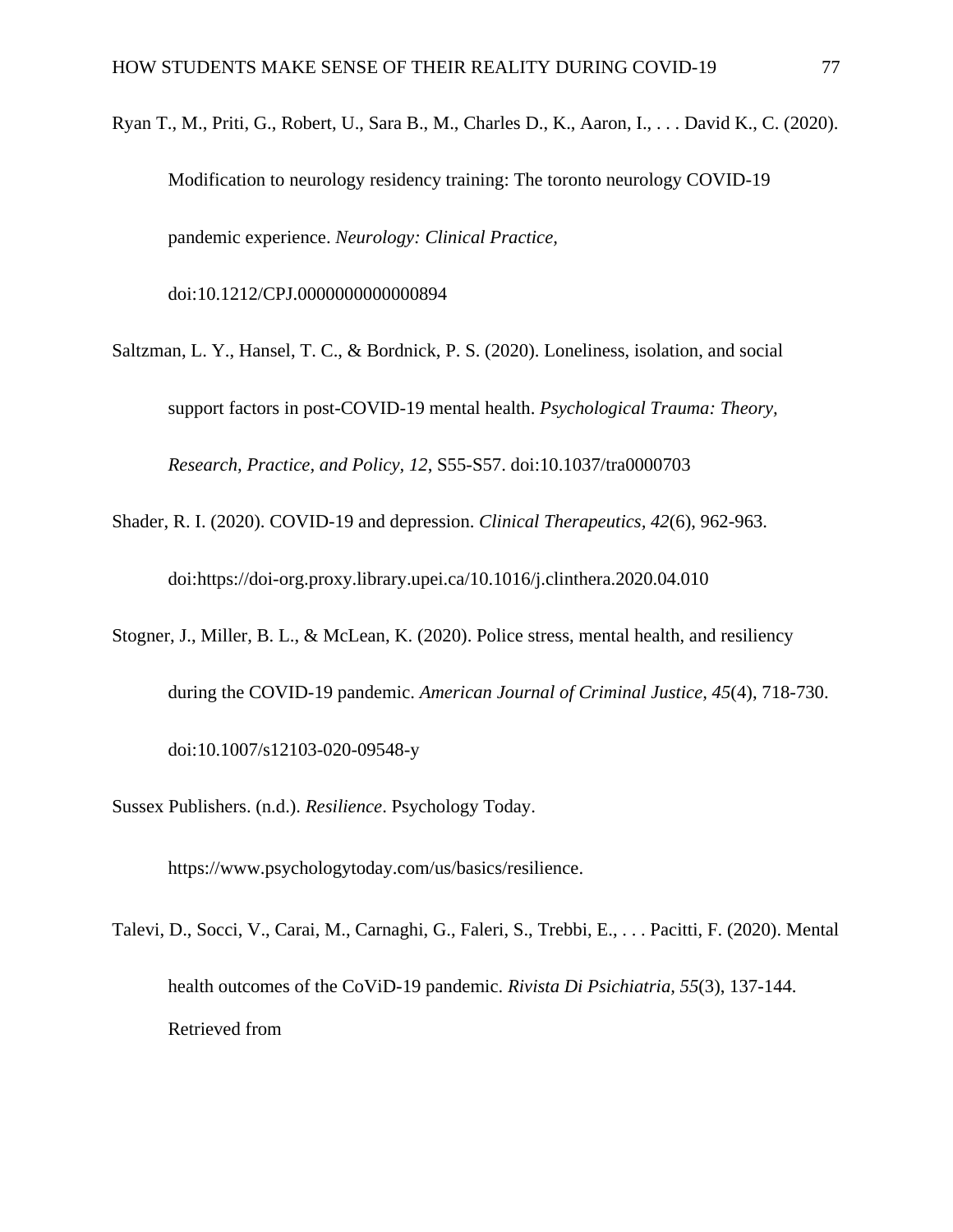Ryan T., M., Priti, G., Robert, U., Sara B., M., Charles D., K., Aaron, I., . . . David K., C. (2020). Modification to neurology residency training: The toronto neurology COVID-19 pandemic experience. *Neurology: Clinical Practice,* doi:10.1212/CPJ.0000000000000894

Saltzman, L. Y., Hansel, T. C., & Bordnick, P. S. (2020). Loneliness, isolation, and social support factors in post-COVID-19 mental health. *Psychological Trauma: Theory, Research, Practice, and Policy, 12*, S55-S57. doi:10.1037/tra0000703

Shader, R. I. (2020). COVID-19 and depression. *Clinical Therapeutics, 42*(6), 962-963. doi:https://doi-org.proxy.library.upei.ca/10.1016/j.clinthera.2020.04.010

Stogner, J., Miller, B. L., & McLean, K. (2020). Police stress, mental health, and resiliency during the COVID-19 pandemic. *American Journal of Criminal Justice, 45*(4), 718-730. doi:10.1007/s12103-020-09548-y

Sussex Publishers. (n.d.). *Resilience*. Psychology Today. https://www.psychologytoday.com/us/basics/resilience.

Talevi, D., Socci, V., Carai, M., Carnaghi, G., Faleri, S., Trebbi, E., . . . Pacitti, F. (2020). Mental health outcomes of the CoViD-19 pandemic. *Rivista Di Psichiatria, 55*(3), 137-144. Retrieved from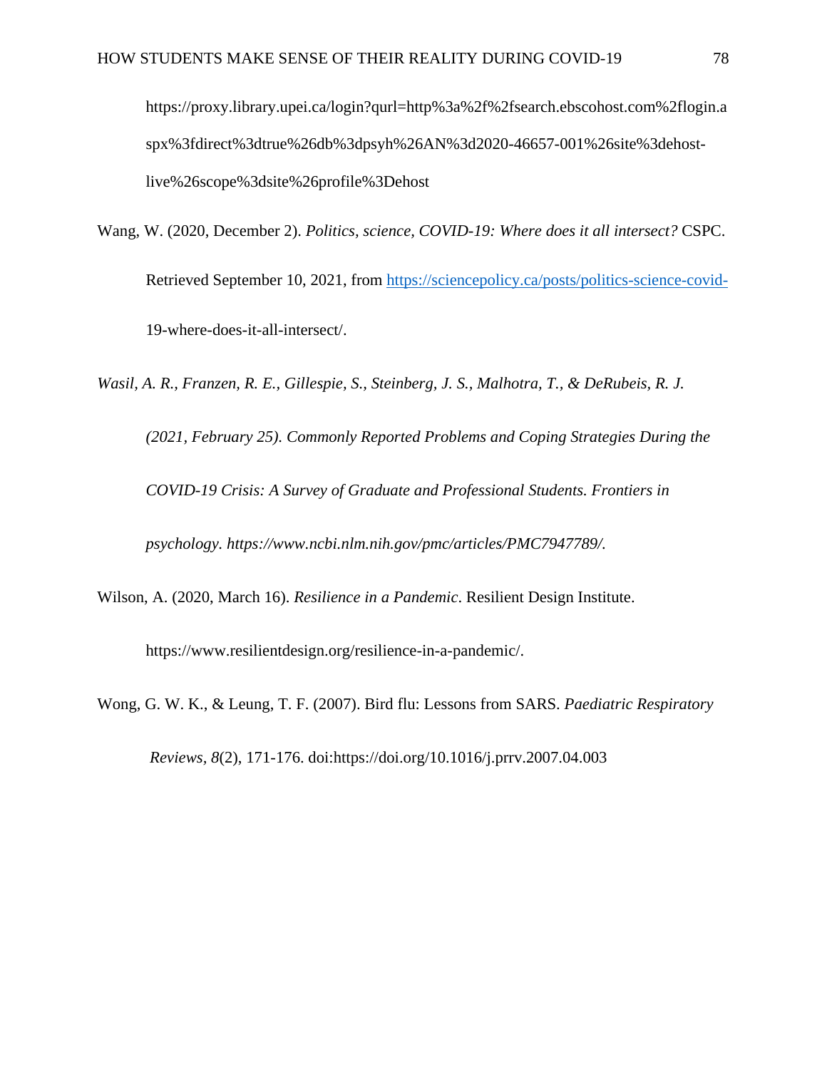https://proxy.library.upei.ca/login?qurl=http%3a%2f%2fsearch.ebscohost.com%2flogin.aspx%3fdirect%3dtrue%26db%3dpsyh%26AN%3d2020-46657-001%26site%3dehost-live%26scope%3dsite%26profile%3Dehost

Wang, W. (2020, December 2). *Politics, science, COVID-19: Where does it all intersect?* CSPC. Retrieved September 10, 2021, from https://sciencepolicy.ca/posts/politics-science-covid-19-where-does-it-all-intersect/.

*Wasil, A. R., Franzen, R. E., Gillespie, S., Steinberg, J. S., Malhotra, T., & DeRubeis, R. J. (2021, February 25). Commonly Reported Problems and Coping Strategies During the COVID-19 Crisis: A Survey of Graduate and Professional Students. Frontiers in psychology. https://www.ncbi.nlm.nih.gov/pmc/articles/PMC7947789/.*

Wilson, A. (2020, March 16). *Resilience in a Pandemic*. Resilient Design Institute. https://www.resilientdesign.org/resilience-in-a-pandemic/.

Wong, G. W. K., & Leung, T. F. (2007). Bird flu: Lessons from SARS. *Paediatric Respiratory Reviews, 8*(2), 171-176. doi:https://doi.org/10.1016/j.prrv.2007.04.003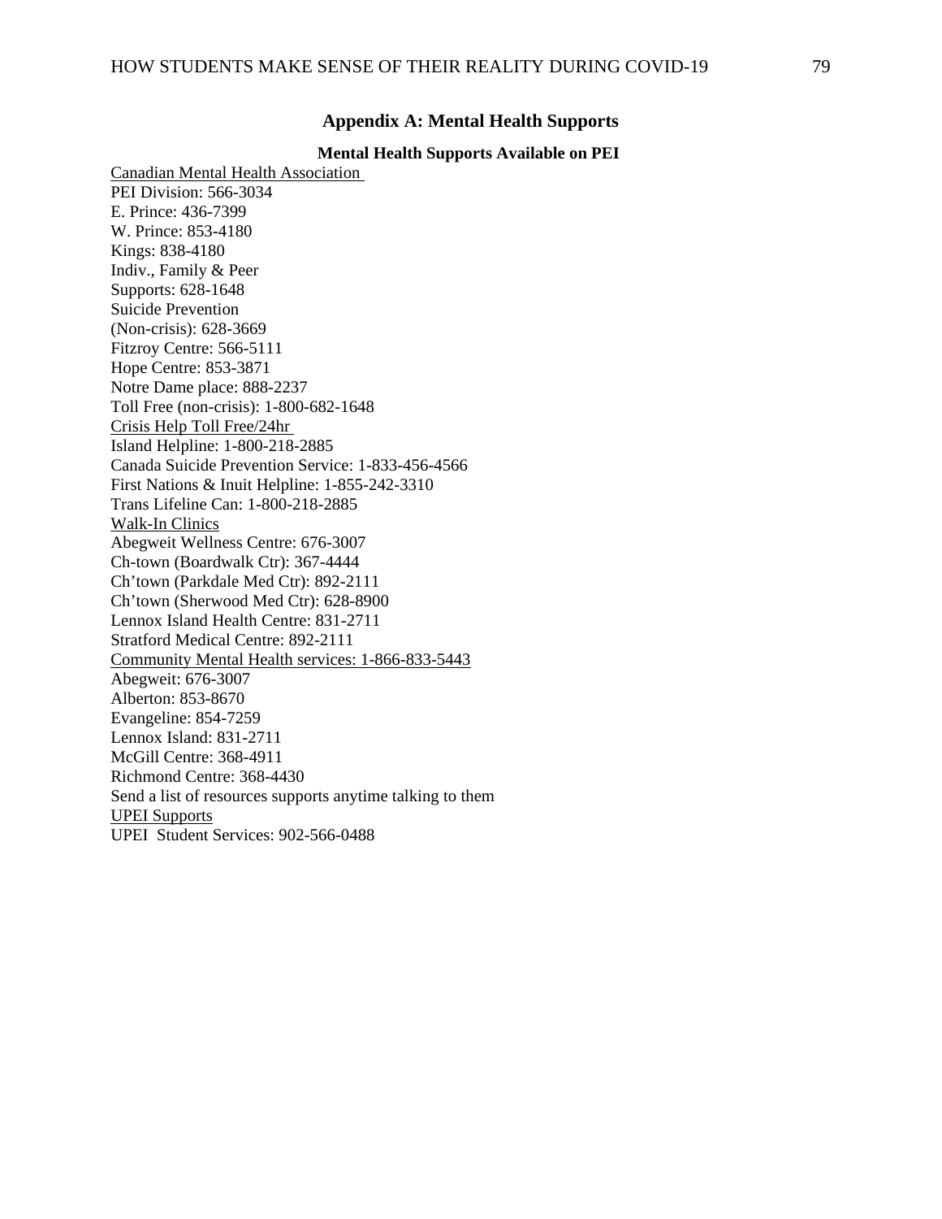## Appendix A: Mental Health Supports

### Mental Health Supports Available on PEI

Canadian Mental Health Association
PEI Division: 566-3034
E. Prince: 436-7399
W. Prince: 853-4180
Kings: 838-4180
Indiv., Family & Peer
Supports: 628-1648
Suicide Prevention
(Non-crisis): 628-3669
Fitzroy Centre: 566-5111
Hope Centre: 853-3871
Notre Dame place: 888-2237
Toll Free (non-crisis): 1-800-682-1648
Crisis Help Toll Free/24hr
Island Helpline: 1-800-218-2885
Canada Suicide Prevention Service: 1-833-456-4566
First Nations & Inuit Helpline: 1-855-242-3310
Trans Lifeline Can: 1-800-218-2885
Walk-In Clinics
Abegweit Wellness Centre: 676-3007
Ch-town (Boardwalk Ctr): 367-4444
Ch'town (Parkdale Med Ctr): 892-2111
Ch'town (Sherwood Med Ctr): 628-8900
Lennox Island Health Centre: 831-2711
Stratford Medical Centre: 892-2111
Community Mental Health services: 1-866-833-5443
Abegweit: 676-3007
Alberton: 853-8670
Evangeline: 854-7259
Lennox Island: 831-2711
McGill Centre: 368-4911
Richmond Centre: 368-4430
Send a list of resources supports anytime talking to them
UPEI Supports
UPEI Student Services: 902-566-0488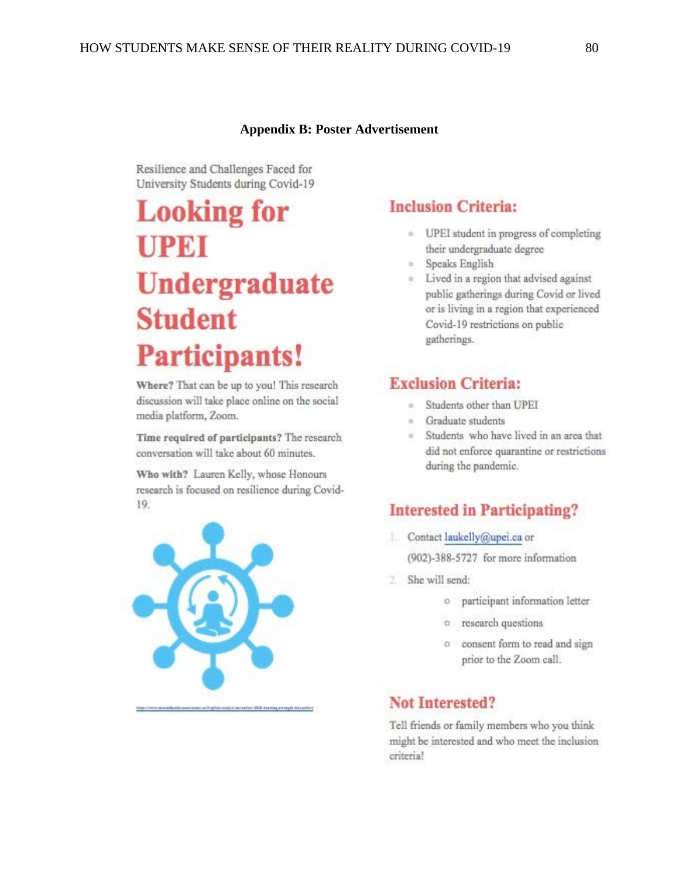## Appendix B: Poster Advertisement

Resilience and Challenges Faced for University Students during Covid-19

# Looking for UPEI Undergraduate Student Participants!

**Where?** That can be up to you! This research discussion will take place online on the social media platform, Zoom.

**Time required of participants?** The research conversation will take about 60 minutes.

**Who with?** Lauren Kelly, whose Honours research is focused on resilience during Covid-19.

## Inclusion Criteria:

- UPEI student in progress of completing their undergraduate degree
- Speaks English
- Lived in a region that advised against public gatherings during Covid or lived or is living in a region that experienced Covid-19 restrictions on public gatherings.

## Exclusion Criteria:

- Students other than UPEI
- Graduate students
- Students who have lived in an area that did not enforce quarantine or restrictions during the pandemic.

## Interested in Participating?

1. Contact laukelly@upei.ca or (902)-388-5727 for more information
2. She will send:
   - participant information letter
   - research questions
   - consent form to read and sign prior to the Zoom call.

## Not Interested?

Tell friends or family members who you think might be interested and who meet the inclusion criteria!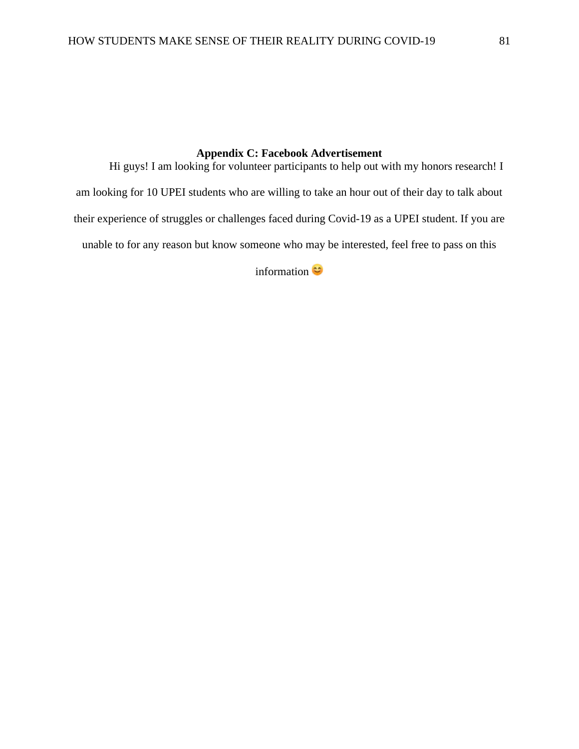## Appendix C: Facebook Advertisement

Hi guys! I am looking for volunteer participants to help out with my honors research! I am looking for 10 UPEI students who are willing to take an hour out of their day to talk about their experience of struggles or challenges faced during Covid-19 as a UPEI student. If you are unable to for any reason but know someone who may be interested, feel free to pass on this information 😊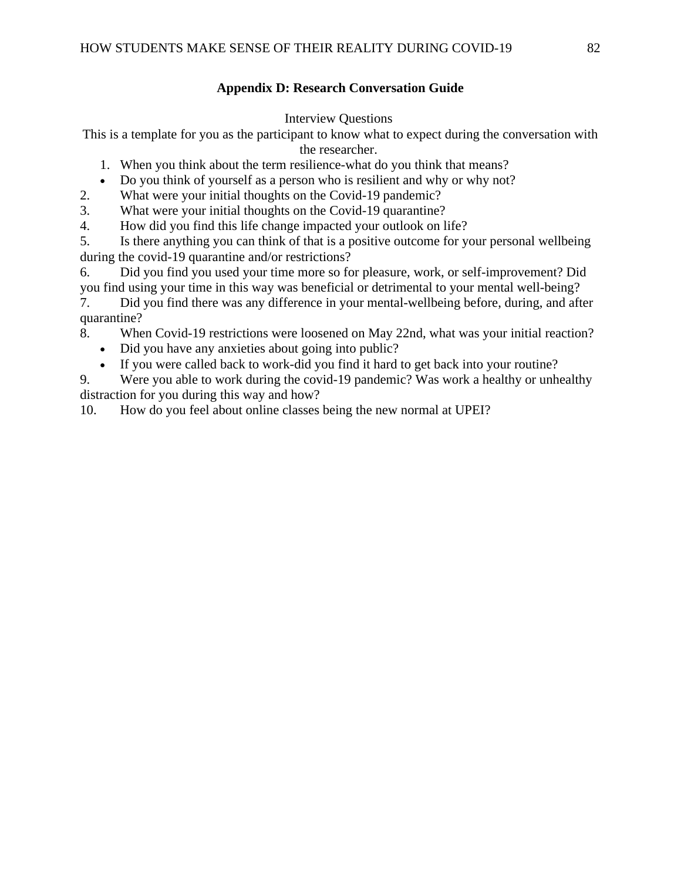## Appendix D: Research Conversation Guide

Interview Questions

This is a template for you as the participant to know what to expect during the conversation with the researcher.

1. When you think about the term resilience-what do you think that means?
   - Do you think of yourself as a person who is resilient and why or why not?
2. What were your initial thoughts on the Covid-19 pandemic?
3. What were your initial thoughts on the Covid-19 quarantine?
4. How did you find this life change impacted your outlook on life?
5. Is there anything you can think of that is a positive outcome for your personal wellbeing during the covid-19 quarantine and/or restrictions?
6. Did you find you used your time more so for pleasure, work, or self-improvement? Did you find using your time in this way was beneficial or detrimental to your mental well-being?
7. Did you find there was any difference in your mental-wellbeing before, during, and after quarantine?
8. When Covid-19 restrictions were loosened on May 22nd, what was your initial reaction?
   - Did you have any anxieties about going into public?
   - If you were called back to work-did you find it hard to get back into your routine?
9. Were you able to work during the covid-19 pandemic? Was work a healthy or unhealthy distraction for you during this way and how?
10. How do you feel about online classes being the new normal at UPEI?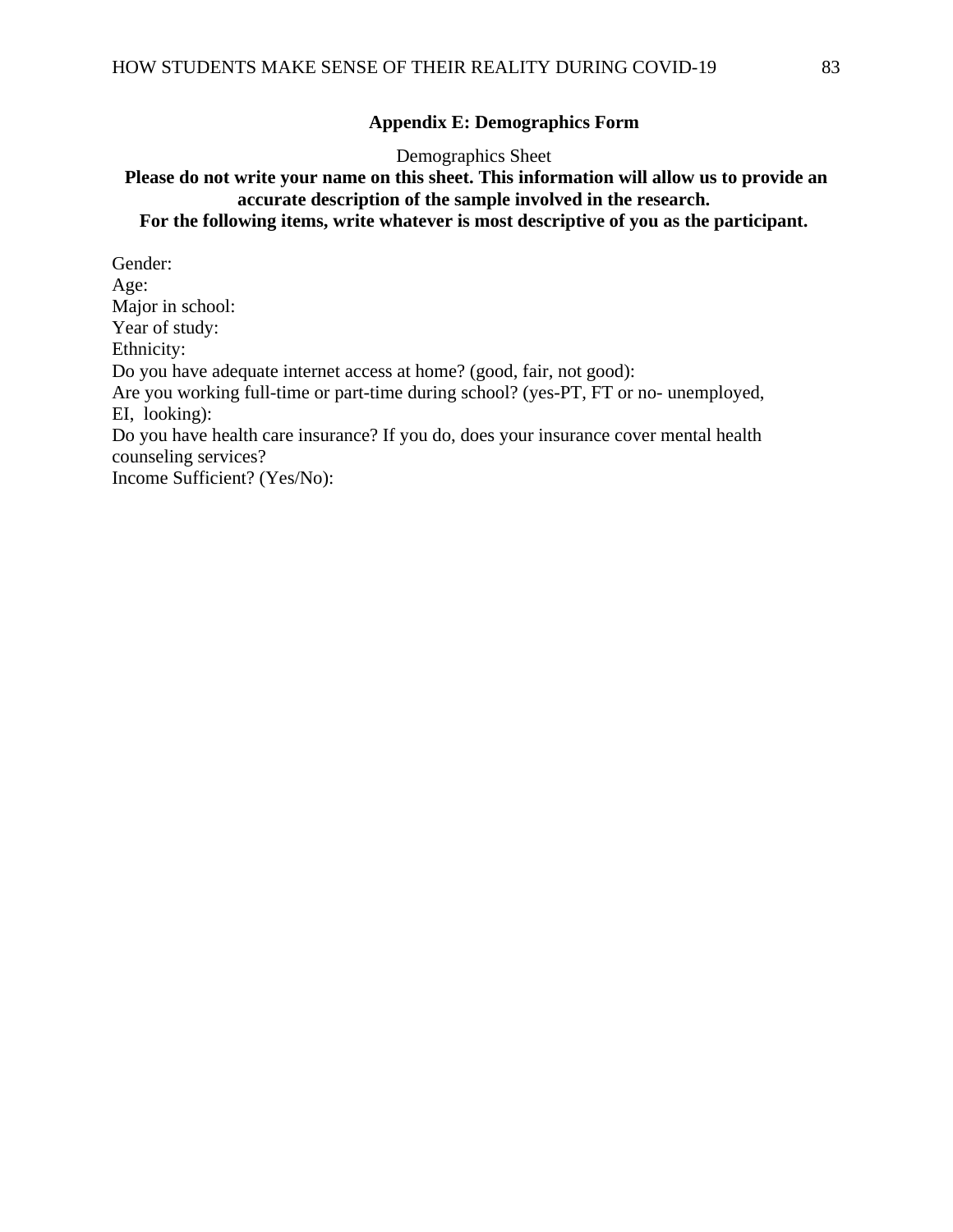## Appendix E: Demographics Form

Demographics Sheet

**Please do not write your name on this sheet. This information will allow us to provide an accurate description of the sample involved in the research.**

**For the following items, write whatever is most descriptive of you as the participant.**

Gender:
Age:
Major in school:
Year of study:
Ethnicity:
Do you have adequate internet access at home? (good, fair, not good):
Are you working full-time or part-time during school? (yes-PT, FT or no- unemployed, EI, looking):
Do you have health care insurance? If you do, does your insurance cover mental health counseling services?
Income Sufficient? (Yes/No):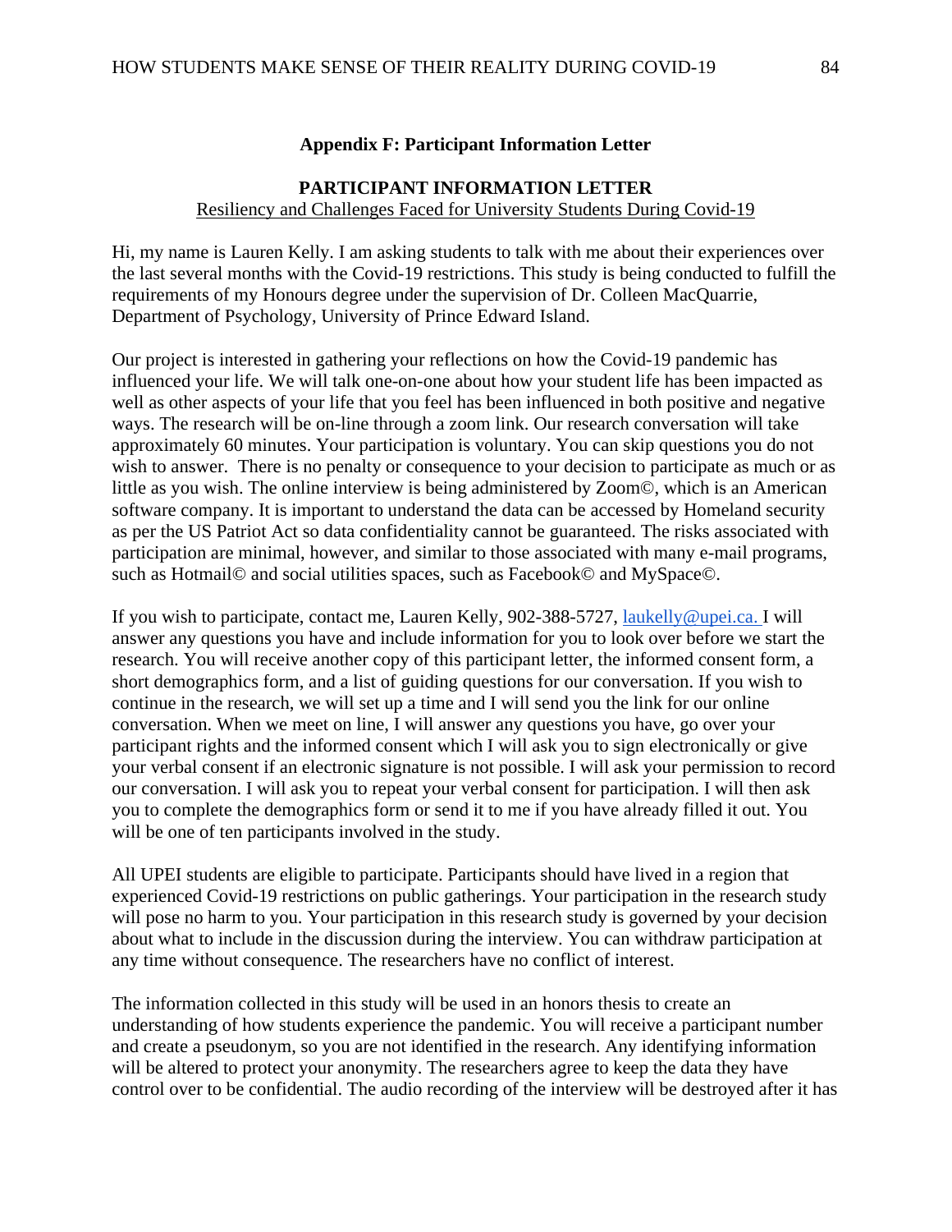## Appendix F: Participant Information Letter

**PARTICIPANT INFORMATION LETTER**

Resiliency and Challenges Faced for University Students During Covid-19

Hi, my name is Lauren Kelly. I am asking students to talk with me about their experiences over the last several months with the Covid-19 restrictions. This study is being conducted to fulfill the requirements of my Honours degree under the supervision of Dr. Colleen MacQuarrie, Department of Psychology, University of Prince Edward Island.

Our project is interested in gathering your reflections on how the Covid-19 pandemic has influenced your life. We will talk one-on-one about how your student life has been impacted as well as other aspects of your life that you feel has been influenced in both positive and negative ways. The research will be on-line through a zoom link. Our research conversation will take approximately 60 minutes. Your participation is voluntary. You can skip questions you do not wish to answer. There is no penalty or consequence to your decision to participate as much or as little as you wish. The online interview is being administered by Zoom©, which is an American software company. It is important to understand the data can be accessed by Homeland security as per the US Patriot Act so data confidentiality cannot be guaranteed. The risks associated with participation are minimal, however, and similar to those associated with many e-mail programs, such as Hotmail© and social utilities spaces, such as Facebook© and MySpace©.

If you wish to participate, contact me, Lauren Kelly, 902-388-5727, laukelly@upei.ca. I will answer any questions you have and include information for you to look over before we start the research. You will receive another copy of this participant letter, the informed consent form, a short demographics form, and a list of guiding questions for our conversation. If you wish to continue in the research, we will set up a time and I will send you the link for our online conversation. When we meet on line, I will answer any questions you have, go over your participant rights and the informed consent which I will ask you to sign electronically or give your verbal consent if an electronic signature is not possible. I will ask your permission to record our conversation. I will ask you to repeat your verbal consent for participation. I will then ask you to complete the demographics form or send it to me if you have already filled it out. You will be one of ten participants involved in the study.

All UPEI students are eligible to participate. Participants should have lived in a region that experienced Covid-19 restrictions on public gatherings. Your participation in the research study will pose no harm to you. Your participation in this research study is governed by your decision about what to include in the discussion during the interview. You can withdraw participation at any time without consequence. The researchers have no conflict of interest.

The information collected in this study will be used in an honors thesis to create an understanding of how students experience the pandemic. You will receive a participant number and create a pseudonym, so you are not identified in the research. Any identifying information will be altered to protect your anonymity. The researchers agree to keep the data they have control over to be confidential. The audio recording of the interview will be destroyed after it has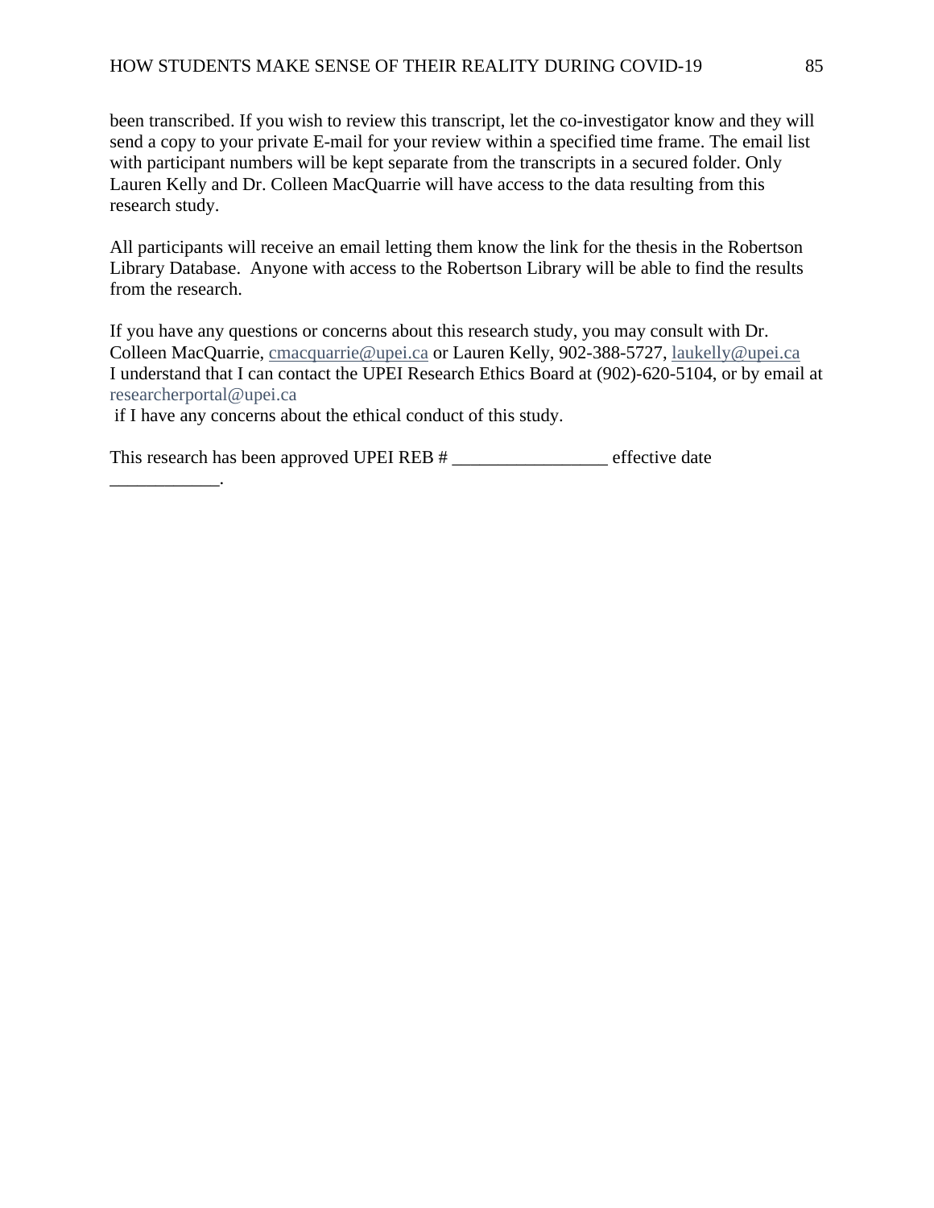been transcribed. If you wish to review this transcript, let the co-investigator know and they will send a copy to your private E-mail for your review within a specified time frame. The email list with participant numbers will be kept separate from the transcripts in a secured folder. Only Lauren Kelly and Dr. Colleen MacQuarrie will have access to the data resulting from this research study.

All participants will receive an email letting them know the link for the thesis in the Robertson Library Database. Anyone with access to the Robertson Library will be able to find the results from the research.

If you have any questions or concerns about this research study, you may consult with Dr. Colleen MacQuarrie, cmacquarrie@upei.ca or Lauren Kelly, 902-388-5727, laukelly@upei.ca
I understand that I can contact the UPEI Research Ethics Board at (902)-620-5104, or by email at researcherportal@upei.ca
if I have any concerns about the ethical conduct of this study.

This research has been approved UPEI REB # _________________ effective date ____________.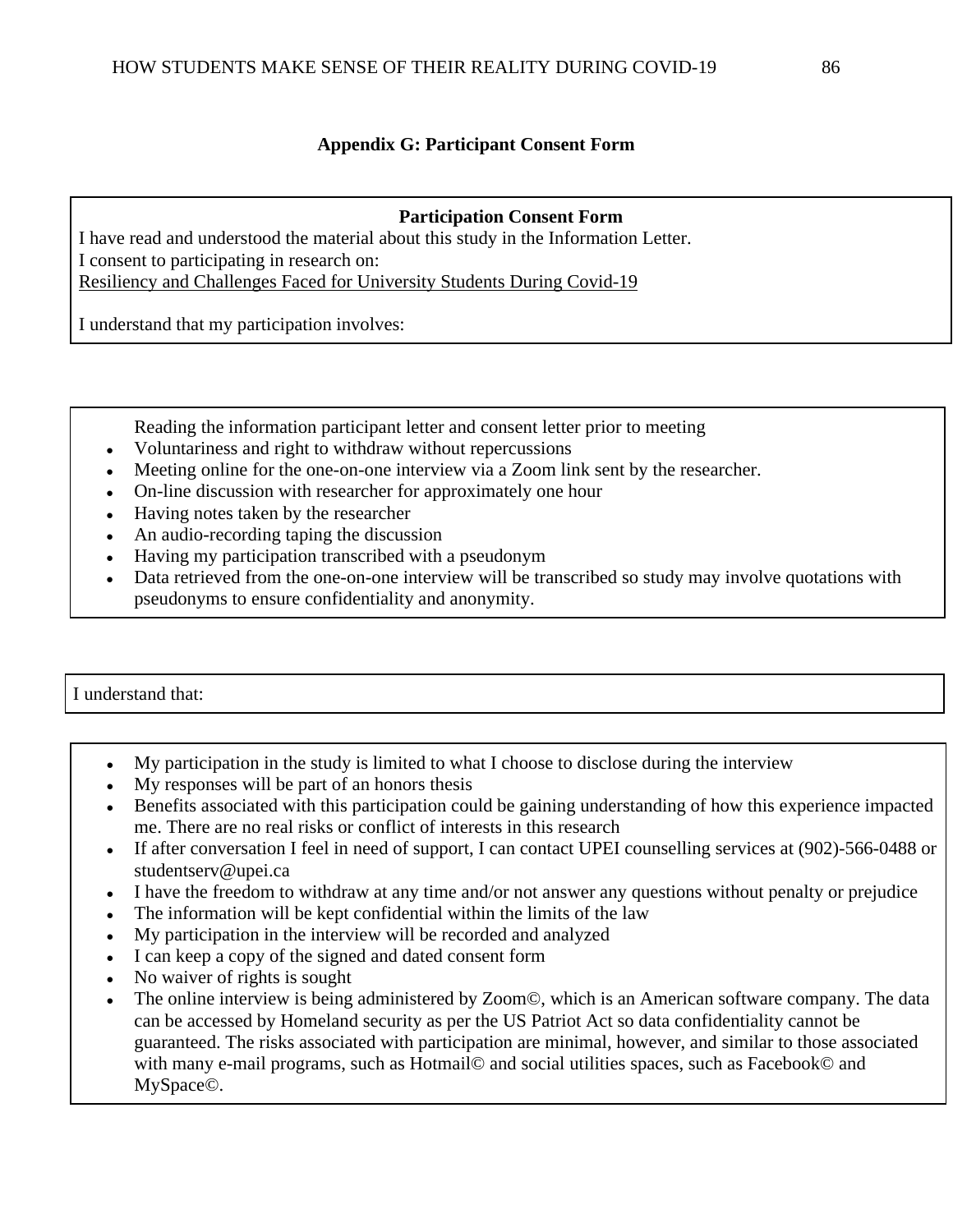## Appendix G: Participant Consent Form

**Participation Consent Form**

I have read and understood the material about this study in the Information Letter.
I consent to participating in research on:
Resiliency and Challenges Faced for University Students During Covid-19

I understand that my participation involves:

Reading the information participant letter and consent letter prior to meeting

- Voluntariness and right to withdraw without repercussions
- Meeting online for the one-on-one interview via a Zoom link sent by the researcher.
- On-line discussion with researcher for approximately one hour
- Having notes taken by the researcher
- An audio-recording taping the discussion
- Having my participation transcribed with a pseudonym
- Data retrieved from the one-on-one interview will be transcribed so study may involve quotations with pseudonyms to ensure confidentiality and anonymity.

I understand that:

- My participation in the study is limited to what I choose to disclose during the interview
- My responses will be part of an honors thesis
- Benefits associated with this participation could be gaining understanding of how this experience impacted me. There are no real risks or conflict of interests in this research
- If after conversation I feel in need of support, I can contact UPEI counselling services at (902)-566-0488 or studentserv@upei.ca
- I have the freedom to withdraw at any time and/or not answer any questions without penalty or prejudice
- The information will be kept confidential within the limits of the law
- My participation in the interview will be recorded and analyzed
- I can keep a copy of the signed and dated consent form
- No waiver of rights is sought
- The online interview is being administered by Zoom©, which is an American software company. The data can be accessed by Homeland security as per the US Patriot Act so data confidentiality cannot be guaranteed. The risks associated with participation are minimal, however, and similar to those associated with many e-mail programs, such as Hotmail© and social utilities spaces, such as Facebook© and MySpace©.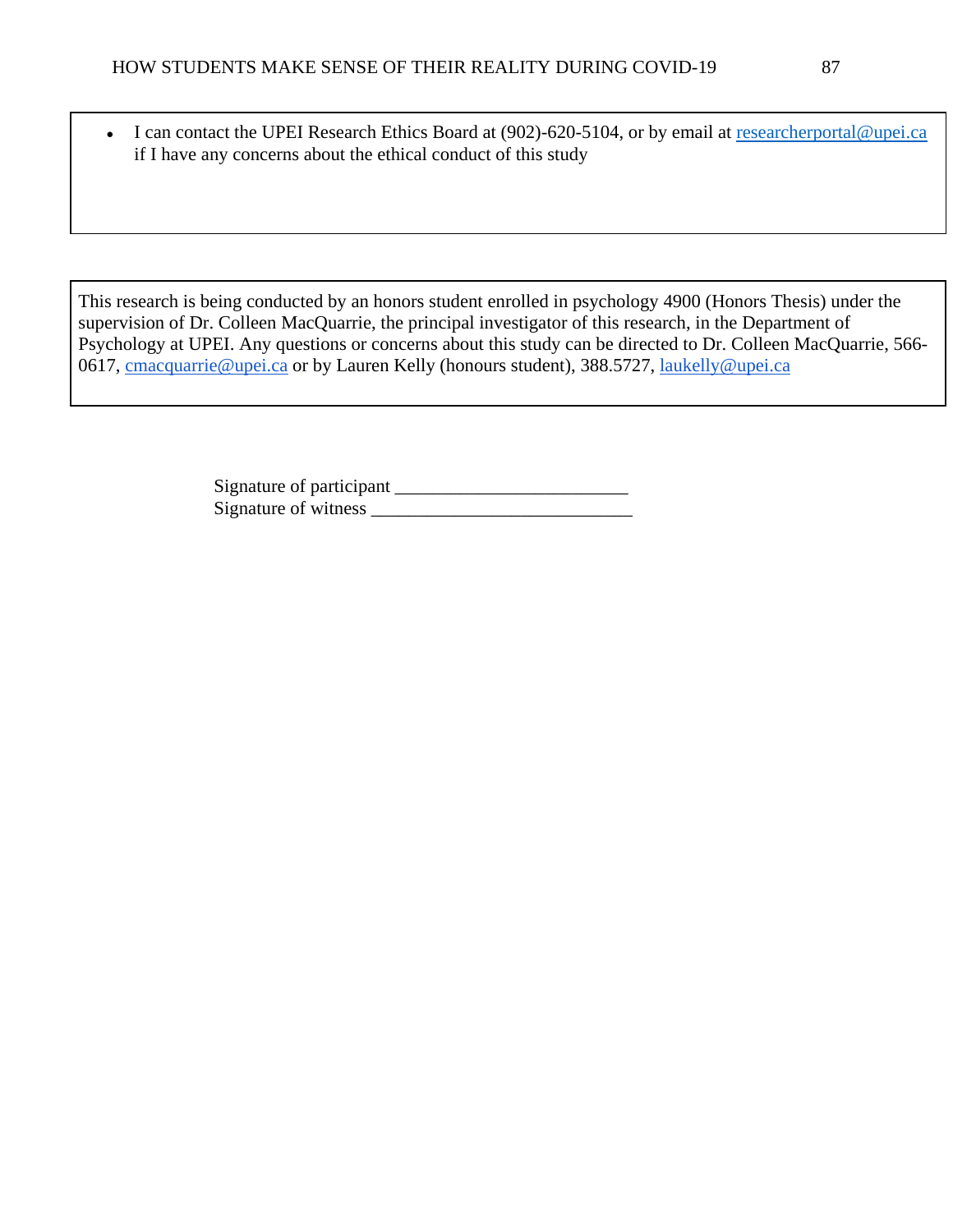- I can contact the UPEI Research Ethics Board at (902)-620-5104, or by email at researcherportal@upei.ca if I have any concerns about the ethical conduct of this study

This research is being conducted by an honors student enrolled in psychology 4900 (Honors Thesis) under the supervision of Dr. Colleen MacQuarrie, the principal investigator of this research, in the Department of Psychology at UPEI. Any questions or concerns about this study can be directed to Dr. Colleen MacQuarrie, 566-0617, cmacquarrie@upei.ca or by Lauren Kelly (honours student), 388.5727, laukelly@upei.ca

Signature of participant _________________________

Signature of witness ____________________________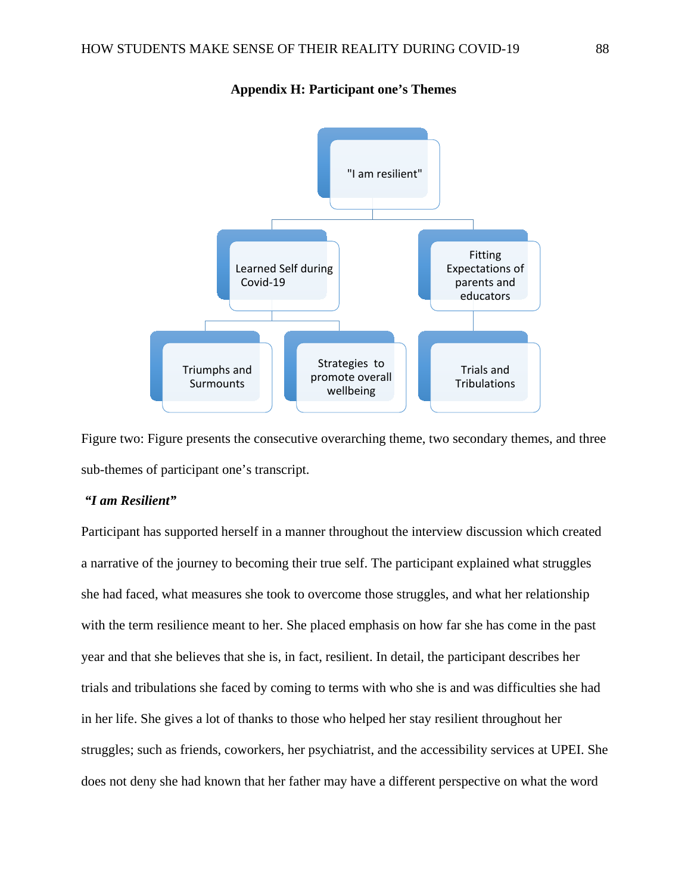## Appendix H: Participant one's Themes

"I am resilient"

Learned Self during Covid-19

Fitting Expectations of parents and educators

Triumphs and Surmounts

Strategies to promote overall wellbeing

Trials and Tribulations

Figure two: Figure presents the consecutive overarching theme, two secondary themes, and three sub-themes of participant one's transcript.

***"I am Resilient"***

Participant has supported herself in a manner throughout the interview discussion which created a narrative of the journey to becoming their true self. The participant explained what struggles she had faced, what measures she took to overcome those struggles, and what her relationship with the term resilience meant to her. She placed emphasis on how far she has come in the past year and that she believes that she is, in fact, resilient. In detail, the participant describes her trials and tribulations she faced by coming to terms with who she is and was difficulties she had in her life. She gives a lot of thanks to those who helped her stay resilient throughout her struggles; such as friends, coworkers, her psychiatrist, and the accessibility services at UPEI. She does not deny she had known that her father may have a different perspective on what the word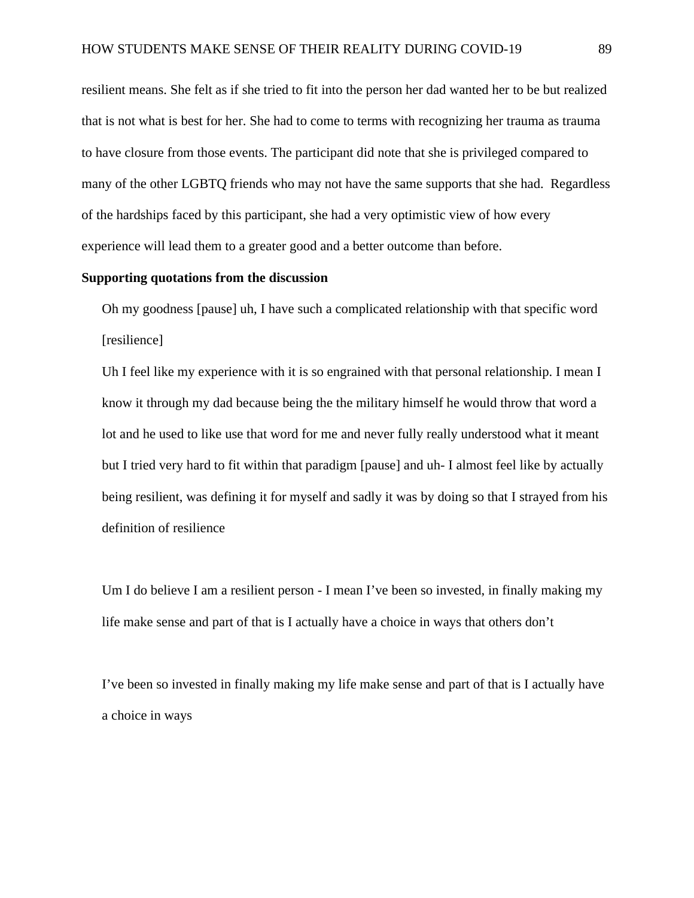resilient means. She felt as if she tried to fit into the person her dad wanted her to be but realized that is not what is best for her. She had to come to terms with recognizing her trauma as trauma to have closure from those events. The participant did note that she is privileged compared to many of the other LGBTQ friends who may not have the same supports that she had. Regardless of the hardships faced by this participant, she had a very optimistic view of how every experience will lead them to a greater good and a better outcome than before.

**Supporting quotations from the discussion**

> Oh my goodness [pause] uh, I have such a complicated relationship with that specific word [resilience]
>
> Uh I feel like my experience with it is so engrained with that personal relationship. I mean I know it through my dad because being the the military himself he would throw that word a lot and he used to like use that word for me and never fully really understood what it meant but I tried very hard to fit within that paradigm [pause] and uh- I almost feel like by actually being resilient, was defining it for myself and sadly it was by doing so that I strayed from his definition of resilience

> Um I do believe I am a resilient person - I mean I've been so invested, in finally making my life make sense and part of that is I actually have a choice in ways that others don't

> I've been so invested in finally making my life make sense and part of that is I actually have a choice in ways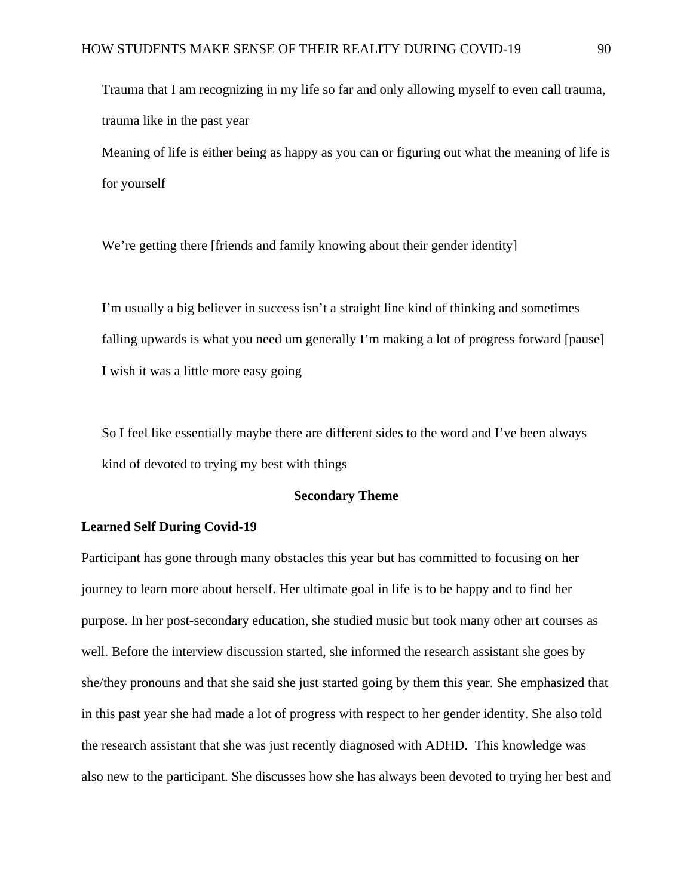Trauma that I am recognizing in my life so far and only allowing myself to even call trauma, trauma like in the past year

Meaning of life is either being as happy as you can or figuring out what the meaning of life is for yourself

We're getting there [friends and family knowing about their gender identity]

I'm usually a big believer in success isn't a straight line kind of thinking and sometimes falling upwards is what you need um generally I'm making a lot of progress forward [pause] I wish it was a little more easy going

So I feel like essentially maybe there are different sides to the word and I've been always kind of devoted to trying my best with things

**Secondary Theme**

**Learned Self During Covid-19**

Participant has gone through many obstacles this year but has committed to focusing on her journey to learn more about herself. Her ultimate goal in life is to be happy and to find her purpose. In her post-secondary education, she studied music but took many other art courses as well. Before the interview discussion started, she informed the research assistant she goes by she/they pronouns and that she said she just started going by them this year. She emphasized that in this past year she had made a lot of progress with respect to her gender identity. She also told the research assistant that she was just recently diagnosed with ADHD. This knowledge was also new to the participant. She discusses how she has always been devoted to trying her best and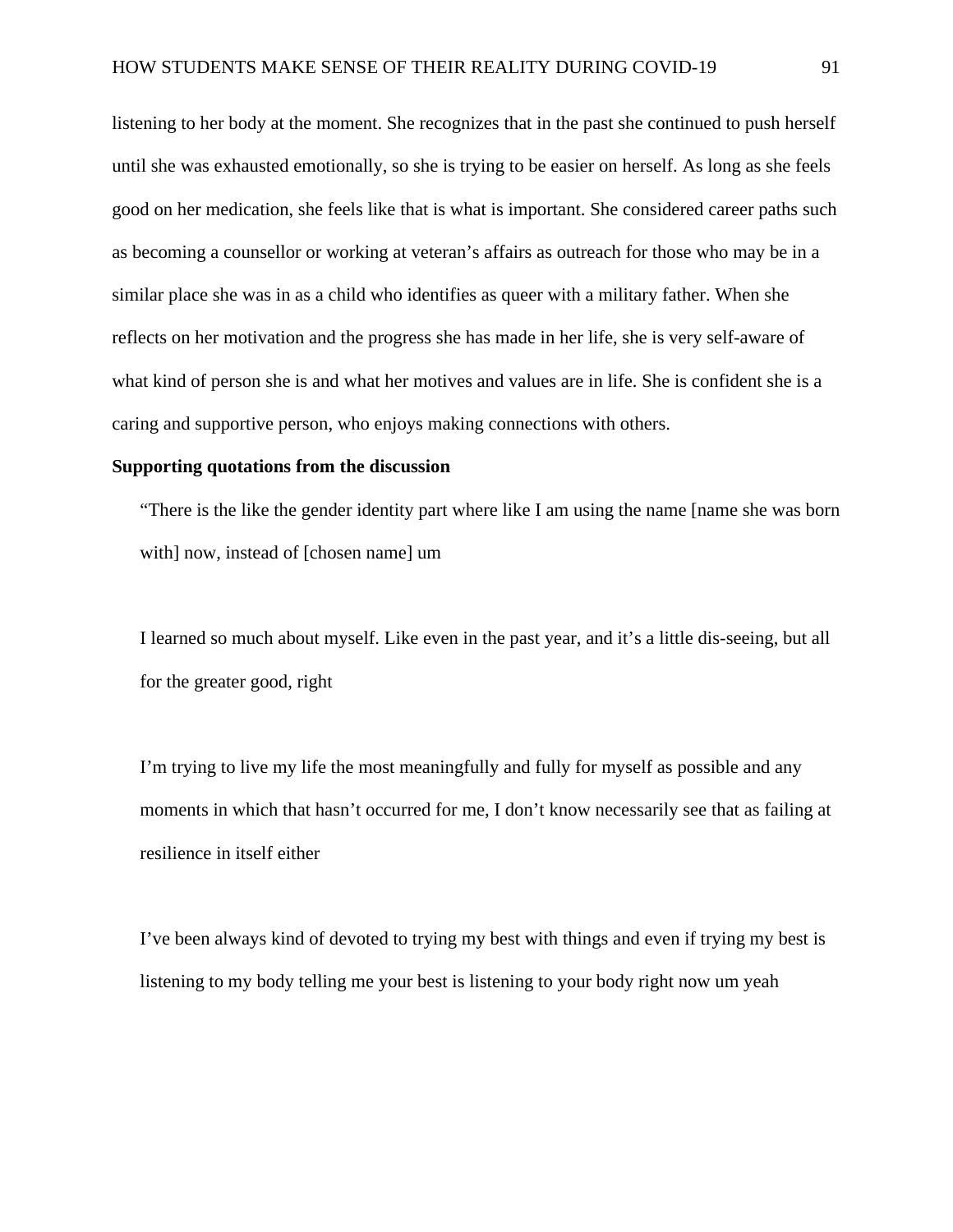listening to her body at the moment. She recognizes that in the past she continued to push herself until she was exhausted emotionally, so she is trying to be easier on herself. As long as she feels good on her medication, she feels like that is what is important. She considered career paths such as becoming a counsellor or working at veteran's affairs as outreach for those who may be in a similar place she was in as a child who identifies as queer with a military father. When she reflects on her motivation and the progress she has made in her life, she is very self-aware of what kind of person she is and what her motives and values are in life. She is confident she is a caring and supportive person, who enjoys making connections with others.

**Supporting quotations from the discussion**

> "There is the like the gender identity part where like I am using the name [name she was born with] now, instead of [chosen name] um
>
> I learned so much about myself. Like even in the past year, and it's a little dis-seeing, but all for the greater good, right
>
> I'm trying to live my life the most meaningfully and fully for myself as possible and any moments in which that hasn't occurred for me, I don't know necessarily see that as failing at resilience in itself either
>
> I've been always kind of devoted to trying my best with things and even if trying my best is listening to my body telling me your best is listening to your body right now um yeah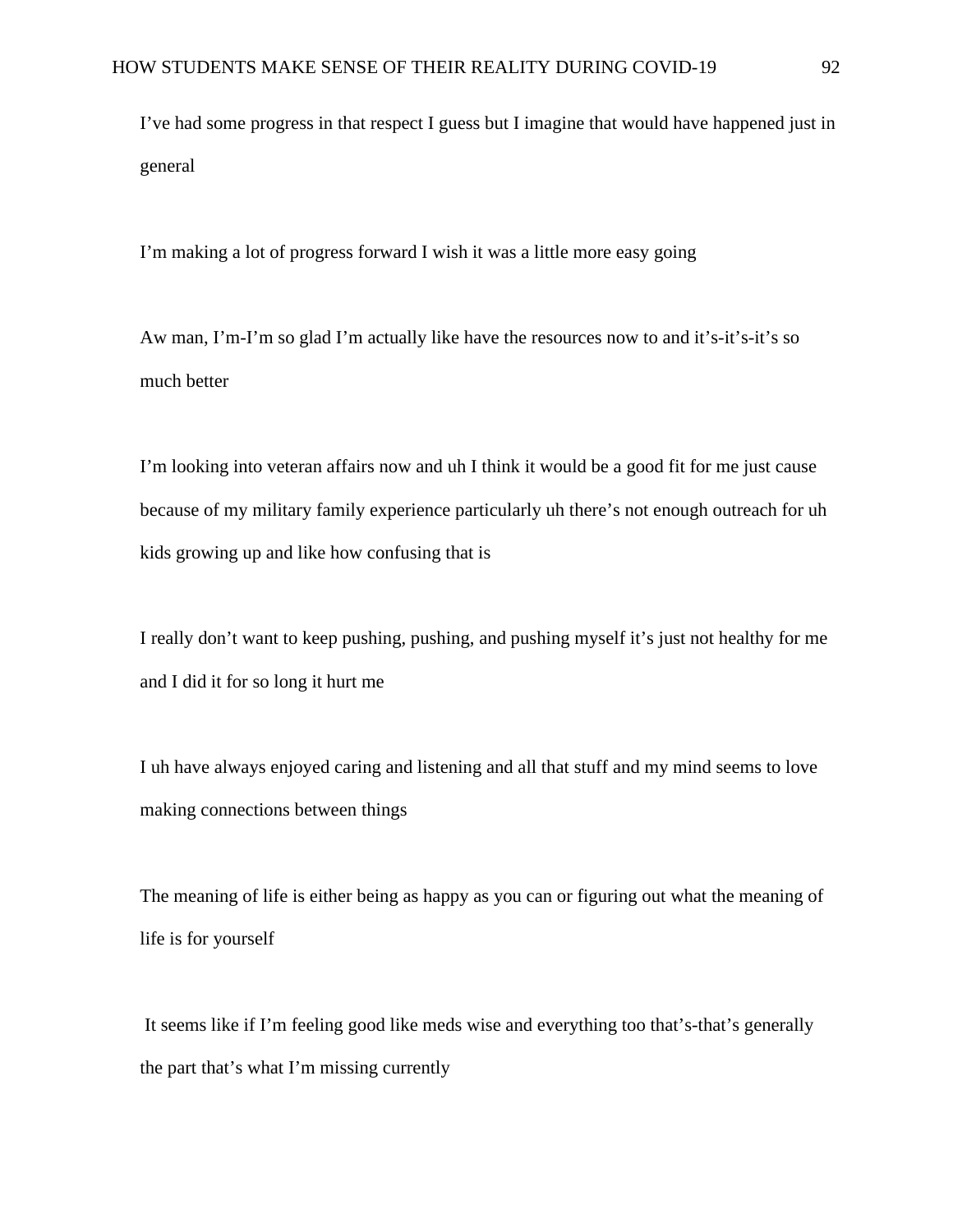I’ve had some progress in that respect I guess but I imagine that would have happened just in general

I’m making a lot of progress forward I wish it was a little more easy going

Aw man, I’m-I’m so glad I’m actually like have the resources now to and it’s-it’s-it’s so much better

I’m looking into veteran affairs now and uh I think it would be a good fit for me just cause because of my military family experience particularly uh there’s not enough outreach for uh kids growing up and like how confusing that is

I really don’t want to keep pushing, pushing, and pushing myself it’s just not healthy for me and I did it for so long it hurt me

I uh have always enjoyed caring and listening and all that stuff and my mind seems to love making connections between things

The meaning of life is either being as happy as you can or figuring out what the meaning of life is for yourself

It seems like if I’m feeling good like meds wise and everything too that’s-that’s generally the part that’s what I’m missing currently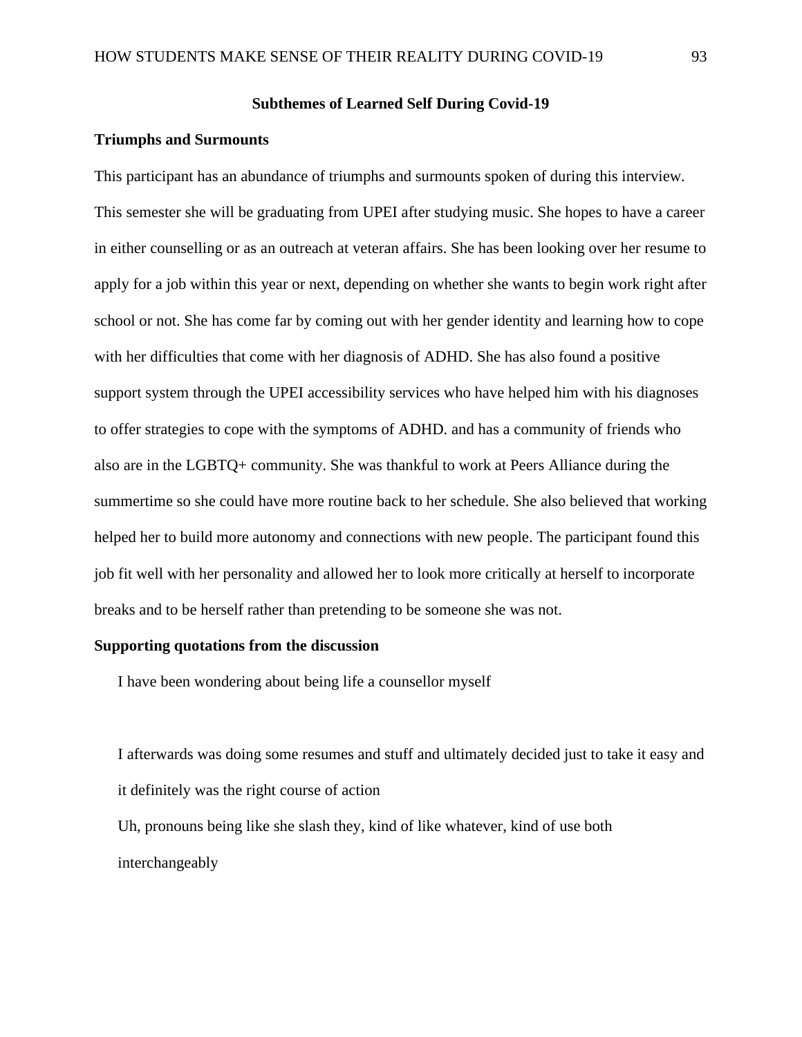**Subthemes of Learned Self During Covid-19**

**Triumphs and Surmounts**

This participant has an abundance of triumphs and surmounts spoken of during this interview. This semester she will be graduating from UPEI after studying music. She hopes to have a career in either counselling or as an outreach at veteran affairs. She has been looking over her resume to apply for a job within this year or next, depending on whether she wants to begin work right after school or not. She has come far by coming out with her gender identity and learning how to cope with her difficulties that come with her diagnosis of ADHD. She has also found a positive support system through the UPEI accessibility services who have helped him with his diagnoses to offer strategies to cope with the symptoms of ADHD. and has a community of friends who also are in the LGBTQ+ community. She was thankful to work at Peers Alliance during the summertime so she could have more routine back to her schedule. She also believed that working helped her to build more autonomy and connections with new people. The participant found this job fit well with her personality and allowed her to look more critically at herself to incorporate breaks and to be herself rather than pretending to be someone she was not.

**Supporting quotations from the discussion**

I have been wondering about being life a counsellor myself

I afterwards was doing some resumes and stuff and ultimately decided just to take it easy and it definitely was the right course of action

Uh, pronouns being like she slash they, kind of like whatever, kind of use both interchangeably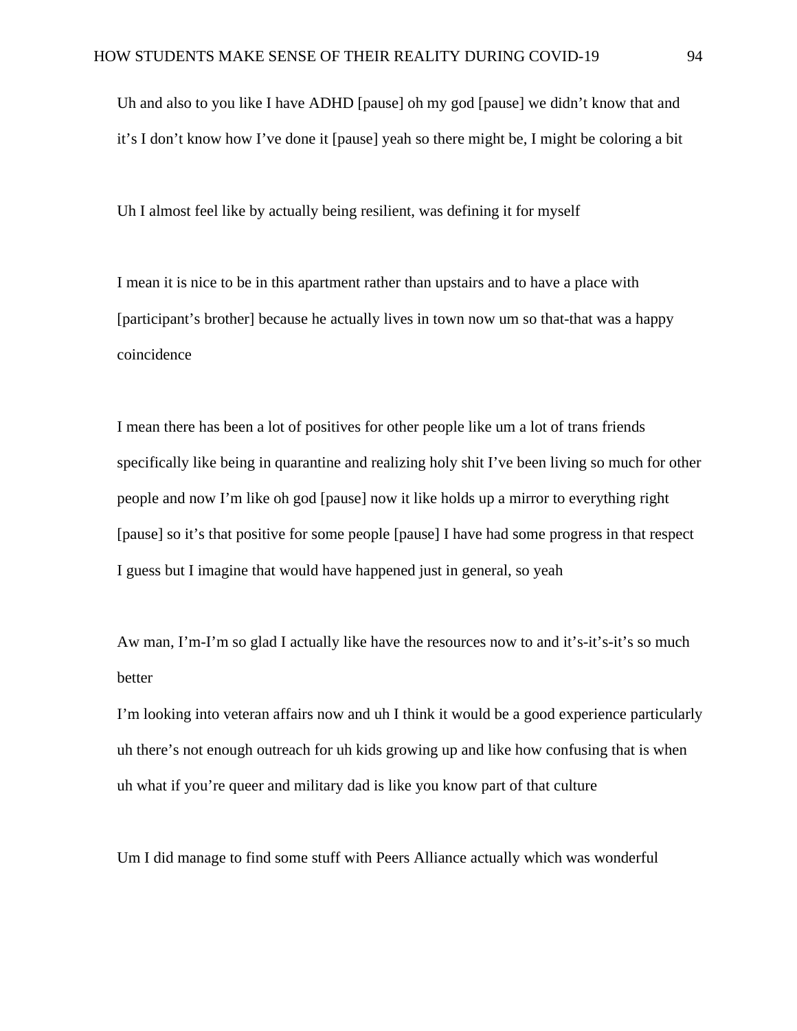Uh and also to you like I have ADHD [pause] oh my god [pause] we didn't know that and it's I don't know how I've done it [pause] yeah so there might be, I might be coloring a bit

Uh I almost feel like by actually being resilient, was defining it for myself

I mean it is nice to be in this apartment rather than upstairs and to have a place with [participant's brother] because he actually lives in town now um so that-that was a happy coincidence

I mean there has been a lot of positives for other people like um a lot of trans friends specifically like being in quarantine and realizing holy shit I've been living so much for other people and now I'm like oh god [pause] now it like holds up a mirror to everything right [pause] so it's that positive for some people [pause] I have had some progress in that respect I guess but I imagine that would have happened just in general, so yeah

Aw man, I'm-I'm so glad I actually like have the resources now to and it's-it's-it's so much better

I'm looking into veteran affairs now and uh I think it would be a good experience particularly uh there's not enough outreach for uh kids growing up and like how confusing that is when uh what if you're queer and military dad is like you know part of that culture

Um I did manage to find some stuff with Peers Alliance actually which was wonderful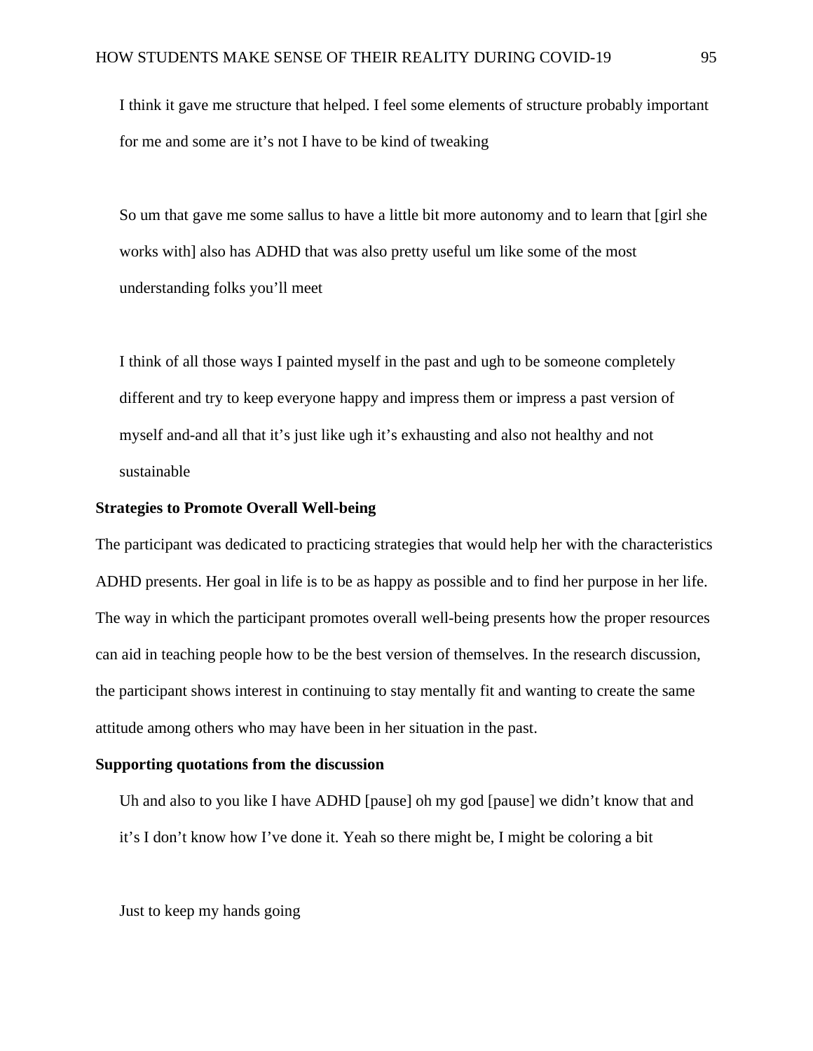I think it gave me structure that helped. I feel some elements of structure probably important for me and some are it's not I have to be kind of tweaking

So um that gave me some sallus to have a little bit more autonomy and to learn that [girl she works with] also has ADHD that was also pretty useful um like some of the most understanding folks you'll meet

I think of all those ways I painted myself in the past and ugh to be someone completely different and try to keep everyone happy and impress them or impress a past version of myself and-and all that it's just like ugh it's exhausting and also not healthy and not sustainable

**Strategies to Promote Overall Well-being**

The participant was dedicated to practicing strategies that would help her with the characteristics ADHD presents. Her goal in life is to be as happy as possible and to find her purpose in her life. The way in which the participant promotes overall well-being presents how the proper resources can aid in teaching people how to be the best version of themselves. In the research discussion, the participant shows interest in continuing to stay mentally fit and wanting to create the same attitude among others who may have been in her situation in the past.

**Supporting quotations from the discussion**

Uh and also to you like I have ADHD [pause] oh my god [pause] we didn't know that and it's I don't know how I've done it. Yeah so there might be, I might be coloring a bit

Just to keep my hands going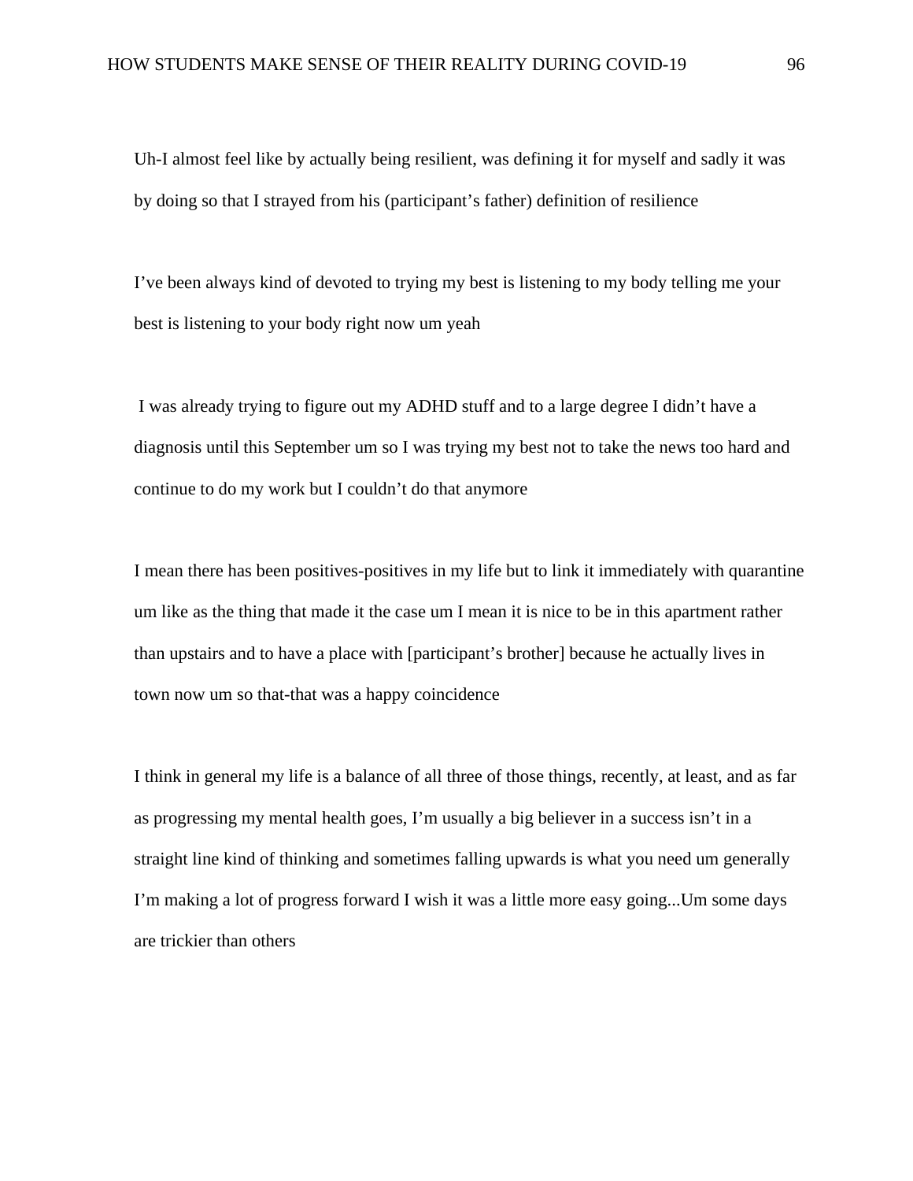Uh-I almost feel like by actually being resilient, was defining it for myself and sadly it was by doing so that I strayed from his (participant's father) definition of resilience

I've been always kind of devoted to trying my best is listening to my body telling me your best is listening to your body right now um yeah

I was already trying to figure out my ADHD stuff and to a large degree I didn't have a diagnosis until this September um so I was trying my best not to take the news too hard and continue to do my work but I couldn't do that anymore

I mean there has been positives-positives in my life but to link it immediately with quarantine um like as the thing that made it the case um I mean it is nice to be in this apartment rather than upstairs and to have a place with [participant's brother] because he actually lives in town now um so that-that was a happy coincidence

I think in general my life is a balance of all three of those things, recently, at least, and as far as progressing my mental health goes, I'm usually a big believer in a success isn't in a straight line kind of thinking and sometimes falling upwards is what you need um generally I'm making a lot of progress forward I wish it was a little more easy going...Um some days are trickier than others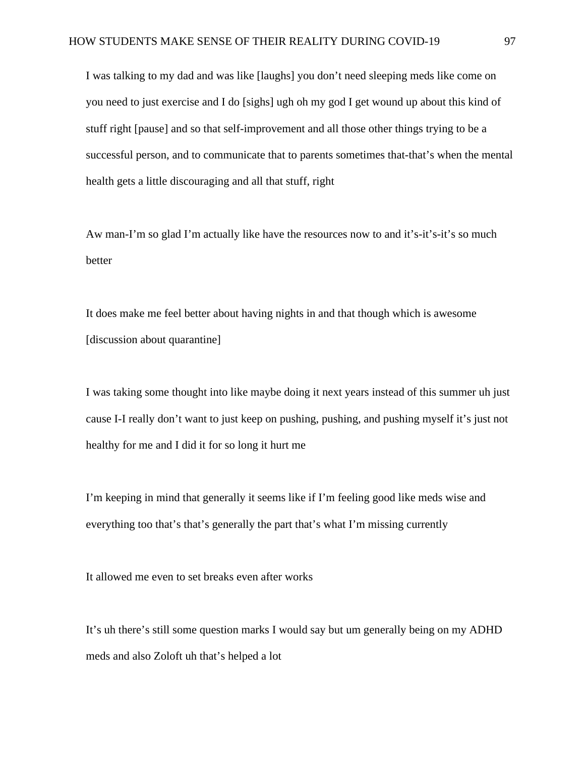I was talking to my dad and was like [laughs] you don’t need sleeping meds like come on you need to just exercise and I do [sighs] ugh oh my god I get wound up about this kind of stuff right [pause] and so that self-improvement and all those other things trying to be a successful person, and to communicate that to parents sometimes that-that’s when the mental health gets a little discouraging and all that stuff, right

Aw man-I’m so glad I’m actually like have the resources now to and it’s-it’s-it’s so much better

It does make me feel better about having nights in and that though which is awesome [discussion about quarantine]

I was taking some thought into like maybe doing it next years instead of this summer uh just cause I-I really don’t want to just keep on pushing, pushing, and pushing myself it’s just not healthy for me and I did it for so long it hurt me

I’m keeping in mind that generally it seems like if I’m feeling good like meds wise and everything too that’s that’s generally the part that’s what I’m missing currently

It allowed me even to set breaks even after works

It’s uh there’s still some question marks I would say but um generally being on my ADHD meds and also Zoloft uh that’s helped a lot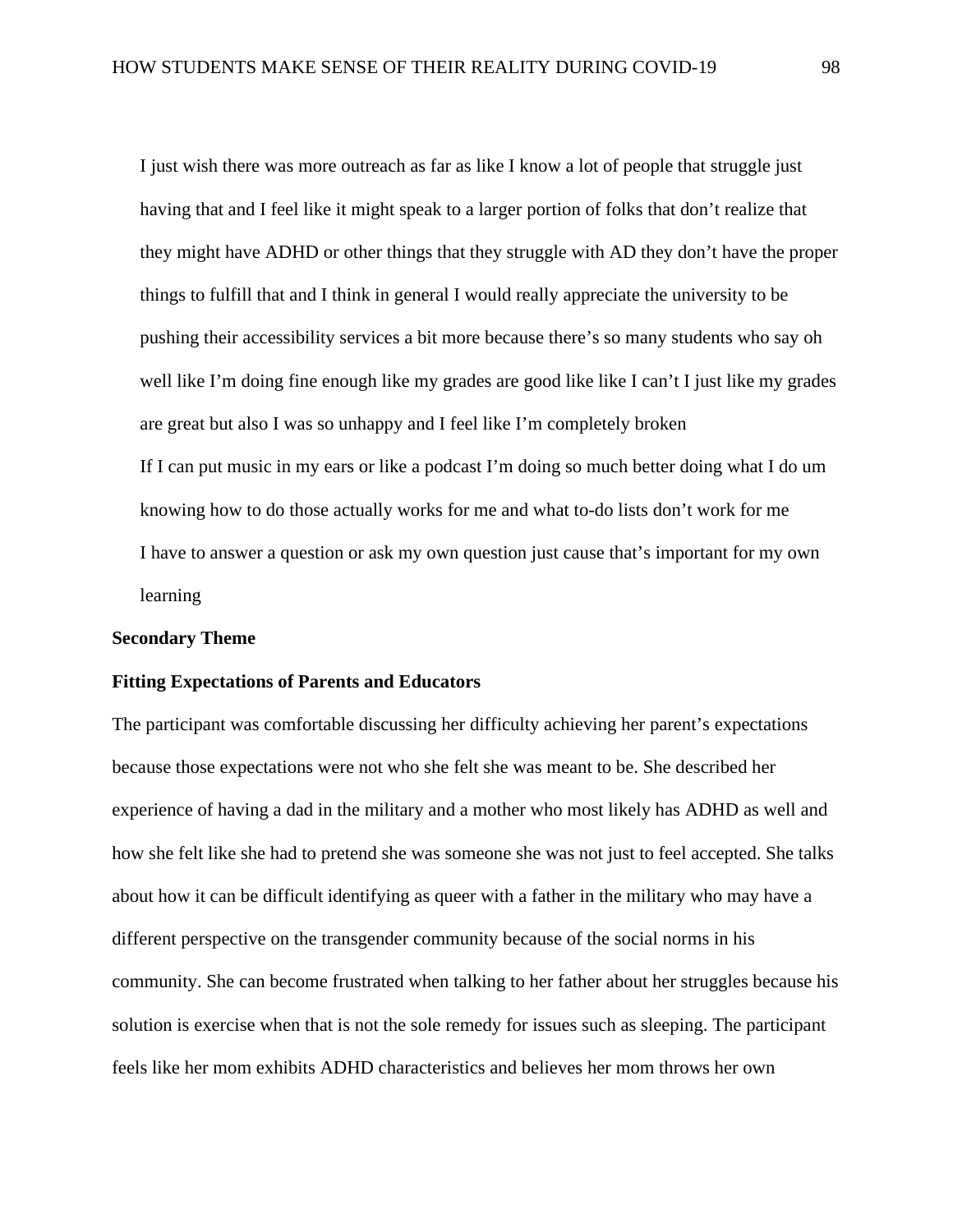> I just wish there was more outreach as far as like I know a lot of people that struggle just having that and I feel like it might speak to a larger portion of folks that don't realize that they might have ADHD or other things that they struggle with AD they don't have the proper things to fulfill that and I think in general I would really appreciate the university to be pushing their accessibility services a bit more because there's so many students who say oh well like I'm doing fine enough like my grades are good like like I can't I just like my grades are great but also I was so unhappy and I feel like I'm completely broken
>
> If I can put music in my ears or like a podcast I'm doing so much better doing what I do um knowing how to do those actually works for me and what to-do lists don't work for me
>
> I have to answer a question or ask my own question just cause that's important for my own learning

**Secondary Theme**

**Fitting Expectations of Parents and Educators**

The participant was comfortable discussing her difficulty achieving her parent's expectations because those expectations were not who she felt she was meant to be. She described her experience of having a dad in the military and a mother who most likely has ADHD as well and how she felt like she had to pretend she was someone she was not just to feel accepted. She talks about how it can be difficult identifying as queer with a father in the military who may have a different perspective on the transgender community because of the social norms in his community. She can become frustrated when talking to her father about her struggles because his solution is exercise when that is not the sole remedy for issues such as sleeping. The participant feels like her mom exhibits ADHD characteristics and believes her mom throws her own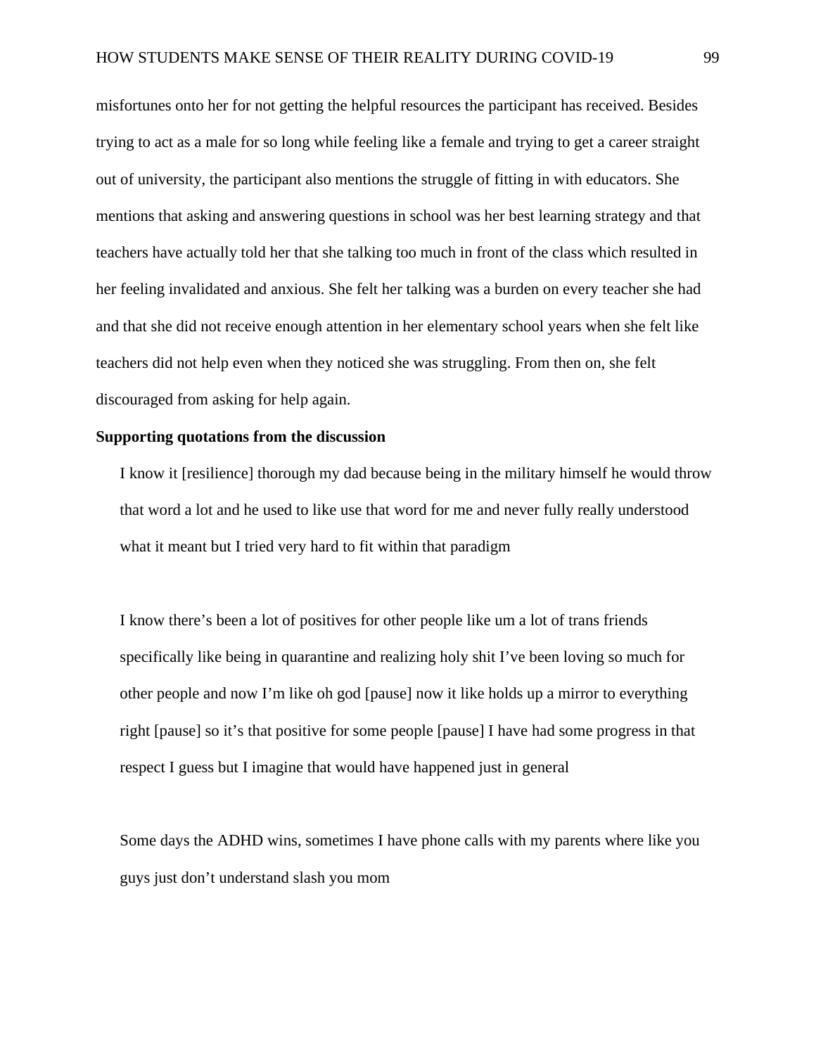misfortunes onto her for not getting the helpful resources the participant has received. Besides trying to act as a male for so long while feeling like a female and trying to get a career straight out of university, the participant also mentions the struggle of fitting in with educators. She mentions that asking and answering questions in school was her best learning strategy and that teachers have actually told her that she talking too much in front of the class which resulted in her feeling invalidated and anxious. She felt her talking was a burden on every teacher she had and that she did not receive enough attention in her elementary school years when she felt like teachers did not help even when they noticed she was struggling. From then on, she felt discouraged from asking for help again.

**Supporting quotations from the discussion**

> I know it [resilience] thorough my dad because being in the military himself he would throw that word a lot and he used to like use that word for me and never fully really understood what it meant but I tried very hard to fit within that paradigm

> I know there's been a lot of positives for other people like um a lot of trans friends specifically like being in quarantine and realizing holy shit I've been loving so much for other people and now I'm like oh god [pause] now it like holds up a mirror to everything right [pause] so it's that positive for some people [pause] I have had some progress in that respect I guess but I imagine that would have happened just in general

> Some days the ADHD wins, sometimes I have phone calls with my parents where like you guys just don't understand slash you mom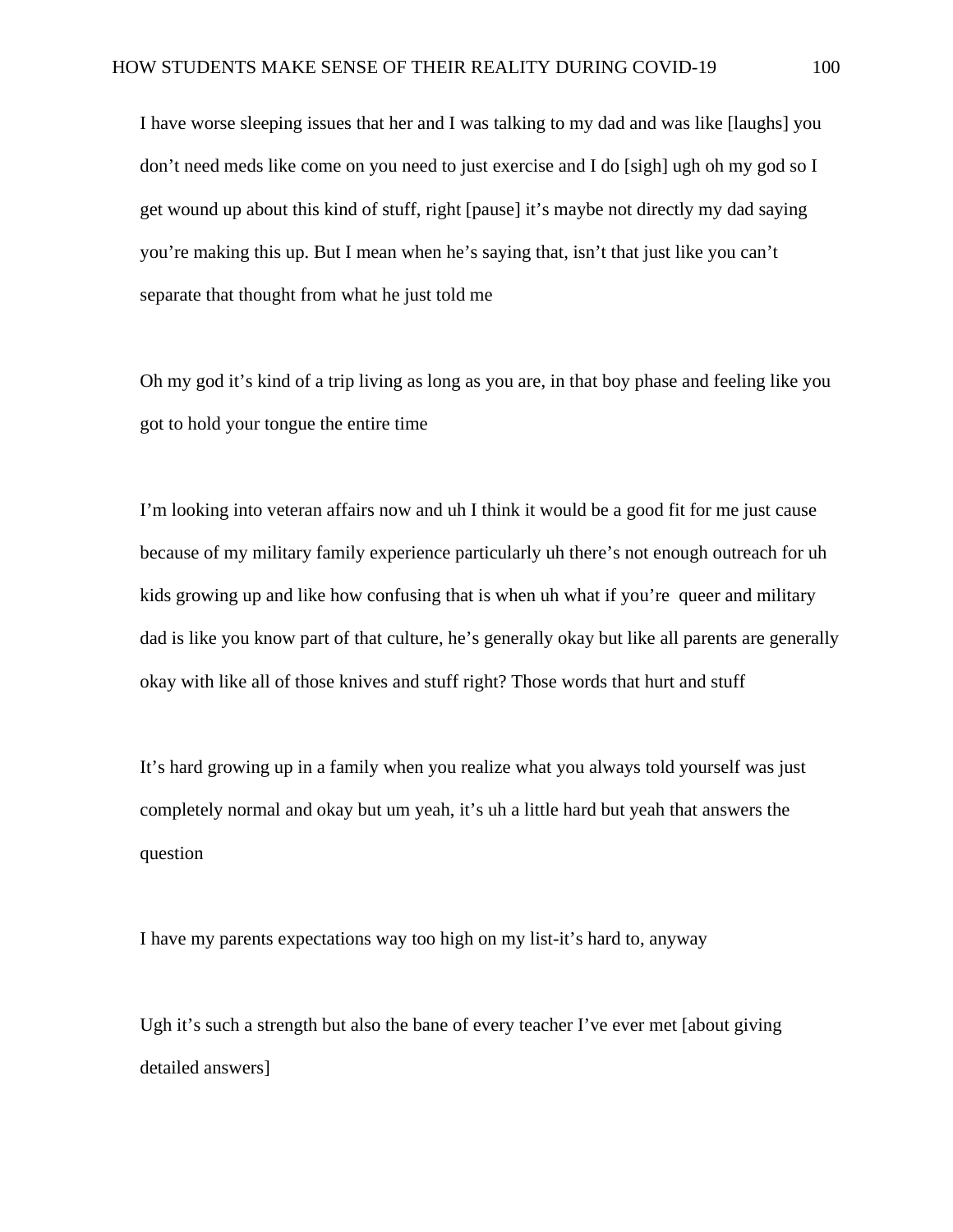I have worse sleeping issues that her and I was talking to my dad and was like [laughs] you don't need meds like come on you need to just exercise and I do [sigh] ugh oh my god so I get wound up about this kind of stuff, right [pause] it's maybe not directly my dad saying you're making this up. But I mean when he's saying that, isn't that just like you can't separate that thought from what he just told me

Oh my god it's kind of a trip living as long as you are, in that boy phase and feeling like you got to hold your tongue the entire time

I'm looking into veteran affairs now and uh I think it would be a good fit for me just cause because of my military family experience particularly uh there's not enough outreach for uh kids growing up and like how confusing that is when uh what if you're queer and military dad is like you know part of that culture, he's generally okay but like all parents are generally okay with like all of those knives and stuff right? Those words that hurt and stuff

It's hard growing up in a family when you realize what you always told yourself was just completely normal and okay but um yeah, it's uh a little hard but yeah that answers the question

I have my parents expectations way too high on my list-it's hard to, anyway

Ugh it's such a strength but also the bane of every teacher I've ever met [about giving detailed answers]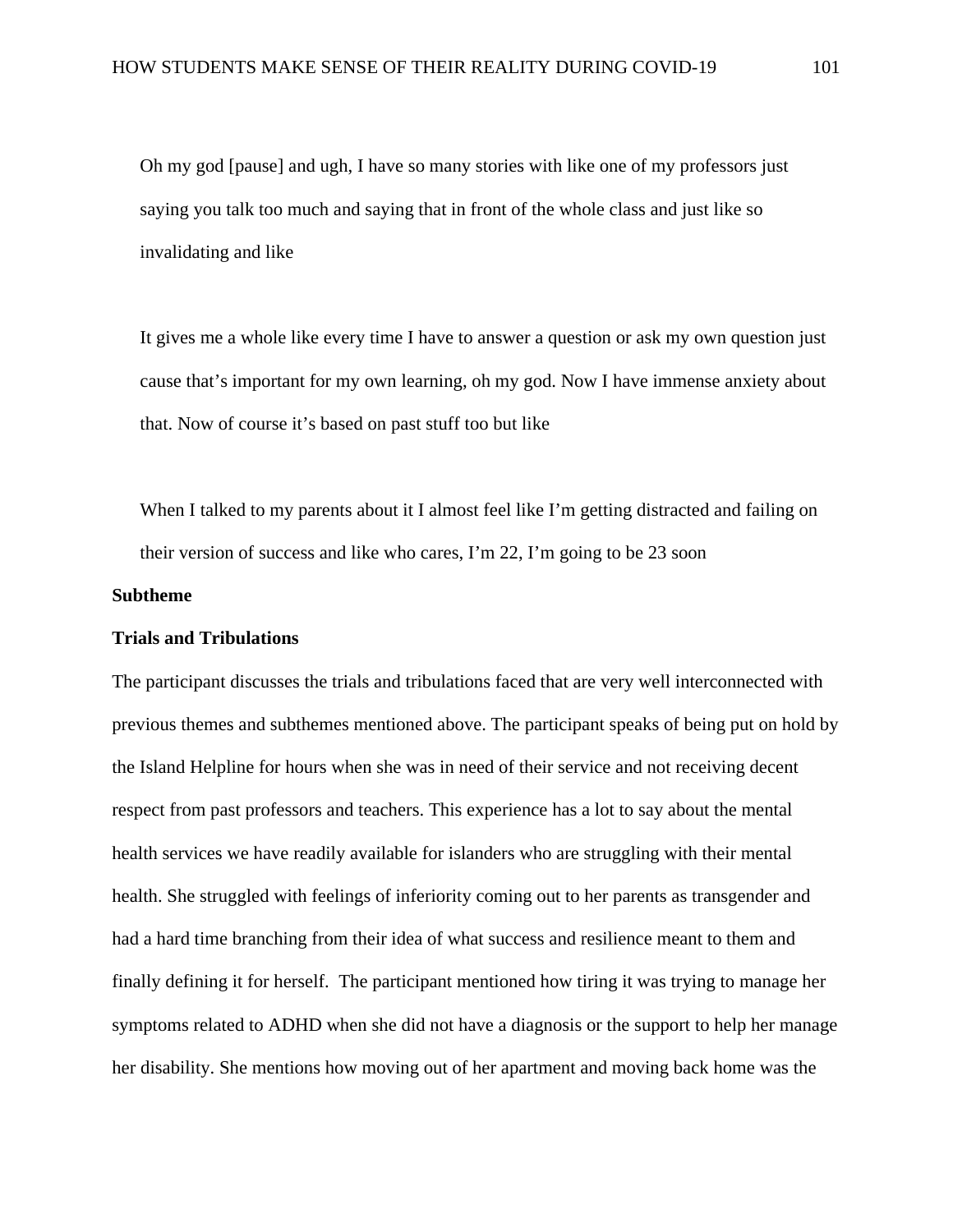> Oh my god [pause] and ugh, I have so many stories with like one of my professors just saying you talk too much and saying that in front of the whole class and just like so invalidating and like

> It gives me a whole like every time I have to answer a question or ask my own question just cause that's important for my own learning, oh my god. Now I have immense anxiety about that. Now of course it's based on past stuff too but like

> When I talked to my parents about it I almost feel like I'm getting distracted and failing on their version of success and like who cares, I'm 22, I'm going to be 23 soon

**Subtheme**

**Trials and Tribulations**

The participant discusses the trials and tribulations faced that are very well interconnected with previous themes and subthemes mentioned above. The participant speaks of being put on hold by the Island Helpline for hours when she was in need of their service and not receiving decent respect from past professors and teachers. This experience has a lot to say about the mental health services we have readily available for islanders who are struggling with their mental health. She struggled with feelings of inferiority coming out to her parents as transgender and had a hard time branching from their idea of what success and resilience meant to them and finally defining it for herself. The participant mentioned how tiring it was trying to manage her symptoms related to ADHD when she did not have a diagnosis or the support to help her manage her disability. She mentions how moving out of her apartment and moving back home was the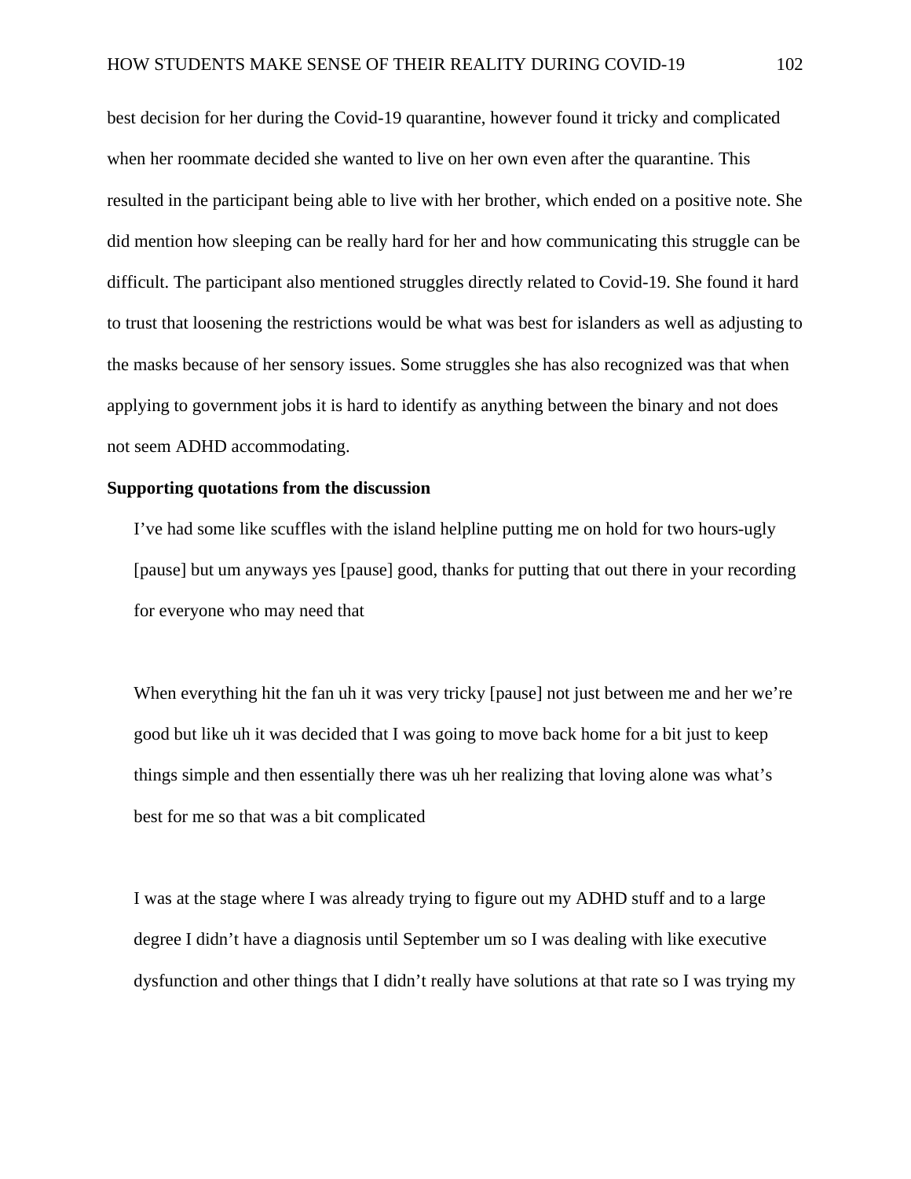best decision for her during the Covid-19 quarantine, however found it tricky and complicated when her roommate decided she wanted to live on her own even after the quarantine. This resulted in the participant being able to live with her brother, which ended on a positive note. She did mention how sleeping can be really hard for her and how communicating this struggle can be difficult. The participant also mentioned struggles directly related to Covid-19. She found it hard to trust that loosening the restrictions would be what was best for islanders as well as adjusting to the masks because of her sensory issues. Some struggles she has also recognized was that when applying to government jobs it is hard to identify as anything between the binary and not does not seem ADHD accommodating.

**Supporting quotations from the discussion**

> I've had some like scuffles with the island helpline putting me on hold for two hours-ugly [pause] but um anyways yes [pause] good, thanks for putting that out there in your recording for everyone who may need that

> When everything hit the fan uh it was very tricky [pause] not just between me and her we're good but like uh it was decided that I was going to move back home for a bit just to keep things simple and then essentially there was uh her realizing that loving alone was what's best for me so that was a bit complicated

> I was at the stage where I was already trying to figure out my ADHD stuff and to a large degree I didn't have a diagnosis until September um so I was dealing with like executive dysfunction and other things that I didn't really have solutions at that rate so I was trying my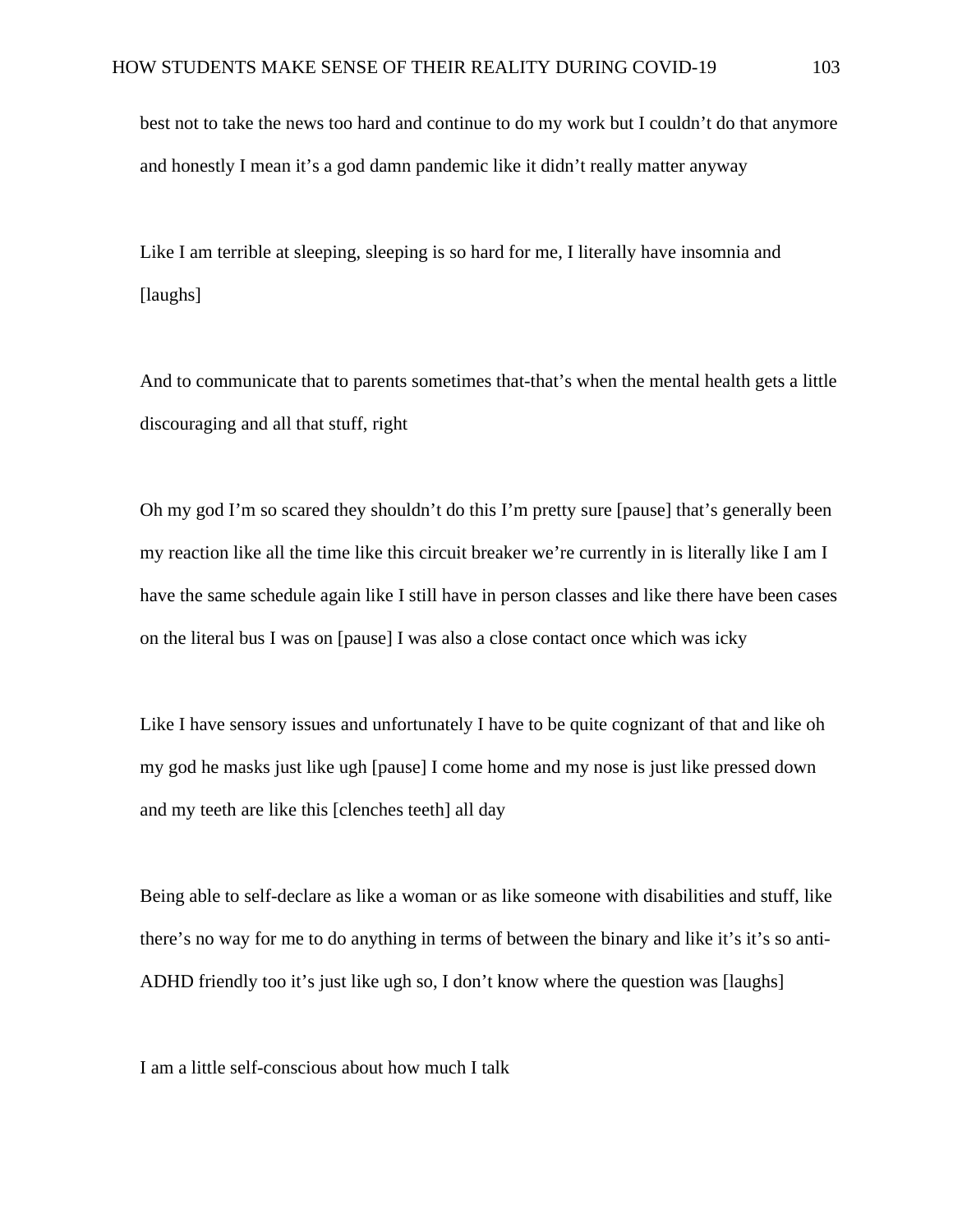best not to take the news too hard and continue to do my work but I couldn't do that anymore and honestly I mean it's a god damn pandemic like it didn't really matter anyway

Like I am terrible at sleeping, sleeping is so hard for me, I literally have insomnia and [laughs]

And to communicate that to parents sometimes that-that's when the mental health gets a little discouraging and all that stuff, right

Oh my god I'm so scared they shouldn't do this I'm pretty sure [pause] that's generally been my reaction like all the time like this circuit breaker we're currently in is literally like I am I have the same schedule again like I still have in person classes and like there have been cases on the literal bus I was on [pause] I was also a close contact once which was icky

Like I have sensory issues and unfortunately I have to be quite cognizant of that and like oh my god he masks just like ugh [pause] I come home and my nose is just like pressed down and my teeth are like this [clenches teeth] all day

Being able to self-declare as like a woman or as like someone with disabilities and stuff, like there's no way for me to do anything in terms of between the binary and like it's it's so anti-ADHD friendly too it's just like ugh so, I don't know where the question was [laughs]

I am a little self-conscious about how much I talk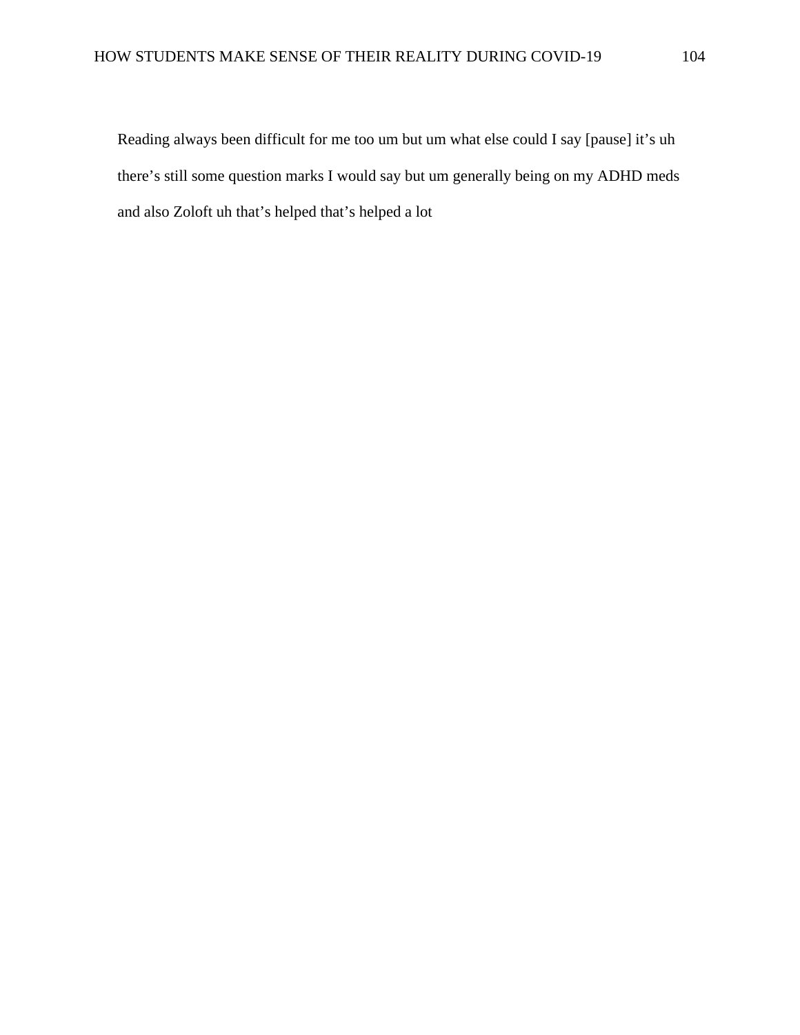Reading always been difficult for me too um but um what else could I say [pause] it's uh there's still some question marks I would say but um generally being on my ADHD meds and also Zoloft uh that's helped that's helped a lot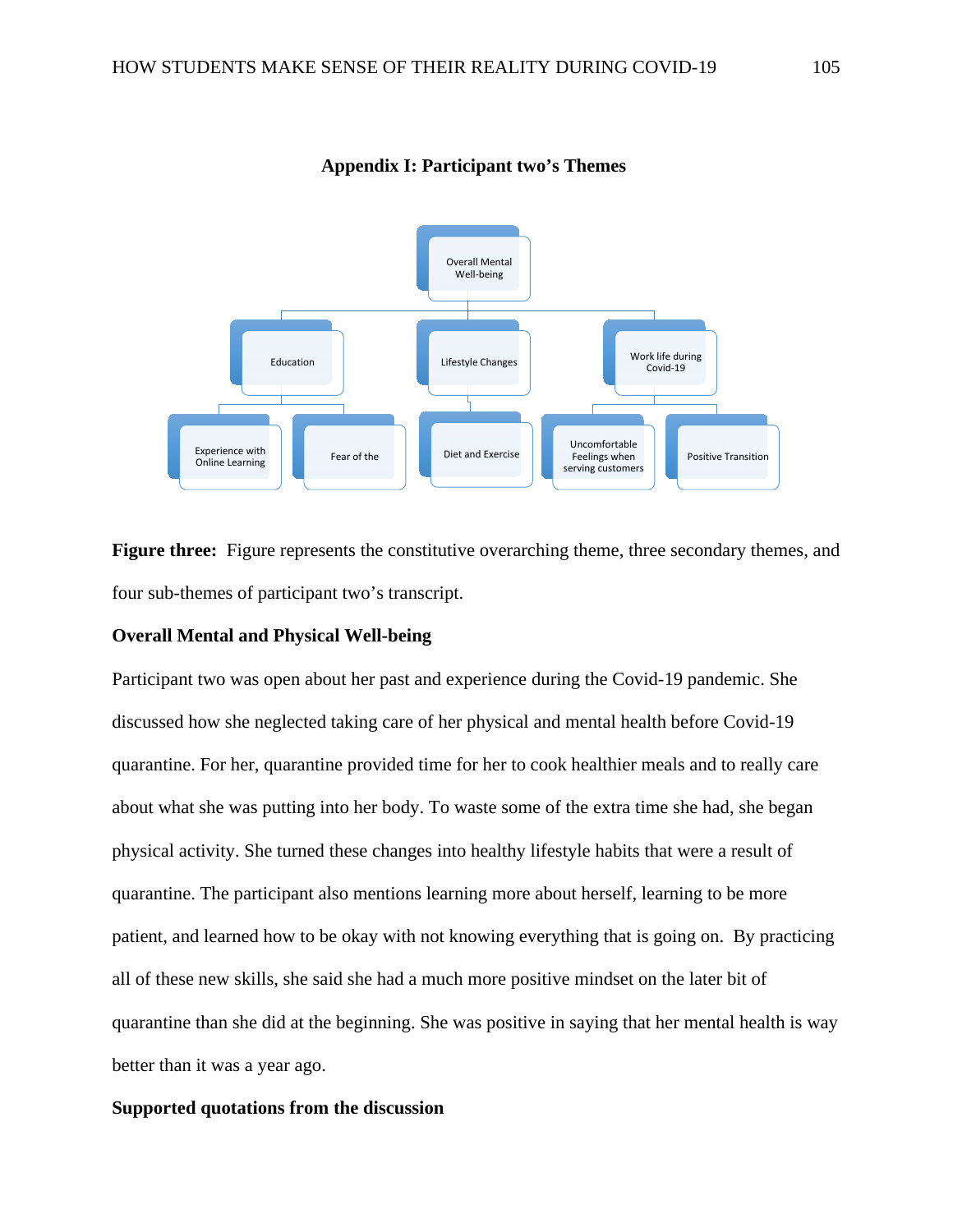## Appendix I: Participant two's Themes

- Overall Mental Well-being
  - Education
    - Experience with Online Learning
    - Fear of the
  - Lifestyle Changes
    - Diet and Exercise
  - Work life during Covid-19
    - Uncomfortable Feelings when serving customers
    - Positive Transition

**Figure three:** Figure represents the constitutive overarching theme, three secondary themes, and four sub-themes of participant two's transcript.

**Overall Mental and Physical Well-being**

Participant two was open about her past and experience during the Covid-19 pandemic. She discussed how she neglected taking care of her physical and mental health before Covid-19 quarantine. For her, quarantine provided time for her to cook healthier meals and to really care about what she was putting into her body. To waste some of the extra time she had, she began physical activity. She turned these changes into healthy lifestyle habits that were a result of quarantine. The participant also mentions learning more about herself, learning to be more patient, and learned how to be okay with not knowing everything that is going on. By practicing all of these new skills, she said she had a much more positive mindset on the later bit of quarantine than she did at the beginning. She was positive in saying that her mental health is way better than it was a year ago.

**Supported quotations from the discussion**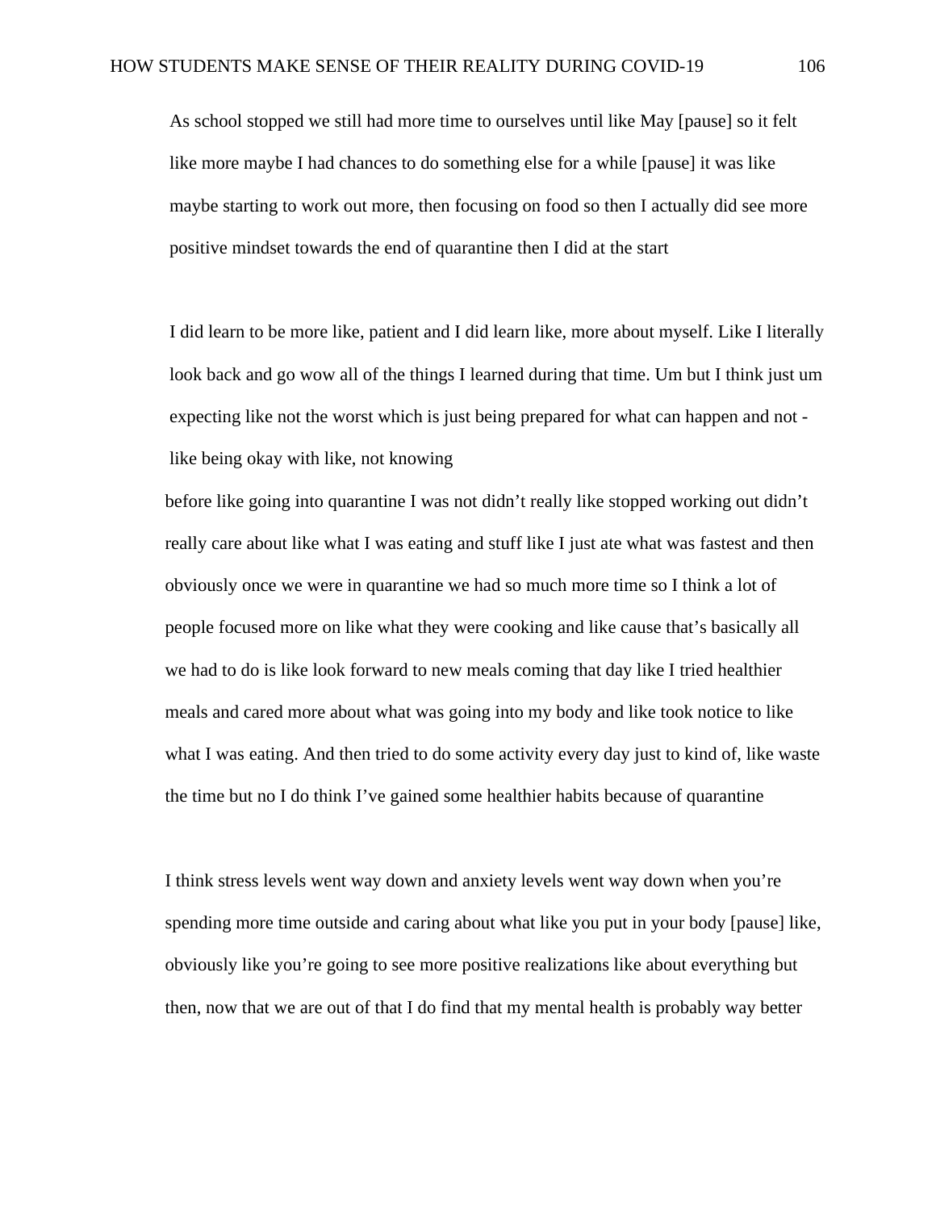As school stopped we still had more time to ourselves until like May [pause] so it felt like more maybe I had chances to do something else for a while [pause] it was like maybe starting to work out more, then focusing on food so then I actually did see more positive mindset towards the end of quarantine then I did at the start

I did learn to be more like, patient and I did learn like, more about myself. Like I literally look back and go wow all of the things I learned during that time. Um but I think just um expecting like not the worst which is just being prepared for what can happen and not - like being okay with like, not knowing

before like going into quarantine I was not didn't really like stopped working out didn't really care about like what I was eating and stuff like I just ate what was fastest and then obviously once we were in quarantine we had so much more time so I think a lot of people focused more on like what they were cooking and like cause that's basically all we had to do is like look forward to new meals coming that day like I tried healthier meals and cared more about what was going into my body and like took notice to like what I was eating. And then tried to do some activity every day just to kind of, like waste the time but no I do think I've gained some healthier habits because of quarantine

I think stress levels went way down and anxiety levels went way down when you're spending more time outside and caring about what like you put in your body [pause] like, obviously like you're going to see more positive realizations like about everything but then, now that we are out of that I do find that my mental health is probably way better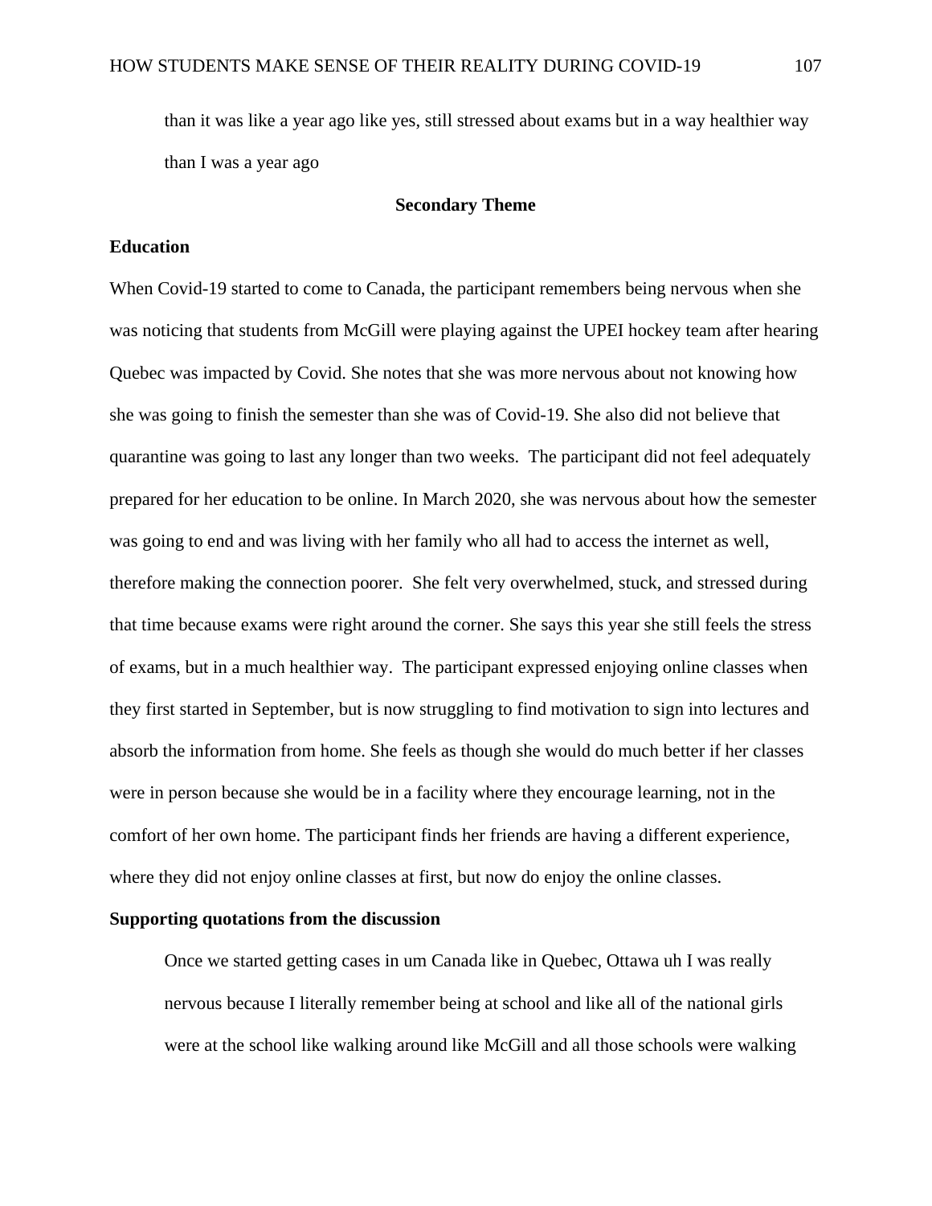> than it was like a year ago like yes, still stressed about exams but in a way healthier way than I was a year ago

## Secondary Theme

### Education

When Covid-19 started to come to Canada, the participant remembers being nervous when she was noticing that students from McGill were playing against the UPEI hockey team after hearing Quebec was impacted by Covid. She notes that she was more nervous about not knowing how she was going to finish the semester than she was of Covid-19. She also did not believe that quarantine was going to last any longer than two weeks. The participant did not feel adequately prepared for her education to be online. In March 2020, she was nervous about how the semester was going to end and was living with her family who all had to access the internet as well, therefore making the connection poorer. She felt very overwhelmed, stuck, and stressed during that time because exams were right around the corner. She says this year she still feels the stress of exams, but in a much healthier way. The participant expressed enjoying online classes when they first started in September, but is now struggling to find motivation to sign into lectures and absorb the information from home. She feels as though she would do much better if her classes were in person because she would be in a facility where they encourage learning, not in the comfort of her own home. The participant finds her friends are having a different experience, where they did not enjoy online classes at first, but now do enjoy the online classes.

### Supporting quotations from the discussion

> Once we started getting cases in um Canada like in Quebec, Ottawa uh I was really nervous because I literally remember being at school and like all of the national girls were at the school like walking around like McGill and all those schools were walking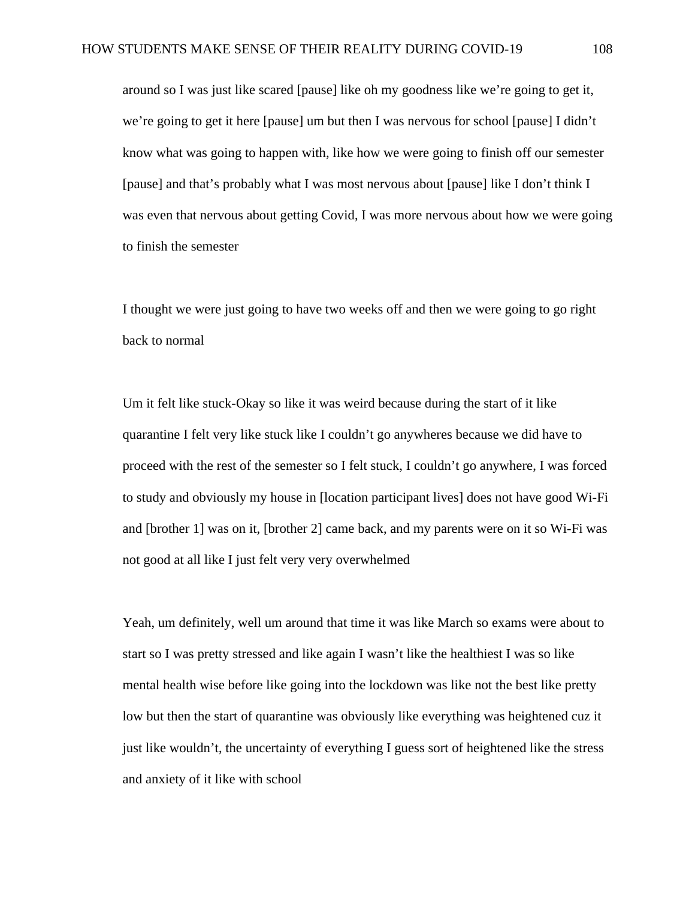around so I was just like scared [pause] like oh my goodness like we're going to get it, we're going to get it here [pause] um but then I was nervous for school [pause] I didn't know what was going to happen with, like how we were going to finish off our semester [pause] and that's probably what I was most nervous about [pause] like I don't think I was even that nervous about getting Covid, I was more nervous about how we were going to finish the semester

I thought we were just going to have two weeks off and then we were going to go right back to normal

Um it felt like stuck-Okay so like it was weird because during the start of it like quarantine I felt very like stuck like I couldn't go anywheres because we did have to proceed with the rest of the semester so I felt stuck, I couldn't go anywhere, I was forced to study and obviously my house in [location participant lives] does not have good Wi-Fi and [brother 1] was on it, [brother 2] came back, and my parents were on it so Wi-Fi was not good at all like I just felt very very overwhelmed

Yeah, um definitely, well um around that time it was like March so exams were about to start so I was pretty stressed and like again I wasn't like the healthiest I was so like mental health wise before like going into the lockdown was like not the best like pretty low but then the start of quarantine was obviously like everything was heightened cuz it just like wouldn't, the uncertainty of everything I guess sort of heightened like the stress and anxiety of it like with school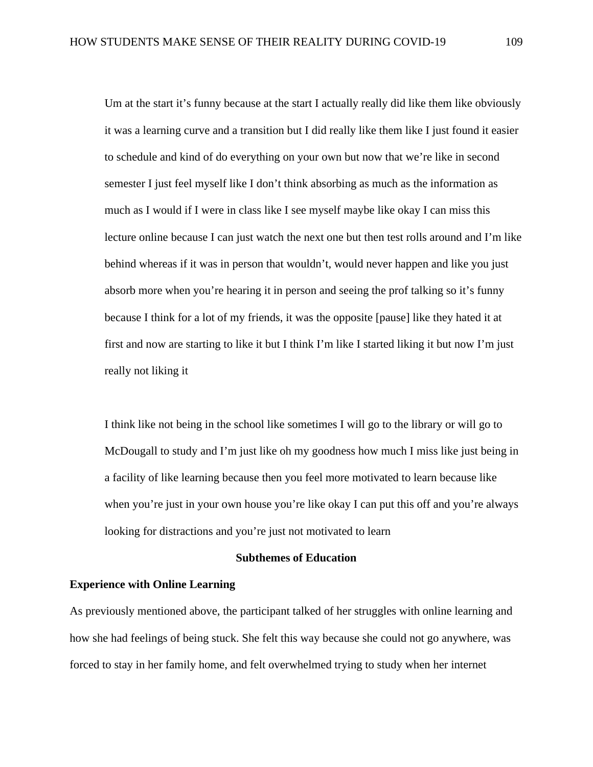> Um at the start it's funny because at the start I actually really did like them like obviously it was a learning curve and a transition but I did really like them like I just found it easier to schedule and kind of do everything on your own but now that we're like in second semester I just feel myself like I don't think absorbing as much as the information as much as I would if I were in class like I see myself maybe like okay I can miss this lecture online because I can just watch the next one but then test rolls around and I'm like behind whereas if it was in person that wouldn't, would never happen and like you just absorb more when you're hearing it in person and seeing the prof talking so it's funny because I think for a lot of my friends, it was the opposite [pause] like they hated it at first and now are starting to like it but I think I'm like I started liking it but now I'm just really not liking it

> I think like not being in the school like sometimes I will go to the library or will go to McDougall to study and I'm just like oh my goodness how much I miss like just being in a facility of like learning because then you feel more motivated to learn because like when you're just in your own house you're like okay I can put this off and you're always looking for distractions and you're just not motivated to learn

## Subthemes of Education

### Experience with Online Learning

As previously mentioned above, the participant talked of her struggles with online learning and how she had feelings of being stuck. She felt this way because she could not go anywhere, was forced to stay in her family home, and felt overwhelmed trying to study when her internet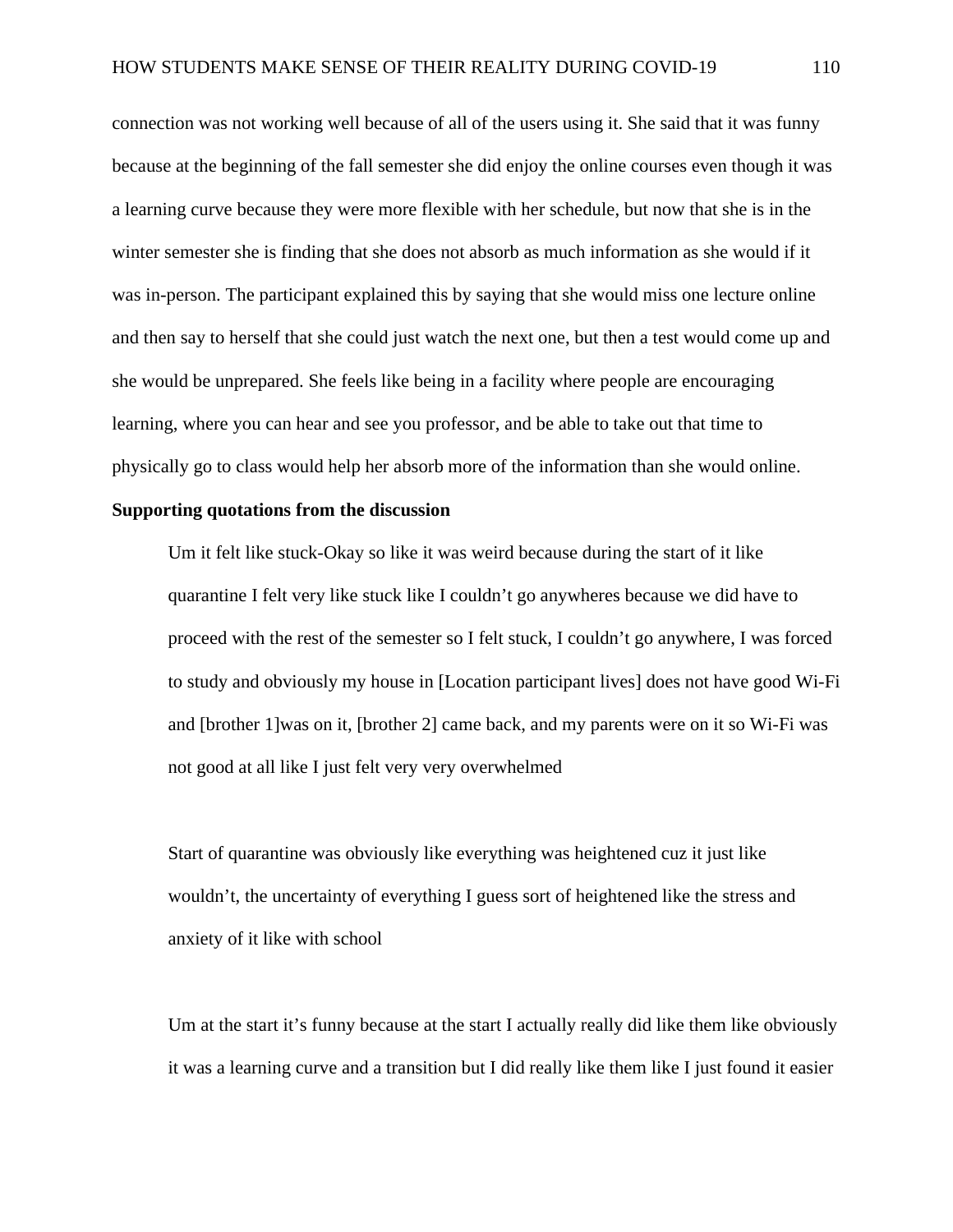connection was not working well because of all of the users using it. She said that it was funny because at the beginning of the fall semester she did enjoy the online courses even though it was a learning curve because they were more flexible with her schedule, but now that she is in the winter semester she is finding that she does not absorb as much information as she would if it was in-person. The participant explained this by saying that she would miss one lecture online and then say to herself that she could just watch the next one, but then a test would come up and she would be unprepared. She feels like being in a facility where people are encouraging learning, where you can hear and see you professor, and be able to take out that time to physically go to class would help her absorb more of the information than she would online.

**Supporting quotations from the discussion**

> Um it felt like stuck-Okay so like it was weird because during the start of it like quarantine I felt very like stuck like I couldn't go anywheres because we did have to proceed with the rest of the semester so I felt stuck, I couldn't go anywhere, I was forced to study and obviously my house in [Location participant lives] does not have good Wi-Fi and [brother 1]was on it, [brother 2] came back, and my parents were on it so Wi-Fi was not good at all like I just felt very very overwhelmed

> Start of quarantine was obviously like everything was heightened cuz it just like wouldn't, the uncertainty of everything I guess sort of heightened like the stress and anxiety of it like with school

> Um at the start it's funny because at the start I actually really did like them like obviously it was a learning curve and a transition but I did really like them like I just found it easier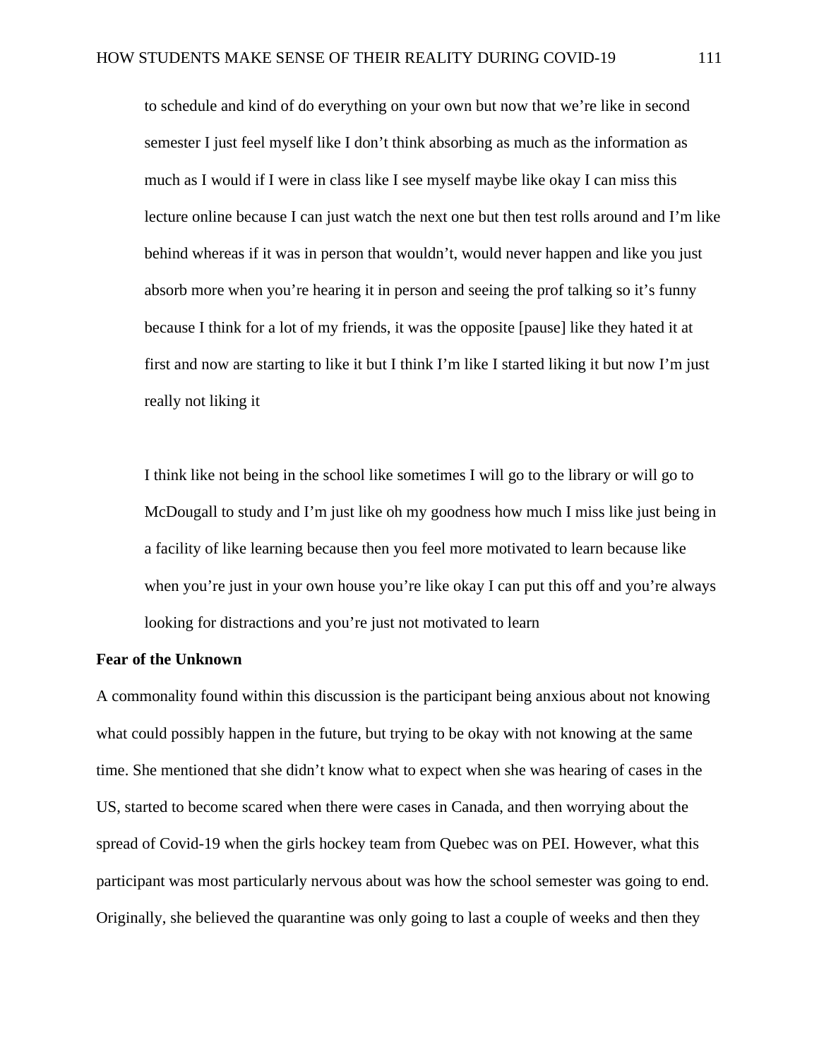to schedule and kind of do everything on your own but now that we're like in second semester I just feel myself like I don't think absorbing as much as the information as much as I would if I were in class like I see myself maybe like okay I can miss this lecture online because I can just watch the next one but then test rolls around and I'm like behind whereas if it was in person that wouldn't, would never happen and like you just absorb more when you're hearing it in person and seeing the prof talking so it's funny because I think for a lot of my friends, it was the opposite [pause] like they hated it at first and now are starting to like it but I think I'm like I started liking it but now I'm just really not liking it

> I think like not being in the school like sometimes I will go to the library or will go to McDougall to study and I'm just like oh my goodness how much I miss like just being in a facility of like learning because then you feel more motivated to learn because like when you're just in your own house you're like okay I can put this off and you're always looking for distractions and you're just not motivated to learn

**Fear of the Unknown**

A commonality found within this discussion is the participant being anxious about not knowing what could possibly happen in the future, but trying to be okay with not knowing at the same time. She mentioned that she didn't know what to expect when she was hearing of cases in the US, started to become scared when there were cases in Canada, and then worrying about the spread of Covid-19 when the girls hockey team from Quebec was on PEI. However, what this participant was most particularly nervous about was how the school semester was going to end. Originally, she believed the quarantine was only going to last a couple of weeks and then they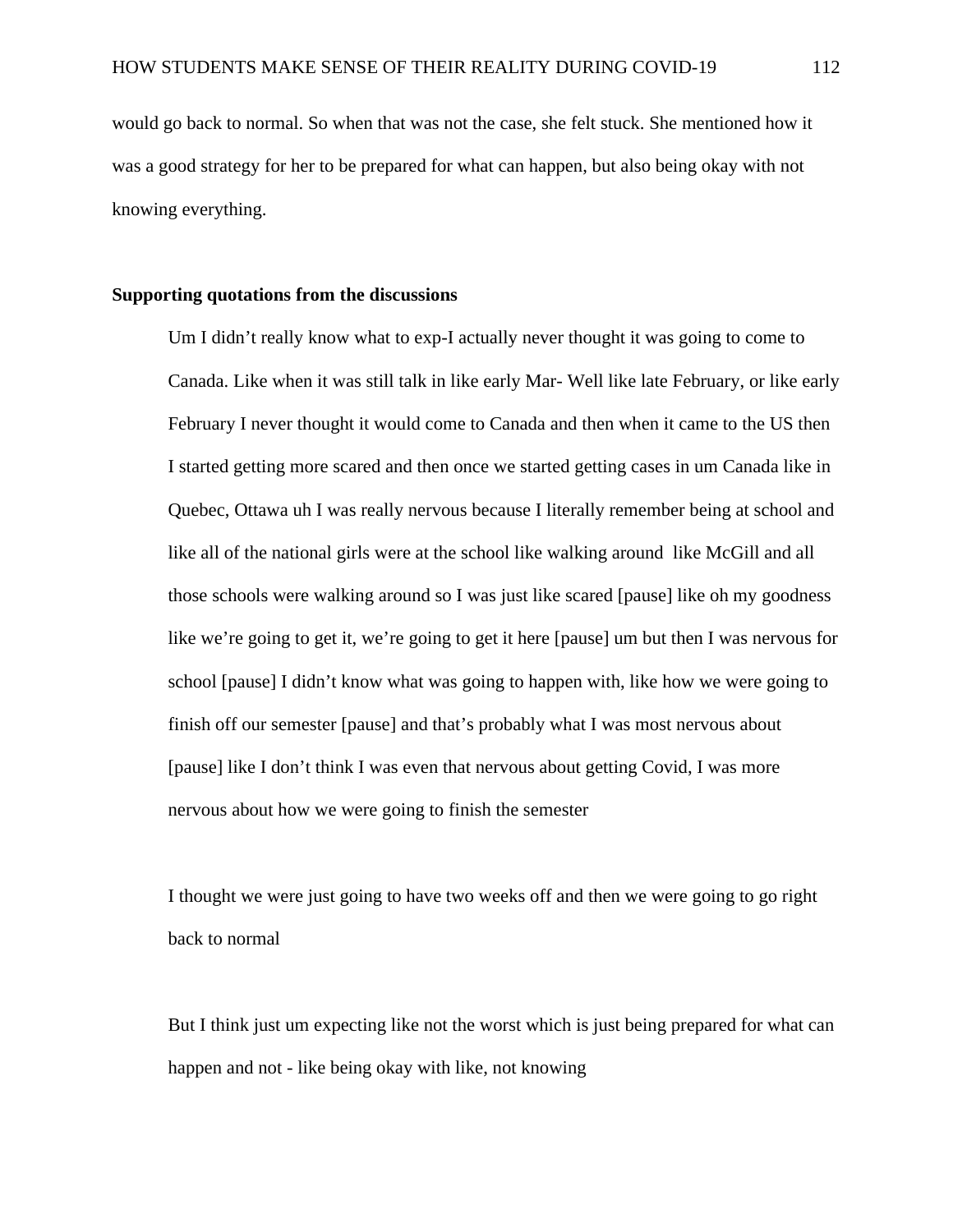would go back to normal. So when that was not the case, she felt stuck. She mentioned how it was a good strategy for her to be prepared for what can happen, but also being okay with not knowing everything.

**Supporting quotations from the discussions**

> Um I didn't really know what to exp-I actually never thought it was going to come to Canada. Like when it was still talk in like early Mar- Well like late February, or like early February I never thought it would come to Canada and then when it came to the US then I started getting more scared and then once we started getting cases in um Canada like in Quebec, Ottawa uh I was really nervous because I literally remember being at school and like all of the national girls were at the school like walking around like McGill and all those schools were walking around so I was just like scared [pause] like oh my goodness like we're going to get it, we're going to get it here [pause] um but then I was nervous for school [pause] I didn't know what was going to happen with, like how we were going to finish off our semester [pause] and that's probably what I was most nervous about [pause] like I don't think I was even that nervous about getting Covid, I was more nervous about how we were going to finish the semester

> I thought we were just going to have two weeks off and then we were going to go right back to normal

> But I think just um expecting like not the worst which is just being prepared for what can happen and not - like being okay with like, not knowing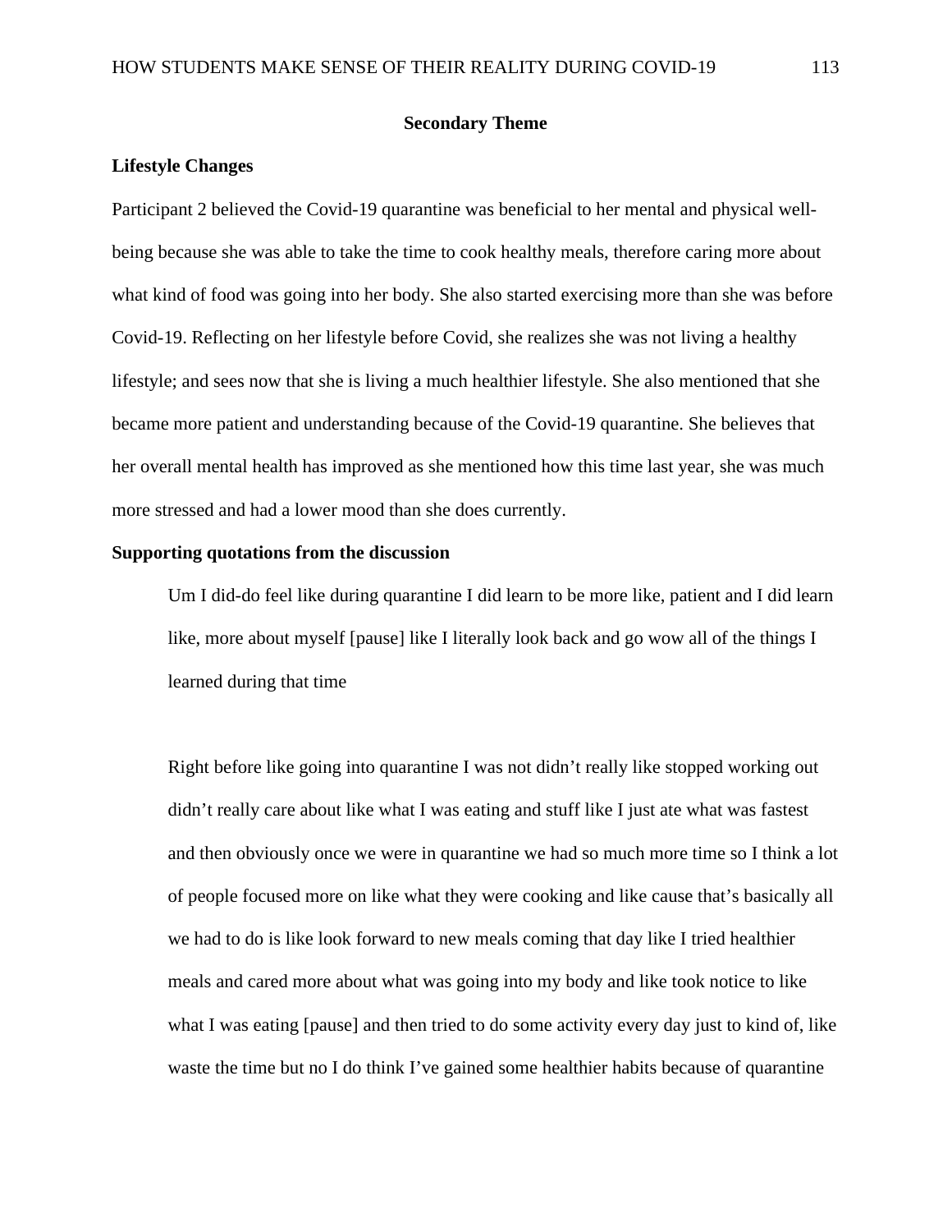## Secondary Theme

### Lifestyle Changes

Participant 2 believed the Covid-19 quarantine was beneficial to her mental and physical well-being because she was able to take the time to cook healthy meals, therefore caring more about what kind of food was going into her body. She also started exercising more than she was before Covid-19. Reflecting on her lifestyle before Covid, she realizes she was not living a healthy lifestyle; and sees now that she is living a much healthier lifestyle. She also mentioned that she became more patient and understanding because of the Covid-19 quarantine. She believes that her overall mental health has improved as she mentioned how this time last year, she was much more stressed and had a lower mood than she does currently.

### Supporting quotations from the discussion

> Um I did-do feel like during quarantine I did learn to be more like, patient and I did learn like, more about myself [pause] like I literally look back and go wow all of the things I learned during that time

> Right before like going into quarantine I was not didn't really like stopped working out didn't really care about like what I was eating and stuff like I just ate what was fastest and then obviously once we were in quarantine we had so much more time so I think a lot of people focused more on like what they were cooking and like cause that's basically all we had to do is like look forward to new meals coming that day like I tried healthier meals and cared more about what was going into my body and like took notice to like what I was eating [pause] and then tried to do some activity every day just to kind of, like waste the time but no I do think I've gained some healthier habits because of quarantine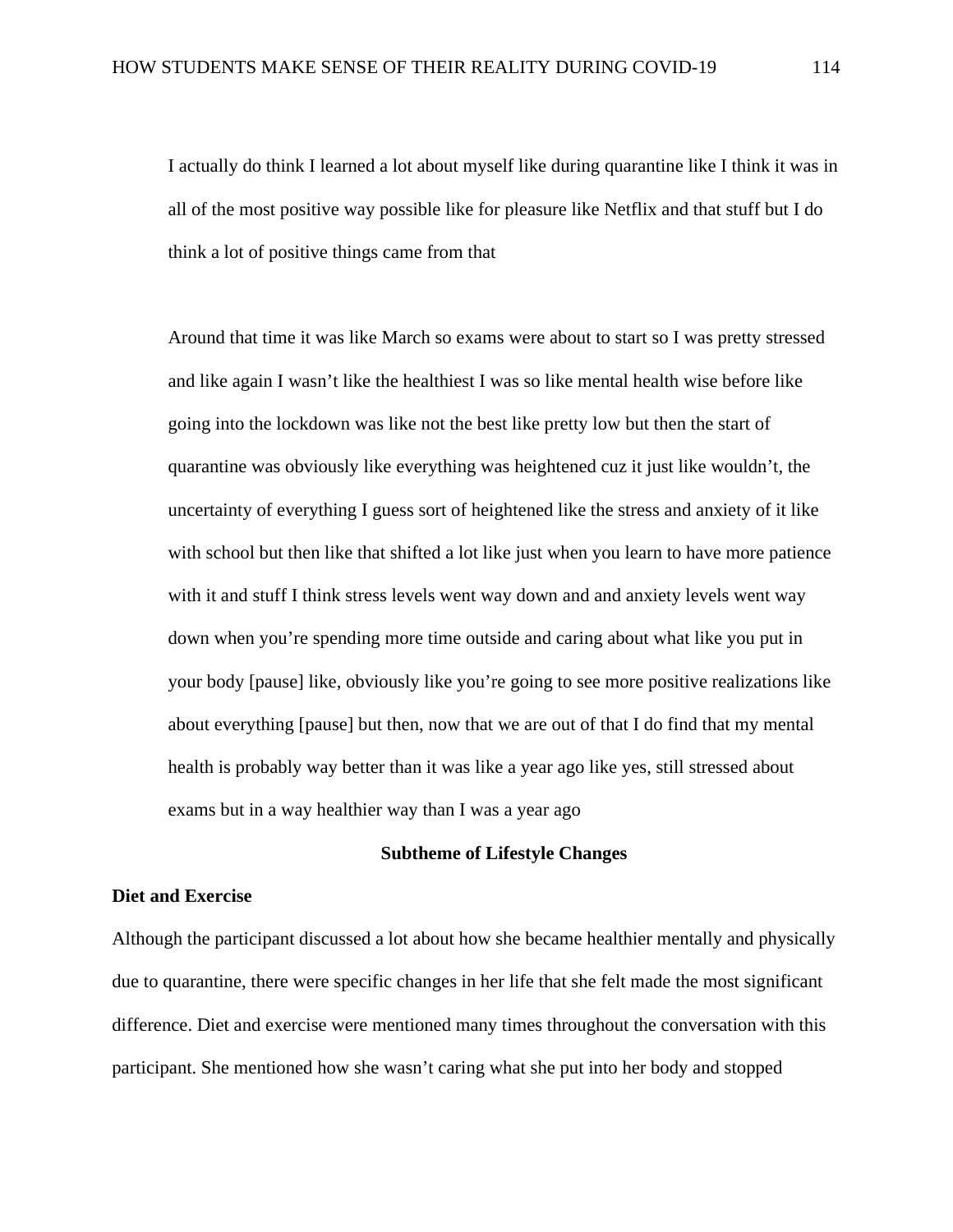> I actually do think I learned a lot about myself like during quarantine like I think it was in all of the most positive way possible like for pleasure like Netflix and that stuff but I do think a lot of positive things came from that

> Around that time it was like March so exams were about to start so I was pretty stressed and like again I wasn't like the healthiest I was so like mental health wise before like going into the lockdown was like not the best like pretty low but then the start of quarantine was obviously like everything was heightened cuz it just like wouldn't, the uncertainty of everything I guess sort of heightened like the stress and anxiety of it like with school but then like that shifted a lot like just when you learn to have more patience with it and stuff I think stress levels went way down and and anxiety levels went way down when you're spending more time outside and caring about what like you put in your body [pause] like, obviously like you're going to see more positive realizations like about everything [pause] but then, now that we are out of that I do find that my mental health is probably way better than it was like a year ago like yes, still stressed about exams but in a way healthier way than I was a year ago

## Subtheme of Lifestyle Changes

### Diet and Exercise

Although the participant discussed a lot about how she became healthier mentally and physically due to quarantine, there were specific changes in her life that she felt made the most significant difference. Diet and exercise were mentioned many times throughout the conversation with this participant. She mentioned how she wasn't caring what she put into her body and stopped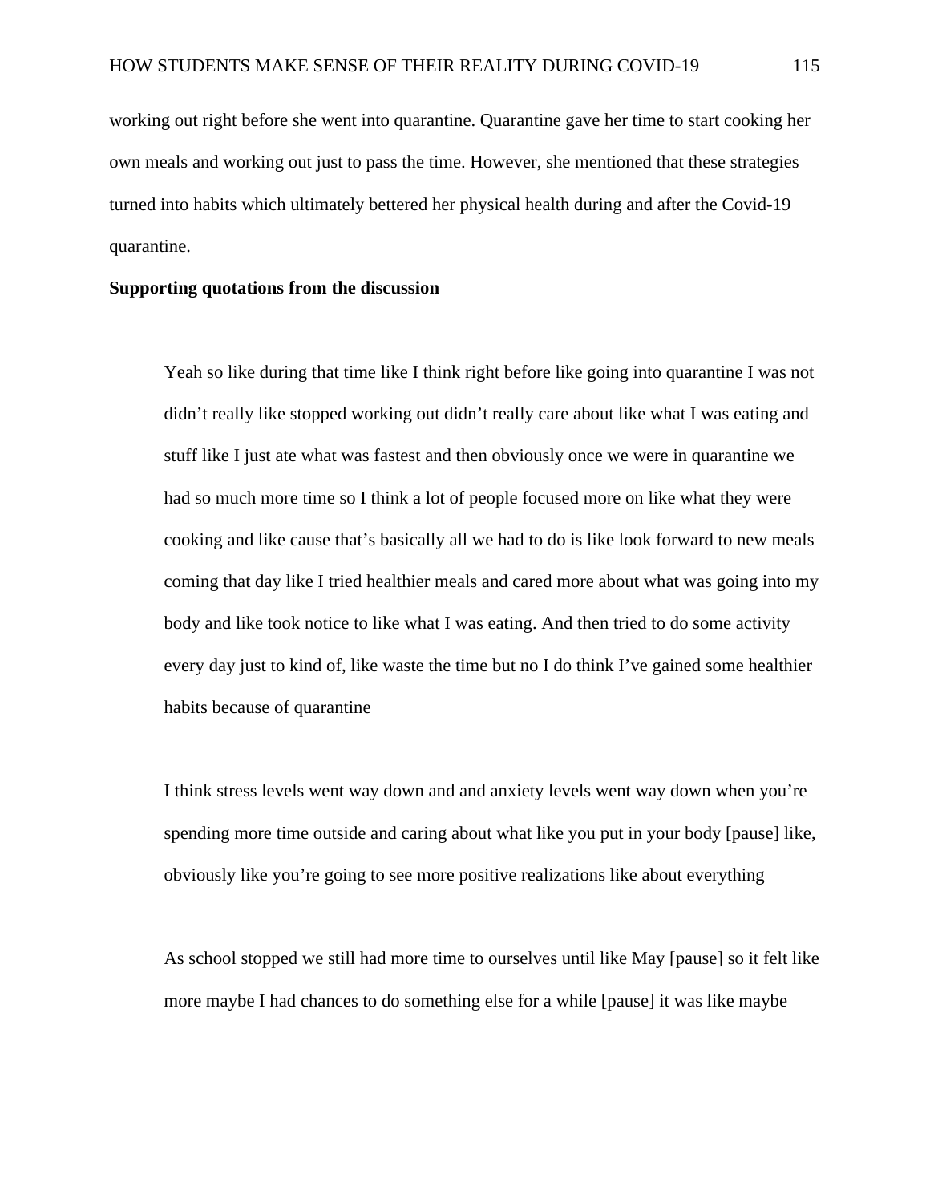working out right before she went into quarantine. Quarantine gave her time to start cooking her own meals and working out just to pass the time. However, she mentioned that these strategies turned into habits which ultimately bettered her physical health during and after the Covid-19 quarantine.

**Supporting quotations from the discussion**

> Yeah so like during that time like I think right before like going into quarantine I was not didn't really like stopped working out didn't really care about like what I was eating and stuff like I just ate what was fastest and then obviously once we were in quarantine we had so much more time so I think a lot of people focused more on like what they were cooking and like cause that's basically all we had to do is like look forward to new meals coming that day like I tried healthier meals and cared more about what was going into my body and like took notice to like what I was eating. And then tried to do some activity every day just to kind of, like waste the time but no I do think I've gained some healthier habits because of quarantine

> I think stress levels went way down and and anxiety levels went way down when you're spending more time outside and caring about what like you put in your body [pause] like, obviously like you're going to see more positive realizations like about everything

> As school stopped we still had more time to ourselves until like May [pause] so it felt like more maybe I had chances to do something else for a while [pause] it was like maybe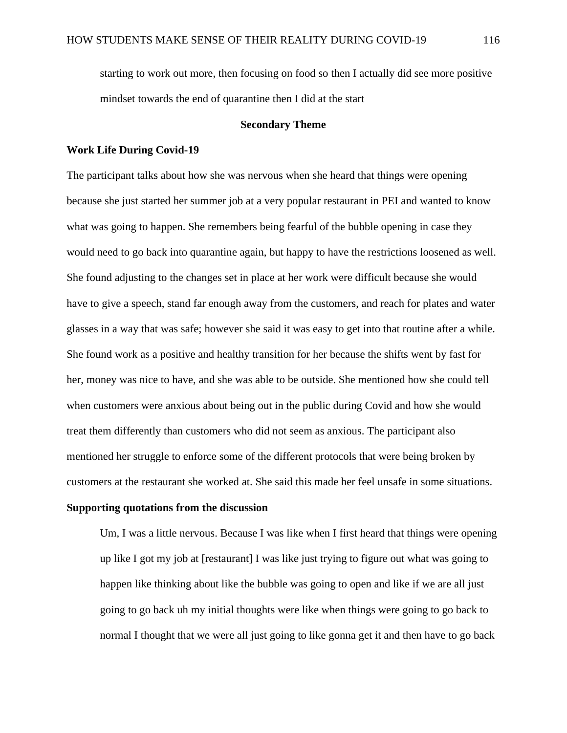> starting to work out more, then focusing on food so then I actually did see more positive mindset towards the end of quarantine then I did at the start

**Secondary Theme**

**Work Life During Covid-19**

The participant talks about how she was nervous when she heard that things were opening because she just started her summer job at a very popular restaurant in PEI and wanted to know what was going to happen. She remembers being fearful of the bubble opening in case they would need to go back into quarantine again, but happy to have the restrictions loosened as well. She found adjusting to the changes set in place at her work were difficult because she would have to give a speech, stand far enough away from the customers, and reach for plates and water glasses in a way that was safe; however she said it was easy to get into that routine after a while. She found work as a positive and healthy transition for her because the shifts went by fast for her, money was nice to have, and she was able to be outside. She mentioned how she could tell when customers were anxious about being out in the public during Covid and how she would treat them differently than customers who did not seem as anxious. The participant also mentioned her struggle to enforce some of the different protocols that were being broken by customers at the restaurant she worked at. She said this made her feel unsafe in some situations.

**Supporting quotations from the discussion**

> Um, I was a little nervous. Because I was like when I first heard that things were opening up like I got my job at [restaurant] I was like just trying to figure out what was going to happen like thinking about like the bubble was going to open and like if we are all just going to go back uh my initial thoughts were like when things were going to go back to normal I thought that we were all just going to like gonna get it and then have to go back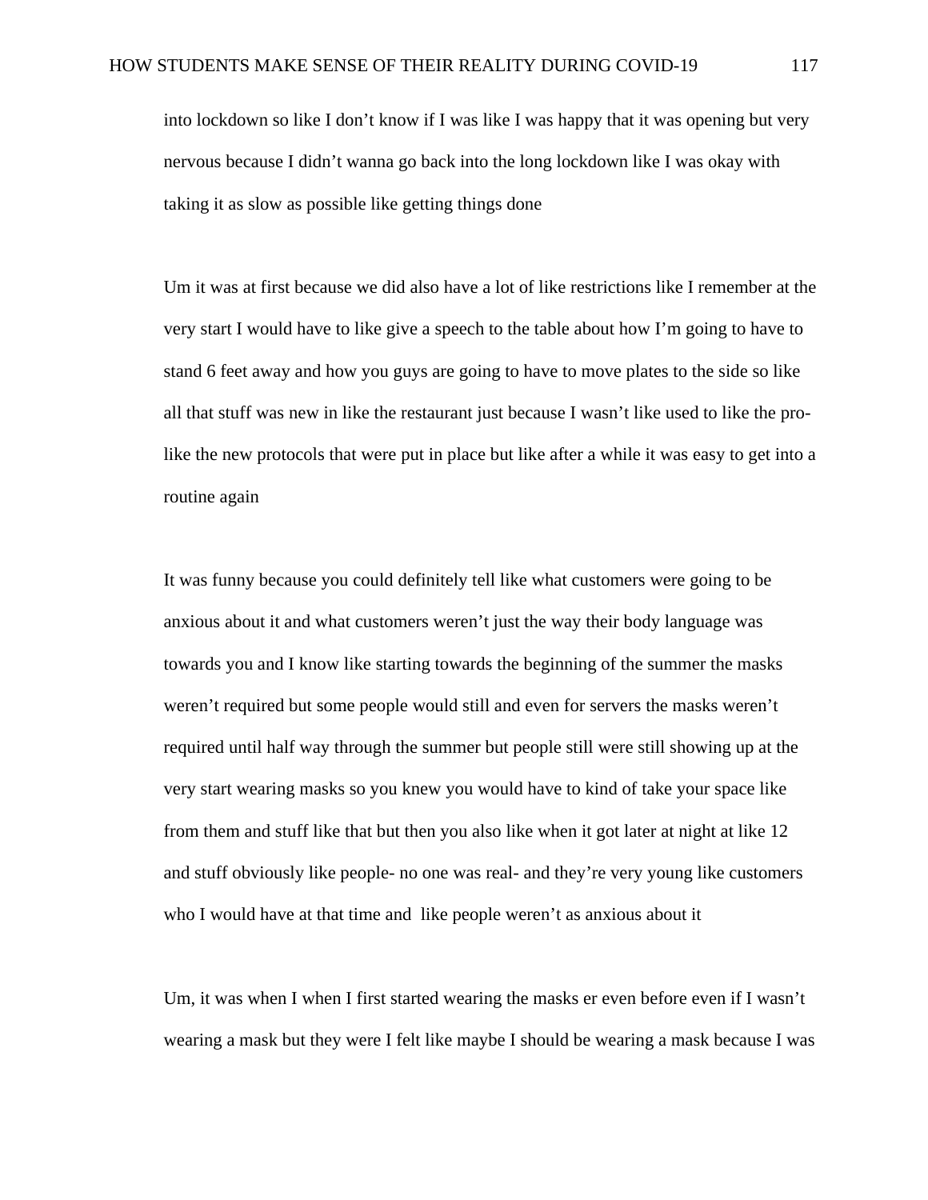into lockdown so like I don't know if I was like I was happy that it was opening but very nervous because I didn't wanna go back into the long lockdown like I was okay with taking it as slow as possible like getting things done

Um it was at first because we did also have a lot of like restrictions like I remember at the very start I would have to like give a speech to the table about how I'm going to have to stand 6 feet away and how you guys are going to have to move plates to the side so like all that stuff was new in like the restaurant just because I wasn't like used to like the pro- like the new protocols that were put in place but like after a while it was easy to get into a routine again

It was funny because you could definitely tell like what customers were going to be anxious about it and what customers weren't just the way their body language was towards you and I know like starting towards the beginning of the summer the masks weren't required but some people would still and even for servers the masks weren't required until half way through the summer but people still were still showing up at the very start wearing masks so you knew you would have to kind of take your space like from them and stuff like that but then you also like when it got later at night at like 12 and stuff obviously like people- no one was real- and they're very young like customers who I would have at that time and like people weren't as anxious about it

Um, it was when I when I first started wearing the masks er even before even if I wasn't wearing a mask but they were I felt like maybe I should be wearing a mask because I was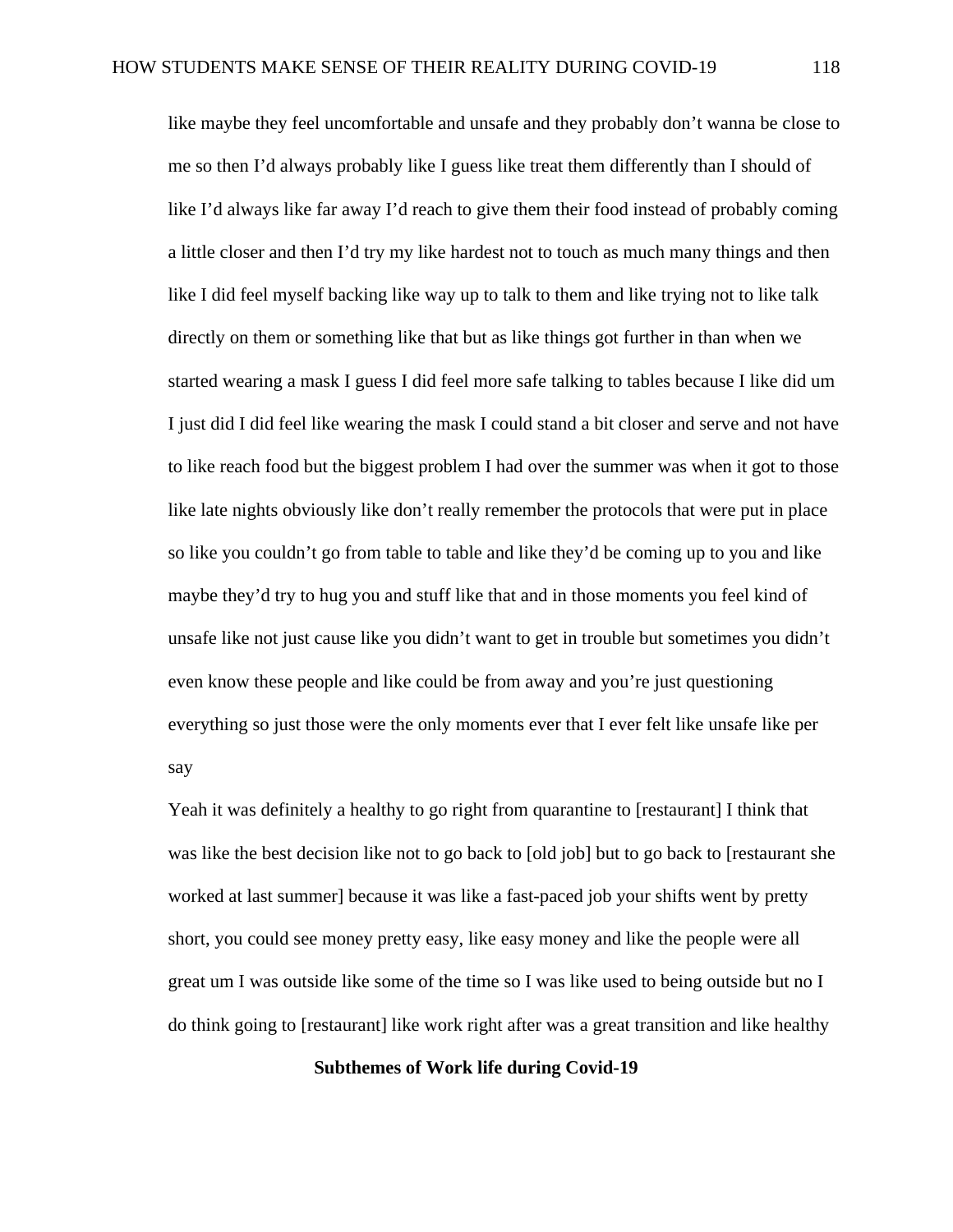like maybe they feel uncomfortable and unsafe and they probably don't wanna be close to me so then I'd always probably like I guess like treat them differently than I should of like I'd always like far away I'd reach to give them their food instead of probably coming a little closer and then I'd try my like hardest not to touch as much many things and then like I did feel myself backing like way up to talk to them and like trying not to like talk directly on them or something like that but as like things got further in than when we started wearing a mask I guess I did feel more safe talking to tables because I like did um I just did I did feel like wearing the mask I could stand a bit closer and serve and not have to like reach food but the biggest problem I had over the summer was when it got to those like late nights obviously like don't really remember the protocols that were put in place so like you couldn't go from table to table and like they'd be coming up to you and like maybe they'd try to hug you and stuff like that and in those moments you feel kind of unsafe like not just cause like you didn't want to get in trouble but sometimes you didn't even know these people and like could be from away and you're just questioning everything so just those were the only moments ever that I ever felt like unsafe like per say

Yeah it was definitely a healthy to go right from quarantine to [restaurant] I think that was like the best decision like not to go back to [old job] but to go back to [restaurant she worked at last summer] because it was like a fast-paced job your shifts went by pretty short, you could see money pretty easy, like easy money and like the people were all great um I was outside like some of the time so I was like used to being outside but no I do think going to [restaurant] like work right after was a great transition and like healthy

**Subthemes of Work life during Covid-19**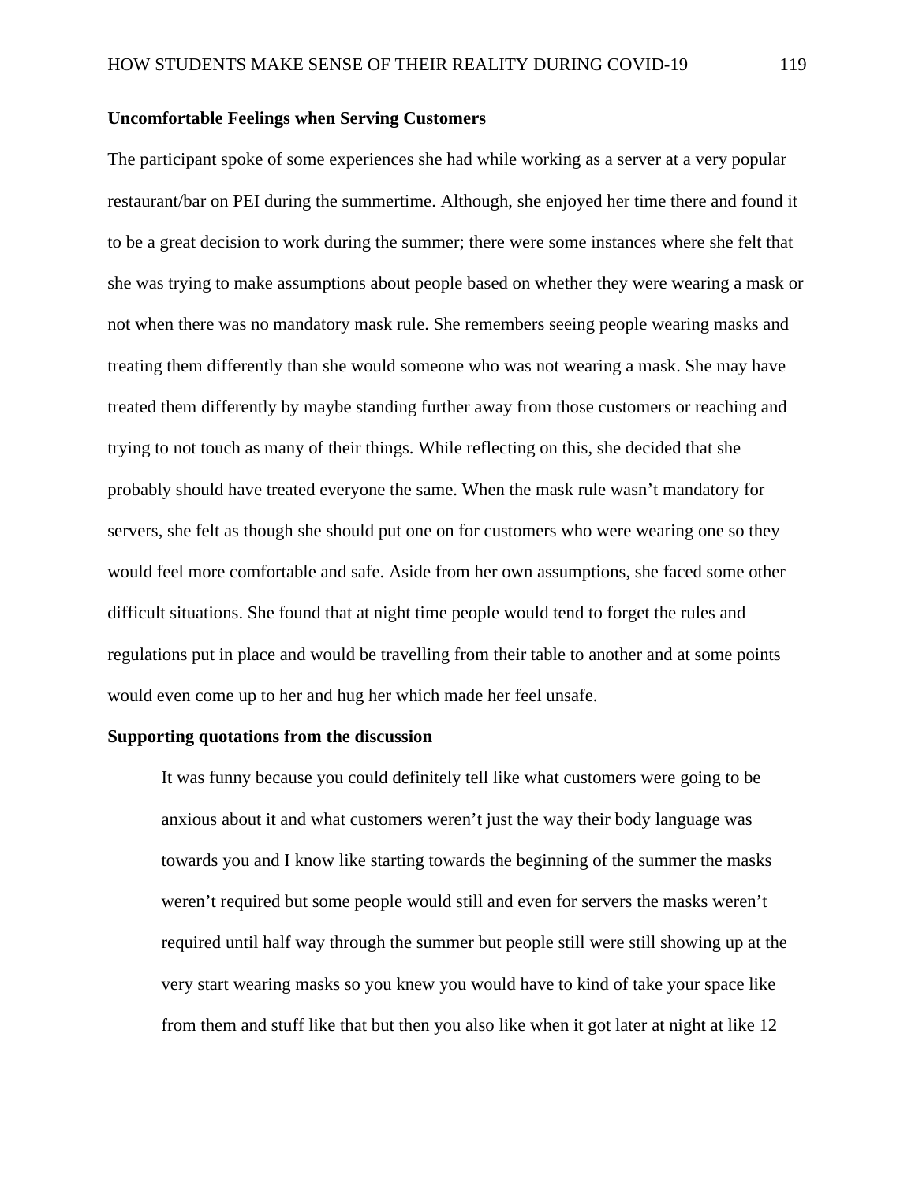**Uncomfortable Feelings when Serving Customers**

The participant spoke of some experiences she had while working as a server at a very popular restaurant/bar on PEI during the summertime. Although, she enjoyed her time there and found it to be a great decision to work during the summer; there were some instances where she felt that she was trying to make assumptions about people based on whether they were wearing a mask or not when there was no mandatory mask rule. She remembers seeing people wearing masks and treating them differently than she would someone who was not wearing a mask. She may have treated them differently by maybe standing further away from those customers or reaching and trying to not touch as many of their things. While reflecting on this, she decided that she probably should have treated everyone the same. When the mask rule wasn't mandatory for servers, she felt as though she should put one on for customers who were wearing one so they would feel more comfortable and safe. Aside from her own assumptions, she faced some other difficult situations. She found that at night time people would tend to forget the rules and regulations put in place and would be travelling from their table to another and at some points would even come up to her and hug her which made her feel unsafe.

**Supporting quotations from the discussion**

> It was funny because you could definitely tell like what customers were going to be anxious about it and what customers weren't just the way their body language was towards you and I know like starting towards the beginning of the summer the masks weren't required but some people would still and even for servers the masks weren't required until half way through the summer but people still were still showing up at the very start wearing masks so you knew you would have to kind of take your space like from them and stuff like that but then you also like when it got later at night at like 12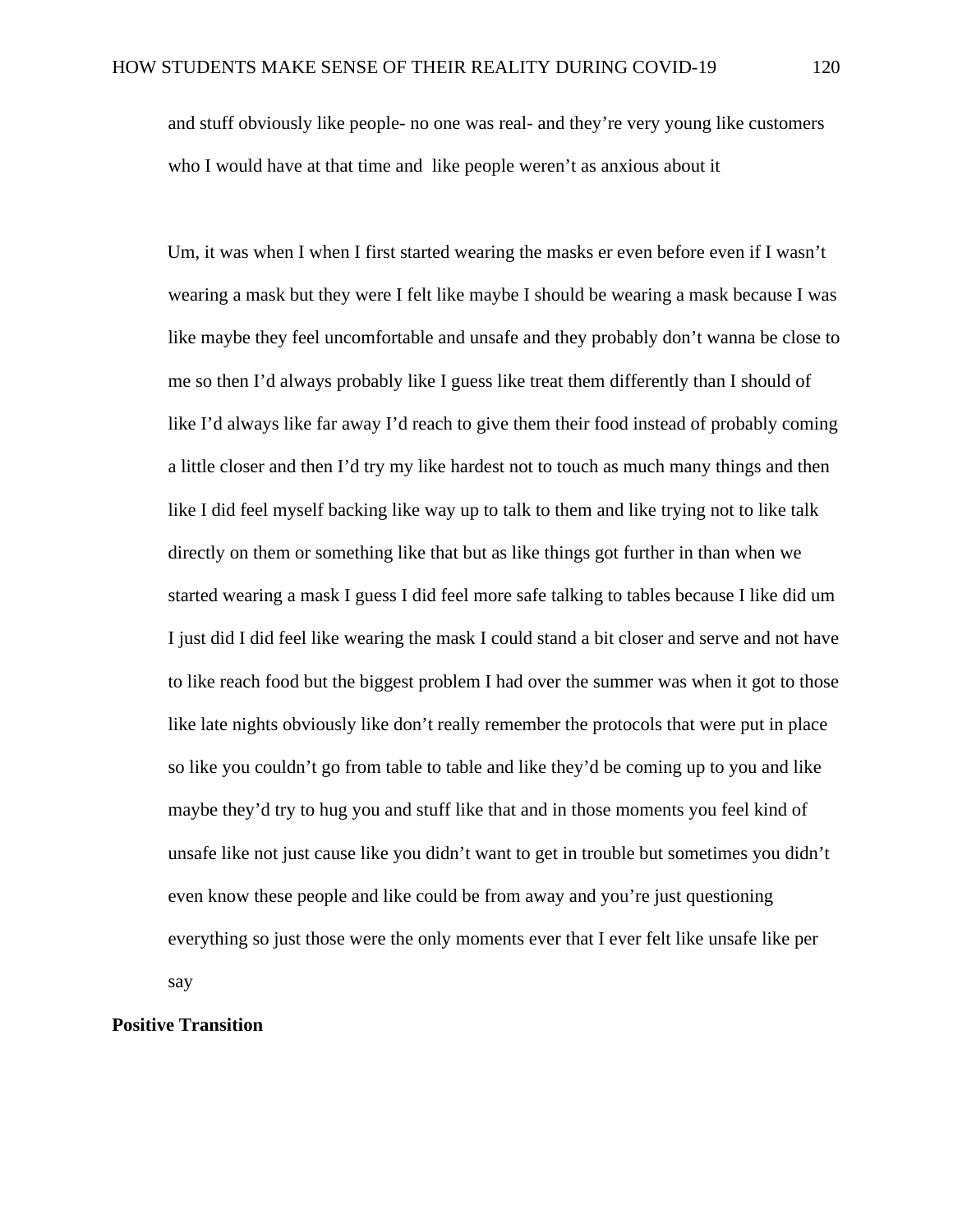and stuff obviously like people- no one was real- and they're very young like customers who I would have at that time and like people weren't as anxious about it

Um, it was when I when I first started wearing the masks er even before even if I wasn't wearing a mask but they were I felt like maybe I should be wearing a mask because I was like maybe they feel uncomfortable and unsafe and they probably don't wanna be close to me so then I'd always probably like I guess like treat them differently than I should of like I'd always like far away I'd reach to give them their food instead of probably coming a little closer and then I'd try my like hardest not to touch as much many things and then like I did feel myself backing like way up to talk to them and like trying not to like talk directly on them or something like that but as like things got further in than when we started wearing a mask I guess I did feel more safe talking to tables because I like did um I just did I did feel like wearing the mask I could stand a bit closer and serve and not have to like reach food but the biggest problem I had over the summer was when it got to those like late nights obviously like don't really remember the protocols that were put in place so like you couldn't go from table to table and like they'd be coming up to you and like maybe they'd try to hug you and stuff like that and in those moments you feel kind of unsafe like not just cause like you didn't want to get in trouble but sometimes you didn't even know these people and like could be from away and you're just questioning everything so just those were the only moments ever that I ever felt like unsafe like per say

**Positive Transition**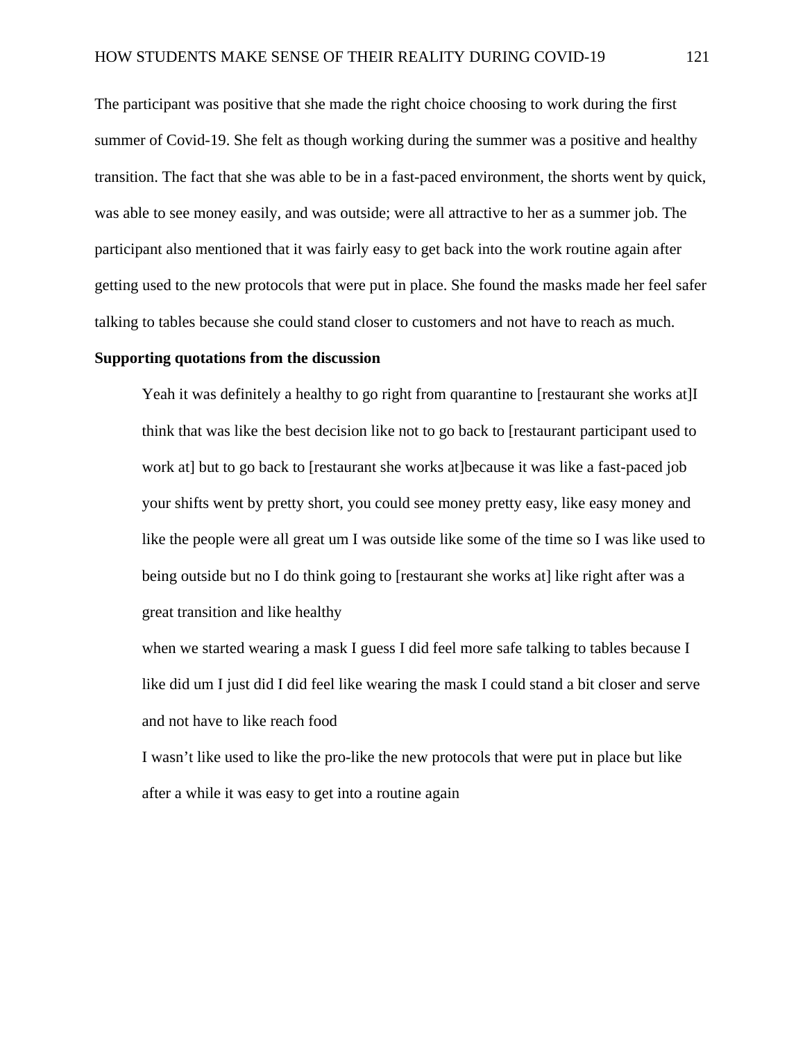The participant was positive that she made the right choice choosing to work during the first summer of Covid-19. She felt as though working during the summer was a positive and healthy transition. The fact that she was able to be in a fast-paced environment, the shorts went by quick, was able to see money easily, and was outside; were all attractive to her as a summer job. The participant also mentioned that it was fairly easy to get back into the work routine again after getting used to the new protocols that were put in place. She found the masks made her feel safer talking to tables because she could stand closer to customers and not have to reach as much.

**Supporting quotations from the discussion**

> Yeah it was definitely a healthy to go right from quarantine to [restaurant she works at]I think that was like the best decision like not to go back to [restaurant participant used to work at] but to go back to [restaurant she works at]because it was like a fast-paced job your shifts went by pretty short, you could see money pretty easy, like easy money and like the people were all great um I was outside like some of the time so I was like used to being outside but no I do think going to [restaurant she works at] like right after was a great transition and like healthy
>
> when we started wearing a mask I guess I did feel more safe talking to tables because I like did um I just did I did feel like wearing the mask I could stand a bit closer and serve and not have to like reach food
>
> I wasn't like used to like the pro-like the new protocols that were put in place but like after a while it was easy to get into a routine again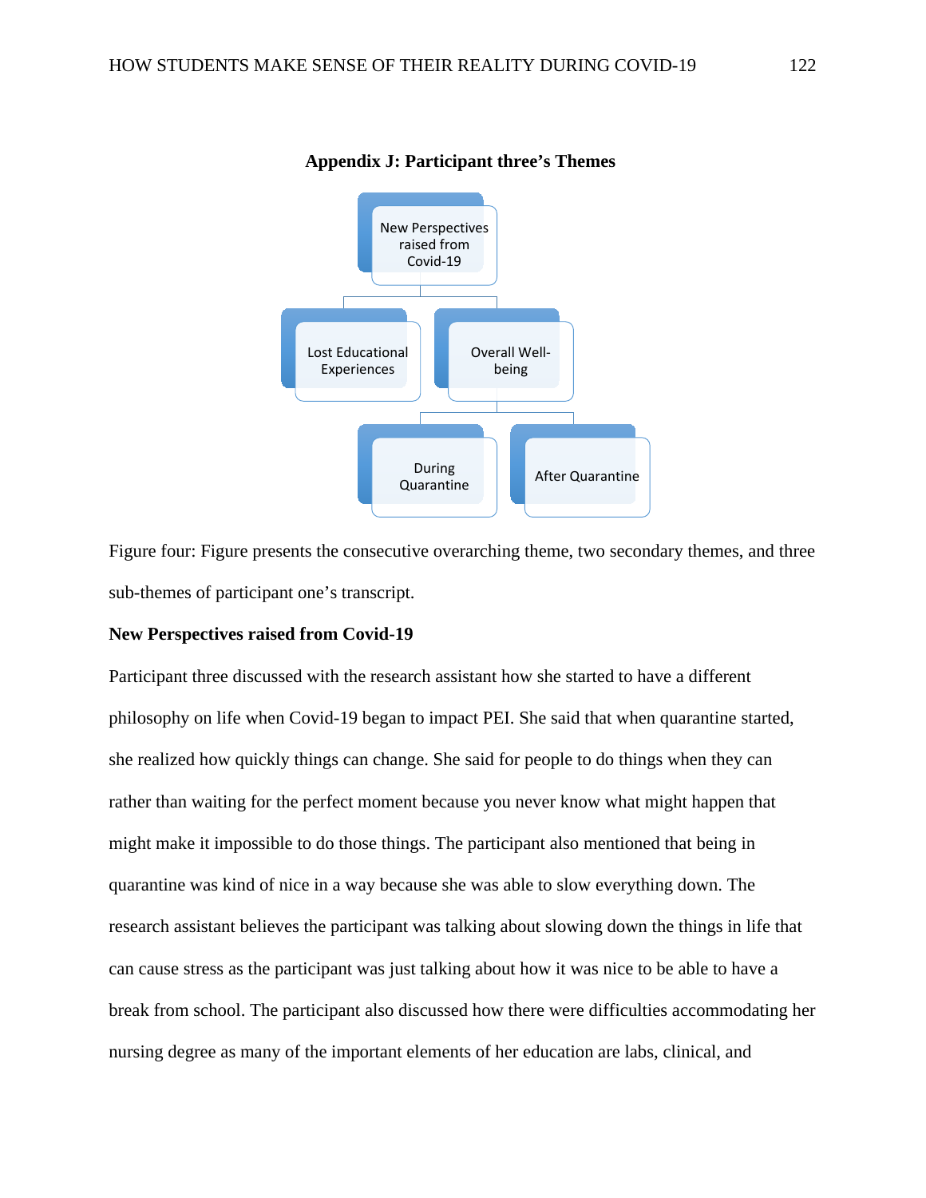**Appendix J: Participant three's Themes**

New Perspectives raised from Covid-19

Lost Educational Experiences

Overall Well-being

During Quarantine

After Quarantine

Figure four: Figure presents the consecutive overarching theme, two secondary themes, and three sub-themes of participant one's transcript.

**New Perspectives raised from Covid-19**

Participant three discussed with the research assistant how she started to have a different philosophy on life when Covid-19 began to impact PEI. She said that when quarantine started, she realized how quickly things can change. She said for people to do things when they can rather than waiting for the perfect moment because you never know what might happen that might make it impossible to do those things. The participant also mentioned that being in quarantine was kind of nice in a way because she was able to slow everything down. The research assistant believes the participant was talking about slowing down the things in life that can cause stress as the participant was just talking about how it was nice to be able to have a break from school. The participant also discussed how there were difficulties accommodating her nursing degree as many of the important elements of her education are labs, clinical, and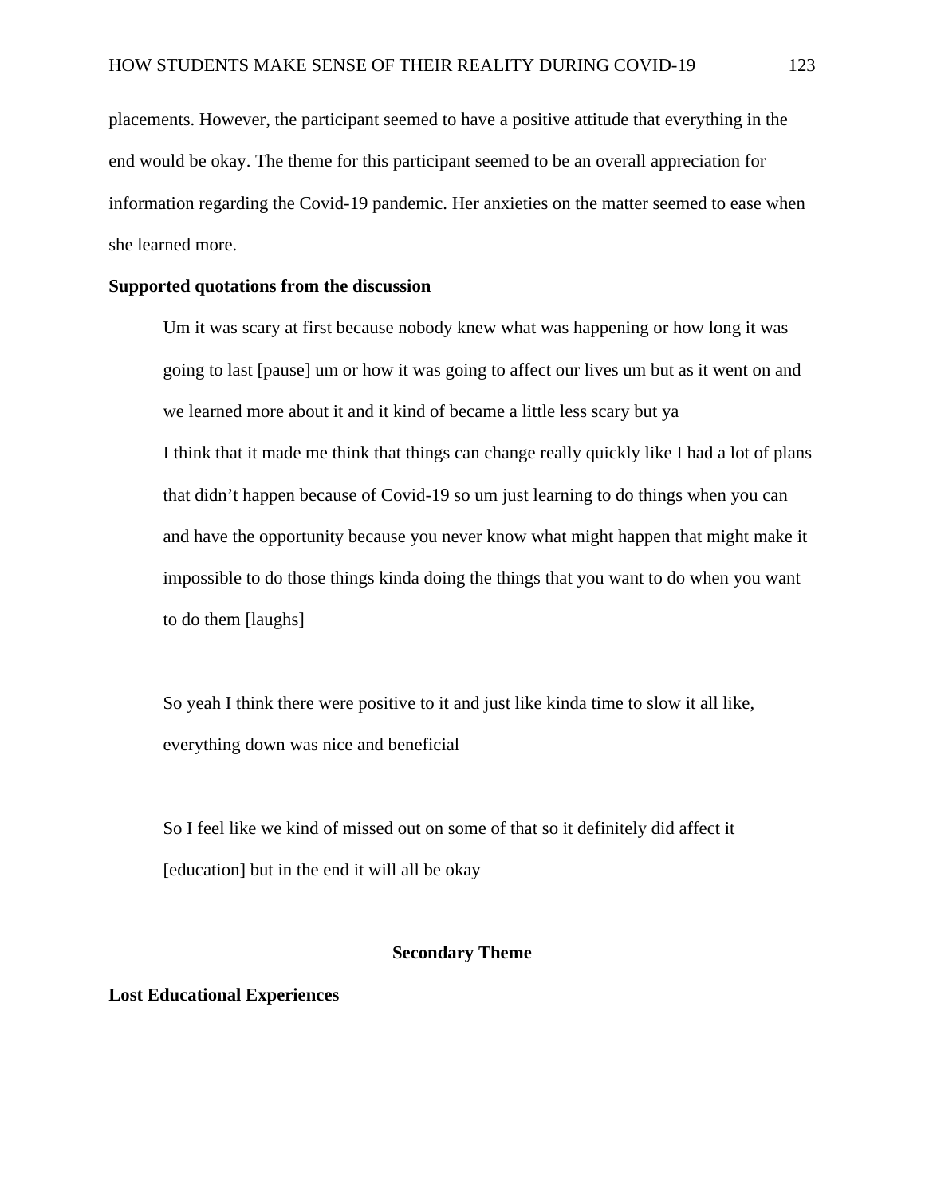placements. However, the participant seemed to have a positive attitude that everything in the end would be okay. The theme for this participant seemed to be an overall appreciation for information regarding the Covid-19 pandemic. Her anxieties on the matter seemed to ease when she learned more.

**Supported quotations from the discussion**

> Um it was scary at first because nobody knew what was happening or how long it was going to last [pause] um or how it was going to affect our lives um but as it went on and we learned more about it and it kind of became a little less scary but ya
>
> I think that it made me think that things can change really quickly like I had a lot of plans that didn't happen because of Covid-19 so um just learning to do things when you can and have the opportunity because you never know what might happen that might make it impossible to do those things kinda doing the things that you want to do when you want to do them [laughs]
>
> So yeah I think there were positive to it and just like kinda time to slow it all like, everything down was nice and beneficial
>
> So I feel like we kind of missed out on some of that so it definitely did affect it [education] but in the end it will all be okay

## Secondary Theme

**Lost Educational Experiences**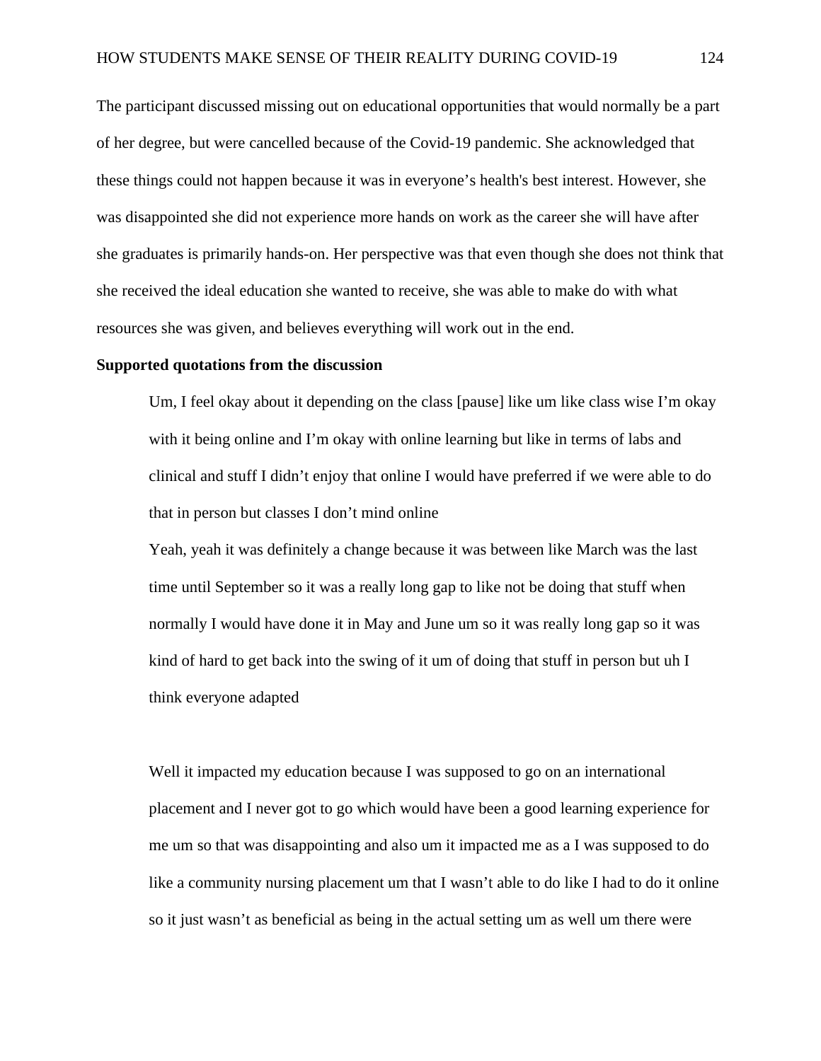The participant discussed missing out on educational opportunities that would normally be a part of her degree, but were cancelled because of the Covid-19 pandemic. She acknowledged that these things could not happen because it was in everyone's health's best interest. However, she was disappointed she did not experience more hands on work as the career she will have after she graduates is primarily hands-on. Her perspective was that even though she does not think that she received the ideal education she wanted to receive, she was able to make do with what resources she was given, and believes everything will work out in the end.

**Supported quotations from the discussion**

> Um, I feel okay about it depending on the class [pause] like um like class wise I'm okay with it being online and I'm okay with online learning but like in terms of labs and clinical and stuff I didn't enjoy that online I would have preferred if we were able to do that in person but classes I don't mind online
>
> Yeah, yeah it was definitely a change because it was between like March was the last time until September so it was a really long gap to like not be doing that stuff when normally I would have done it in May and June um so it was really long gap so it was kind of hard to get back into the swing of it um of doing that stuff in person but uh I think everyone adapted

> Well it impacted my education because I was supposed to go on an international placement and I never got to go which would have been a good learning experience for me um so that was disappointing and also um it impacted me as a I was supposed to do like a community nursing placement um that I wasn't able to do like I had to do it online so it just wasn't as beneficial as being in the actual setting um as well um there were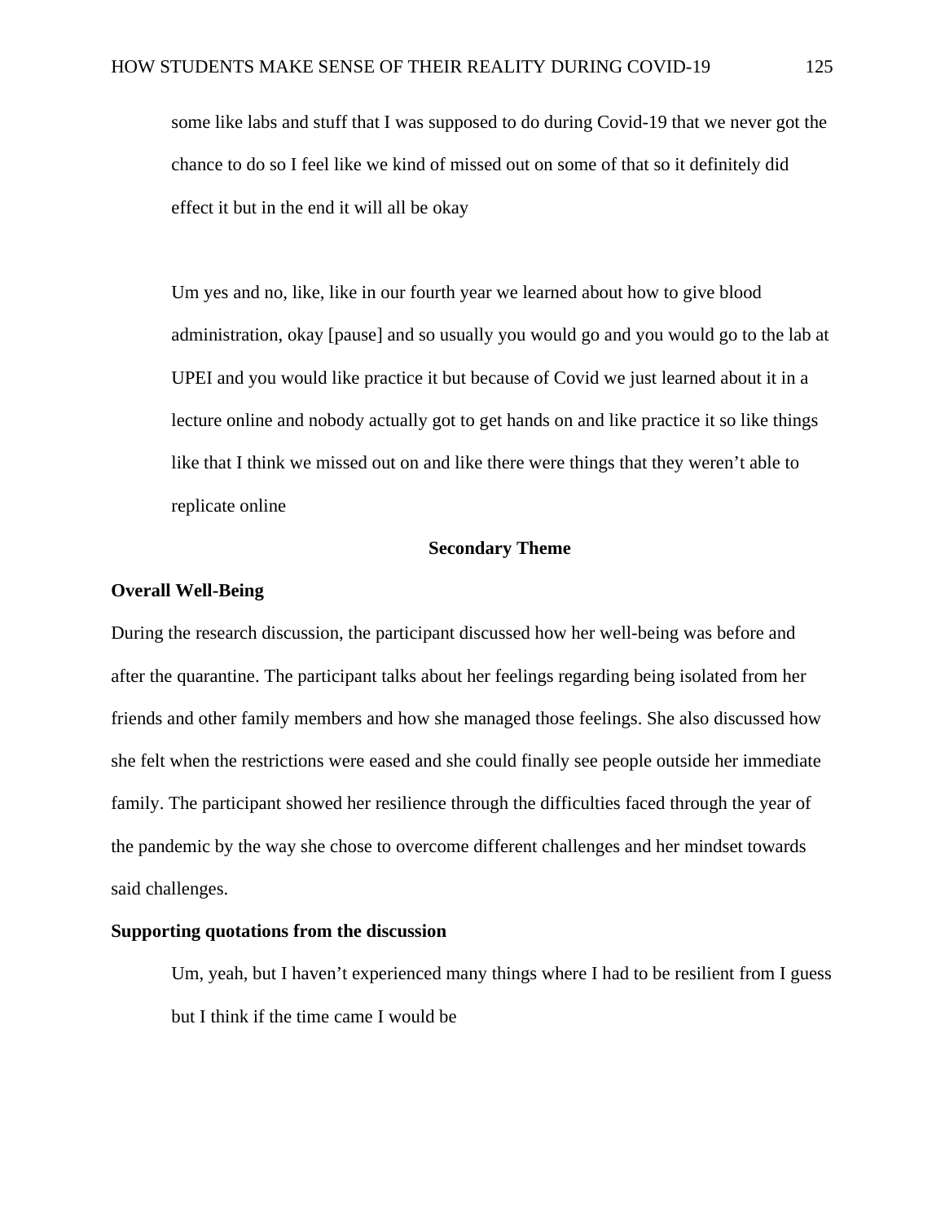> some like labs and stuff that I was supposed to do during Covid-19 that we never got the chance to do so I feel like we kind of missed out on some of that so it definitely did effect it but in the end it will all be okay

> Um yes and no, like, like in our fourth year we learned about how to give blood administration, okay [pause] and so usually you would go and you would go to the lab at UPEI and you would like practice it but because of Covid we just learned about it in a lecture online and nobody actually got to get hands on and like practice it so like things like that I think we missed out on and like there were things that they weren't able to replicate online

## Secondary Theme

### Overall Well-Being

During the research discussion, the participant discussed how her well-being was before and after the quarantine. The participant talks about her feelings regarding being isolated from her friends and other family members and how she managed those feelings. She also discussed how she felt when the restrictions were eased and she could finally see people outside her immediate family. The participant showed her resilience through the difficulties faced through the year of the pandemic by the way she chose to overcome different challenges and her mindset towards said challenges.

### Supporting quotations from the discussion

> Um, yeah, but I haven't experienced many things where I had to be resilient from I guess but I think if the time came I would be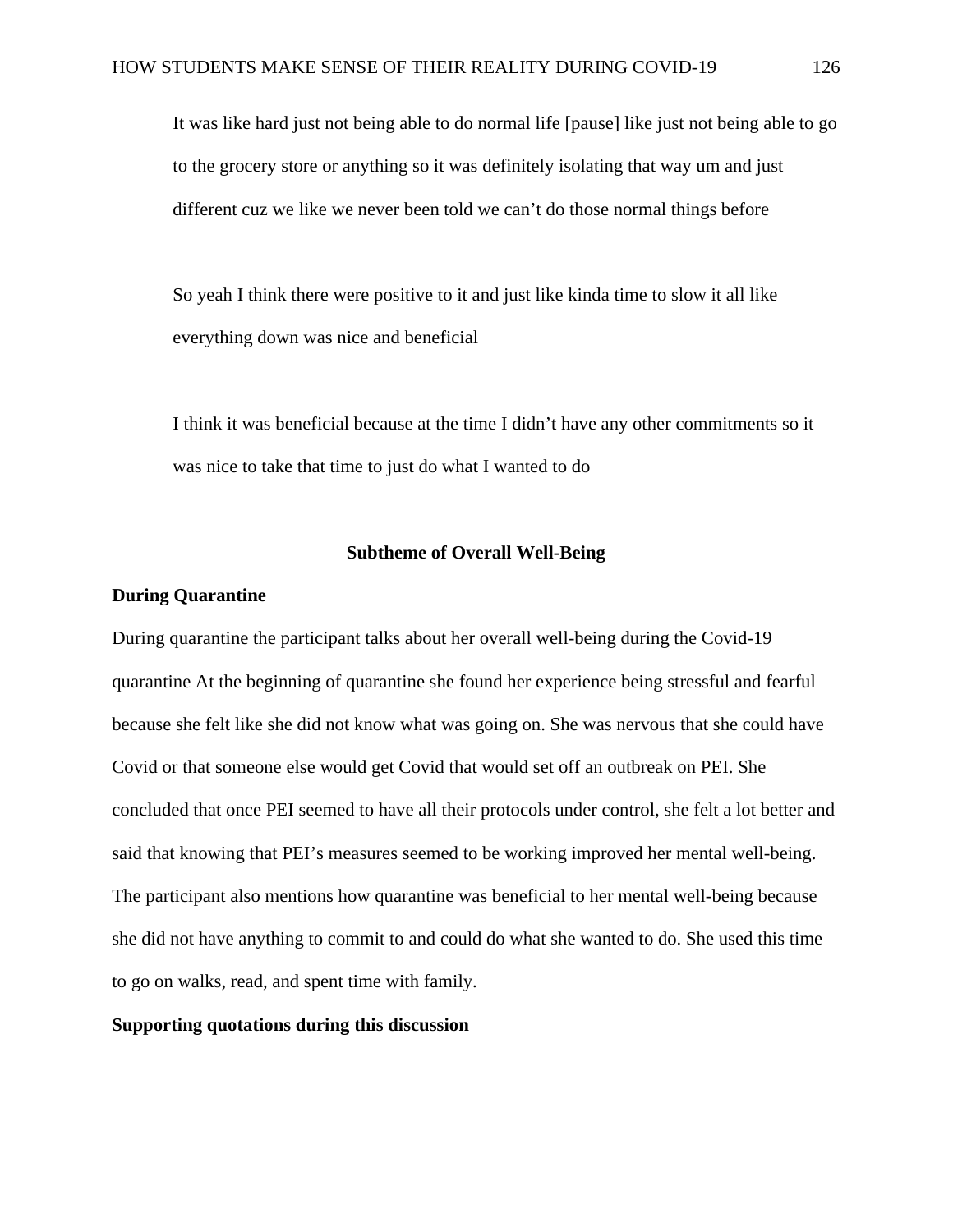> It was like hard just not being able to do normal life [pause] like just not being able to go to the grocery store or anything so it was definitely isolating that way um and just different cuz we like we never been told we can't do those normal things before

> So yeah I think there were positive to it and just like kinda time to slow it all like everything down was nice and beneficial

> I think it was beneficial because at the time I didn't have any other commitments so it was nice to take that time to just do what I wanted to do

## Subtheme of Overall Well-Being

### During Quarantine

During quarantine the participant talks about her overall well-being during the Covid-19 quarantine At the beginning of quarantine she found her experience being stressful and fearful because she felt like she did not know what was going on. She was nervous that she could have Covid or that someone else would get Covid that would set off an outbreak on PEI. She concluded that once PEI seemed to have all their protocols under control, she felt a lot better and said that knowing that PEI's measures seemed to be working improved her mental well-being. The participant also mentions how quarantine was beneficial to her mental well-being because she did not have anything to commit to and could do what she wanted to do. She used this time to go on walks, read, and spent time with family.

**Supporting quotations during this discussion**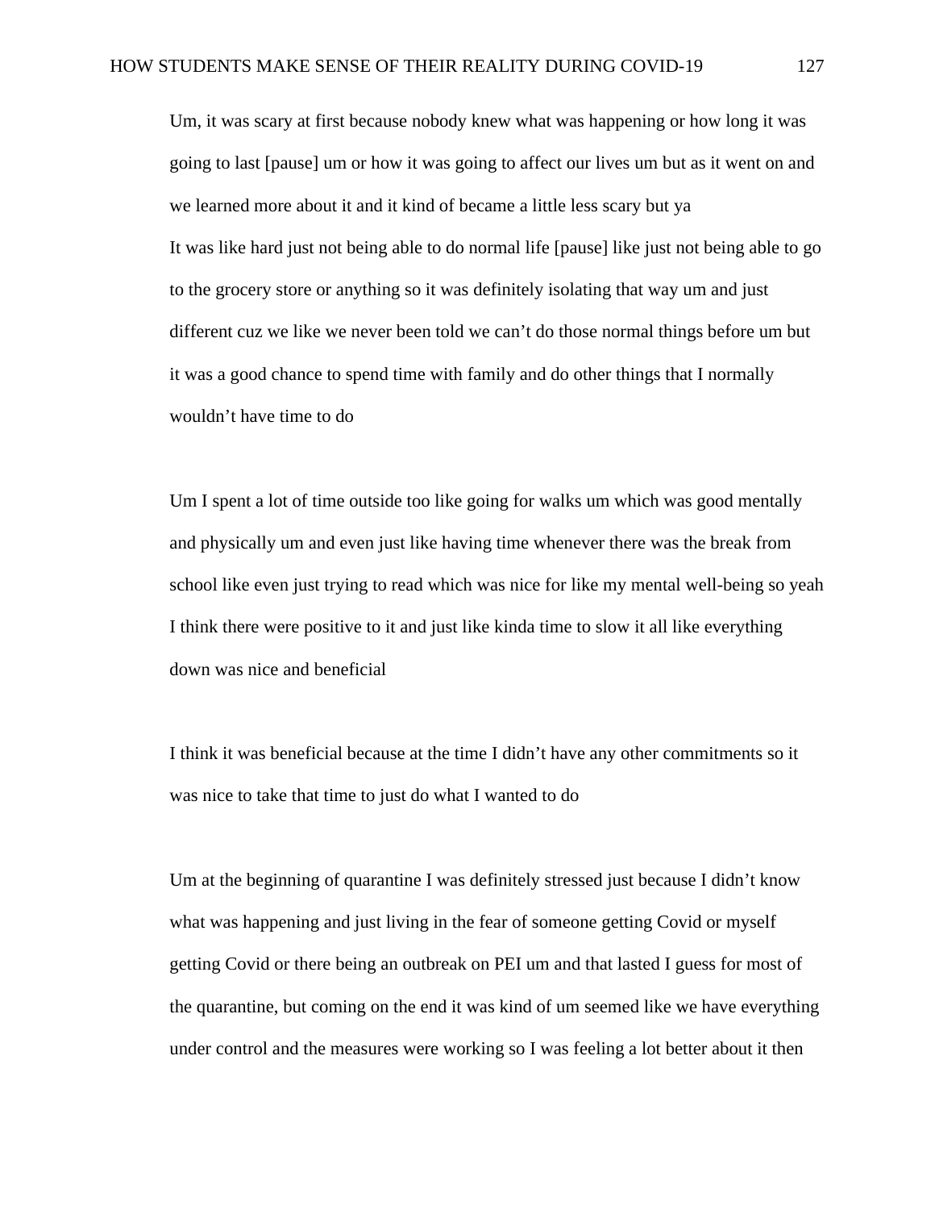Um, it was scary at first because nobody knew what was happening or how long it was going to last [pause] um or how it was going to affect our lives um but as it went on and we learned more about it and it kind of became a little less scary but ya

It was like hard just not being able to do normal life [pause] like just not being able to go to the grocery store or anything so it was definitely isolating that way um and just different cuz we like we never been told we can't do those normal things before um but it was a good chance to spend time with family and do other things that I normally wouldn't have time to do

Um I spent a lot of time outside too like going for walks um which was good mentally and physically um and even just like having time whenever there was the break from school like even just trying to read which was nice for like my mental well-being so yeah I think there were positive to it and just like kinda time to slow it all like everything down was nice and beneficial

I think it was beneficial because at the time I didn't have any other commitments so it was nice to take that time to just do what I wanted to do

Um at the beginning of quarantine I was definitely stressed just because I didn't know what was happening and just living in the fear of someone getting Covid or myself getting Covid or there being an outbreak on PEI um and that lasted I guess for most of the quarantine, but coming on the end it was kind of um seemed like we have everything under control and the measures were working so I was feeling a lot better about it then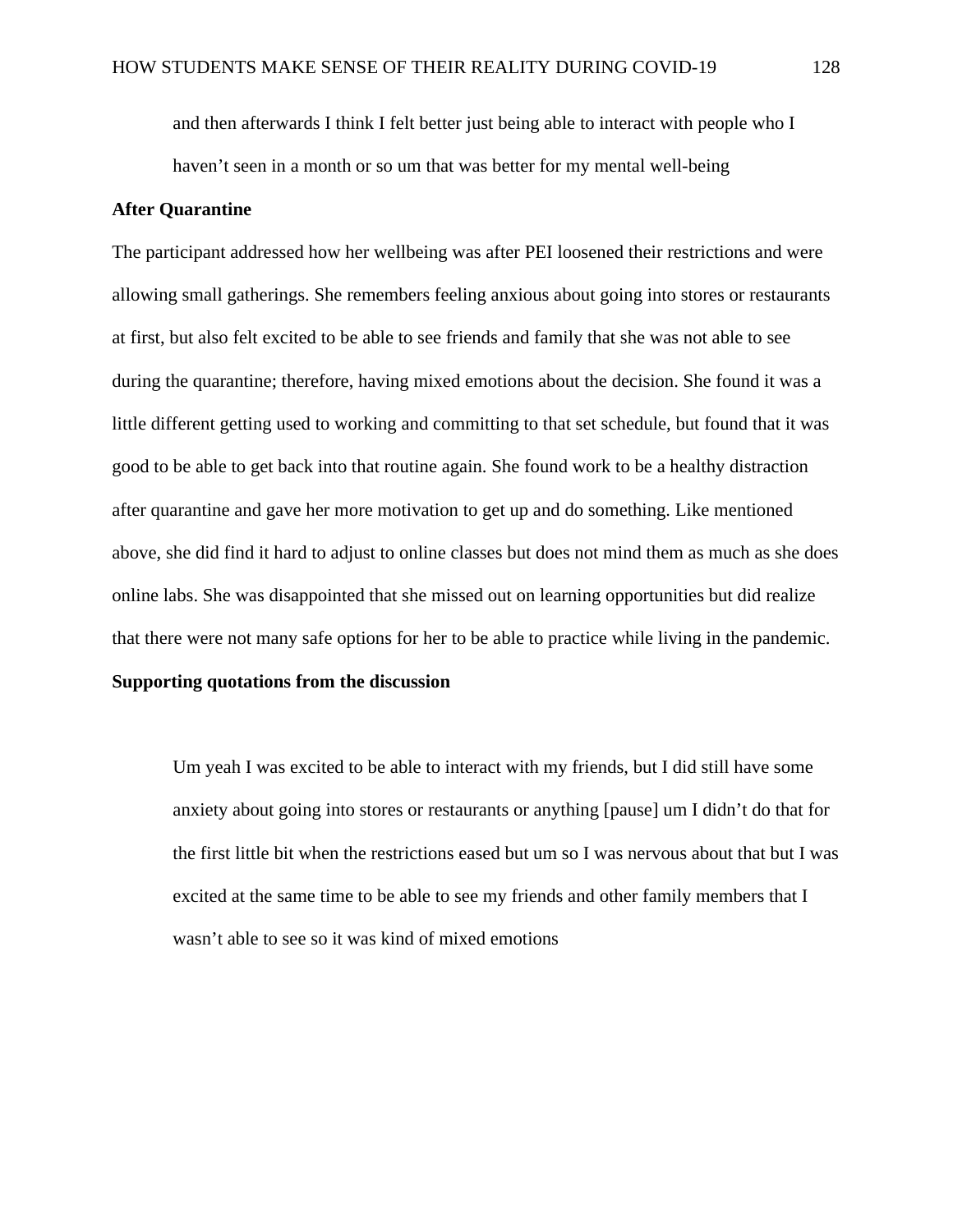> and then afterwards I think I felt better just being able to interact with people who I haven't seen in a month or so um that was better for my mental well-being

**After Quarantine**

The participant addressed how her wellbeing was after PEI loosened their restrictions and were allowing small gatherings. She remembers feeling anxious about going into stores or restaurants at first, but also felt excited to be able to see friends and family that she was not able to see during the quarantine; therefore, having mixed emotions about the decision. She found it was a little different getting used to working and committing to that set schedule, but found that it was good to be able to get back into that routine again. She found work to be a healthy distraction after quarantine and gave her more motivation to get up and do something. Like mentioned above, she did find it hard to adjust to online classes but does not mind them as much as she does online labs. She was disappointed that she missed out on learning opportunities but did realize that there were not many safe options for her to be able to practice while living in the pandemic.

**Supporting quotations from the discussion**

> Um yeah I was excited to be able to interact with my friends, but I did still have some anxiety about going into stores or restaurants or anything [pause] um I didn't do that for the first little bit when the restrictions eased but um so I was nervous about that but I was excited at the same time to be able to see my friends and other family members that I wasn't able to see so it was kind of mixed emotions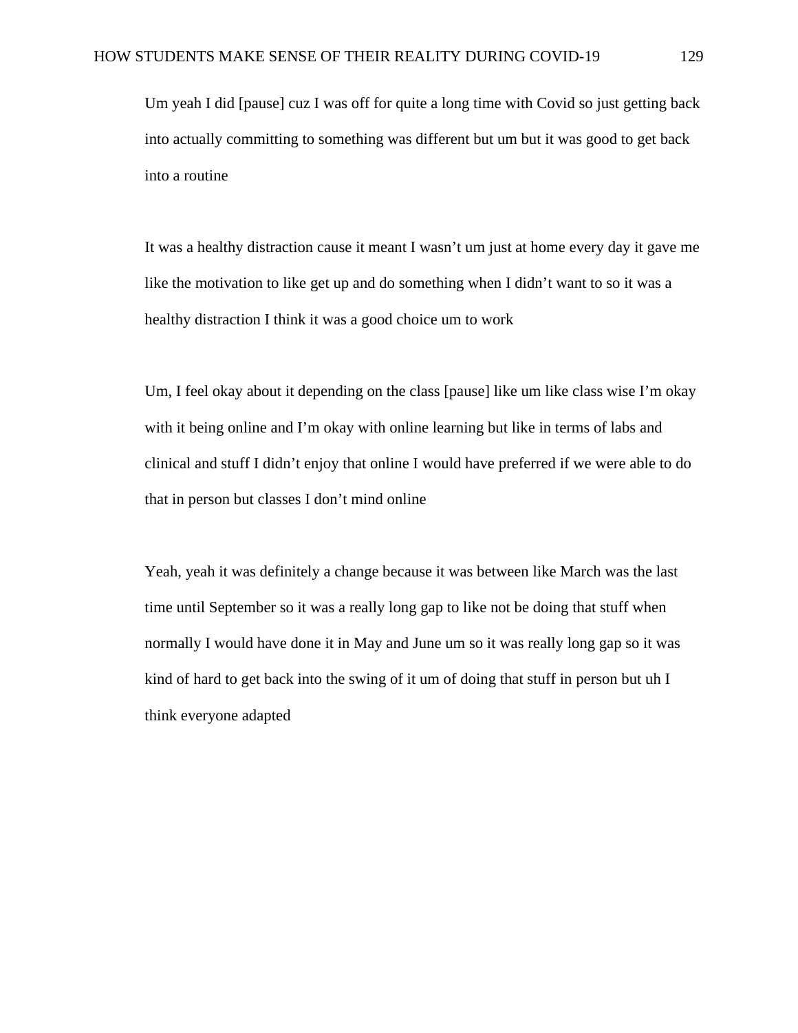Um yeah I did [pause] cuz I was off for quite a long time with Covid so just getting back into actually committing to something was different but um but it was good to get back into a routine

It was a healthy distraction cause it meant I wasn't um just at home every day it gave me like the motivation to like get up and do something when I didn't want to so it was a healthy distraction I think it was a good choice um to work

Um, I feel okay about it depending on the class [pause] like um like class wise I'm okay with it being online and I'm okay with online learning but like in terms of labs and clinical and stuff I didn't enjoy that online I would have preferred if we were able to do that in person but classes I don't mind online

Yeah, yeah it was definitely a change because it was between like March was the last time until September so it was a really long gap to like not be doing that stuff when normally I would have done it in May and June um so it was really long gap so it was kind of hard to get back into the swing of it um of doing that stuff in person but uh I think everyone adapted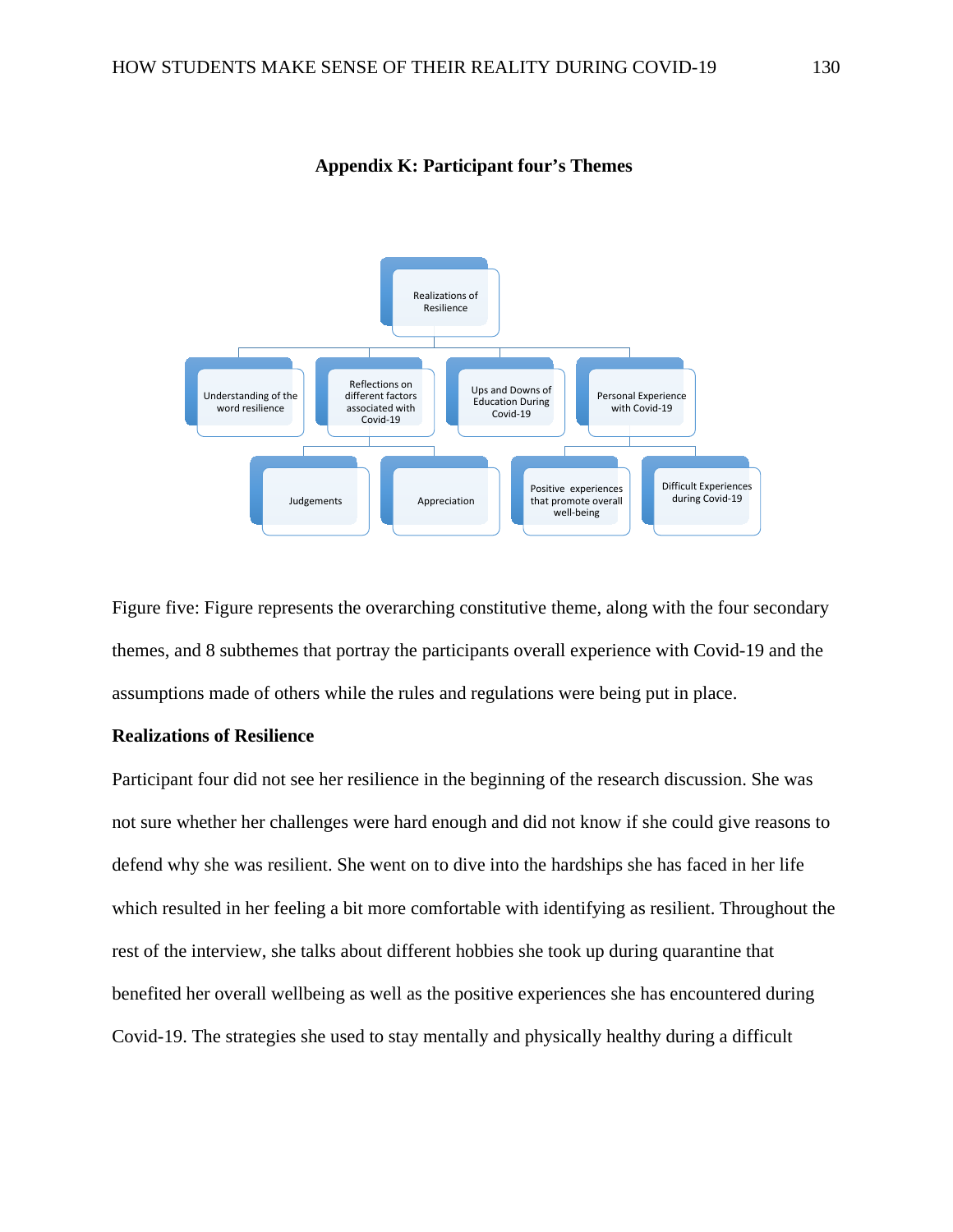## Appendix K: Participant four's Themes

Realizations of Resilience

Understanding of the word resilience

Reflections on different factors associated with Covid-19

Ups and Downs of Education During Covid-19

Personal Experience with Covid-19

Judgements

Appreciation

Positive experiences that promote overall well-being

Difficult Experiences during Covid-19

Figure five: Figure represents the overarching constitutive theme, along with the four secondary themes, and 8 subthemes that portray the participants overall experience with Covid-19 and the assumptions made of others while the rules and regulations were being put in place.

**Realizations of Resilience**

Participant four did not see her resilience in the beginning of the research discussion. She was not sure whether her challenges were hard enough and did not know if she could give reasons to defend why she was resilient. She went on to dive into the hardships she has faced in her life which resulted in her feeling a bit more comfortable with identifying as resilient. Throughout the rest of the interview, she talks about different hobbies she took up during quarantine that benefited her overall wellbeing as well as the positive experiences she has encountered during Covid-19. The strategies she used to stay mentally and physically healthy during a difficult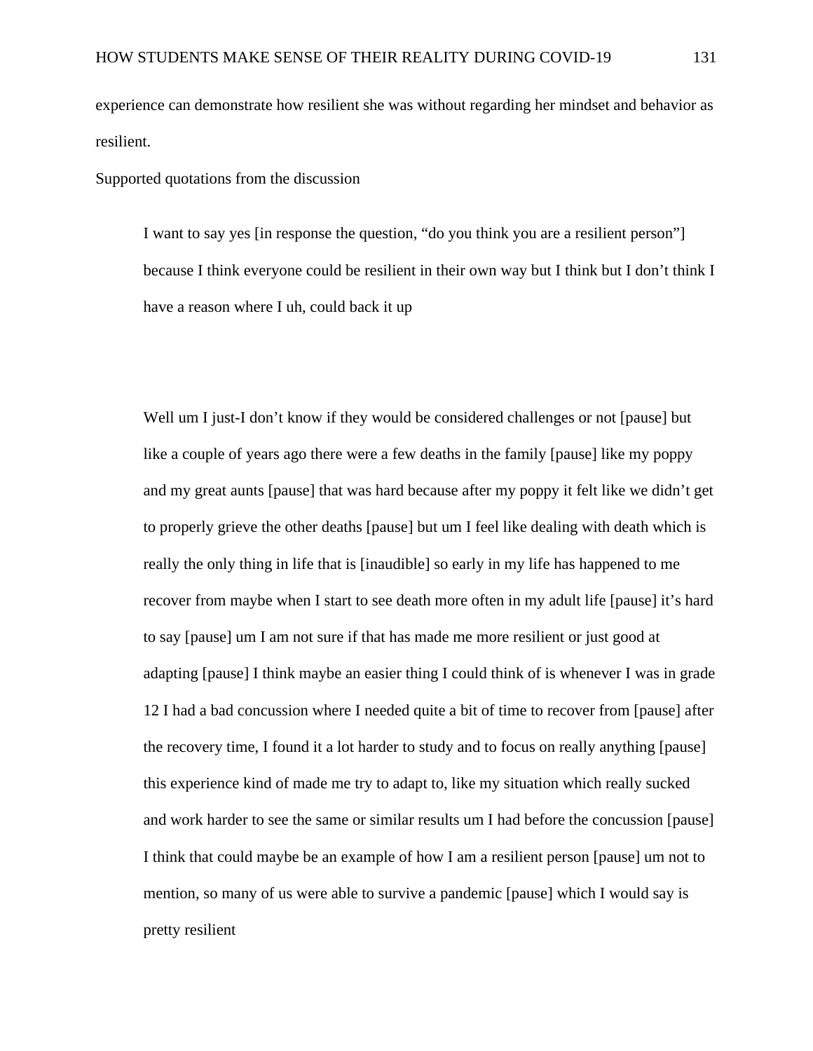experience can demonstrate how resilient she was without regarding her mindset and behavior as resilient.

Supported quotations from the discussion

> I want to say yes [in response the question, "do you think you are a resilient person"] because I think everyone could be resilient in their own way but I think but I don't think I have a reason where I uh, could back it up

> Well um I just-I don't know if they would be considered challenges or not [pause] but like a couple of years ago there were a few deaths in the family [pause] like my poppy and my great aunts [pause] that was hard because after my poppy it felt like we didn't get to properly grieve the other deaths [pause] but um I feel like dealing with death which is really the only thing in life that is [inaudible] so early in my life has happened to me recover from maybe when I start to see death more often in my adult life [pause] it's hard to say [pause] um I am not sure if that has made me more resilient or just good at adapting [pause] I think maybe an easier thing I could think of is whenever I was in grade 12 I had a bad concussion where I needed quite a bit of time to recover from [pause] after the recovery time, I found it a lot harder to study and to focus on really anything [pause] this experience kind of made me try to adapt to, like my situation which really sucked and work harder to see the same or similar results um I had before the concussion [pause] I think that could maybe be an example of how I am a resilient person [pause] um not to mention, so many of us were able to survive a pandemic [pause] which I would say is pretty resilient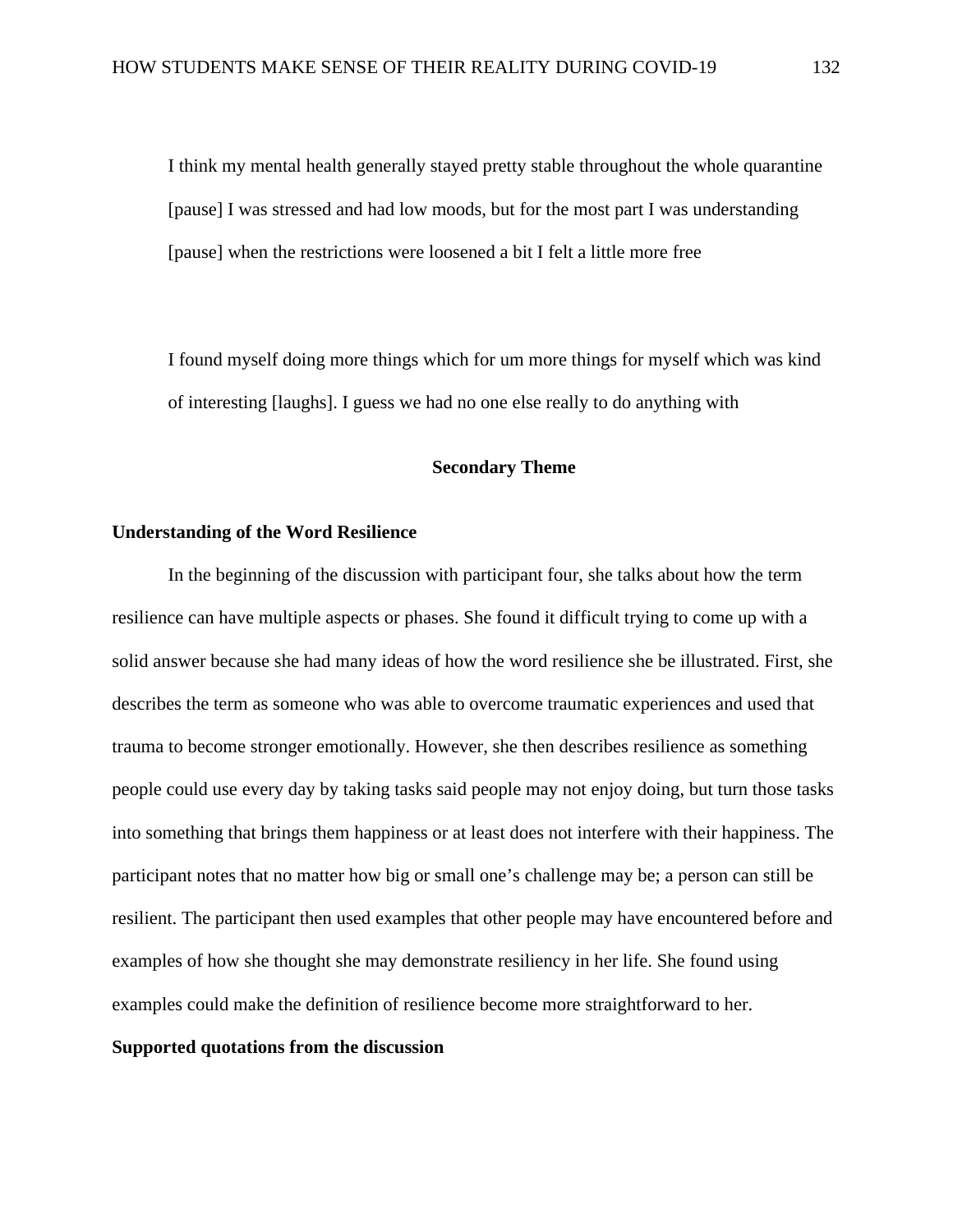I think my mental health generally stayed pretty stable throughout the whole quarantine [pause] I was stressed and had low moods, but for the most part I was understanding [pause] when the restrictions were loosened a bit I felt a little more free

I found myself doing more things which for um more things for myself which was kind of interesting [laughs]. I guess we had no one else really to do anything with

## Secondary Theme

### Understanding of the Word Resilience

In the beginning of the discussion with participant four, she talks about how the term resilience can have multiple aspects or phases. She found it difficult trying to come up with a solid answer because she had many ideas of how the word resilience she be illustrated. First, she describes the term as someone who was able to overcome traumatic experiences and used that trauma to become stronger emotionally. However, she then describes resilience as something people could use every day by taking tasks said people may not enjoy doing, but turn those tasks into something that brings them happiness or at least does not interfere with their happiness. The participant notes that no matter how big or small one's challenge may be; a person can still be resilient. The participant then used examples that other people may have encountered before and examples of how she thought she may demonstrate resiliency in her life. She found using examples could make the definition of resilience become more straightforward to her.

### Supported quotations from the discussion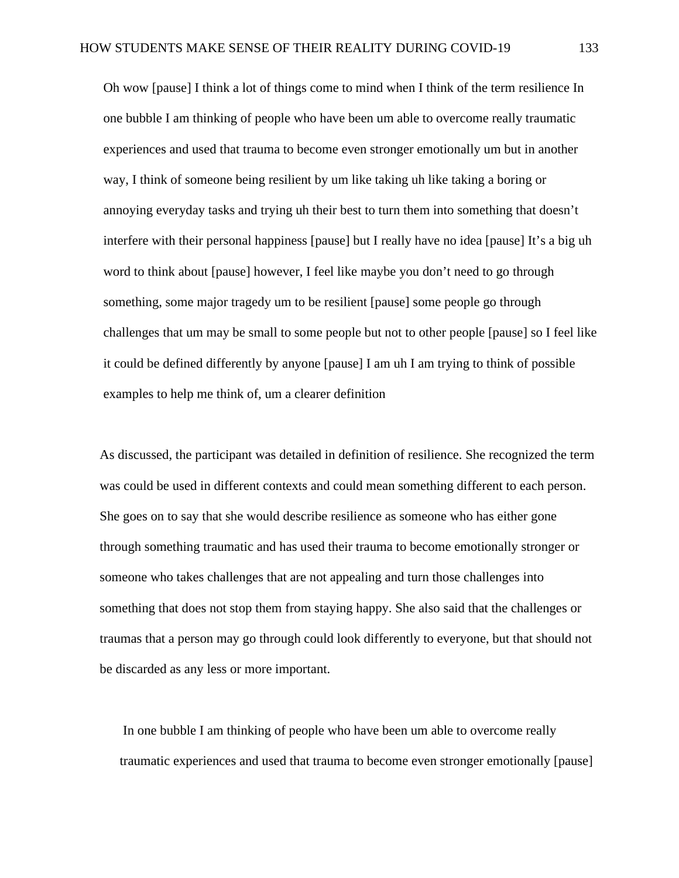> Oh wow [pause] I think a lot of things come to mind when I think of the term resilience In one bubble I am thinking of people who have been um able to overcome really traumatic experiences and used that trauma to become even stronger emotionally um but in another way, I think of someone being resilient by um like taking uh like taking a boring or annoying everyday tasks and trying uh their best to turn them into something that doesn't interfere with their personal happiness [pause] but I really have no idea [pause] It's a big uh word to think about [pause] however, I feel like maybe you don't need to go through something, some major tragedy um to be resilient [pause] some people go through challenges that um may be small to some people but not to other people [pause] so I feel like it could be defined differently by anyone [pause] I am uh I am trying to think of possible examples to help me think of, um a clearer definition

As discussed, the participant was detailed in definition of resilience. She recognized the term was could be used in different contexts and could mean something different to each person. She goes on to say that she would describe resilience as someone who has either gone through something traumatic and has used their trauma to become emotionally stronger or someone who takes challenges that are not appealing and turn those challenges into something that does not stop them from staying happy. She also said that the challenges or traumas that a person may go through could look differently to everyone, but that should not be discarded as any less or more important.

> In one bubble I am thinking of people who have been um able to overcome really traumatic experiences and used that trauma to become even stronger emotionally [pause]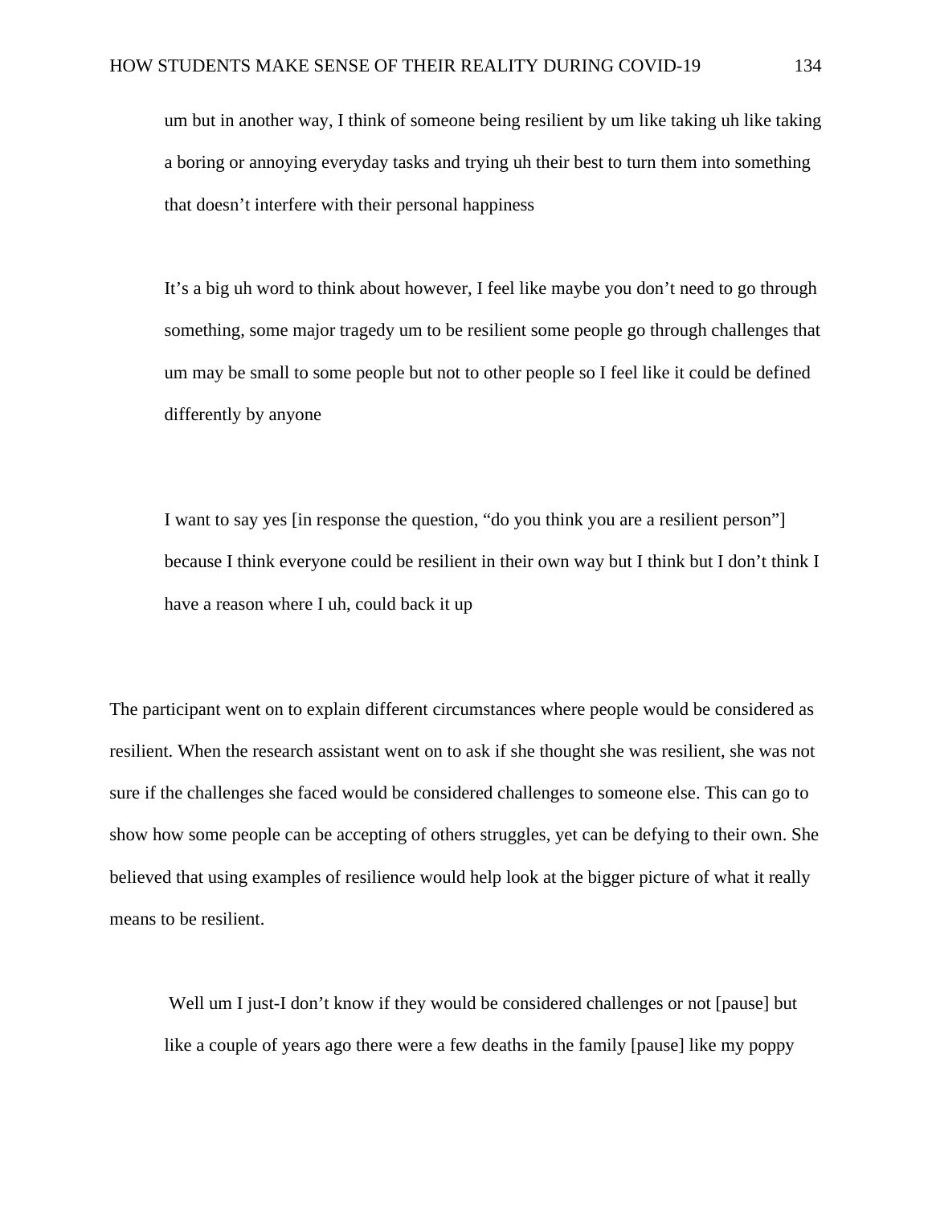> um but in another way, I think of someone being resilient by um like taking uh like taking a boring or annoying everyday tasks and trying uh their best to turn them into something that doesn't interfere with their personal happiness

> It's a big uh word to think about however, I feel like maybe you don't need to go through something, some major tragedy um to be resilient some people go through challenges that um may be small to some people but not to other people so I feel like it could be defined differently by anyone

> I want to say yes [in response the question, "do you think you are a resilient person"] because I think everyone could be resilient in their own way but I think but I don't think I have a reason where I uh, could back it up

The participant went on to explain different circumstances where people would be considered as resilient. When the research assistant went on to ask if she thought she was resilient, she was not sure if the challenges she faced would be considered challenges to someone else. This can go to show how some people can be accepting of others struggles, yet can be defying to their own. She believed that using examples of resilience would help look at the bigger picture of what it really means to be resilient.

> Well um I just-I don't know if they would be considered challenges or not [pause] but like a couple of years ago there were a few deaths in the family [pause] like my poppy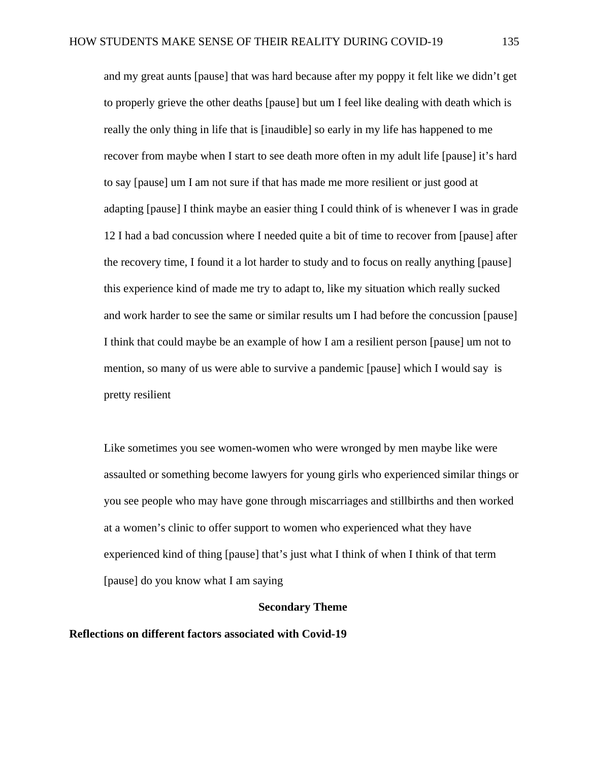and my great aunts [pause] that was hard because after my poppy it felt like we didn't get to properly grieve the other deaths [pause] but um I feel like dealing with death which is really the only thing in life that is [inaudible] so early in my life has happened to me recover from maybe when I start to see death more often in my adult life [pause] it's hard to say [pause] um I am not sure if that has made me more resilient or just good at adapting [pause] I think maybe an easier thing I could think of is whenever I was in grade 12 I had a bad concussion where I needed quite a bit of time to recover from [pause] after the recovery time, I found it a lot harder to study and to focus on really anything [pause] this experience kind of made me try to adapt to, like my situation which really sucked and work harder to see the same or similar results um I had before the concussion [pause] I think that could maybe be an example of how I am a resilient person [pause] um not to mention, so many of us were able to survive a pandemic [pause] which I would say is pretty resilient

Like sometimes you see women-women who were wronged by men maybe like were assaulted or something become lawyers for young girls who experienced similar things or you see people who may have gone through miscarriages and stillbirths and then worked at a women's clinic to offer support to women who experienced what they have experienced kind of thing [pause] that's just what I think of when I think of that term [pause] do you know what I am saying

**Secondary Theme**

**Reflections on different factors associated with Covid-19**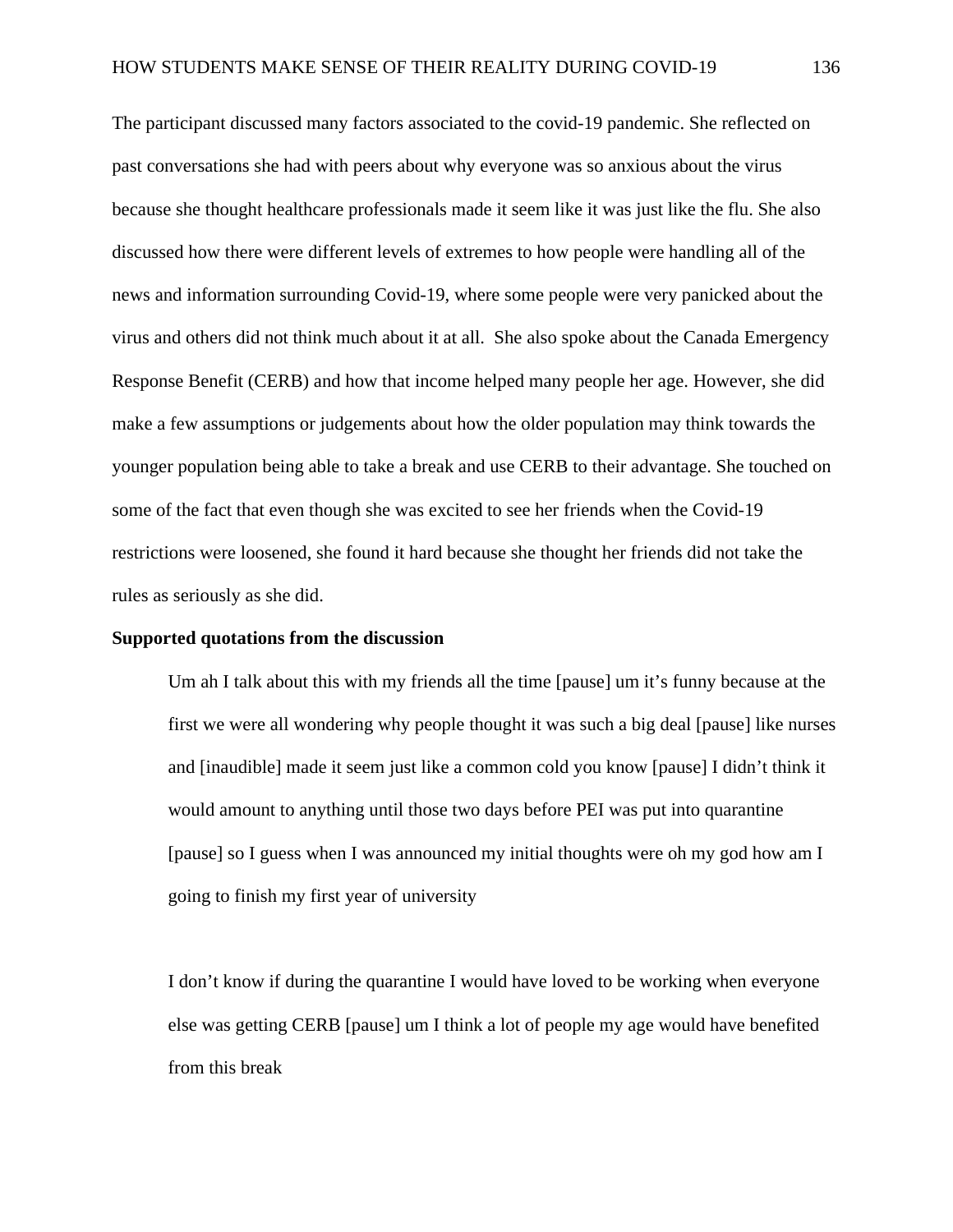The participant discussed many factors associated to the covid-19 pandemic. She reflected on past conversations she had with peers about why everyone was so anxious about the virus because she thought healthcare professionals made it seem like it was just like the flu. She also discussed how there were different levels of extremes to how people were handling all of the news and information surrounding Covid-19, where some people were very panicked about the virus and others did not think much about it at all.  She also spoke about the Canada Emergency Response Benefit (CERB) and how that income helped many people her age. However, she did make a few assumptions or judgements about how the older population may think towards the younger population being able to take a break and use CERB to their advantage. She touched on some of the fact that even though she was excited to see her friends when the Covid-19 restrictions were loosened, she found it hard because she thought her friends did not take the rules as seriously as she did.

**Supported quotations from the discussion**

> Um ah I talk about this with my friends all the time [pause] um it's funny because at the first we were all wondering why people thought it was such a big deal [pause] like nurses and [inaudible] made it seem just like a common cold you know [pause] I didn't think it would amount to anything until those two days before PEI was put into quarantine [pause] so I guess when I was announced my initial thoughts were oh my god how am I going to finish my first year of university

> I don't know if during the quarantine I would have loved to be working when everyone else was getting CERB [pause] um I think a lot of people my age would have benefited from this break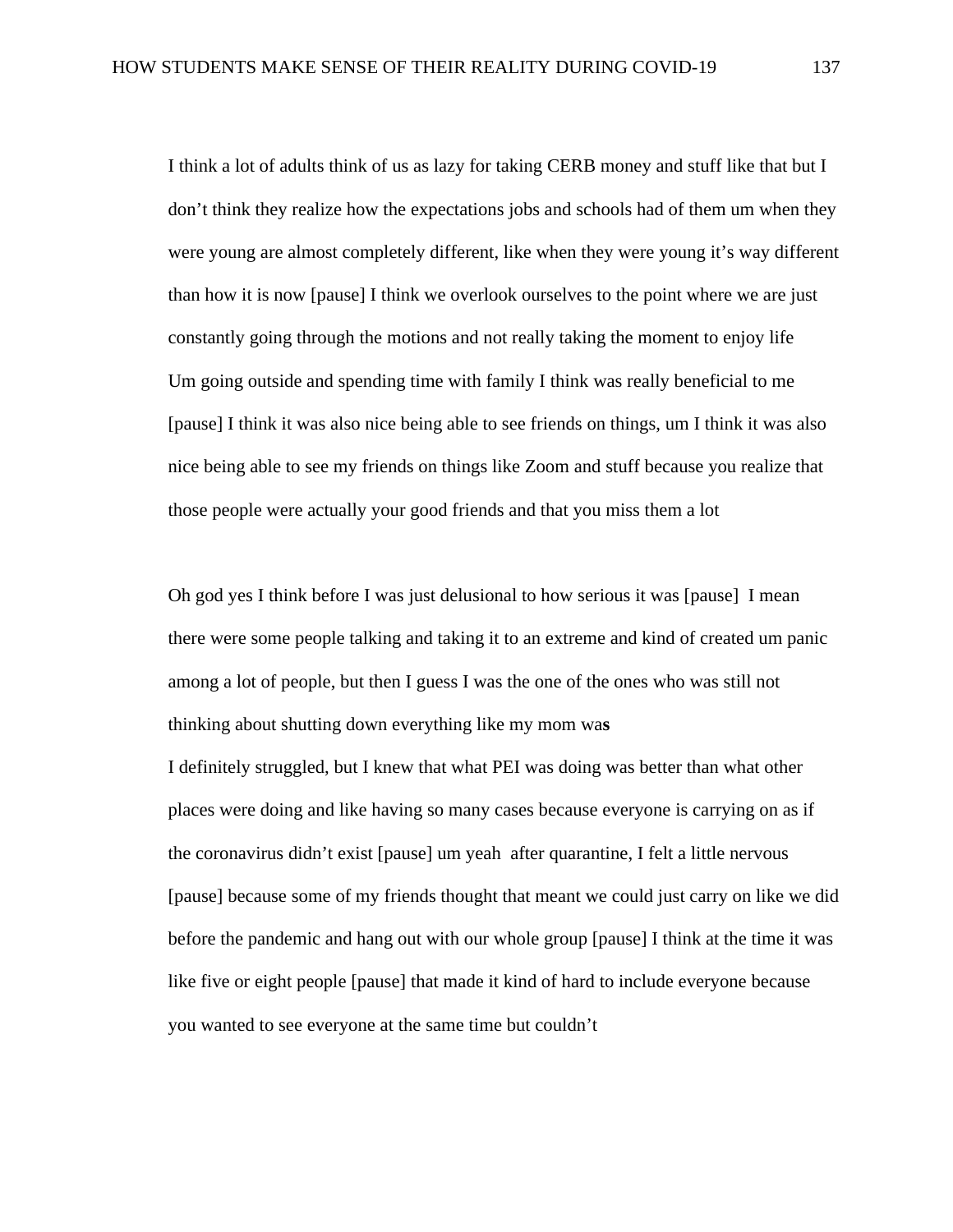I think a lot of adults think of us as lazy for taking CERB money and stuff like that but I don't think they realize how the expectations jobs and schools had of them um when they were young are almost completely different, like when they were young it's way different than how it is now [pause] I think we overlook ourselves to the point where we are just constantly going through the motions and not really taking the moment to enjoy life
Um going outside and spending time with family I think was really beneficial to me [pause] I think it was also nice being able to see friends on things, um I think it was also nice being able to see my friends on things like Zoom and stuff because you realize that those people were actually your good friends and that you miss them a lot

Oh god yes I think before I was just delusional to how serious it was [pause]  I mean there were some people talking and taking it to an extreme and kind of created um panic among a lot of people, but then I guess I was the one of the ones who was still not thinking about shutting down everything like my mom was
I definitely struggled, but I knew that what PEI was doing was better than what other places were doing and like having so many cases because everyone is carrying on as if the coronavirus didn't exist [pause] um yeah  after quarantine, I felt a little nervous [pause] because some of my friends thought that meant we could just carry on like we did before the pandemic and hang out with our whole group [pause] I think at the time it was like five or eight people [pause] that made it kind of hard to include everyone because you wanted to see everyone at the same time but couldn't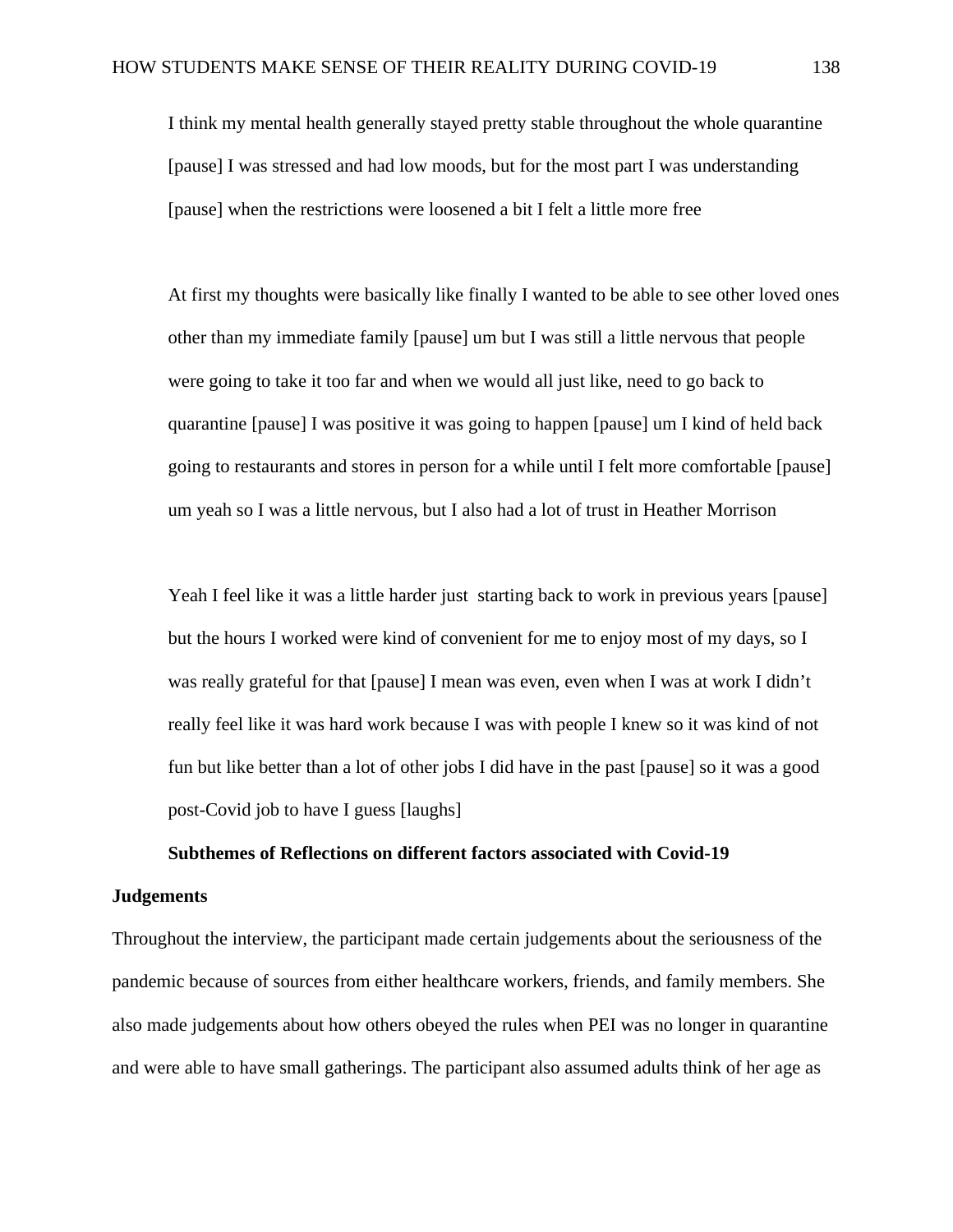I think my mental health generally stayed pretty stable throughout the whole quarantine [pause] I was stressed and had low moods, but for the most part I was understanding [pause] when the restrictions were loosened a bit I felt a little more free

At first my thoughts were basically like finally I wanted to be able to see other loved ones other than my immediate family [pause] um but I was still a little nervous that people were going to take it too far and when we would all just like, need to go back to quarantine [pause] I was positive it was going to happen [pause] um I kind of held back going to restaurants and stores in person for a while until I felt more comfortable [pause] um yeah so I was a little nervous, but I also had a lot of trust in Heather Morrison

Yeah I feel like it was a little harder just starting back to work in previous years [pause] but the hours I worked were kind of convenient for me to enjoy most of my days, so I was really grateful for that [pause] I mean was even, even when I was at work I didn't really feel like it was hard work because I was with people I knew so it was kind of not fun but like better than a lot of other jobs I did have in the past [pause] so it was a good post-Covid job to have I guess [laughs]

**Subthemes of Reflections on different factors associated with Covid-19**

**Judgements**

Throughout the interview, the participant made certain judgements about the seriousness of the pandemic because of sources from either healthcare workers, friends, and family members. She also made judgements about how others obeyed the rules when PEI was no longer in quarantine and were able to have small gatherings. The participant also assumed adults think of her age as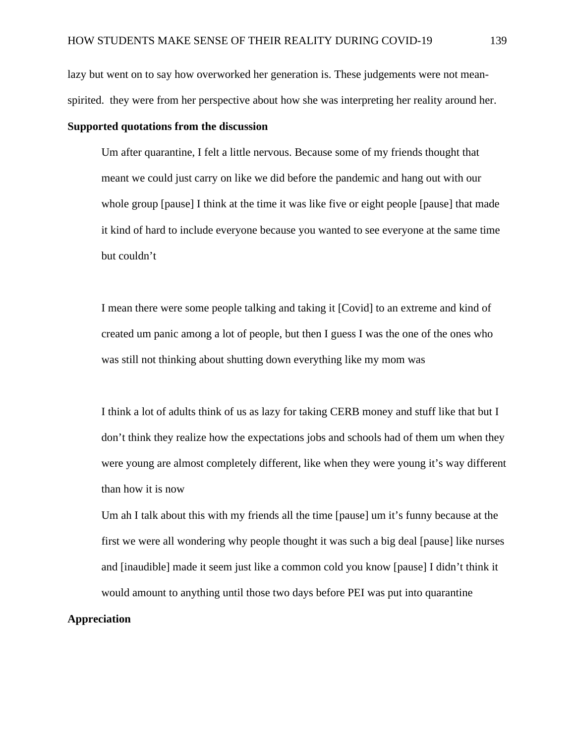lazy but went on to say how overworked her generation is. These judgements were not mean-spirited.  they were from her perspective about how she was interpreting her reality around her.

**Supported quotations from the discussion**

> Um after quarantine, I felt a little nervous. Because some of my friends thought that meant we could just carry on like we did before the pandemic and hang out with our whole group [pause] I think at the time it was like five or eight people [pause] that made it kind of hard to include everyone because you wanted to see everyone at the same time but couldn't

> I mean there were some people talking and taking it [Covid] to an extreme and kind of created um panic among a lot of people, but then I guess I was the one of the ones who was still not thinking about shutting down everything like my mom was

> I think a lot of adults think of us as lazy for taking CERB money and stuff like that but I don't think they realize how the expectations jobs and schools had of them um when they were young are almost completely different, like when they were young it's way different than how it is now

> Um ah I talk about this with my friends all the time [pause] um it's funny because at the first we were all wondering why people thought it was such a big deal [pause] like nurses and [inaudible] made it seem just like a common cold you know [pause] I didn't think it would amount to anything until those two days before PEI was put into quarantine

**Appreciation**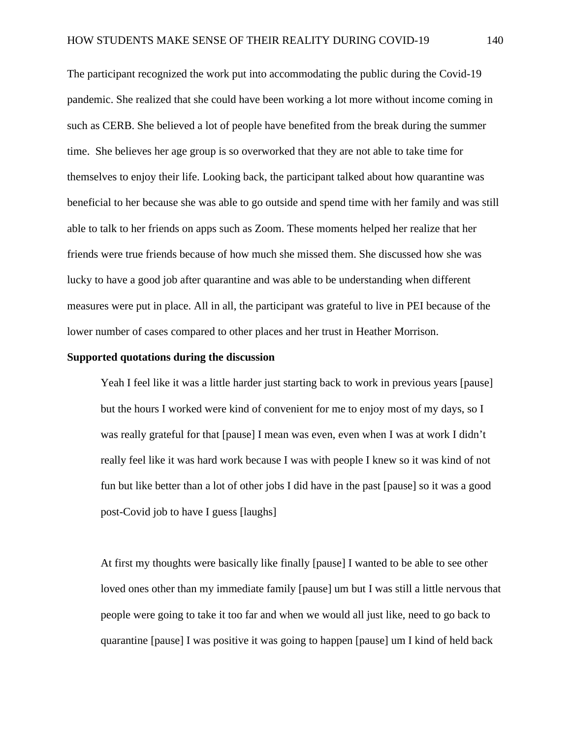The participant recognized the work put into accommodating the public during the Covid-19 pandemic. She realized that she could have been working a lot more without income coming in such as CERB. She believed a lot of people have benefited from the break during the summer time. She believes her age group is so overworked that they are not able to take time for themselves to enjoy their life. Looking back, the participant talked about how quarantine was beneficial to her because she was able to go outside and spend time with her family and was still able to talk to her friends on apps such as Zoom. These moments helped her realize that her friends were true friends because of how much she missed them. She discussed how she was lucky to have a good job after quarantine and was able to be understanding when different measures were put in place. All in all, the participant was grateful to live in PEI because of the lower number of cases compared to other places and her trust in Heather Morrison.

**Supported quotations during the discussion**

> Yeah I feel like it was a little harder just starting back to work in previous years [pause] but the hours I worked were kind of convenient for me to enjoy most of my days, so I was really grateful for that [pause] I mean was even, even when I was at work I didn't really feel like it was hard work because I was with people I knew so it was kind of not fun but like better than a lot of other jobs I did have in the past [pause] so it was a good post-Covid job to have I guess [laughs]

> At first my thoughts were basically like finally [pause] I wanted to be able to see other loved ones other than my immediate family [pause] um but I was still a little nervous that people were going to take it too far and when we would all just like, need to go back to quarantine [pause] I was positive it was going to happen [pause] um I kind of held back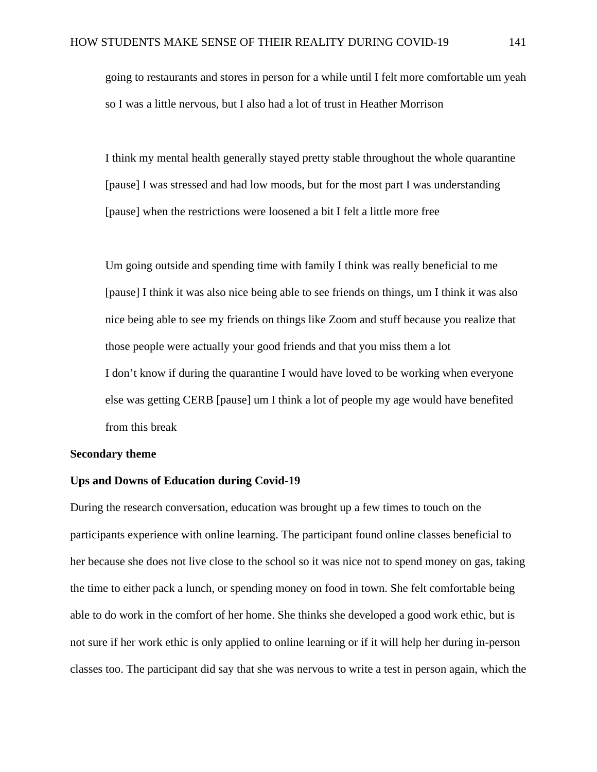going to restaurants and stores in person for a while until I felt more comfortable um yeah so I was a little nervous, but I also had a lot of trust in Heather Morrison

I think my mental health generally stayed pretty stable throughout the whole quarantine [pause] I was stressed and had low moods, but for the most part I was understanding [pause] when the restrictions were loosened a bit I felt a little more free

Um going outside and spending time with family I think was really beneficial to me [pause] I think it was also nice being able to see friends on things, um I think it was also nice being able to see my friends on things like Zoom and stuff because you realize that those people were actually your good friends and that you miss them a lot

I don't know if during the quarantine I would have loved to be working when everyone else was getting CERB [pause] um I think a lot of people my age would have benefited from this break

**Secondary theme**

**Ups and Downs of Education during Covid-19**

During the research conversation, education was brought up a few times to touch on the participants experience with online learning. The participant found online classes beneficial to her because she does not live close to the school so it was nice not to spend money on gas, taking the time to either pack a lunch, or spending money on food in town. She felt comfortable being able to do work in the comfort of her home. She thinks she developed a good work ethic, but is not sure if her work ethic is only applied to online learning or if it will help her during in-person classes too. The participant did say that she was nervous to write a test in person again, which the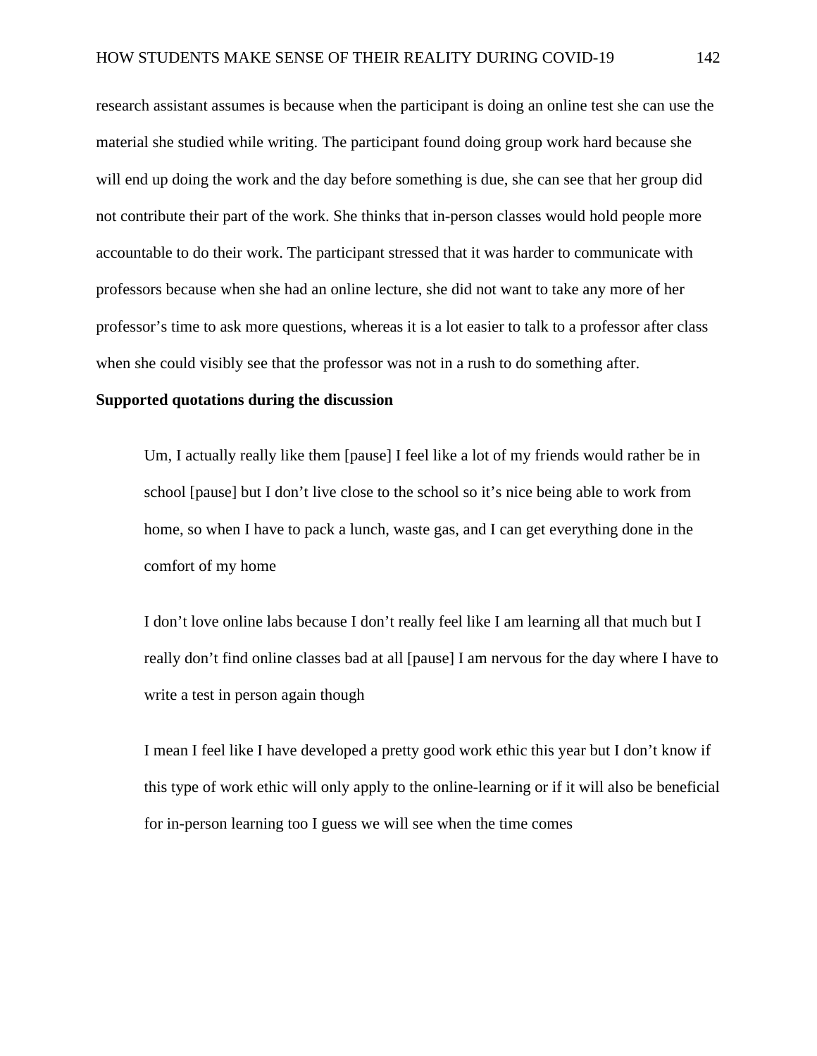research assistant assumes is because when the participant is doing an online test she can use the material she studied while writing. The participant found doing group work hard because she will end up doing the work and the day before something is due, she can see that her group did not contribute their part of the work. She thinks that in-person classes would hold people more accountable to do their work. The participant stressed that it was harder to communicate with professors because when she had an online lecture, she did not want to take any more of her professor's time to ask more questions, whereas it is a lot easier to talk to a professor after class when she could visibly see that the professor was not in a rush to do something after.

**Supported quotations during the discussion**

> Um, I actually really like them [pause] I feel like a lot of my friends would rather be in school [pause] but I don't live close to the school so it's nice being able to work from home, so when I have to pack a lunch, waste gas, and I can get everything done in the comfort of my home

> I don't love online labs because I don't really feel like I am learning all that much but I really don't find online classes bad at all [pause] I am nervous for the day where I have to write a test in person again though

> I mean I feel like I have developed a pretty good work ethic this year but I don't know if this type of work ethic will only apply to the online-learning or if it will also be beneficial for in-person learning too I guess we will see when the time comes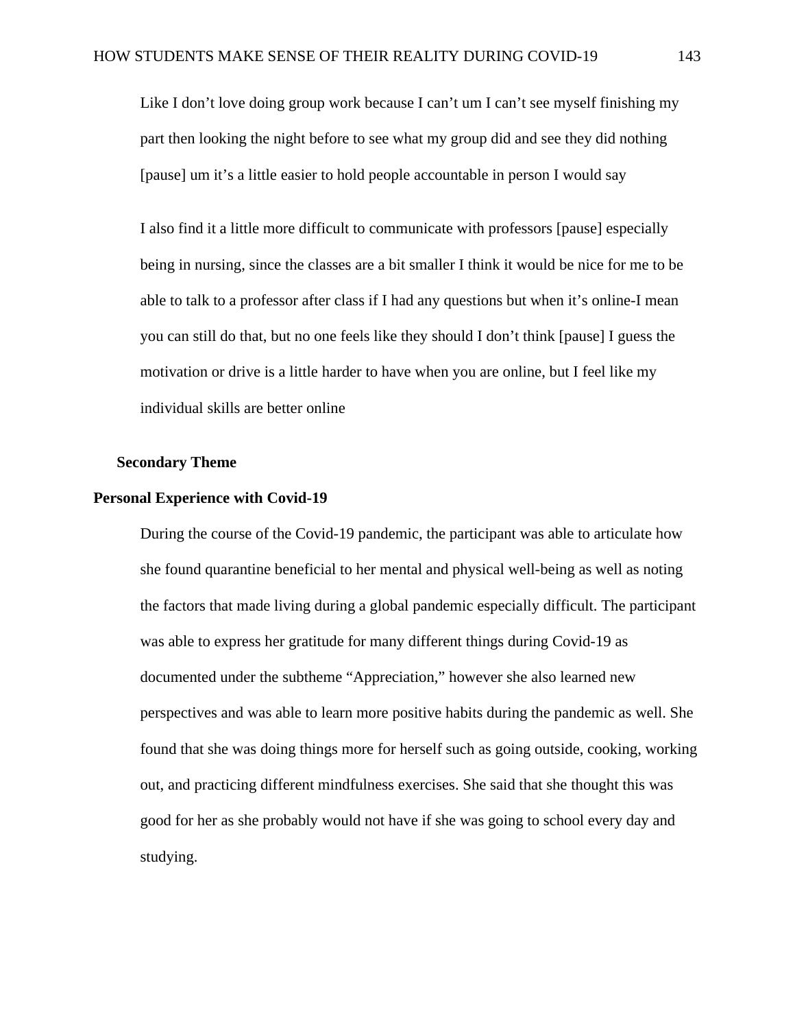Like I don't love doing group work because I can't um I can't see myself finishing my part then looking the night before to see what my group did and see they did nothing [pause] um it's a little easier to hold people accountable in person I would say

I also find it a little more difficult to communicate with professors [pause] especially being in nursing, since the classes are a bit smaller I think it would be nice for me to be able to talk to a professor after class if I had any questions but when it's online-I mean you can still do that, but no one feels like they should I don't think [pause] I guess the motivation or drive is a little harder to have when you are online, but I feel like my individual skills are better online

### Secondary Theme

## Personal Experience with Covid-19

During the course of the Covid-19 pandemic, the participant was able to articulate how she found quarantine beneficial to her mental and physical well-being as well as noting the factors that made living during a global pandemic especially difficult. The participant was able to express her gratitude for many different things during Covid-19 as documented under the subtheme "Appreciation," however she also learned new perspectives and was able to learn more positive habits during the pandemic as well. She found that she was doing things more for herself such as going outside, cooking, working out, and practicing different mindfulness exercises. She said that she thought this was good for her as she probably would not have if she was going to school every day and studying.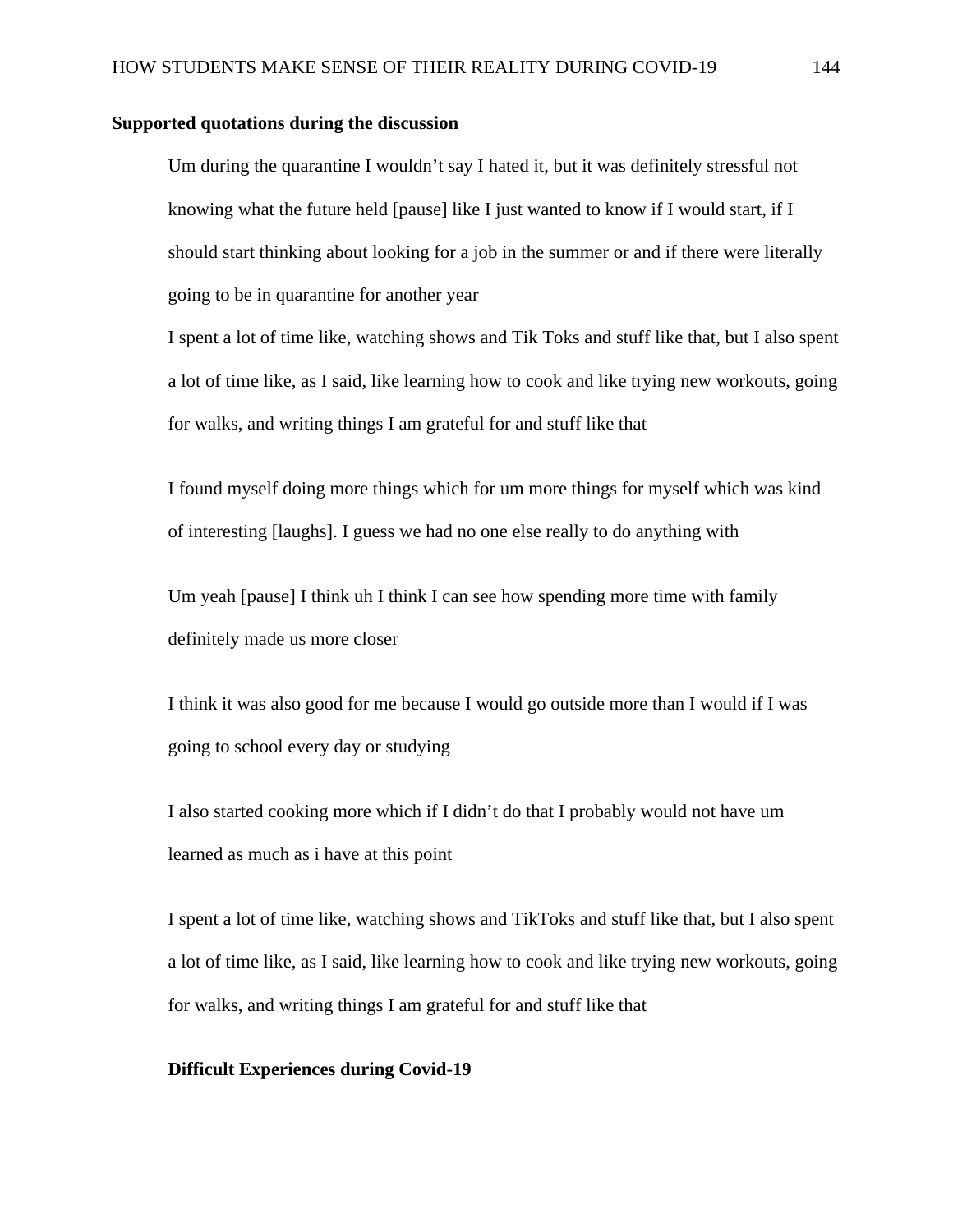**Supported quotations during the discussion**

Um during the quarantine I wouldn't say I hated it, but it was definitely stressful not knowing what the future held [pause] like I just wanted to know if I would start, if I should start thinking about looking for a job in the summer or and if there were literally going to be in quarantine for another year

I spent a lot of time like, watching shows and Tik Toks and stuff like that, but I also spent a lot of time like, as I said, like learning how to cook and like trying new workouts, going for walks, and writing things I am grateful for and stuff like that

I found myself doing more things which for um more things for myself which was kind of interesting [laughs]. I guess we had no one else really to do anything with

Um yeah [pause] I think uh I think I can see how spending more time with family definitely made us more closer

I think it was also good for me because I would go outside more than I would if I was going to school every day or studying

I also started cooking more which if I didn't do that I probably would not have um learned as much as i have at this point

I spent a lot of time like, watching shows and TikToks and stuff like that, but I also spent a lot of time like, as I said, like learning how to cook and like trying new workouts, going for walks, and writing things I am grateful for and stuff like that

**Difficult Experiences during Covid-19**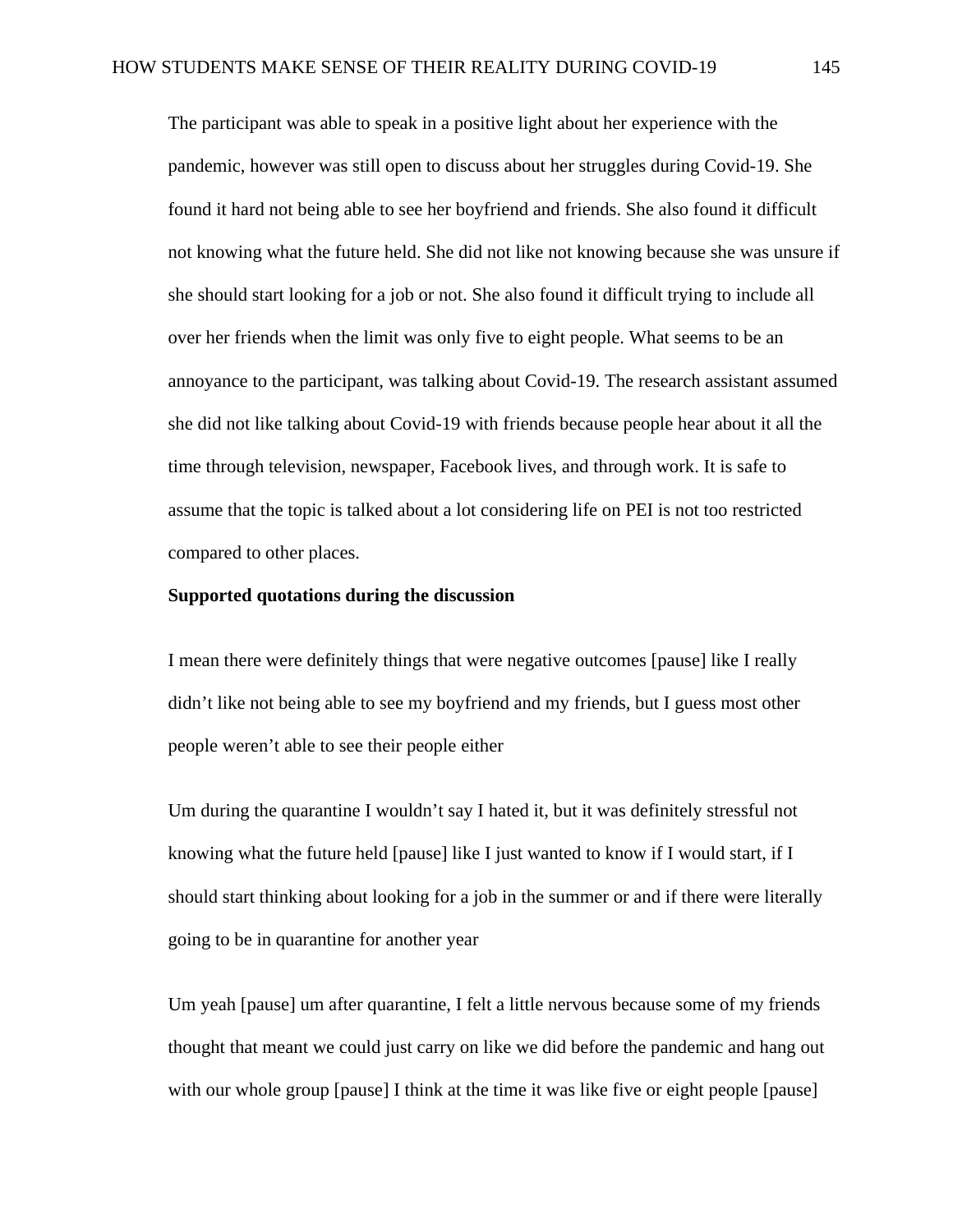The participant was able to speak in a positive light about her experience with the pandemic, however was still open to discuss about her struggles during Covid-19. She found it hard not being able to see her boyfriend and friends. She also found it difficult not knowing what the future held. She did not like not knowing because she was unsure if she should start looking for a job or not. She also found it difficult trying to include all over her friends when the limit was only five to eight people. What seems to be an annoyance to the participant, was talking about Covid-19. The research assistant assumed she did not like talking about Covid-19 with friends because people hear about it all the time through television, newspaper, Facebook lives, and through work. It is safe to assume that the topic is talked about a lot considering life on PEI is not too restricted compared to other places.

**Supported quotations during the discussion**

I mean there were definitely things that were negative outcomes [pause] like I really didn't like not being able to see my boyfriend and my friends, but I guess most other people weren't able to see their people either

Um during the quarantine I wouldn't say I hated it, but it was definitely stressful not knowing what the future held [pause] like I just wanted to know if I would start, if I should start thinking about looking for a job in the summer or and if there were literally going to be in quarantine for another year

Um yeah [pause] um after quarantine, I felt a little nervous because some of my friends thought that meant we could just carry on like we did before the pandemic and hang out with our whole group [pause] I think at the time it was like five or eight people [pause]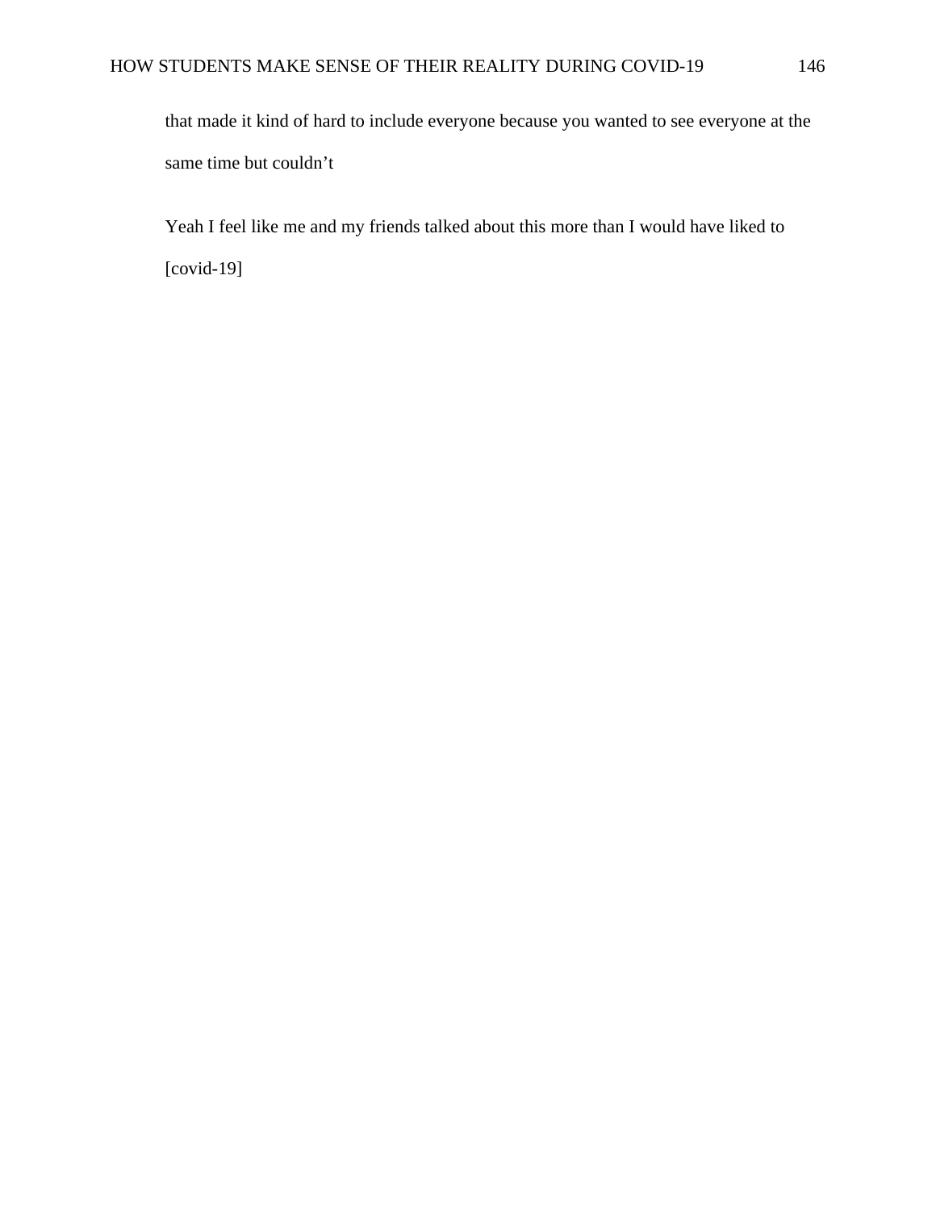that made it kind of hard to include everyone because you wanted to see everyone at the same time but couldn't

Yeah I feel like me and my friends talked about this more than I would have liked to [covid-19]